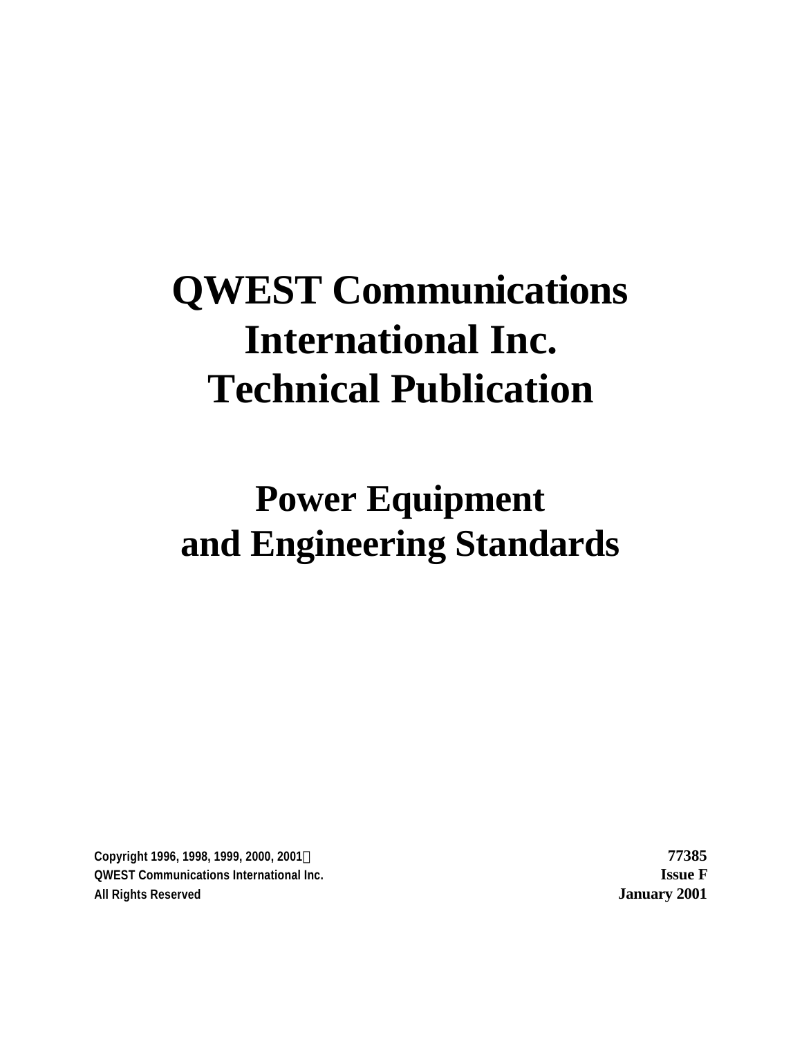# QWEST Communications International Inc. Technical Publication

# Power Equipment and Engineering Standards

Copyright 1996, 1998, 1999, 2000, 2001©
QWEST Communications International Inc.
All Rights Reserved

**77385**
**Issue F**
**January 2001**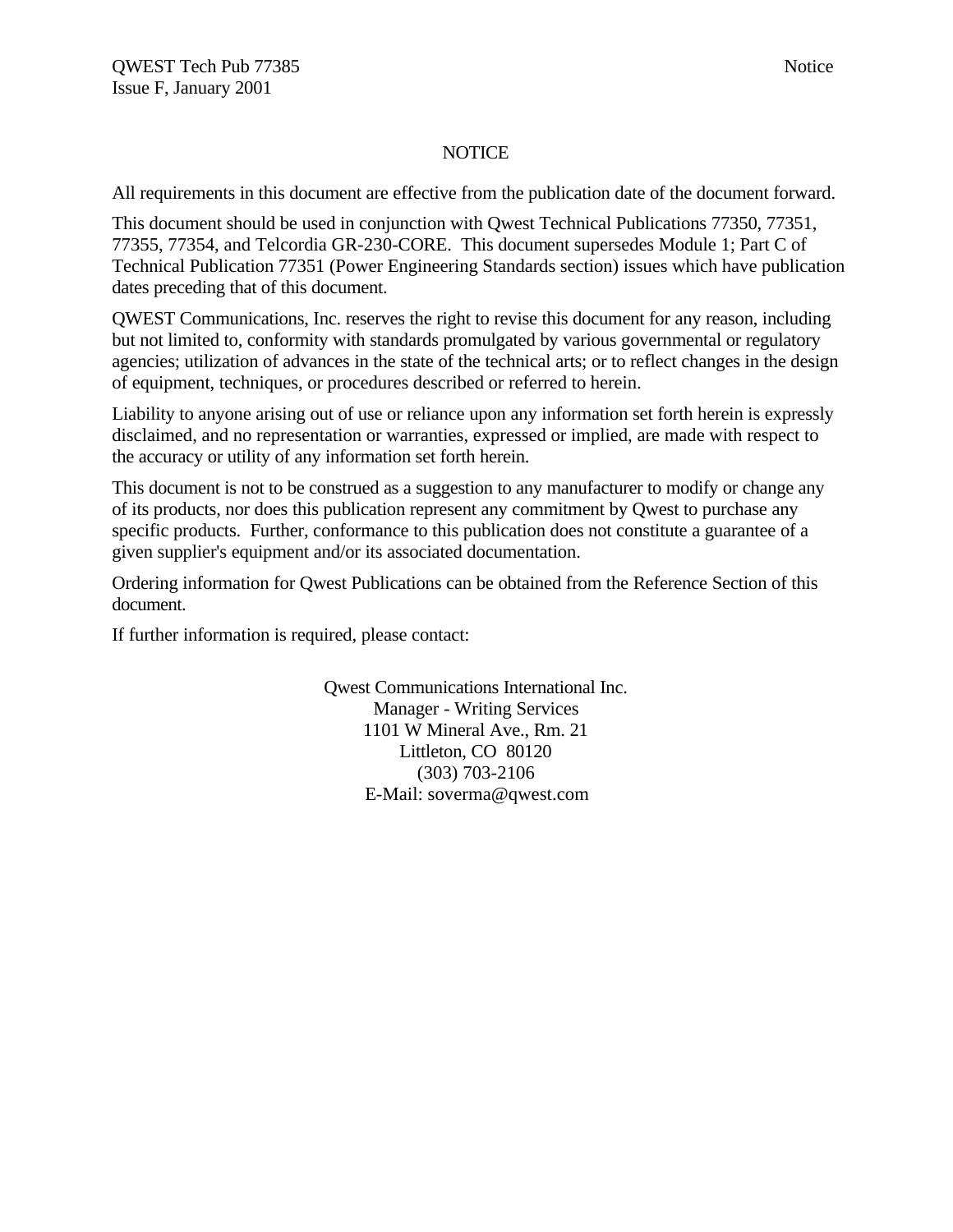# NOTICE

All requirements in this document are effective from the publication date of the document forward.

This document should be used in conjunction with Qwest Technical Publications 77350, 77351, 77355, 77354, and Telcordia GR-230-CORE. This document supersedes Module 1; Part C of Technical Publication 77351 (Power Engineering Standards section) issues which have publication dates preceding that of this document.

QWEST Communications, Inc. reserves the right to revise this document for any reason, including but not limited to, conformity with standards promulgated by various governmental or regulatory agencies; utilization of advances in the state of the technical arts; or to reflect changes in the design of equipment, techniques, or procedures described or referred to herein.

Liability to anyone arising out of use or reliance upon any information set forth herein is expressly disclaimed, and no representation or warranties, expressed or implied, are made with respect to the accuracy or utility of any information set forth herein.

This document is not to be construed as a suggestion to any manufacturer to modify or change any of its products, nor does this publication represent any commitment by Qwest to purchase any specific products. Further, conformance to this publication does not constitute a guarantee of a given supplier's equipment and/or its associated documentation.

Ordering information for Qwest Publications can be obtained from the Reference Section of this document.

If further information is required, please contact:

Qwest Communications International Inc.
Manager - Writing Services
1101 W Mineral Ave., Rm. 21
Littleton, CO 80120
(303) 703-2106
E-Mail: soverma@qwest.com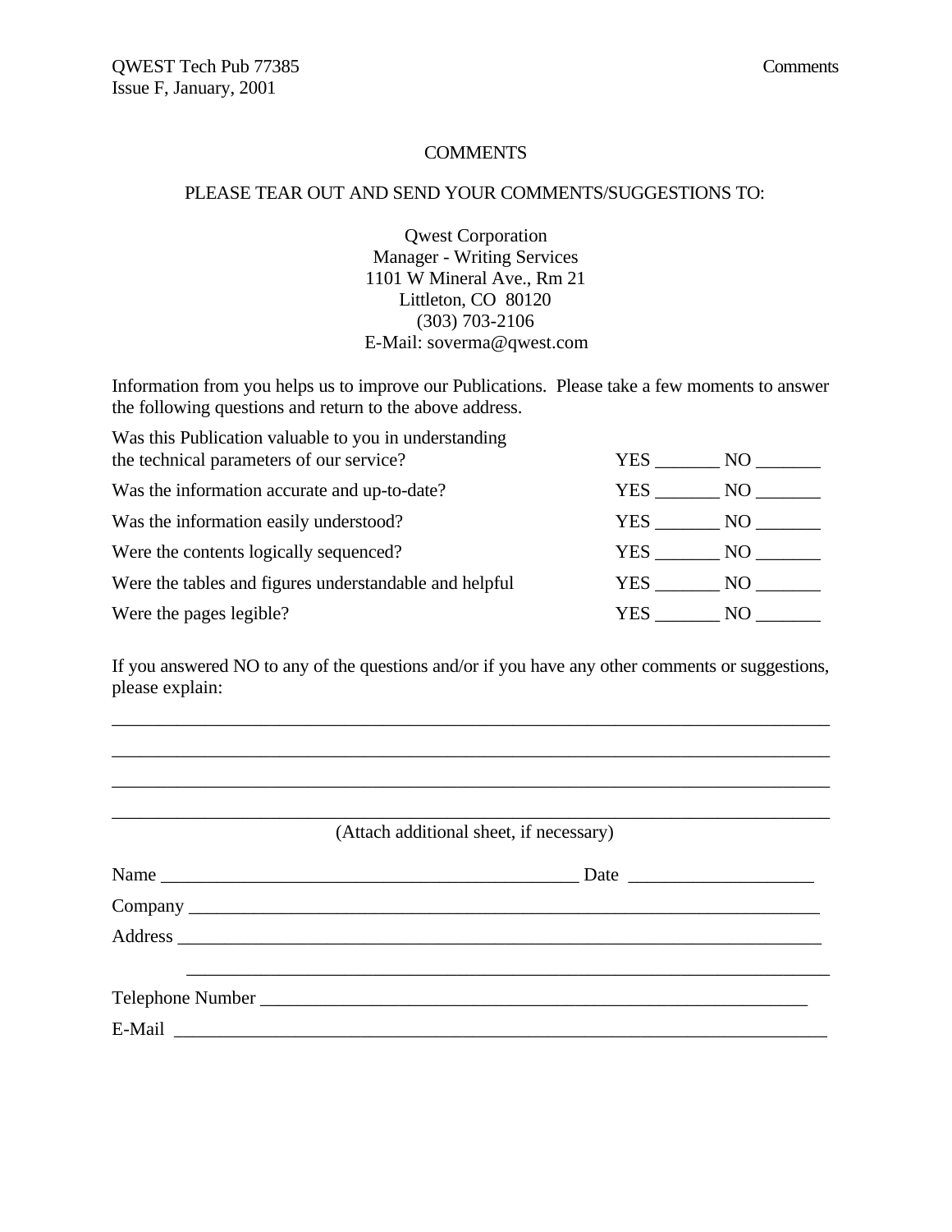# COMMENTS

PLEASE TEAR OUT AND SEND YOUR COMMENTS/SUGGESTIONS TO:

Qwest Corporation
Manager - Writing Services
1101 W Mineral Ave., Rm 21
Littleton, CO 80120
(303) 703-2106
E-Mail: soverma@qwest.com

Information from you helps us to improve our Publications. Please take a few moments to answer the following questions and return to the above address.

| Question | |
|---|---|
| Was this Publication valuable to you in understanding the technical parameters of our service? | YES _______ NO _______ |
| Was the information accurate and up-to-date? | YES _______ NO _______ |
| Was the information easily understood? | YES _______ NO _______ |
| Were the contents logically sequenced? | YES _______ NO _______ |
| Were the tables and figures understandable and helpful | YES _______ NO _______ |
| Were the pages legible? | YES _______ NO _______ |

If you answered NO to any of the questions and/or if you have any other comments or suggestions, please explain:

_______________________________________________________________________________

_______________________________________________________________________________

_______________________________________________________________________________

_______________________________________________________________________________

(Attach additional sheet, if necessary)

Name _____________________________________________ Date ____________________

Company ___________________________________________________________________

Address ___________________________________________________________________

___________________________________________________________________

Telephone Number ___________________________________________________________

E-Mail ____________________________________________________________________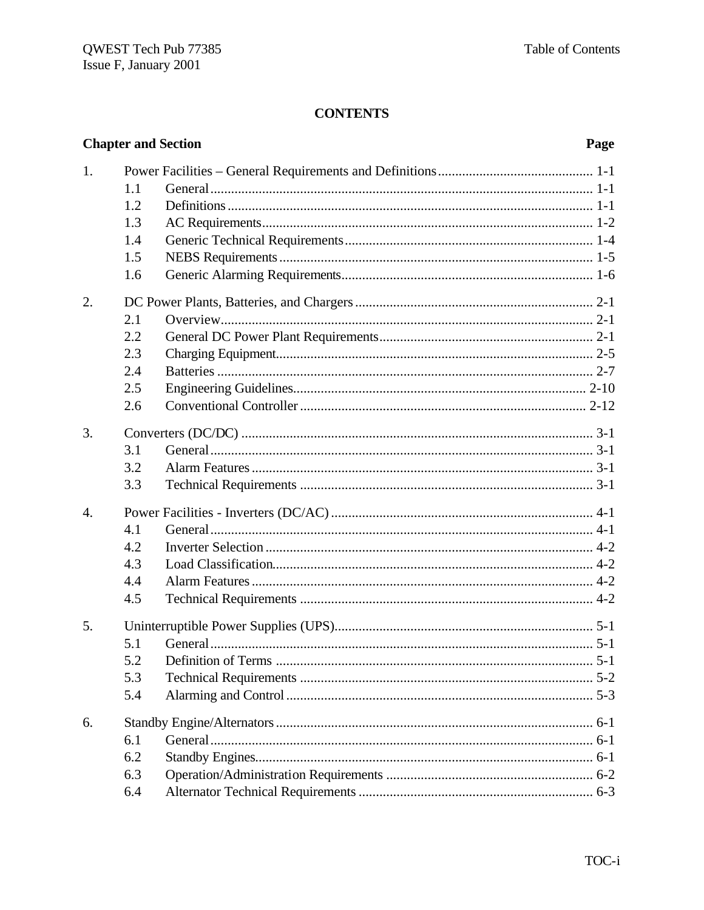# CONTENTS

| Chapter and Section | | Page |
|---|---|---|
| 1. | Power Facilities – General Requirements and Definitions | 1-1 |
| | 1.1 General | 1-1 |
| | 1.2 Definitions | 1-1 |
| | 1.3 AC Requirements | 1-2 |
| | 1.4 Generic Technical Requirements | 1-4 |
| | 1.5 NEBS Requirements | 1-5 |
| | 1.6 Generic Alarming Requirements | 1-6 |
| 2. | DC Power Plants, Batteries, and Chargers | 2-1 |
| | 2.1 Overview | 2-1 |
| | 2.2 General DC Power Plant Requirements | 2-1 |
| | 2.3 Charging Equipment | 2-5 |
| | 2.4 Batteries | 2-7 |
| | 2.5 Engineering Guidelines | 2-10 |
| | 2.6 Conventional Controller | 2-12 |
| 3. | Converters (DC/DC) | 3-1 |
| | 3.1 General | 3-1 |
| | 3.2 Alarm Features | 3-1 |
| | 3.3 Technical Requirements | 3-1 |
| 4. | Power Facilities - Inverters (DC/AC) | 4-1 |
| | 4.1 General | 4-1 |
| | 4.2 Inverter Selection | 4-2 |
| | 4.3 Load Classification | 4-2 |
| | 4.4 Alarm Features | 4-2 |
| | 4.5 Technical Requirements | 4-2 |
| 5. | Uninterruptible Power Supplies (UPS) | 5-1 |
| | 5.1 General | 5-1 |
| | 5.2 Definition of Terms | 5-1 |
| | 5.3 Technical Requirements | 5-2 |
| | 5.4 Alarming and Control | 5-3 |
| 6. | Standby Engine/Alternators | 6-1 |
| | 6.1 General | 6-1 |
| | 6.2 Standby Engines | 6-1 |
| | 6.3 Operation/Administration Requirements | 6-2 |
| | 6.4 Alternator Technical Requirements | 6-3 |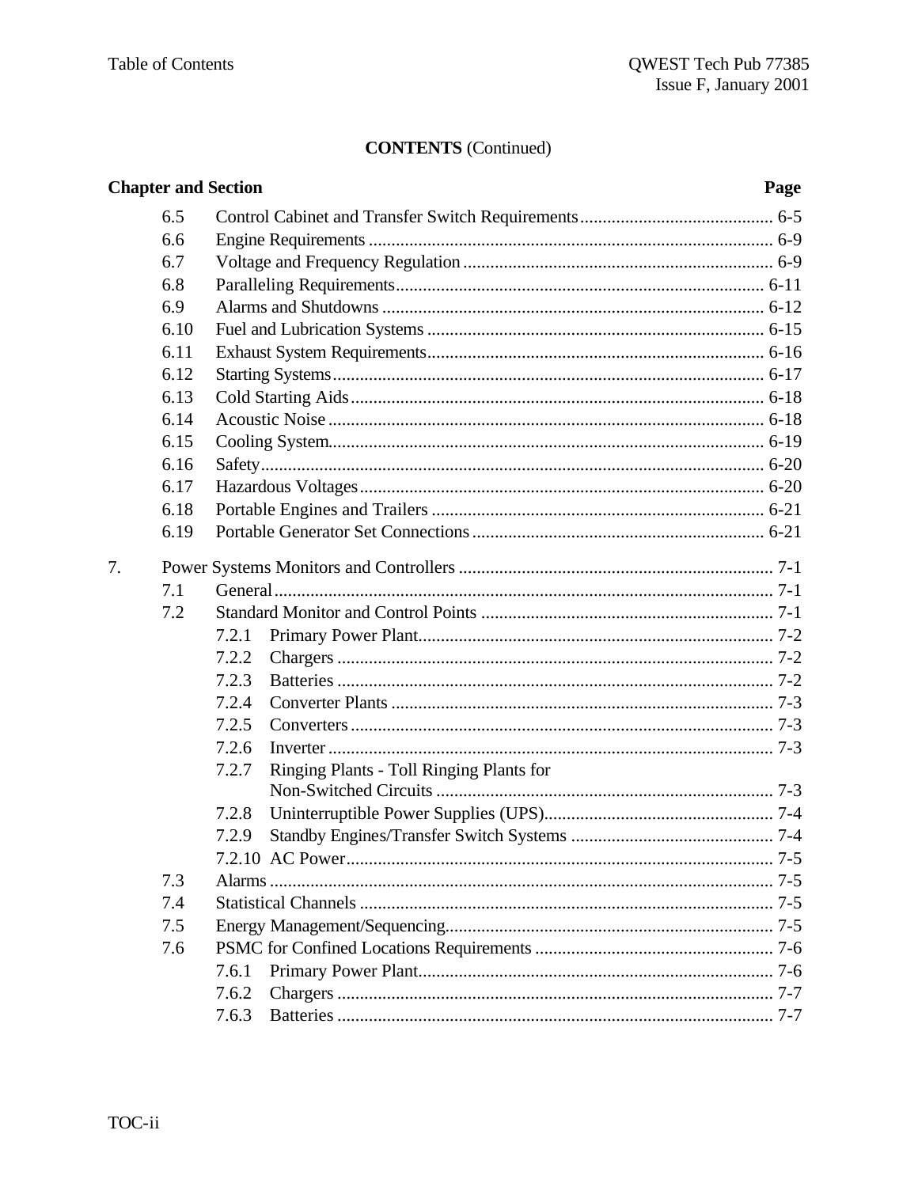**CONTENTS** (Continued)

| Chapter and Section | | | Page |
|---|---|---|---|
| | 6.5 | Control Cabinet and Transfer Switch Requirements | 6-5 |
| | 6.6 | Engine Requirements | 6-9 |
| | 6.7 | Voltage and Frequency Regulation | 6-9 |
| | 6.8 | Paralleling Requirements | 6-11 |
| | 6.9 | Alarms and Shutdowns | 6-12 |
| | 6.10 | Fuel and Lubrication Systems | 6-15 |
| | 6.11 | Exhaust System Requirements | 6-16 |
| | 6.12 | Starting Systems | 6-17 |
| | 6.13 | Cold Starting Aids | 6-18 |
| | 6.14 | Acoustic Noise | 6-18 |
| | 6.15 | Cooling System | 6-19 |
| | 6.16 | Safety | 6-20 |
| | 6.17 | Hazardous Voltages | 6-20 |
| | 6.18 | Portable Engines and Trailers | 6-21 |
| | 6.19 | Portable Generator Set Connections | 6-21 |
| 7. | | Power Systems Monitors and Controllers | 7-1 |
| | 7.1 | General | 7-1 |
| | 7.2 | Standard Monitor and Control Points | 7-1 |
| | | 7.2.1 Primary Power Plant | 7-2 |
| | | 7.2.2 Chargers | 7-2 |
| | | 7.2.3 Batteries | 7-2 |
| | | 7.2.4 Converter Plants | 7-3 |
| | | 7.2.5 Converters | 7-3 |
| | | 7.2.6 Inverter | 7-3 |
| | | 7.2.7 Ringing Plants - Toll Ringing Plants for Non-Switched Circuits | 7-3 |
| | | 7.2.8 Uninterruptible Power Supplies (UPS) | 7-4 |
| | | 7.2.9 Standby Engines/Transfer Switch Systems | 7-4 |
| | | 7.2.10 AC Power | 7-5 |
| | 7.3 | Alarms | 7-5 |
| | 7.4 | Statistical Channels | 7-5 |
| | 7.5 | Energy Management/Sequencing | 7-5 |
| | 7.6 | PSMC for Confined Locations Requirements | 7-6 |
| | | 7.6.1 Primary Power Plant | 7-6 |
| | | 7.6.2 Chargers | 7-7 |
| | | 7.6.3 Batteries | 7-7 |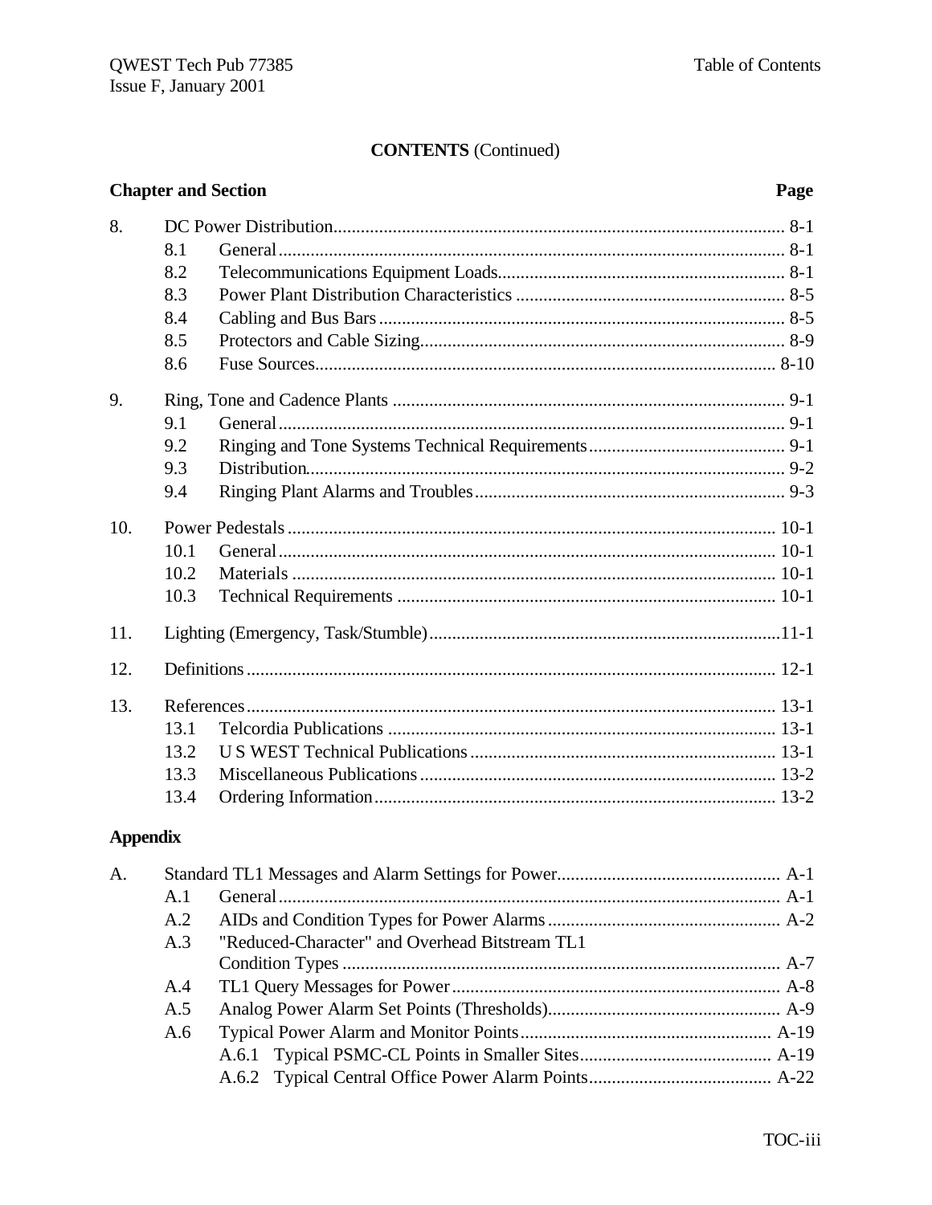**CONTENTS** (Continued)

| Chapter and Section | | Page |
|---|---|---|
| 8. | DC Power Distribution | 8-1 |
| | 8.1 General | 8-1 |
| | 8.2 Telecommunications Equipment Loads | 8-1 |
| | 8.3 Power Plant Distribution Characteristics | 8-5 |
| | 8.4 Cabling and Bus Bars | 8-5 |
| | 8.5 Protectors and Cable Sizing | 8-9 |
| | 8.6 Fuse Sources | 8-10 |
| 9. | Ring, Tone and Cadence Plants | 9-1 |
| | 9.1 General | 9-1 |
| | 9.2 Ringing and Tone Systems Technical Requirements | 9-1 |
| | 9.3 Distribution | 9-2 |
| | 9.4 Ringing Plant Alarms and Troubles | 9-3 |
| 10. | Power Pedestals | 10-1 |
| | 10.1 General | 10-1 |
| | 10.2 Materials | 10-1 |
| | 10.3 Technical Requirements | 10-1 |
| 11. | Lighting (Emergency, Task/Stumble) | 11-1 |
| 12. | Definitions | 12-1 |
| 13. | References | 13-1 |
| | 13.1 Telcordia Publications | 13-1 |
| | 13.2 U S WEST Technical Publications | 13-1 |
| | 13.3 Miscellaneous Publications | 13-2 |
| | 13.4 Ordering Information | 13-2 |

**Appendix**

| | | Page |
|---|---|---|
| A. | Standard TL1 Messages and Alarm Settings for Power | A-1 |
| | A.1 General | A-1 |
| | A.2 AIDs and Condition Types for Power Alarms | A-2 |
| | A.3 "Reduced-Character" and Overhead Bitstream TL1 Condition Types | A-7 |
| | A.4 TL1 Query Messages for Power | A-8 |
| | A.5 Analog Power Alarm Set Points (Thresholds) | A-9 |
| | A.6 Typical Power Alarm and Monitor Points | A-19 |
| | A.6.1 Typical PSMC-CL Points in Smaller Sites | A-19 |
| | A.6.2 Typical Central Office Power Alarm Points | A-22 |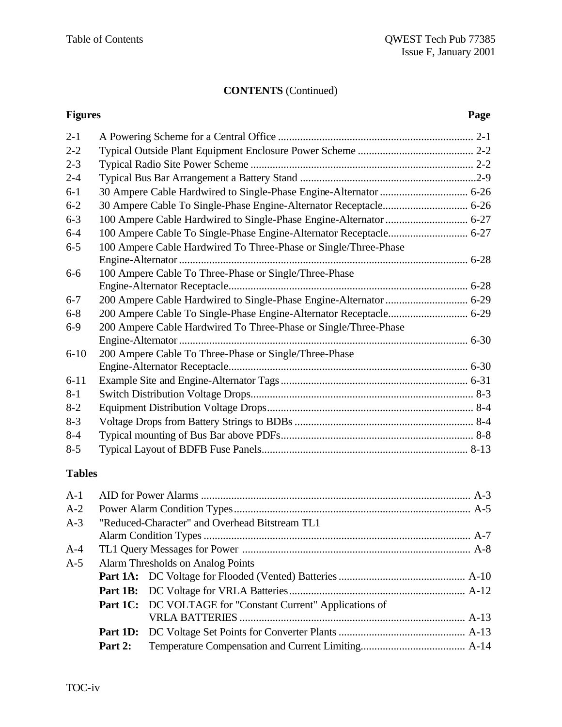**CONTENTS** (Continued)

## Figures

| Figure | Title | Page |
|---|---|---|
| 2-1 | A Powering Scheme for a Central Office | 2-1 |
| 2-2 | Typical Outside Plant Equipment Enclosure Power Scheme | 2-2 |
| 2-3 | Typical Radio Site Power Scheme | 2-2 |
| 2-4 | Typical Bus Bar Arrangement a Battery Stand | 2-9 |
| 6-1 | 30 Ampere Cable Hardwired to Single-Phase Engine-Alternator | 6-26 |
| 6-2 | 30 Ampere Cable To Single-Phase Engine-Alternator Receptacle | 6-26 |
| 6-3 | 100 Ampere Cable Hardwired to Single-Phase Engine-Alternator | 6-27 |
| 6-4 | 100 Ampere Cable To Single-Phase Engine-Alternator Receptacle | 6-27 |
| 6-5 | 100 Ampere Cable Hardwired To Three-Phase or Single/Three-Phase Engine-Alternator | 6-28 |
| 6-6 | 100 Ampere Cable To Three-Phase or Single/Three-Phase Engine-Alternator Receptacle | 6-28 |
| 6-7 | 200 Ampere Cable Hardwired to Single-Phase Engine-Alternator | 6-29 |
| 6-8 | 200 Ampere Cable To Single-Phase Engine-Alternator Receptacle | 6-29 |
| 6-9 | 200 Ampere Cable Hardwired To Three-Phase or Single/Three-Phase Engine-Alternator | 6-30 |
| 6-10 | 200 Ampere Cable To Three-Phase or Single/Three-Phase Engine-Alternator Receptacle | 6-30 |
| 6-11 | Example Site and Engine-Alternator Tags | 6-31 |
| 8-1 | Switch Distribution Voltage Drops | 8-3 |
| 8-2 | Equipment Distribution Voltage Drops | 8-4 |
| 8-3 | Voltage Drops from Battery Strings to BDBs | 8-4 |
| 8-4 | Typical mounting of Bus Bar above PDFs | 8-8 |
| 8-5 | Typical Layout of BDFB Fuse Panels | 8-13 |

## Tables

| Table | Title | Page |
|---|---|---|
| A-1 | AID for Power Alarms | A-3 |
| A-2 | Power Alarm Condition Types | A-5 |
| A-3 | "Reduced-Character" and Overhead Bitstream TL1 Alarm Condition Types | A-7 |
| A-4 | TL1 Query Messages for Power | A-8 |
| A-5 | Alarm Thresholds on Analog Points | |
| | **Part 1A:** DC Voltage for Flooded (Vented) Batteries | A-10 |
| | **Part 1B:** DC Voltage for VRLA Batteries | A-12 |
| | **Part 1C:** DC VOLTAGE for "Constant Current" Applications of VRLA BATTERIES | A-13 |
| | **Part 1D:** DC Voltage Set Points for Converter Plants | A-13 |
| | **Part 2:** Temperature Compensation and Current Limiting | A-14 |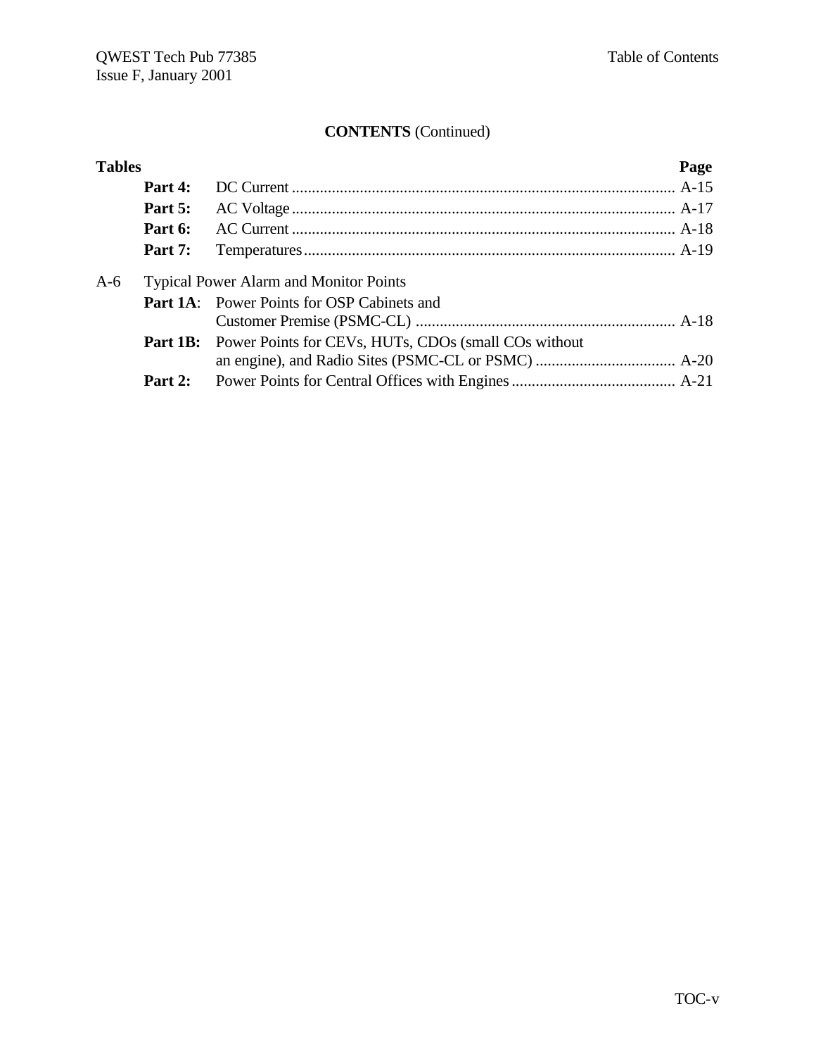## CONTENTS (Continued)

| Tables | | | Page |
|---|---|---|---|
| | **Part 4:** | DC Current | A-15 |
| | **Part 5:** | AC Voltage | A-17 |
| | **Part 6:** | AC Current | A-18 |
| | **Part 7:** | Temperatures | A-19 |
| A-6 | Typical Power Alarm and Monitor Points | | |
| | **Part 1A**: | Power Points for OSP Cabinets and Customer Premise (PSMC-CL) | A-18 |
| | **Part 1B:** | Power Points for CEVs, HUTs, CDOs (small COs without an engine), and Radio Sites (PSMC-CL or PSMC) | A-20 |
| | **Part 2:** | Power Points for Central Offices with Engines | A-21 |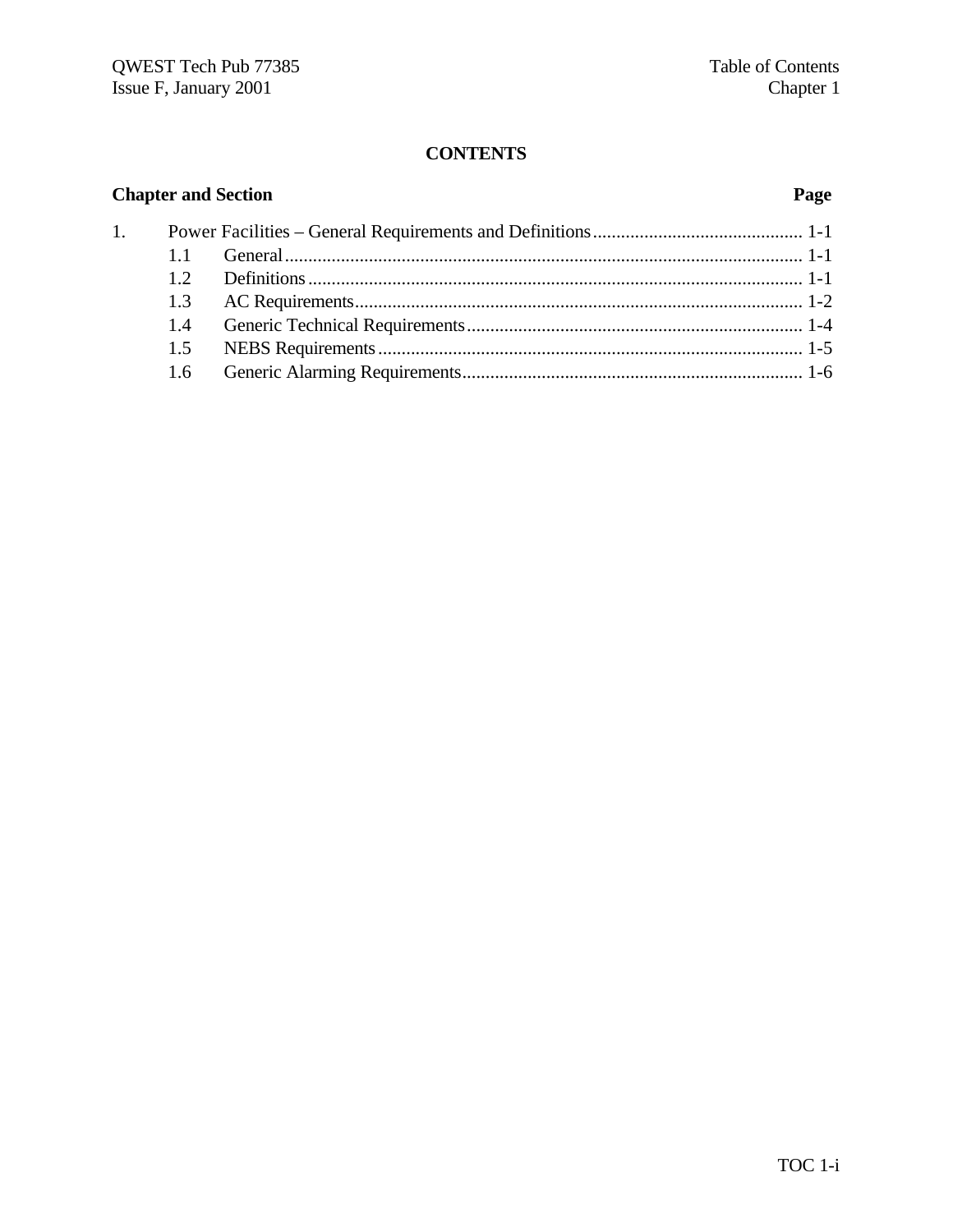## CONTENTS

**Chapter and Section** **Page**

| | | |
|---|---|---|
| 1. | Power Facilities – General Requirements and Definitions | 1-1 |
| 1.1 | General | 1-1 |
| 1.2 | Definitions | 1-1 |
| 1.3 | AC Requirements | 1-2 |
| 1.4 | Generic Technical Requirements | 1-4 |
| 1.5 | NEBS Requirements | 1-5 |
| 1.6 | Generic Alarming Requirements | 1-6 |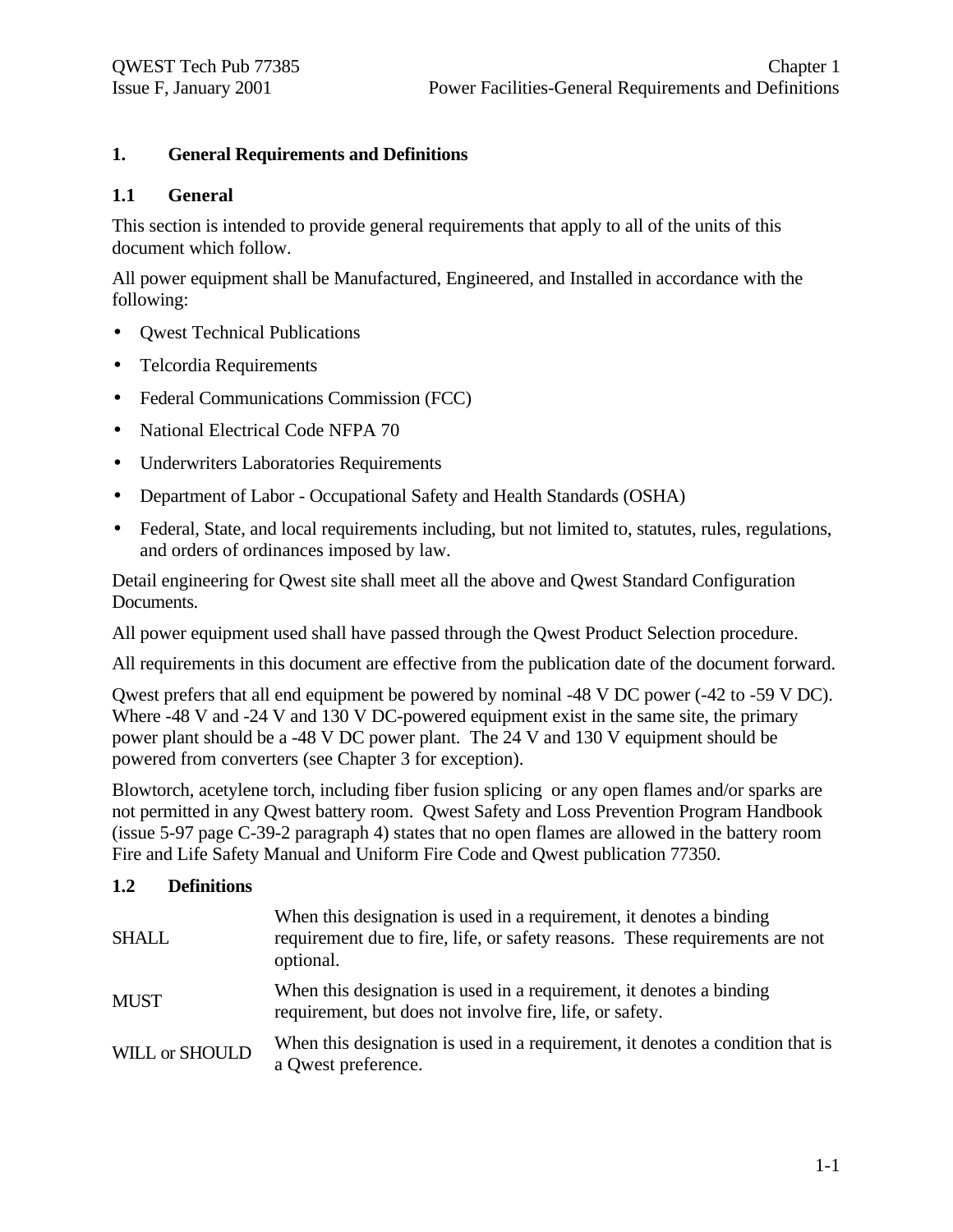# 1. General Requirements and Definitions

## 1.1 General

This section is intended to provide general requirements that apply to all of the units of this document which follow.

All power equipment shall be Manufactured, Engineered, and Installed in accordance with the following:

- Qwest Technical Publications
- Telcordia Requirements
- Federal Communications Commission (FCC)
- National Electrical Code NFPA 70
- Underwriters Laboratories Requirements
- Department of Labor - Occupational Safety and Health Standards (OSHA)
- Federal, State, and local requirements including, but not limited to, statutes, rules, regulations, and orders of ordinances imposed by law.

Detail engineering for Qwest site shall meet all the above and Qwest Standard Configuration Documents.

All power equipment used shall have passed through the Qwest Product Selection procedure.

All requirements in this document are effective from the publication date of the document forward.

Qwest prefers that all end equipment be powered by nominal -48 V DC power (-42 to -59 V DC). Where -48 V and -24 V and 130 V DC-powered equipment exist in the same site, the primary power plant should be a -48 V DC power plant. The 24 V and 130 V equipment should be powered from converters (see Chapter 3 for exception).

Blowtorch, acetylene torch, including fiber fusion splicing or any open flames and/or sparks are not permitted in any Qwest battery room. Qwest Safety and Loss Prevention Program Handbook (issue 5-97 page C-39-2 paragraph 4) states that no open flames are allowed in the battery room Fire and Life Safety Manual and Uniform Fire Code and Qwest publication 77350.

## 1.2 Definitions

| | |
|---|---|
| SHALL | When this designation is used in a requirement, it denotes a binding requirement due to fire, life, or safety reasons. These requirements are not optional. |
| MUST | When this designation is used in a requirement, it denotes a binding requirement, but does not involve fire, life, or safety. |
| WILL or SHOULD | When this designation is used in a requirement, it denotes a condition that is a Qwest preference. |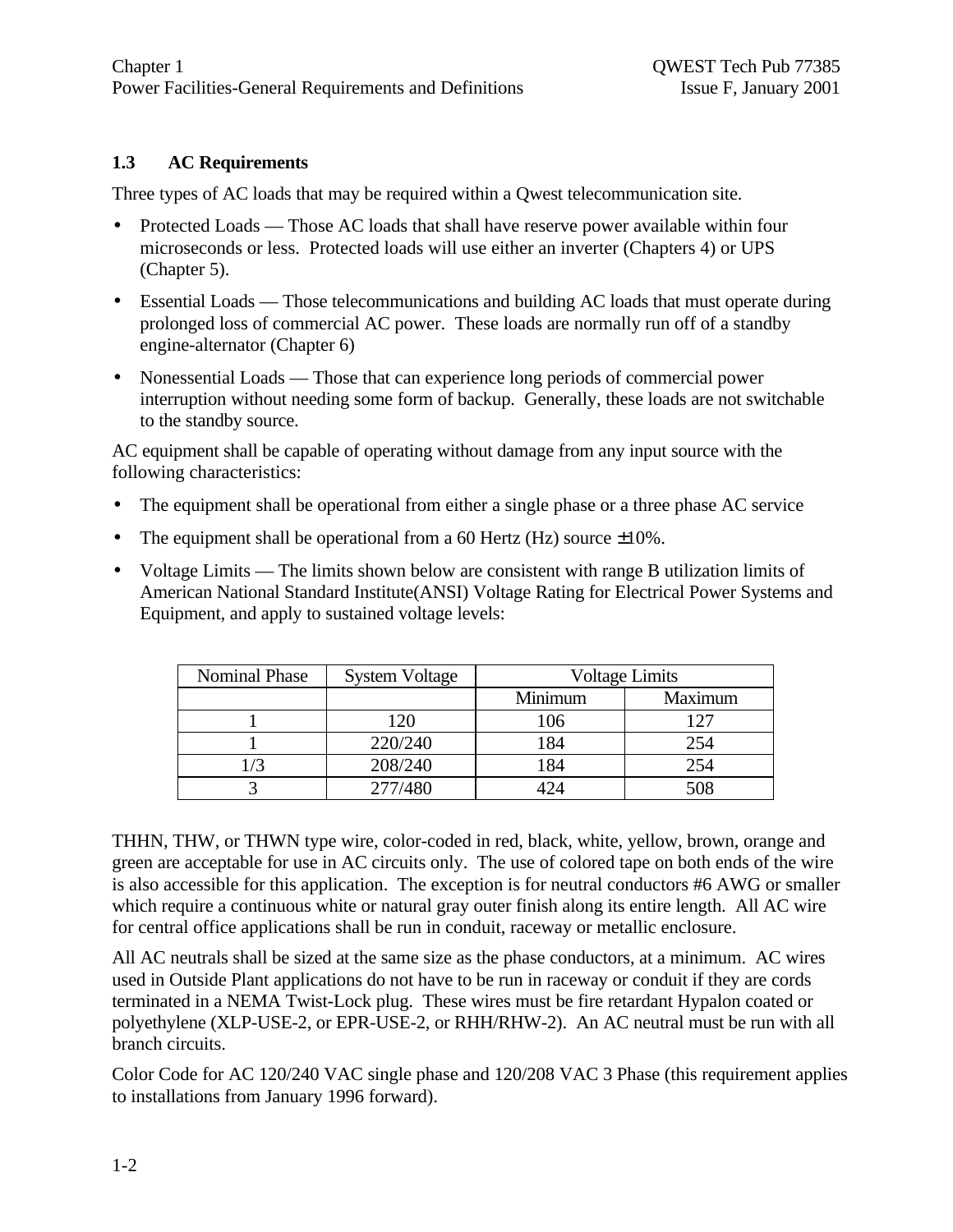### 1.3 AC Requirements

Three types of AC loads that may be required within a Qwest telecommunication site.

- Protected Loads — Those AC loads that shall have reserve power available within four microseconds or less. Protected loads will use either an inverter (Chapters 4) or UPS (Chapter 5).
- Essential Loads — Those telecommunications and building AC loads that must operate during prolonged loss of commercial AC power. These loads are normally run off of a standby engine-alternator (Chapter 6)
- Nonessential Loads — Those that can experience long periods of commercial power interruption without needing some form of backup. Generally, these loads are not switchable to the standby source.

AC equipment shall be capable of operating without damage from any input source with the following characteristics:

- The equipment shall be operational from either a single phase or a three phase AC service
- The equipment shall be operational from a 60 Hertz (Hz) source ±10%.
- Voltage Limits — The limits shown below are consistent with range B utilization limits of American National Standard Institute(ANSI) Voltage Rating for Electrical Power Systems and Equipment, and apply to sustained voltage levels:

| Nominal Phase | System Voltage | Voltage Limits | |
|---|---|---|---|
| | | Minimum | Maximum |
| 1 | 120 | 106 | 127 |
| 1 | 220/240 | 184 | 254 |
| 1/3 | 208/240 | 184 | 254 |
| 3 | 277/480 | 424 | 508 |

THHN, THW, or THWN type wire, color-coded in red, black, white, yellow, brown, orange and green are acceptable for use in AC circuits only. The use of colored tape on both ends of the wire is also accessible for this application. The exception is for neutral conductors #6 AWG or smaller which require a continuous white or natural gray outer finish along its entire length. All AC wire for central office applications shall be run in conduit, raceway or metallic enclosure.

All AC neutrals shall be sized at the same size as the phase conductors, at a minimum. AC wires used in Outside Plant applications do not have to be run in raceway or conduit if they are cords terminated in a NEMA Twist-Lock plug. These wires must be fire retardant Hypalon coated or polyethylene (XLP-USE-2, or EPR-USE-2, or RHH/RHW-2). An AC neutral must be run with all branch circuits.

Color Code for AC 120/240 VAC single phase and 120/208 VAC 3 Phase (this requirement applies to installations from January 1996 forward).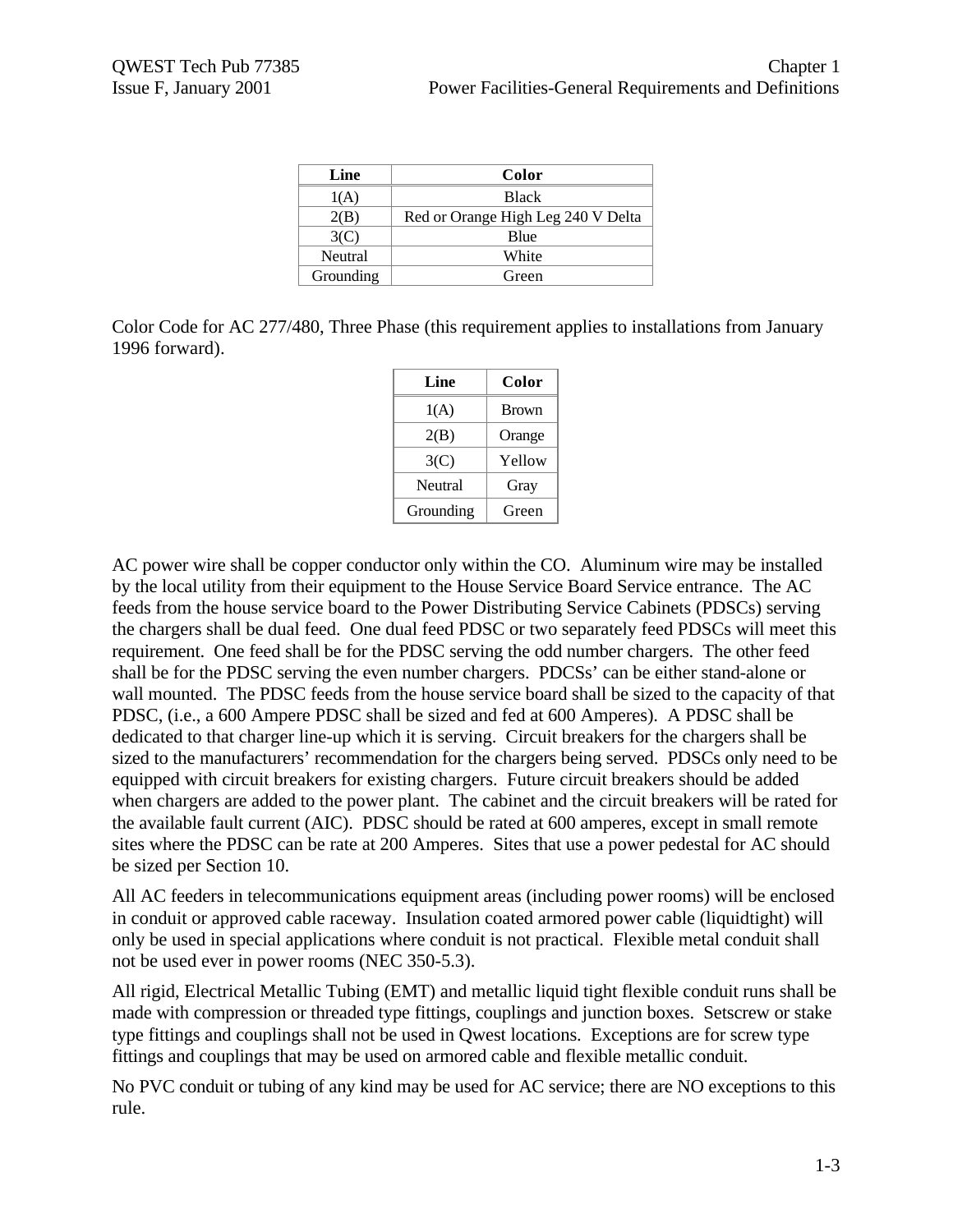| Line | Color |
|---|---|
| 1(A) | Black |
| 2(B) | Red or Orange High Leg 240 V Delta |
| 3(C) | Blue |
| Neutral | White |
| Grounding | Green |

Color Code for AC 277/480, Three Phase (this requirement applies to installations from January 1996 forward).

| Line | Color |
|---|---|
| 1(A) | Brown |
| 2(B) | Orange |
| 3(C) | Yellow |
| Neutral | Gray |
| Grounding | Green |

AC power wire shall be copper conductor only within the CO. Aluminum wire may be installed by the local utility from their equipment to the House Service Board Service entrance. The AC feeds from the house service board to the Power Distributing Service Cabinets (PDSCs) serving the chargers shall be dual feed. One dual feed PDSC or two separately feed PDSCs will meet this requirement. One feed shall be for the PDSC serving the odd number chargers. The other feed shall be for the PDSC serving the even number chargers. PDCSs' can be either stand-alone or wall mounted. The PDSC feeds from the house service board shall be sized to the capacity of that PDSC, (i.e., a 600 Ampere PDSC shall be sized and fed at 600 Amperes). A PDSC shall be dedicated to that charger line-up which it is serving. Circuit breakers for the chargers shall be sized to the manufacturers' recommendation for the chargers being served. PDSCs only need to be equipped with circuit breakers for existing chargers. Future circuit breakers should be added when chargers are added to the power plant. The cabinet and the circuit breakers will be rated for the available fault current (AIC). PDSC should be rated at 600 amperes, except in small remote sites where the PDSC can be rate at 200 Amperes. Sites that use a power pedestal for AC should be sized per Section 10.

All AC feeders in telecommunications equipment areas (including power rooms) will be enclosed in conduit or approved cable raceway. Insulation coated armored power cable (liquidtight) will only be used in special applications where conduit is not practical. Flexible metal conduit shall not be used ever in power rooms (NEC 350-5.3).

All rigid, Electrical Metallic Tubing (EMT) and metallic liquid tight flexible conduit runs shall be made with compression or threaded type fittings, couplings and junction boxes. Setscrew or stake type fittings and couplings shall not be used in Qwest locations. Exceptions are for screw type fittings and couplings that may be used on armored cable and flexible metallic conduit.

No PVC conduit or tubing of any kind may be used for AC service; there are NO exceptions to this rule.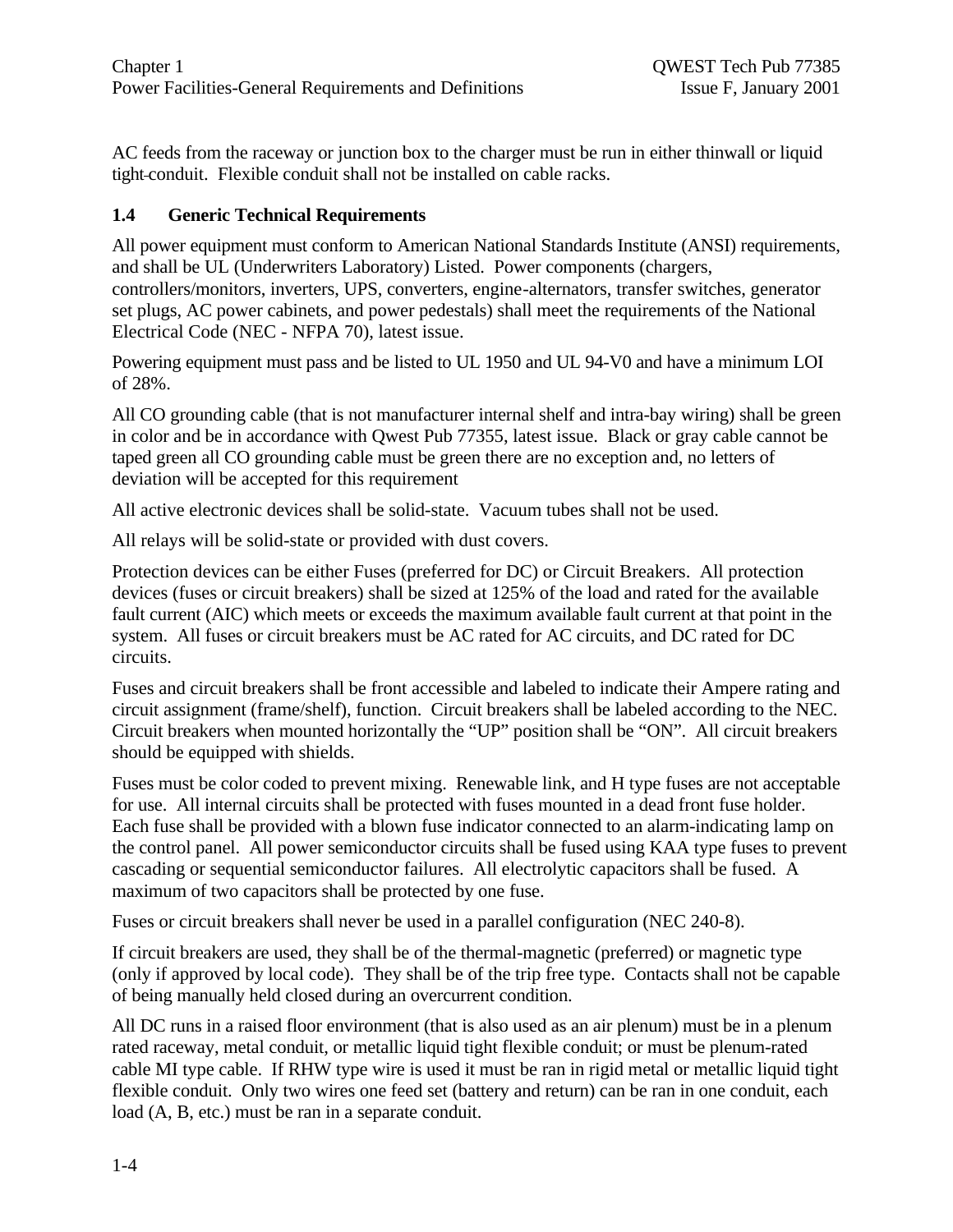AC feeds from the raceway or junction box to the charger must be run in either thinwall or liquid tight-conduit. Flexible conduit shall not be installed on cable racks.

## 1.4 Generic Technical Requirements

All power equipment must conform to American National Standards Institute (ANSI) requirements, and shall be UL (Underwriters Laboratory) Listed. Power components (chargers, controllers/monitors, inverters, UPS, converters, engine-alternators, transfer switches, generator set plugs, AC power cabinets, and power pedestals) shall meet the requirements of the National Electrical Code (NEC - NFPA 70), latest issue.

Powering equipment must pass and be listed to UL 1950 and UL 94-V0 and have a minimum LOI of 28%.

All CO grounding cable (that is not manufacturer internal shelf and intra-bay wiring) shall be green in color and be in accordance with Qwest Pub 77355, latest issue. Black or gray cable cannot be taped green all CO grounding cable must be green there are no exception and, no letters of deviation will be accepted for this requirement

All active electronic devices shall be solid-state. Vacuum tubes shall not be used.

All relays will be solid-state or provided with dust covers.

Protection devices can be either Fuses (preferred for DC) or Circuit Breakers. All protection devices (fuses or circuit breakers) shall be sized at 125% of the load and rated for the available fault current (AIC) which meets or exceeds the maximum available fault current at that point in the system. All fuses or circuit breakers must be AC rated for AC circuits, and DC rated for DC circuits.

Fuses and circuit breakers shall be front accessible and labeled to indicate their Ampere rating and circuit assignment (frame/shelf), function. Circuit breakers shall be labeled according to the NEC. Circuit breakers when mounted horizontally the "UP" position shall be "ON". All circuit breakers should be equipped with shields.

Fuses must be color coded to prevent mixing. Renewable link, and H type fuses are not acceptable for use. All internal circuits shall be protected with fuses mounted in a dead front fuse holder. Each fuse shall be provided with a blown fuse indicator connected to an alarm-indicating lamp on the control panel. All power semiconductor circuits shall be fused using KAA type fuses to prevent cascading or sequential semiconductor failures. All electrolytic capacitors shall be fused. A maximum of two capacitors shall be protected by one fuse.

Fuses or circuit breakers shall never be used in a parallel configuration (NEC 240-8).

If circuit breakers are used, they shall be of the thermal-magnetic (preferred) or magnetic type (only if approved by local code). They shall be of the trip free type. Contacts shall not be capable of being manually held closed during an overcurrent condition.

All DC runs in a raised floor environment (that is also used as an air plenum) must be in a plenum rated raceway, metal conduit, or metallic liquid tight flexible conduit; or must be plenum-rated cable MI type cable. If RHW type wire is used it must be ran in rigid metal or metallic liquid tight flexible conduit. Only two wires one feed set (battery and return) can be ran in one conduit, each load (A, B, etc.) must be ran in a separate conduit.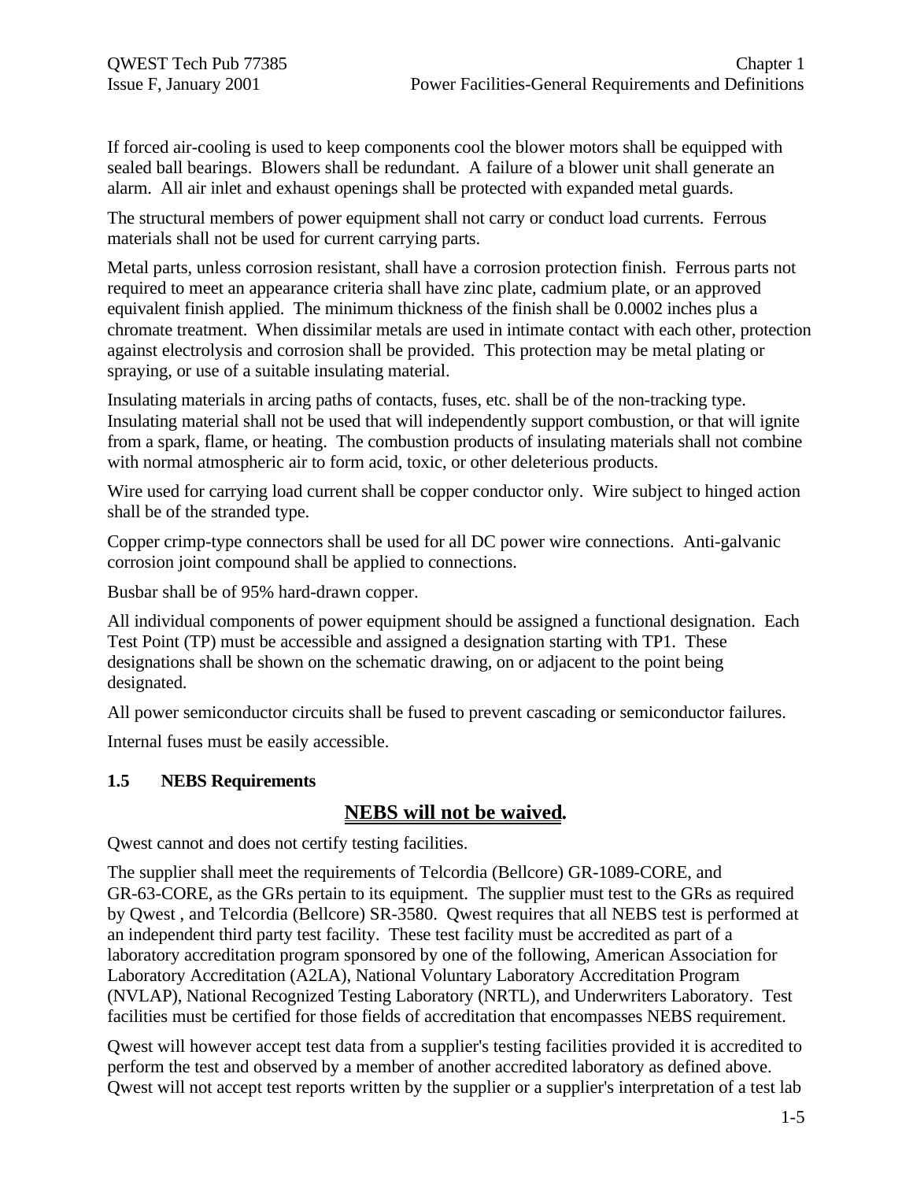If forced air-cooling is used to keep components cool the blower motors shall be equipped with sealed ball bearings. Blowers shall be redundant. A failure of a blower unit shall generate an alarm. All air inlet and exhaust openings shall be protected with expanded metal guards.

The structural members of power equipment shall not carry or conduct load currents. Ferrous materials shall not be used for current carrying parts.

Metal parts, unless corrosion resistant, shall have a corrosion protection finish. Ferrous parts not required to meet an appearance criteria shall have zinc plate, cadmium plate, or an approved equivalent finish applied. The minimum thickness of the finish shall be 0.0002 inches plus a chromate treatment. When dissimilar metals are used in intimate contact with each other, protection against electrolysis and corrosion shall be provided. This protection may be metal plating or spraying, or use of a suitable insulating material.

Insulating materials in arcing paths of contacts, fuses, etc. shall be of the non-tracking type. Insulating material shall not be used that will independently support combustion, or that will ignite from a spark, flame, or heating. The combustion products of insulating materials shall not combine with normal atmospheric air to form acid, toxic, or other deleterious products.

Wire used for carrying load current shall be copper conductor only. Wire subject to hinged action shall be of the stranded type.

Copper crimp-type connectors shall be used for all DC power wire connections. Anti-galvanic corrosion joint compound shall be applied to connections.

Busbar shall be of 95% hard-drawn copper.

All individual components of power equipment should be assigned a functional designation. Each Test Point (TP) must be accessible and assigned a designation starting with TP1. These designations shall be shown on the schematic drawing, on or adjacent to the point being designated.

All power semiconductor circuits shall be fused to prevent cascading or semiconductor failures.

Internal fuses must be easily accessible.

### 1.5 NEBS Requirements

**NEBS will not be waived.**

Qwest cannot and does not certify testing facilities.

The supplier shall meet the requirements of Telcordia (Bellcore) GR-1089-CORE, and GR-63-CORE, as the GRs pertain to its equipment. The supplier must test to the GRs as required by Qwest , and Telcordia (Bellcore) SR-3580. Qwest requires that all NEBS test is performed at an independent third party test facility. These test facility must be accredited as part of a laboratory accreditation program sponsored by one of the following, American Association for Laboratory Accreditation (A2LA), National Voluntary Laboratory Accreditation Program (NVLAP), National Recognized Testing Laboratory (NRTL), and Underwriters Laboratory. Test facilities must be certified for those fields of accreditation that encompasses NEBS requirement.

Qwest will however accept test data from a supplier's testing facilities provided it is accredited to perform the test and observed by a member of another accredited laboratory as defined above. Qwest will not accept test reports written by the supplier or a supplier's interpretation of a test lab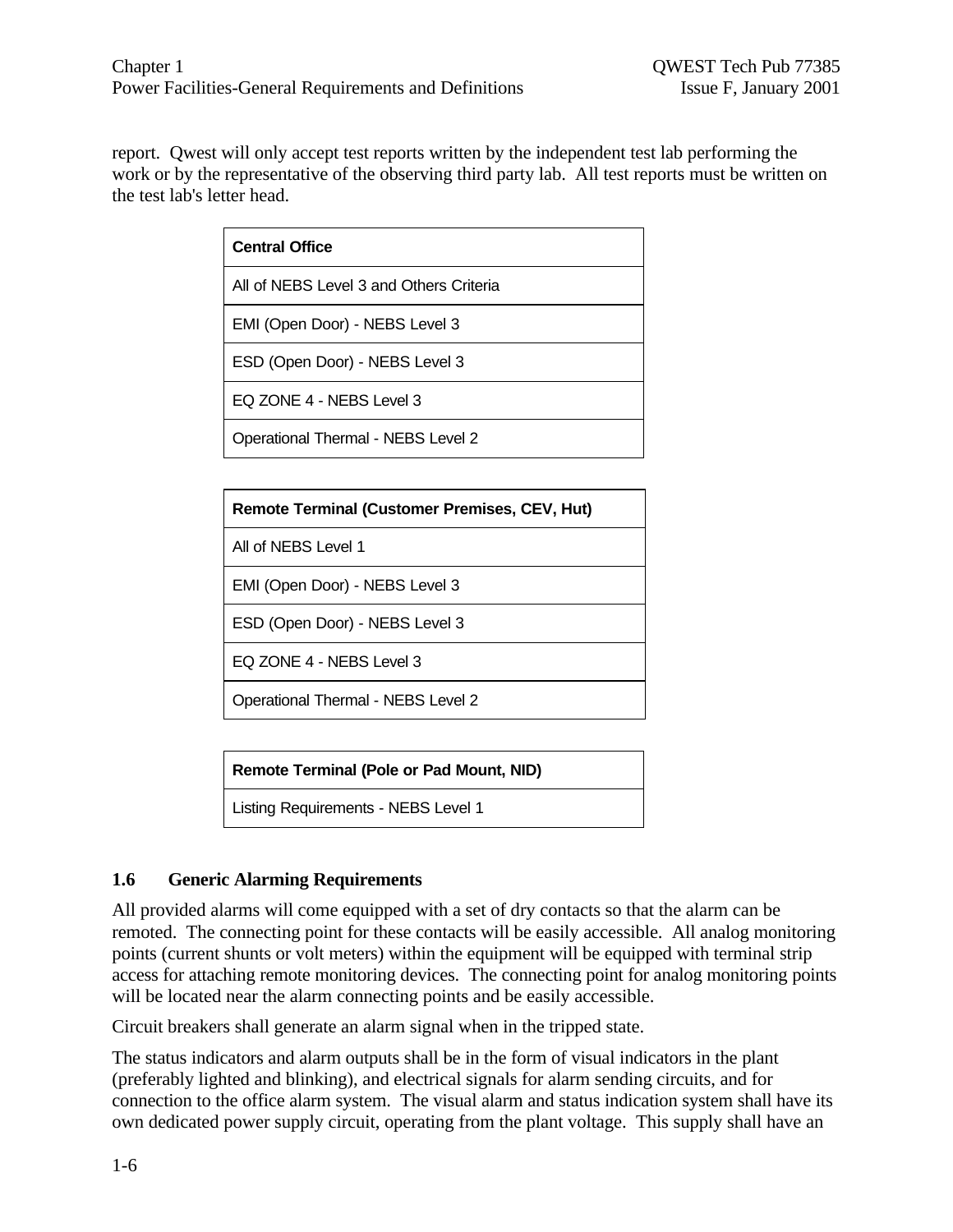report. Qwest will only accept test reports written by the independent test lab performing the work or by the representative of the observing third party lab. All test reports must be written on the test lab's letter head.

| **Central Office** |
|---|
| All of NEBS Level 3 and Others Criteria |
| EMI (Open Door) - NEBS Level 3 |
| ESD (Open Door) - NEBS Level 3 |
| EQ ZONE 4 - NEBS Level 3 |
| Operational Thermal - NEBS Level 2 |

| **Remote Terminal (Customer Premises, CEV, Hut)** |
|---|
| All of NEBS Level 1 |
| EMI (Open Door) - NEBS Level 3 |
| ESD (Open Door) - NEBS Level 3 |
| EQ ZONE 4 - NEBS Level 3 |
| Operational Thermal - NEBS Level 2 |

| **Remote Terminal (Pole or Pad Mount, NID)** |
|---|
| Listing Requirements - NEBS Level 1 |

## 1.6 Generic Alarming Requirements

All provided alarms will come equipped with a set of dry contacts so that the alarm can be remoted. The connecting point for these contacts will be easily accessible. All analog monitoring points (current shunts or volt meters) within the equipment will be equipped with terminal strip access for attaching remote monitoring devices. The connecting point for analog monitoring points will be located near the alarm connecting points and be easily accessible.

Circuit breakers shall generate an alarm signal when in the tripped state.

The status indicators and alarm outputs shall be in the form of visual indicators in the plant (preferably lighted and blinking), and electrical signals for alarm sending circuits, and for connection to the office alarm system. The visual alarm and status indication system shall have its own dedicated power supply circuit, operating from the plant voltage. This supply shall have an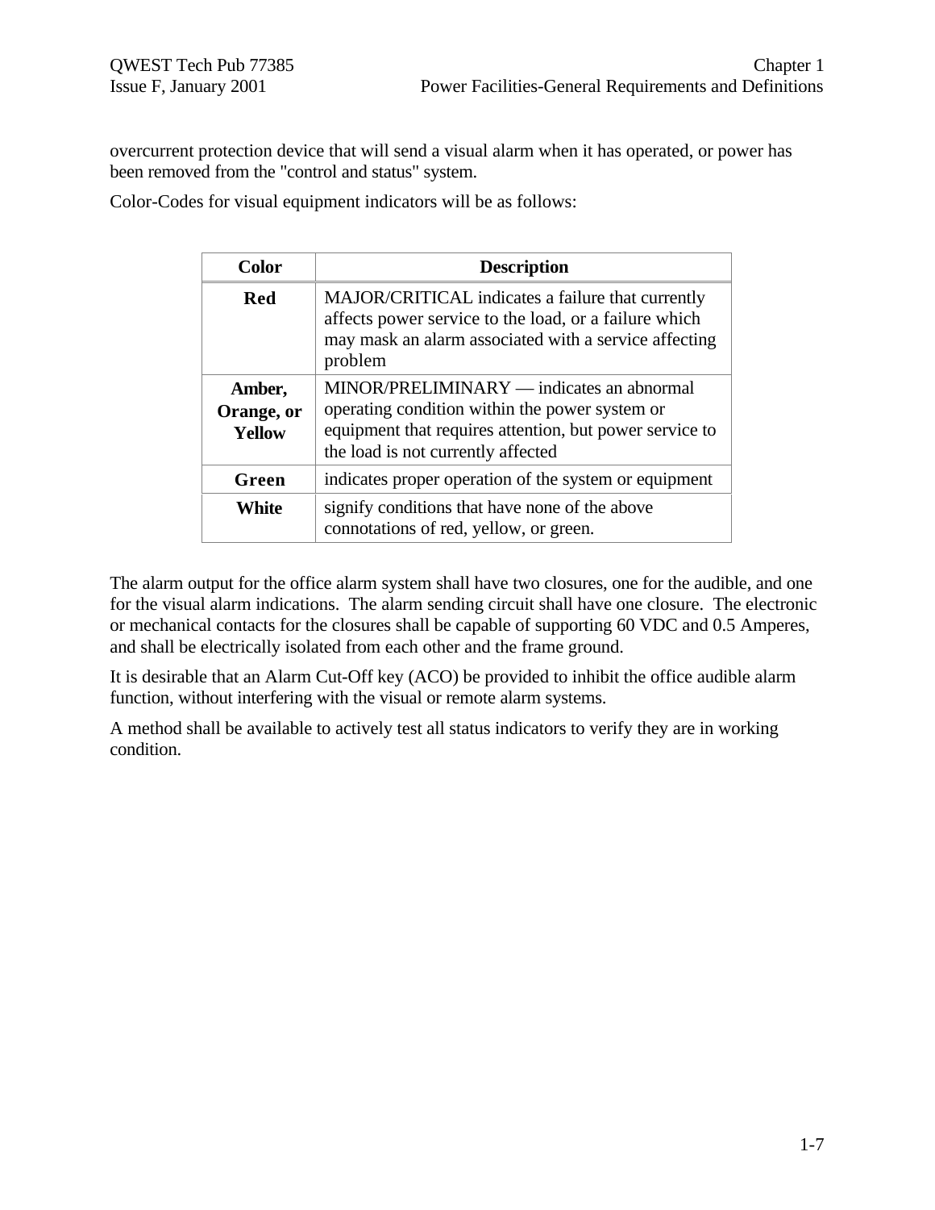overcurrent protection device that will send a visual alarm when it has operated, or power has been removed from the "control and status" system.

Color-Codes for visual equipment indicators will be as follows:

| Color | Description |
|---|---|
| **Red** | MAJOR/CRITICAL indicates a failure that currently affects power service to the load, or a failure which may mask an alarm associated with a service affecting problem |
| **Amber, Orange, or Yellow** | MINOR/PRELIMINARY — indicates an abnormal operating condition within the power system or equipment that requires attention, but power service to the load is not currently affected |
| **Green** | indicates proper operation of the system or equipment |
| **White** | signify conditions that have none of the above connotations of red, yellow, or green. |

The alarm output for the office alarm system shall have two closures, one for the audible, and one for the visual alarm indications. The alarm sending circuit shall have one closure. The electronic or mechanical contacts for the closures shall be capable of supporting 60 VDC and 0.5 Amperes, and shall be electrically isolated from each other and the frame ground.

It is desirable that an Alarm Cut-Off key (ACO) be provided to inhibit the office audible alarm function, without interfering with the visual or remote alarm systems.

A method shall be available to actively test all status indicators to verify they are in working condition.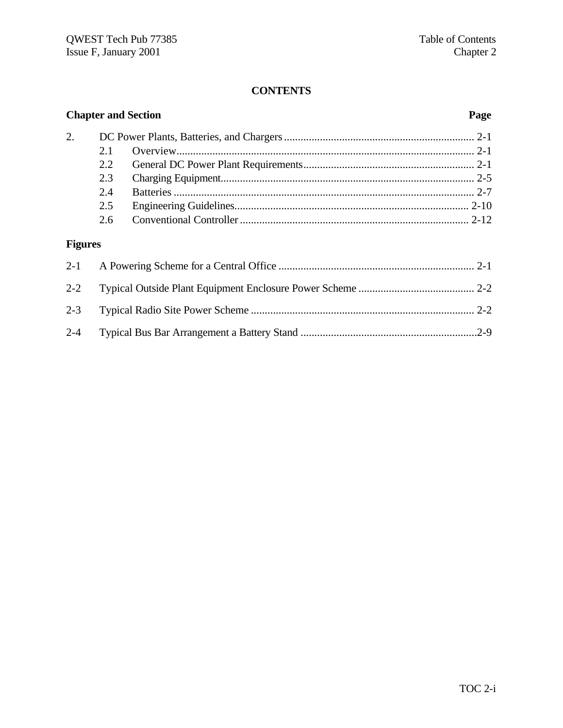**CONTENTS**

| Chapter and Section | | Page |
|---|---|---|
| 2. | DC Power Plants, Batteries, and Chargers | 2-1 |
| | 2.1 Overview | 2-1 |
| | 2.2 General DC Power Plant Requirements | 2-1 |
| | 2.3 Charging Equipment | 2-5 |
| | 2.4 Batteries | 2-7 |
| | 2.5 Engineering Guidelines | 2-10 |
| | 2.6 Conventional Controller | 2-12 |

**Figures**

| | | |
|---|---|---|
| 2-1 | A Powering Scheme for a Central Office | 2-1 |
| 2-2 | Typical Outside Plant Equipment Enclosure Power Scheme | 2-2 |
| 2-3 | Typical Radio Site Power Scheme | 2-2 |
| 2-4 | Typical Bus Bar Arrangement a Battery Stand | 2-9 |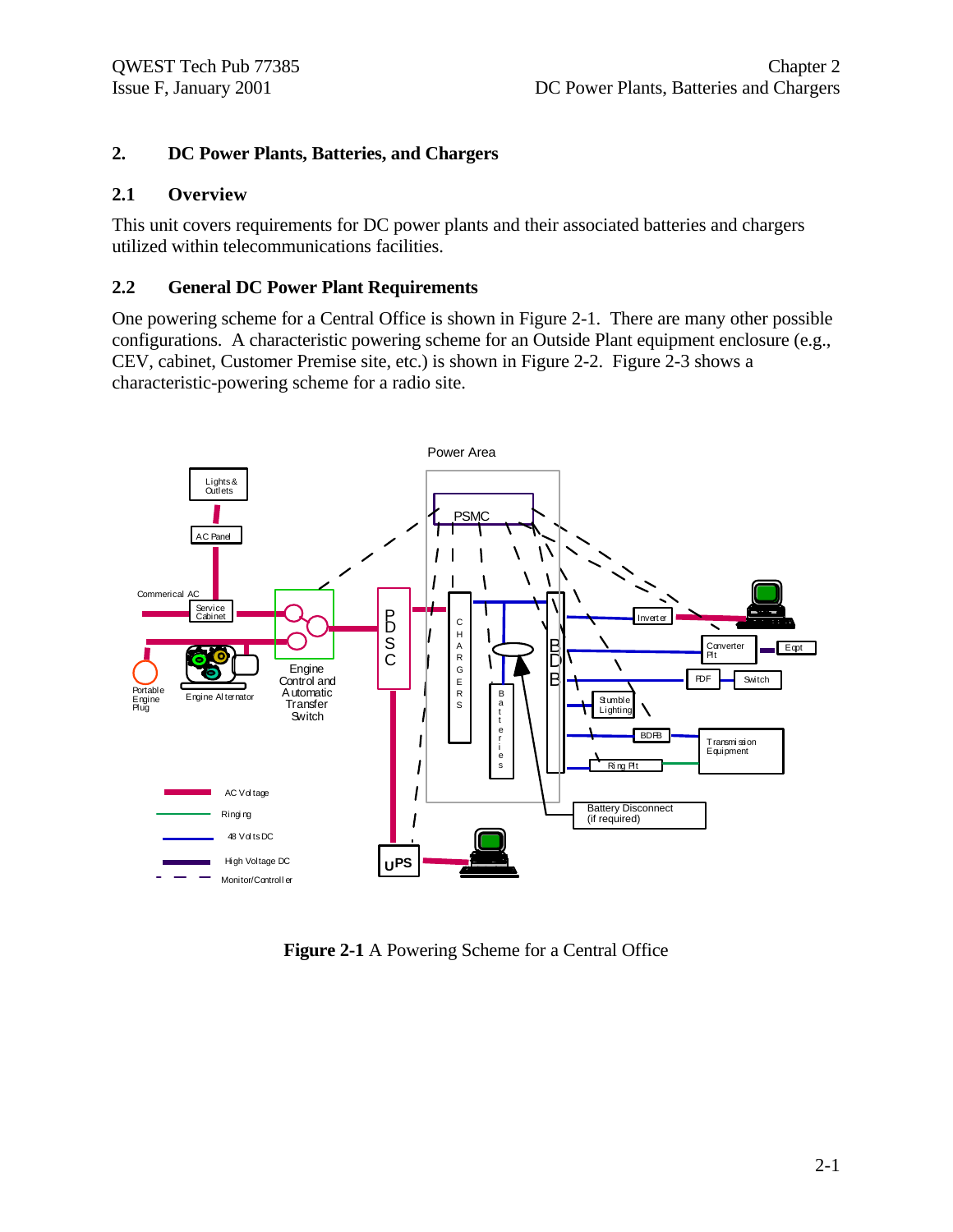## 2. DC Power Plants, Batteries, and Chargers

### 2.1 Overview

This unit covers requirements for DC power plants and their associated batteries and chargers utilized within telecommunications facilities.

### 2.2 General DC Power Plant Requirements

One powering scheme for a Central Office is shown in Figure 2-1. There are many other possible configurations. A characteristic powering scheme for an Outside Plant equipment enclosure (e.g., CEV, cabinet, Customer Premise site, etc.) is shown in Figure 2-2. Figure 2-3 shows a characteristic-powering scheme for a radio site.

**Figure 2-1** A Powering Scheme for a Central Office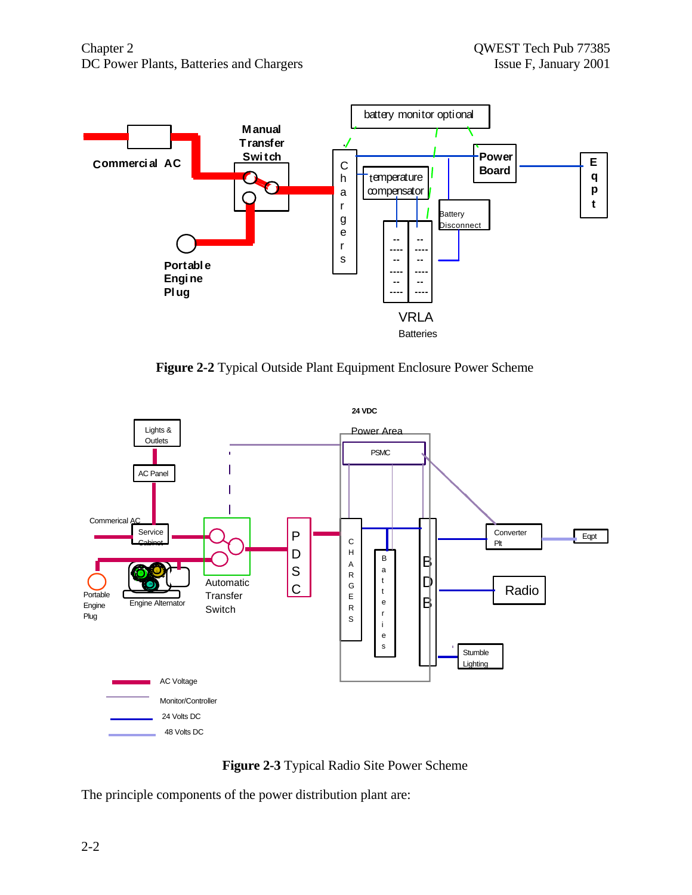Figure 2-2 Typical Outside Plant Equipment Enclosure Power Scheme

Figure 2-3 Typical Radio Site Power Scheme

The principle components of the power distribution plant are: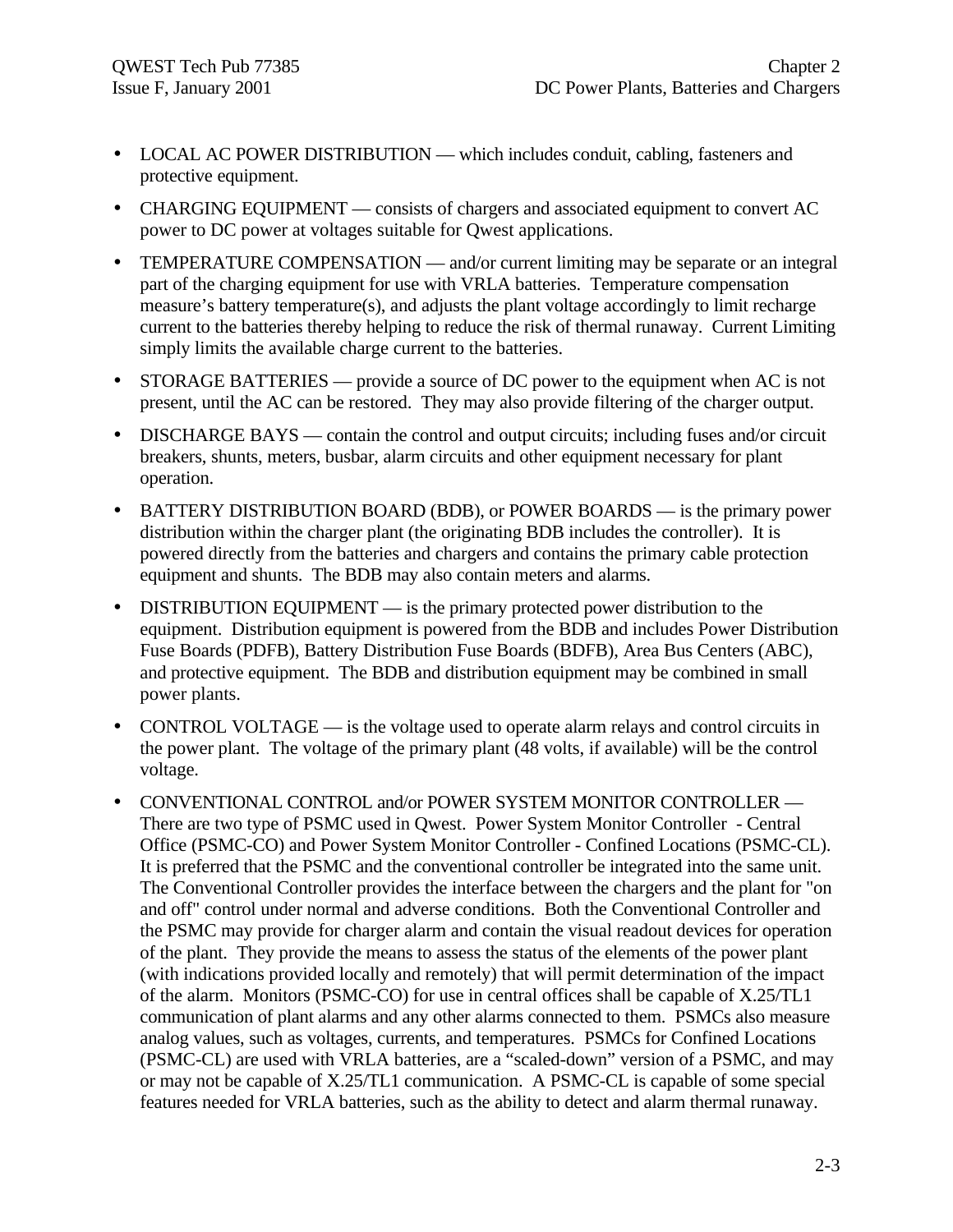- LOCAL AC POWER DISTRIBUTION — which includes conduit, cabling, fasteners and protective equipment.
- CHARGING EQUIPMENT — consists of chargers and associated equipment to convert AC power to DC power at voltages suitable for Qwest applications.
- TEMPERATURE COMPENSATION — and/or current limiting may be separate or an integral part of the charging equipment for use with VRLA batteries. Temperature compensation measure's battery temperature(s), and adjusts the plant voltage accordingly to limit recharge current to the batteries thereby helping to reduce the risk of thermal runaway. Current Limiting simply limits the available charge current to the batteries.
- STORAGE BATTERIES — provide a source of DC power to the equipment when AC is not present, until the AC can be restored. They may also provide filtering of the charger output.
- DISCHARGE BAYS — contain the control and output circuits; including fuses and/or circuit breakers, shunts, meters, busbar, alarm circuits and other equipment necessary for plant operation.
- BATTERY DISTRIBUTION BOARD (BDB), or POWER BOARDS — is the primary power distribution within the charger plant (the originating BDB includes the controller). It is powered directly from the batteries and chargers and contains the primary cable protection equipment and shunts. The BDB may also contain meters and alarms.
- DISTRIBUTION EQUIPMENT — is the primary protected power distribution to the equipment. Distribution equipment is powered from the BDB and includes Power Distribution Fuse Boards (PDFB), Battery Distribution Fuse Boards (BDFB), Area Bus Centers (ABC), and protective equipment. The BDB and distribution equipment may be combined in small power plants.
- CONTROL VOLTAGE — is the voltage used to operate alarm relays and control circuits in the power plant. The voltage of the primary plant (48 volts, if available) will be the control voltage.
- CONVENTIONAL CONTROL and/or POWER SYSTEM MONITOR CONTROLLER — There are two type of PSMC used in Qwest. Power System Monitor Controller - Central Office (PSMC-CO) and Power System Monitor Controller - Confined Locations (PSMC-CL). It is preferred that the PSMC and the conventional controller be integrated into the same unit. The Conventional Controller provides the interface between the chargers and the plant for "on and off" control under normal and adverse conditions. Both the Conventional Controller and the PSMC may provide for charger alarm and contain the visual readout devices for operation of the plant. They provide the means to assess the status of the elements of the power plant (with indications provided locally and remotely) that will permit determination of the impact of the alarm. Monitors (PSMC-CO) for use in central offices shall be capable of X.25/TL1 communication of plant alarms and any other alarms connected to them. PSMCs also measure analog values, such as voltages, currents, and temperatures. PSMCs for Confined Locations (PSMC-CL) are used with VRLA batteries, are a "scaled-down" version of a PSMC, and may or may not be capable of X.25/TL1 communication. A PSMC-CL is capable of some special features needed for VRLA batteries, such as the ability to detect and alarm thermal runaway.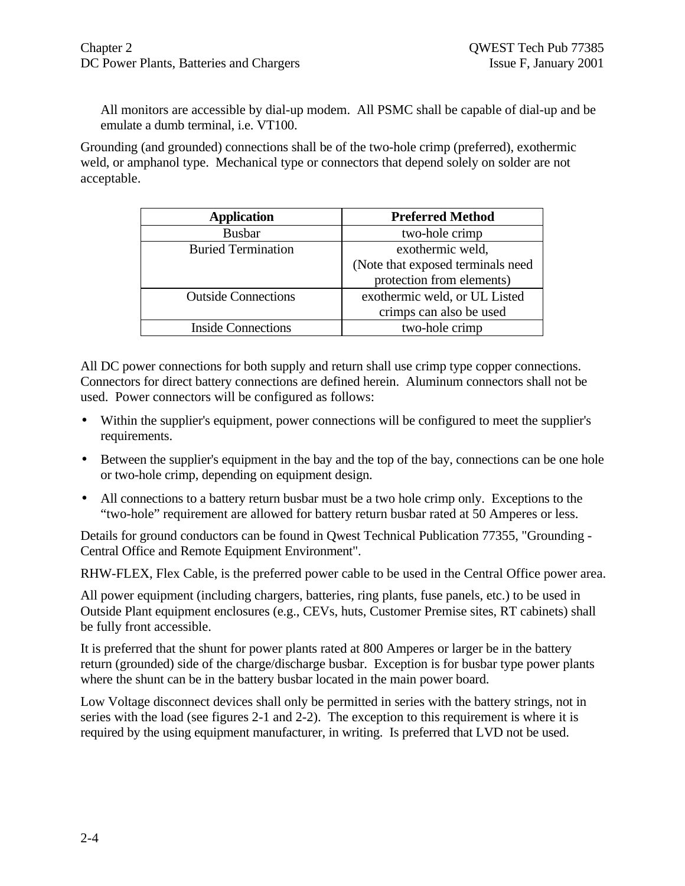All monitors are accessible by dial-up modem. All PSMC shall be capable of dial-up and be emulate a dumb terminal, i.e. VT100.

Grounding (and grounded) connections shall be of the two-hole crimp (preferred), exothermic weld, or amphanol type. Mechanical type or connectors that depend solely on solder are not acceptable.

| Application | Preferred Method |
|---|---|
| Busbar | two-hole crimp |
| Buried Termination | exothermic weld, (Note that exposed terminals need protection from elements) |
| Outside Connections | exothermic weld, or UL Listed crimps can also be used |
| Inside Connections | two-hole crimp |

All DC power connections for both supply and return shall use crimp type copper connections. Connectors for direct battery connections are defined herein. Aluminum connectors shall not be used. Power connectors will be configured as follows:

- Within the supplier's equipment, power connections will be configured to meet the supplier's requirements.
- Between the supplier's equipment in the bay and the top of the bay, connections can be one hole or two-hole crimp, depending on equipment design.
- All connections to a battery return busbar must be a two hole crimp only. Exceptions to the "two-hole" requirement are allowed for battery return busbar rated at 50 Amperes or less.

Details for ground conductors can be found in Qwest Technical Publication 77355, "Grounding - Central Office and Remote Equipment Environment".

RHW-FLEX, Flex Cable, is the preferred power cable to be used in the Central Office power area.

All power equipment (including chargers, batteries, ring plants, fuse panels, etc.) to be used in Outside Plant equipment enclosures (e.g., CEVs, huts, Customer Premise sites, RT cabinets) shall be fully front accessible.

It is preferred that the shunt for power plants rated at 800 Amperes or larger be in the battery return (grounded) side of the charge/discharge busbar. Exception is for busbar type power plants where the shunt can be in the battery busbar located in the main power board.

Low Voltage disconnect devices shall only be permitted in series with the battery strings, not in series with the load (see figures 2-1 and 2-2). The exception to this requirement is where it is required by the using equipment manufacturer, in writing. Is preferred that LVD not be used.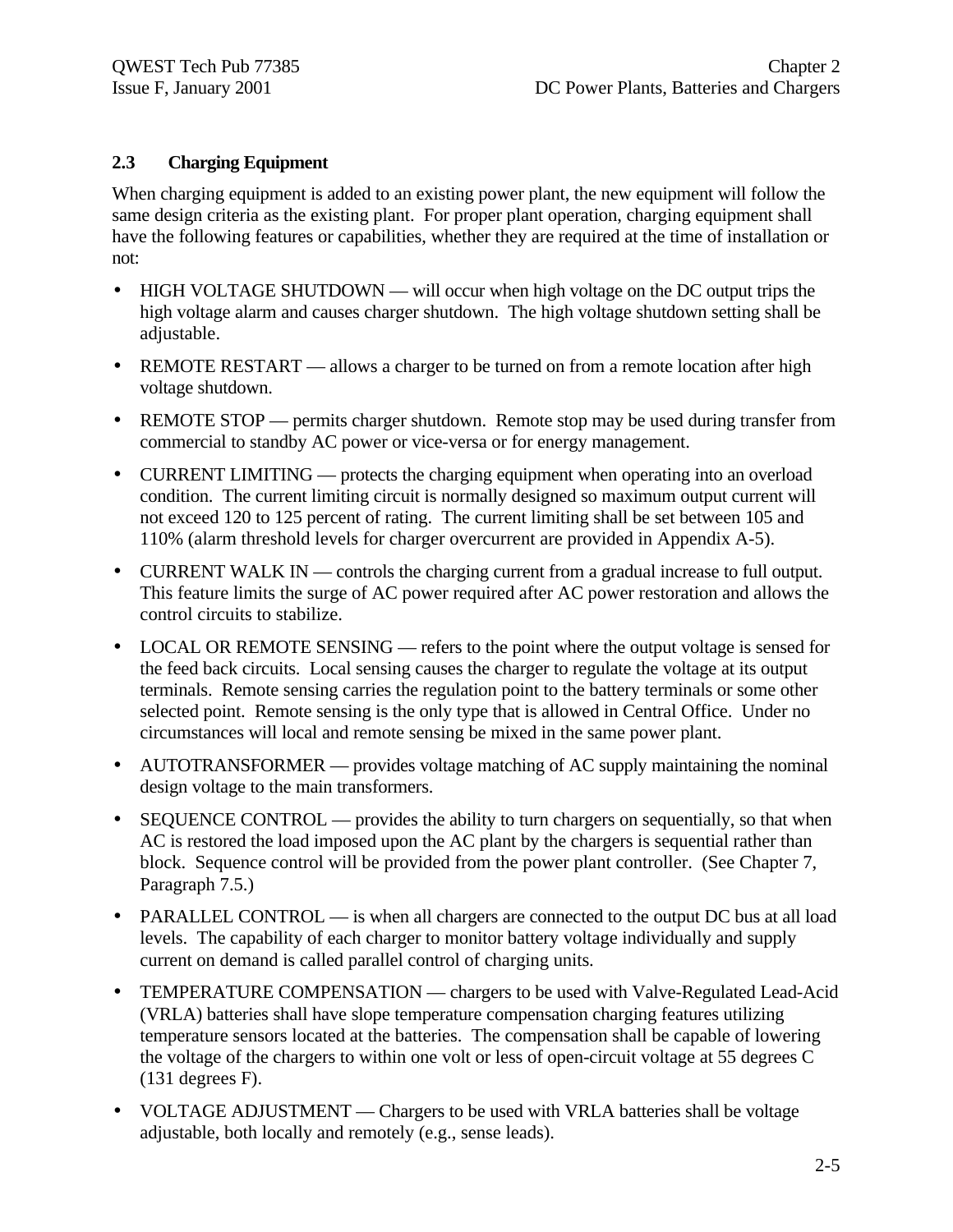## 2.3 Charging Equipment

When charging equipment is added to an existing power plant, the new equipment will follow the same design criteria as the existing plant. For proper plant operation, charging equipment shall have the following features or capabilities, whether they are required at the time of installation or not:

- HIGH VOLTAGE SHUTDOWN — will occur when high voltage on the DC output trips the high voltage alarm and causes charger shutdown. The high voltage shutdown setting shall be adjustable.
- REMOTE RESTART — allows a charger to be turned on from a remote location after high voltage shutdown.
- REMOTE STOP — permits charger shutdown. Remote stop may be used during transfer from commercial to standby AC power or vice-versa or for energy management.
- CURRENT LIMITING — protects the charging equipment when operating into an overload condition. The current limiting circuit is normally designed so maximum output current will not exceed 120 to 125 percent of rating. The current limiting shall be set between 105 and 110% (alarm threshold levels for charger overcurrent are provided in Appendix A-5).
- CURRENT WALK IN — controls the charging current from a gradual increase to full output. This feature limits the surge of AC power required after AC power restoration and allows the control circuits to stabilize.
- LOCAL OR REMOTE SENSING — refers to the point where the output voltage is sensed for the feed back circuits. Local sensing causes the charger to regulate the voltage at its output terminals. Remote sensing carries the regulation point to the battery terminals or some other selected point. Remote sensing is the only type that is allowed in Central Office. Under no circumstances will local and remote sensing be mixed in the same power plant.
- AUTOTRANSFORMER — provides voltage matching of AC supply maintaining the nominal design voltage to the main transformers.
- SEQUENCE CONTROL — provides the ability to turn chargers on sequentially, so that when AC is restored the load imposed upon the AC plant by the chargers is sequential rather than block. Sequence control will be provided from the power plant controller. (See Chapter 7, Paragraph 7.5.)
- PARALLEL CONTROL — is when all chargers are connected to the output DC bus at all load levels. The capability of each charger to monitor battery voltage individually and supply current on demand is called parallel control of charging units.
- TEMPERATURE COMPENSATION — chargers to be used with Valve-Regulated Lead-Acid (VRLA) batteries shall have slope temperature compensation charging features utilizing temperature sensors located at the batteries. The compensation shall be capable of lowering the voltage of the chargers to within one volt or less of open-circuit voltage at 55 degrees C (131 degrees F).
- VOLTAGE ADJUSTMENT — Chargers to be used with VRLA batteries shall be voltage adjustable, both locally and remotely (e.g., sense leads).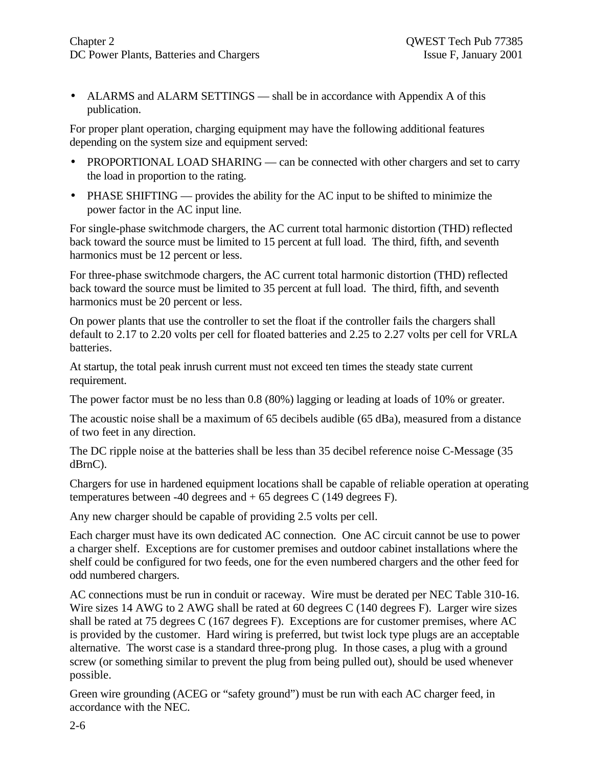- ALARMS and ALARM SETTINGS — shall be in accordance with Appendix A of this publication.

For proper plant operation, charging equipment may have the following additional features depending on the system size and equipment served:

- PROPORTIONAL LOAD SHARING — can be connected with other chargers and set to carry the load in proportion to the rating.
- PHASE SHIFTING — provides the ability for the AC input to be shifted to minimize the power factor in the AC input line.

For single-phase switchmode chargers, the AC current total harmonic distortion (THD) reflected back toward the source must be limited to 15 percent at full load. The third, fifth, and seventh harmonics must be 12 percent or less.

For three-phase switchmode chargers, the AC current total harmonic distortion (THD) reflected back toward the source must be limited to 35 percent at full load. The third, fifth, and seventh harmonics must be 20 percent or less.

On power plants that use the controller to set the float if the controller fails the chargers shall default to 2.17 to 2.20 volts per cell for floated batteries and 2.25 to 2.27 volts per cell for VRLA batteries.

At startup, the total peak inrush current must not exceed ten times the steady state current requirement.

The power factor must be no less than 0.8 (80%) lagging or leading at loads of 10% or greater.

The acoustic noise shall be a maximum of 65 decibels audible (65 dBa), measured from a distance of two feet in any direction.

The DC ripple noise at the batteries shall be less than 35 decibel reference noise C-Message (35 dBrnC).

Chargers for use in hardened equipment locations shall be capable of reliable operation at operating temperatures between -40 degrees and + 65 degrees C (149 degrees F).

Any new charger should be capable of providing 2.5 volts per cell.

Each charger must have its own dedicated AC connection. One AC circuit cannot be use to power a charger shelf. Exceptions are for customer premises and outdoor cabinet installations where the shelf could be configured for two feeds, one for the even numbered chargers and the other feed for odd numbered chargers.

AC connections must be run in conduit or raceway. Wire must be derated per NEC Table 310-16. Wire sizes 14 AWG to 2 AWG shall be rated at 60 degrees C (140 degrees F). Larger wire sizes shall be rated at 75 degrees C (167 degrees F). Exceptions are for customer premises, where AC is provided by the customer. Hard wiring is preferred, but twist lock type plugs are an acceptable alternative. The worst case is a standard three-prong plug. In those cases, a plug with a ground screw (or something similar to prevent the plug from being pulled out), should be used whenever possible.

Green wire grounding (ACEG or "safety ground") must be run with each AC charger feed, in accordance with the NEC.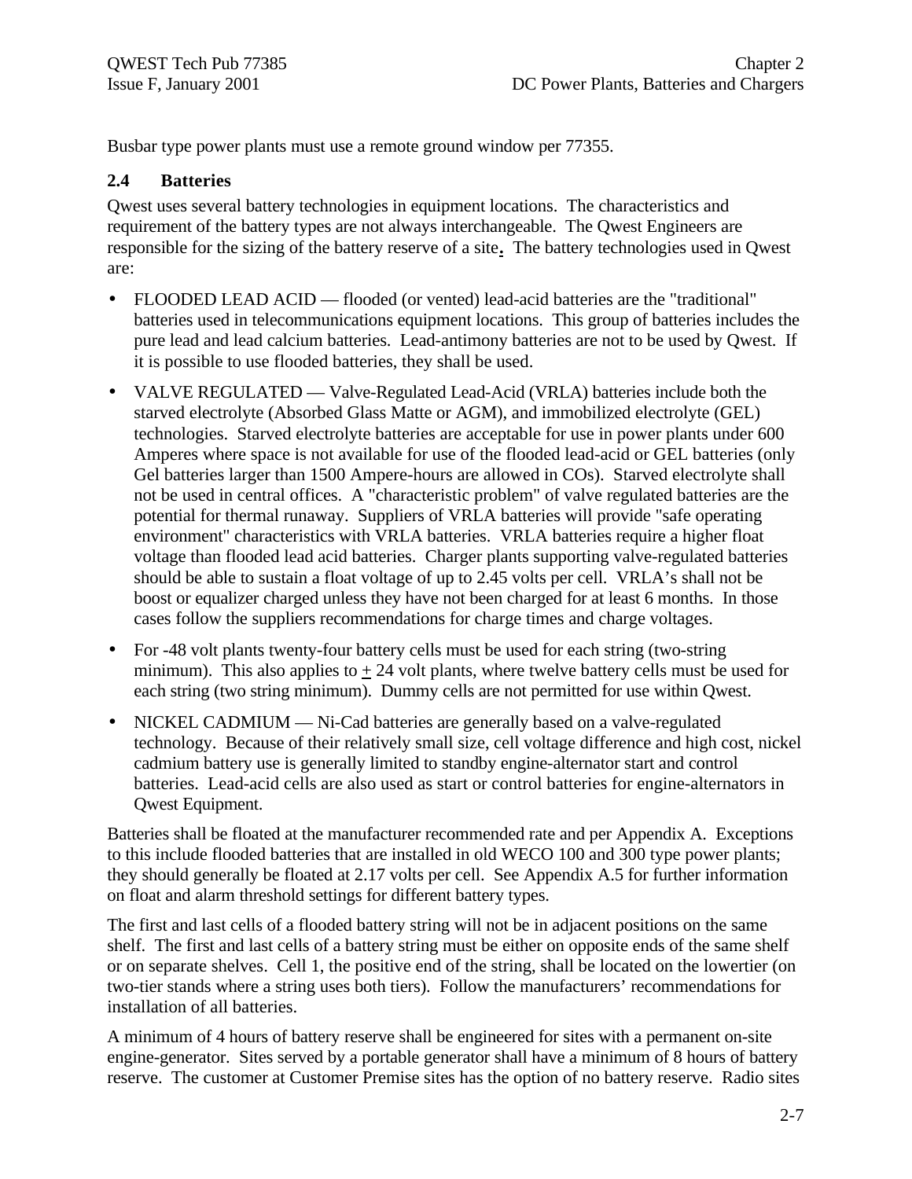Busbar type power plants must use a remote ground window per 77355.

## 2.4 Batteries

Qwest uses several battery technologies in equipment locations. The characteristics and requirement of the battery types are not always interchangeable. The Qwest Engineers are responsible for the sizing of the battery reserve of a site**.** The battery technologies used in Qwest are:

- FLOODED LEAD ACID — flooded (or vented) lead-acid batteries are the "traditional" batteries used in telecommunications equipment locations. This group of batteries includes the pure lead and lead calcium batteries. Lead-antimony batteries are not to be used by Qwest. If it is possible to use flooded batteries, they shall be used.
- VALVE REGULATED — Valve-Regulated Lead-Acid (VRLA) batteries include both the starved electrolyte (Absorbed Glass Matte or AGM), and immobilized electrolyte (GEL) technologies. Starved electrolyte batteries are acceptable for use in power plants under 600 Amperes where space is not available for use of the flooded lead-acid or GEL batteries (only Gel batteries larger than 1500 Ampere-hours are allowed in COs). Starved electrolyte shall not be used in central offices. A "characteristic problem" of valve regulated batteries are the potential for thermal runaway. Suppliers of VRLA batteries will provide "safe operating environment" characteristics with VRLA batteries. VRLA batteries require a higher float voltage than flooded lead acid batteries. Charger plants supporting valve-regulated batteries should be able to sustain a float voltage of up to 2.45 volts per cell. VRLA's shall not be boost or equalizer charged unless they have not been charged for at least 6 months. In those cases follow the suppliers recommendations for charge times and charge voltages.
- For -48 volt plants twenty-four battery cells must be used for each string (two-string minimum). This also applies to ± 24 volt plants, where twelve battery cells must be used for each string (two string minimum). Dummy cells are not permitted for use within Qwest.
- NICKEL CADMIUM — Ni-Cad batteries are generally based on a valve-regulated technology. Because of their relatively small size, cell voltage difference and high cost, nickel cadmium battery use is generally limited to standby engine-alternator start and control batteries. Lead-acid cells are also used as start or control batteries for engine-alternators in Qwest Equipment.

Batteries shall be floated at the manufacturer recommended rate and per Appendix A. Exceptions to this include flooded batteries that are installed in old WECO 100 and 300 type power plants; they should generally be floated at 2.17 volts per cell. See Appendix A.5 for further information on float and alarm threshold settings for different battery types.

The first and last cells of a flooded battery string will not be in adjacent positions on the same shelf. The first and last cells of a battery string must be either on opposite ends of the same shelf or on separate shelves. Cell 1, the positive end of the string, shall be located on the lowertier (on two-tier stands where a string uses both tiers). Follow the manufacturers' recommendations for installation of all batteries.

A minimum of 4 hours of battery reserve shall be engineered for sites with a permanent on-site engine-generator. Sites served by a portable generator shall have a minimum of 8 hours of battery reserve. The customer at Customer Premise sites has the option of no battery reserve. Radio sites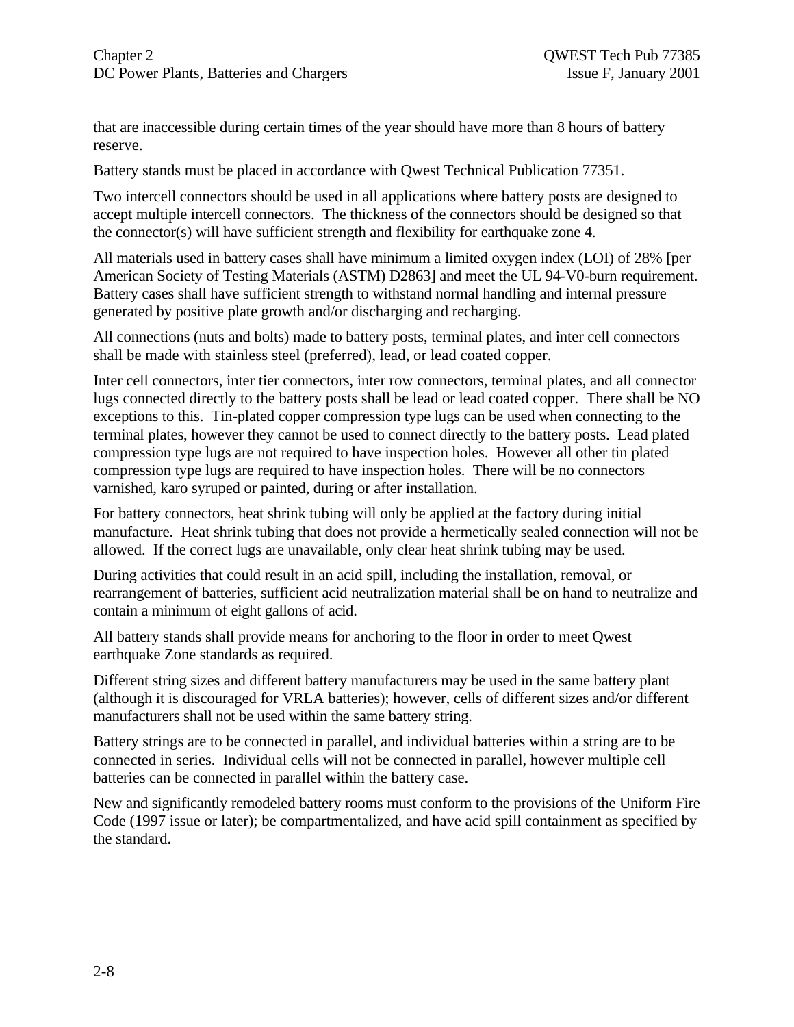that are inaccessible during certain times of the year should have more than 8 hours of battery reserve.

Battery stands must be placed in accordance with Qwest Technical Publication 77351.

Two intercell connectors should be used in all applications where battery posts are designed to accept multiple intercell connectors. The thickness of the connectors should be designed so that the connector(s) will have sufficient strength and flexibility for earthquake zone 4.

All materials used in battery cases shall have minimum a limited oxygen index (LOI) of 28% [per American Society of Testing Materials (ASTM) D2863] and meet the UL 94-V0-burn requirement. Battery cases shall have sufficient strength to withstand normal handling and internal pressure generated by positive plate growth and/or discharging and recharging.

All connections (nuts and bolts) made to battery posts, terminal plates, and inter cell connectors shall be made with stainless steel (preferred), lead, or lead coated copper.

Inter cell connectors, inter tier connectors, inter row connectors, terminal plates, and all connector lugs connected directly to the battery posts shall be lead or lead coated copper. There shall be NO exceptions to this. Tin-plated copper compression type lugs can be used when connecting to the terminal plates, however they cannot be used to connect directly to the battery posts. Lead plated compression type lugs are not required to have inspection holes. However all other tin plated compression type lugs are required to have inspection holes. There will be no connectors varnished, karo syruped or painted, during or after installation.

For battery connectors, heat shrink tubing will only be applied at the factory during initial manufacture. Heat shrink tubing that does not provide a hermetically sealed connection will not be allowed. If the correct lugs are unavailable, only clear heat shrink tubing may be used.

During activities that could result in an acid spill, including the installation, removal, or rearrangement of batteries, sufficient acid neutralization material shall be on hand to neutralize and contain a minimum of eight gallons of acid.

All battery stands shall provide means for anchoring to the floor in order to meet Qwest earthquake Zone standards as required.

Different string sizes and different battery manufacturers may be used in the same battery plant (although it is discouraged for VRLA batteries); however, cells of different sizes and/or different manufacturers shall not be used within the same battery string.

Battery strings are to be connected in parallel, and individual batteries within a string are to be connected in series. Individual cells will not be connected in parallel, however multiple cell batteries can be connected in parallel within the battery case.

New and significantly remodeled battery rooms must conform to the provisions of the Uniform Fire Code (1997 issue or later); be compartmentalized, and have acid spill containment as specified by the standard.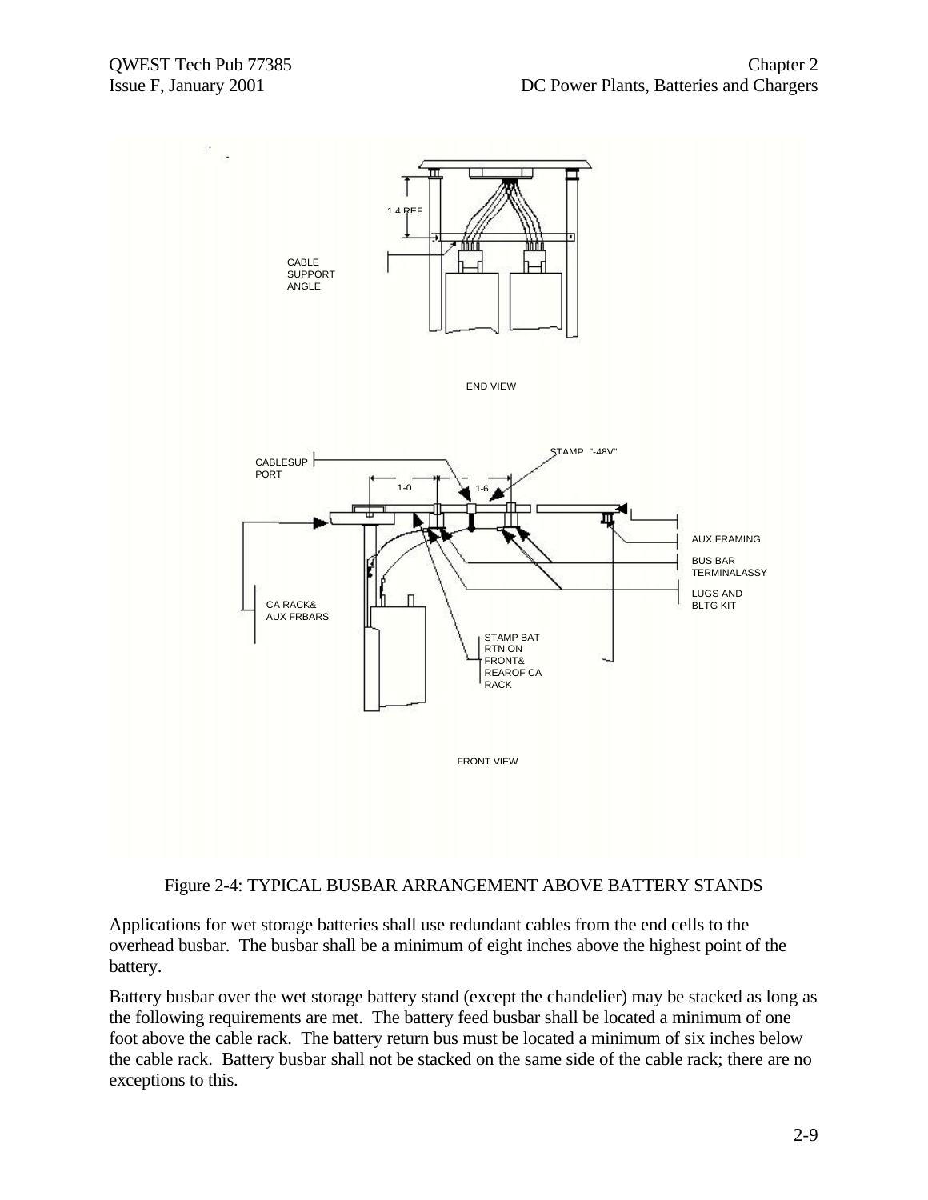Figure 2-4: TYPICAL BUSBAR ARRANGEMENT ABOVE BATTERY STANDS

Applications for wet storage batteries shall use redundant cables from the end cells to the overhead busbar. The busbar shall be a minimum of eight inches above the highest point of the battery.

Battery busbar over the wet storage battery stand (except the chandelier) may be stacked as long as the following requirements are met. The battery feed busbar shall be located a minimum of one foot above the cable rack. The battery return bus must be located a minimum of six inches below the cable rack. Battery busbar shall not be stacked on the same side of the cable rack; there are no exceptions to this.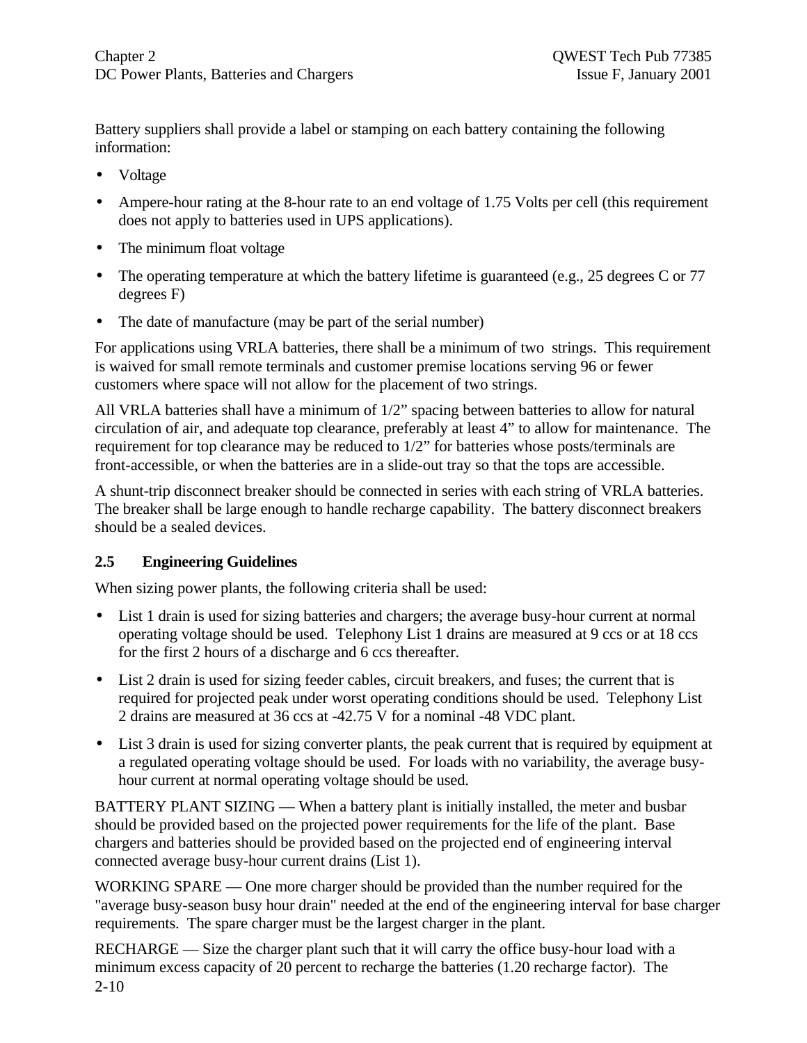Battery suppliers shall provide a label or stamping on each battery containing the following information:

- Voltage
- Ampere-hour rating at the 8-hour rate to an end voltage of 1.75 Volts per cell (this requirement does not apply to batteries used in UPS applications).
- The minimum float voltage
- The operating temperature at which the battery lifetime is guaranteed (e.g., 25 degrees C or 77 degrees F)
- The date of manufacture (may be part of the serial number)

For applications using VRLA batteries, there shall be a minimum of two strings. This requirement is waived for small remote terminals and customer premise locations serving 96 or fewer customers where space will not allow for the placement of two strings.

All VRLA batteries shall have a minimum of 1/2" spacing between batteries to allow for natural circulation of air, and adequate top clearance, preferably at least 4" to allow for maintenance. The requirement for top clearance may be reduced to 1/2" for batteries whose posts/terminals are front-accessible, or when the batteries are in a slide-out tray so that the tops are accessible.

A shunt-trip disconnect breaker should be connected in series with each string of VRLA batteries. The breaker shall be large enough to handle recharge capability. The battery disconnect breakers should be a sealed devices.

## 2.5 Engineering Guidelines

When sizing power plants, the following criteria shall be used:

- List 1 drain is used for sizing batteries and chargers; the average busy-hour current at normal operating voltage should be used. Telephony List 1 drains are measured at 9 ccs or at 18 ccs for the first 2 hours of a discharge and 6 ccs thereafter.
- List 2 drain is used for sizing feeder cables, circuit breakers, and fuses; the current that is required for projected peak under worst operating conditions should be used. Telephony List 2 drains are measured at 36 ccs at -42.75 V for a nominal -48 VDC plant.
- List 3 drain is used for sizing converter plants, the peak current that is required by equipment at a regulated operating voltage should be used. For loads with no variability, the average busy-hour current at normal operating voltage should be used.

BATTERY PLANT SIZING — When a battery plant is initially installed, the meter and busbar should be provided based on the projected power requirements for the life of the plant. Base chargers and batteries should be provided based on the projected end of engineering interval connected average busy-hour current drains (List 1).

WORKING SPARE — One more charger should be provided than the number required for the "average busy-season busy hour drain" needed at the end of the engineering interval for base charger requirements. The spare charger must be the largest charger in the plant.

RECHARGE — Size the charger plant such that it will carry the office busy-hour load with a minimum excess capacity of 20 percent to recharge the batteries (1.20 recharge factor). The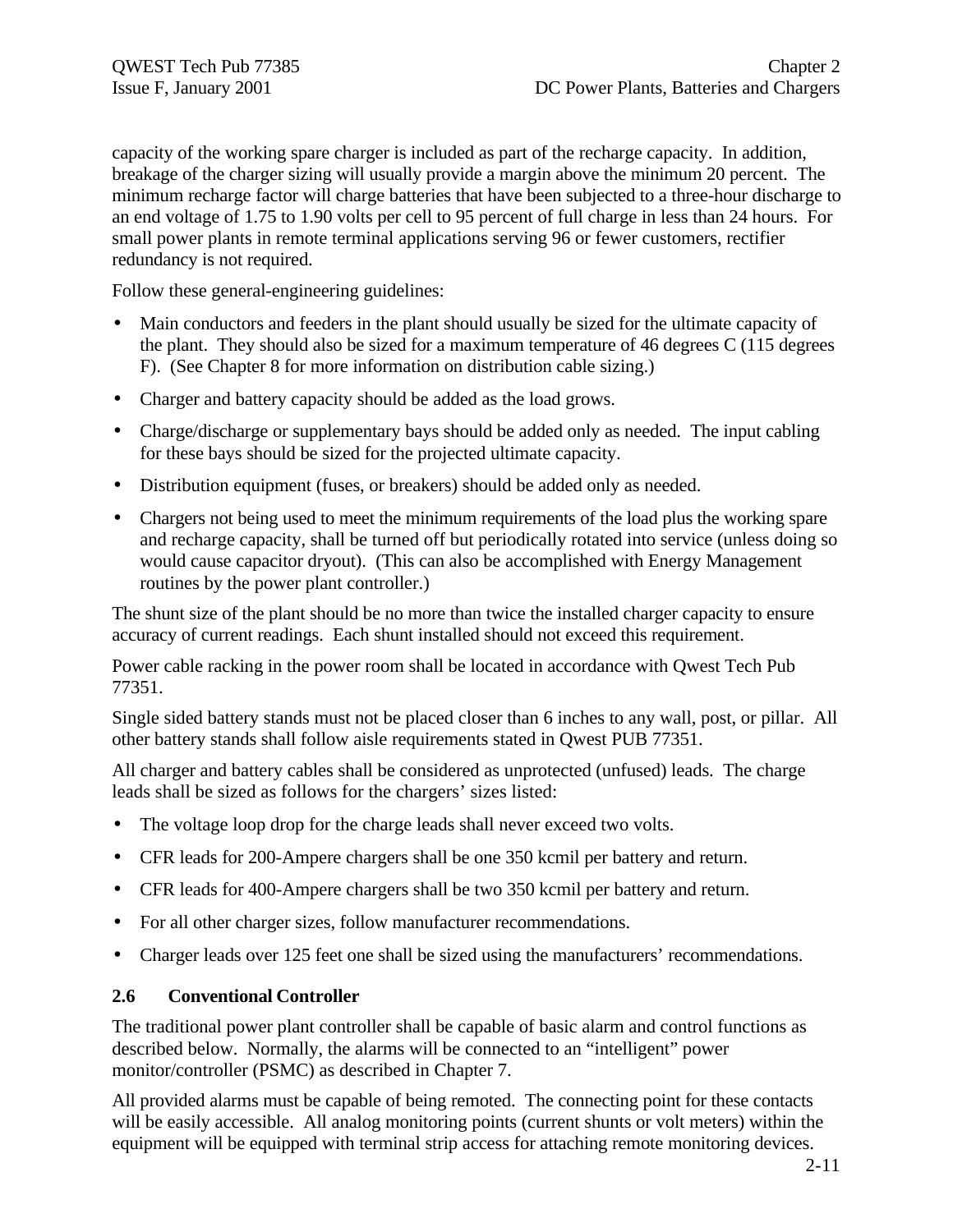capacity of the working spare charger is included as part of the recharge capacity. In addition, breakage of the charger sizing will usually provide a margin above the minimum 20 percent. The minimum recharge factor will charge batteries that have been subjected to a three-hour discharge to an end voltage of 1.75 to 1.90 volts per cell to 95 percent of full charge in less than 24 hours. For small power plants in remote terminal applications serving 96 or fewer customers, rectifier redundancy is not required.

Follow these general-engineering guidelines:

- Main conductors and feeders in the plant should usually be sized for the ultimate capacity of the plant. They should also be sized for a maximum temperature of 46 degrees C (115 degrees F). (See Chapter 8 for more information on distribution cable sizing.)
- Charger and battery capacity should be added as the load grows.
- Charge/discharge or supplementary bays should be added only as needed. The input cabling for these bays should be sized for the projected ultimate capacity.
- Distribution equipment (fuses, or breakers) should be added only as needed.
- Chargers not being used to meet the minimum requirements of the load plus the working spare and recharge capacity, shall be turned off but periodically rotated into service (unless doing so would cause capacitor dryout). (This can also be accomplished with Energy Management routines by the power plant controller.)

The shunt size of the plant should be no more than twice the installed charger capacity to ensure accuracy of current readings. Each shunt installed should not exceed this requirement.

Power cable racking in the power room shall be located in accordance with Qwest Tech Pub 77351.

Single sided battery stands must not be placed closer than 6 inches to any wall, post, or pillar. All other battery stands shall follow aisle requirements stated in Qwest PUB 77351.

All charger and battery cables shall be considered as unprotected (unfused) leads. The charge leads shall be sized as follows for the chargers' sizes listed:

- The voltage loop drop for the charge leads shall never exceed two volts.
- CFR leads for 200-Ampere chargers shall be one 350 kcmil per battery and return.
- CFR leads for 400-Ampere chargers shall be two 350 kcmil per battery and return.
- For all other charger sizes, follow manufacturer recommendations.
- Charger leads over 125 feet one shall be sized using the manufacturers' recommendations.

## 2.6 Conventional Controller

The traditional power plant controller shall be capable of basic alarm and control functions as described below. Normally, the alarms will be connected to an "intelligent" power monitor/controller (PSMC) as described in Chapter 7.

All provided alarms must be capable of being remoted. The connecting point for these contacts will be easily accessible. All analog monitoring points (current shunts or volt meters) within the equipment will be equipped with terminal strip access for attaching remote monitoring devices.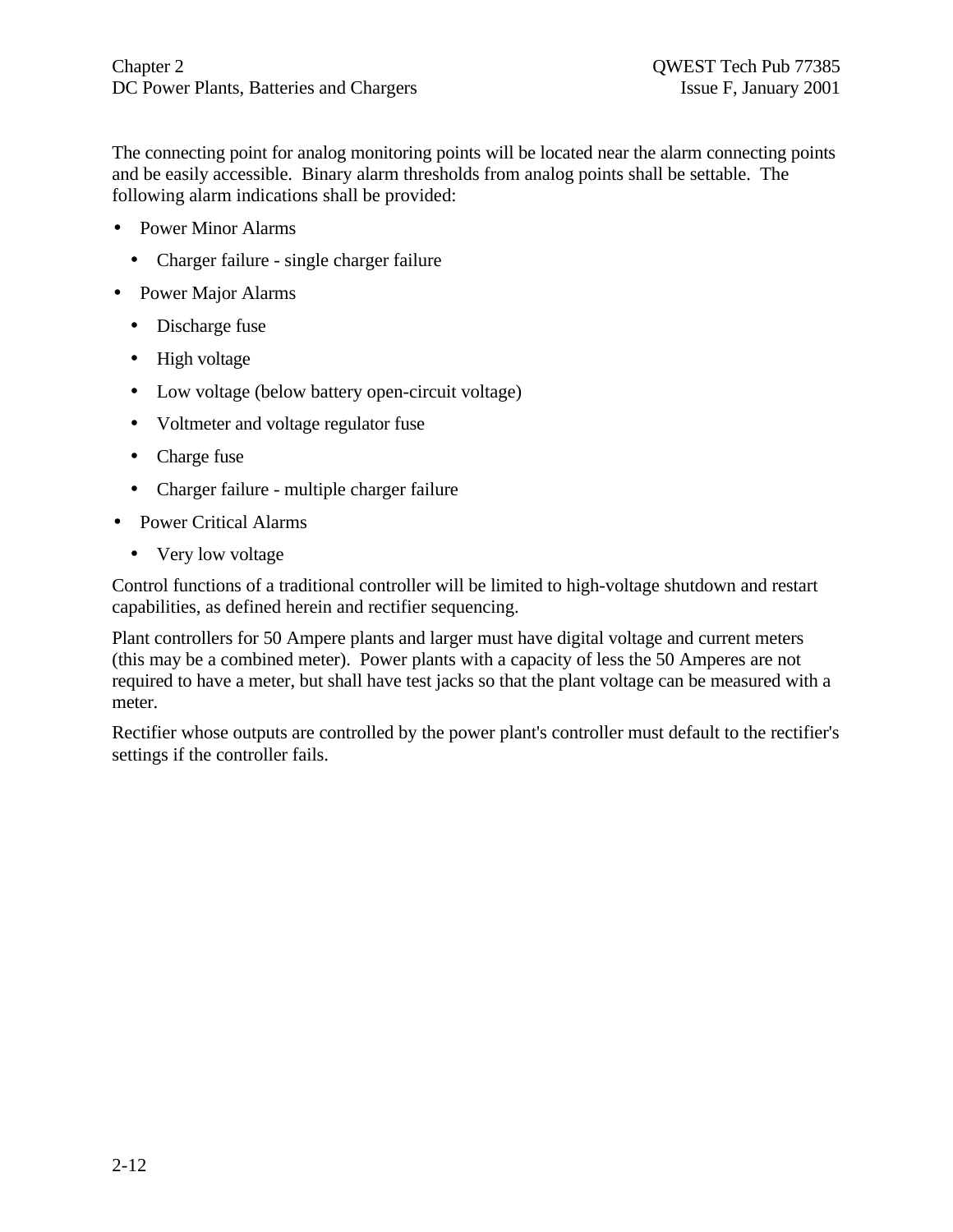The connecting point for analog monitoring points will be located near the alarm connecting points and be easily accessible. Binary alarm thresholds from analog points shall be settable. The following alarm indications shall be provided:

- Power Minor Alarms
  - Charger failure - single charger failure
- Power Major Alarms
  - Discharge fuse
  - High voltage
  - Low voltage (below battery open-circuit voltage)
  - Voltmeter and voltage regulator fuse
  - Charge fuse
  - Charger failure - multiple charger failure
- Power Critical Alarms
  - Very low voltage

Control functions of a traditional controller will be limited to high-voltage shutdown and restart capabilities, as defined herein and rectifier sequencing.

Plant controllers for 50 Ampere plants and larger must have digital voltage and current meters (this may be a combined meter). Power plants with a capacity of less the 50 Amperes are not required to have a meter, but shall have test jacks so that the plant voltage can be measured with a meter.

Rectifier whose outputs are controlled by the power plant's controller must default to the rectifier's settings if the controller fails.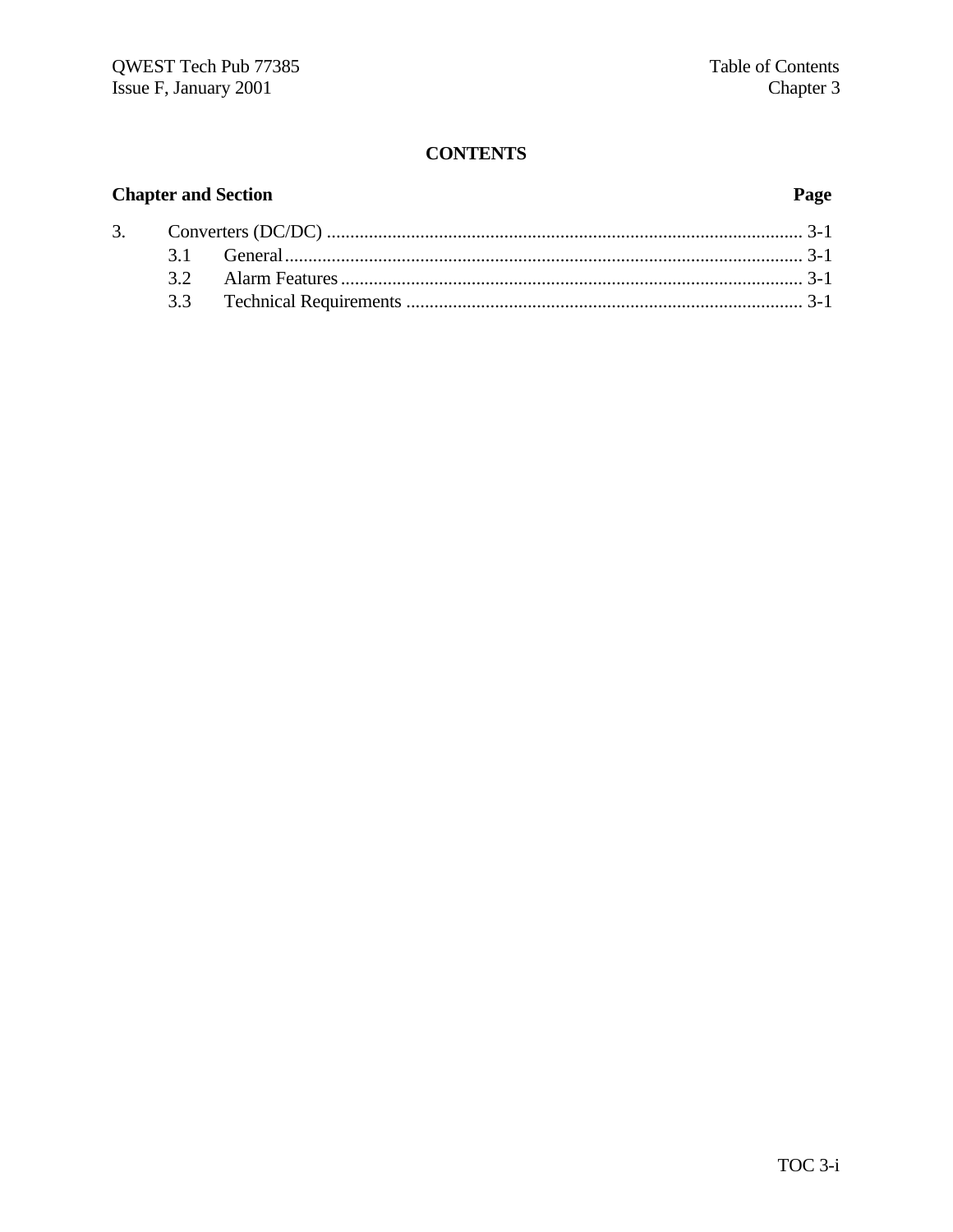# CONTENTS

| Chapter and Section | | Page |
|---|---|---|
| 3. | Converters (DC/DC) | 3-1 |
| | 3.1 General | 3-1 |
| | 3.2 Alarm Features | 3-1 |
| | 3.3 Technical Requirements | 3-1 |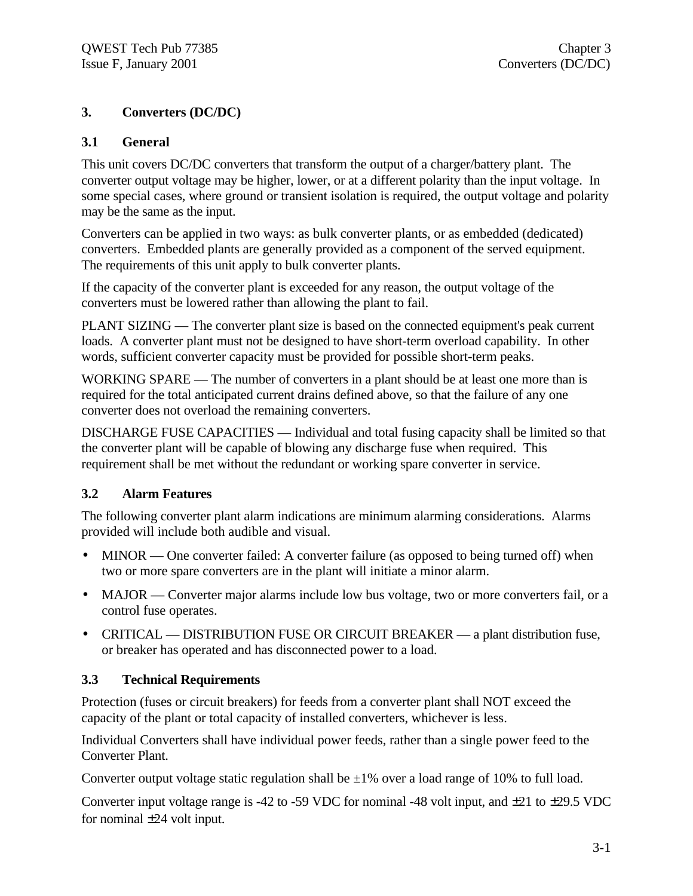# 3. Converters (DC/DC)

## 3.1 General

This unit covers DC/DC converters that transform the output of a charger/battery plant. The converter output voltage may be higher, lower, or at a different polarity than the input voltage. In some special cases, where ground or transient isolation is required, the output voltage and polarity may be the same as the input.

Converters can be applied in two ways: as bulk converter plants, or as embedded (dedicated) converters. Embedded plants are generally provided as a component of the served equipment. The requirements of this unit apply to bulk converter plants.

If the capacity of the converter plant is exceeded for any reason, the output voltage of the converters must be lowered rather than allowing the plant to fail.

PLANT SIZING — The converter plant size is based on the connected equipment's peak current loads. A converter plant must not be designed to have short-term overload capability. In other words, sufficient converter capacity must be provided for possible short-term peaks.

WORKING SPARE — The number of converters in a plant should be at least one more than is required for the total anticipated current drains defined above, so that the failure of any one converter does not overload the remaining converters.

DISCHARGE FUSE CAPACITIES — Individual and total fusing capacity shall be limited so that the converter plant will be capable of blowing any discharge fuse when required. This requirement shall be met without the redundant or working spare converter in service.

## 3.2 Alarm Features

The following converter plant alarm indications are minimum alarming considerations. Alarms provided will include both audible and visual.

- MINOR — One converter failed: A converter failure (as opposed to being turned off) when two or more spare converters are in the plant will initiate a minor alarm.
- MAJOR — Converter major alarms include low bus voltage, two or more converters fail, or a control fuse operates.
- CRITICAL — DISTRIBUTION FUSE OR CIRCUIT BREAKER — a plant distribution fuse, or breaker has operated and has disconnected power to a load.

## 3.3 Technical Requirements

Protection (fuses or circuit breakers) for feeds from a converter plant shall NOT exceed the capacity of the plant or total capacity of installed converters, whichever is less.

Individual Converters shall have individual power feeds, rather than a single power feed to the Converter Plant.

Converter output voltage static regulation shall be $\pm 1\%$ over a load range of 10% to full load.

Converter input voltage range is -42 to -59 VDC for nominal -48 volt input, and $\pm 21$ to $\pm 29.5$ VDC for nominal $\pm 24$ volt input.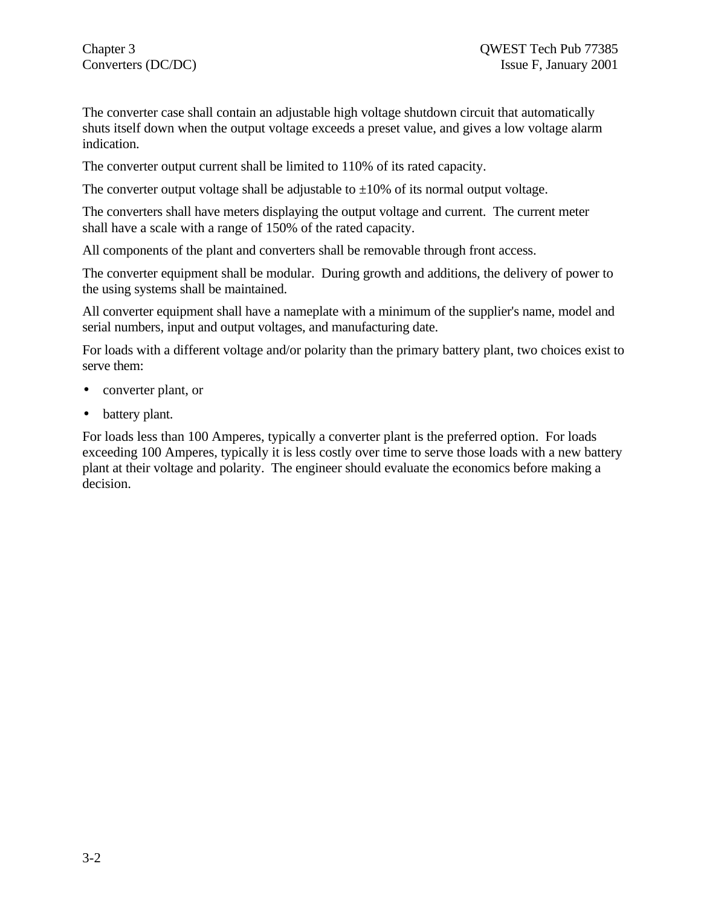The converter case shall contain an adjustable high voltage shutdown circuit that automatically shuts itself down when the output voltage exceeds a preset value, and gives a low voltage alarm indication.

The converter output current shall be limited to 110% of its rated capacity.

The converter output voltage shall be adjustable to ±10% of its normal output voltage.

The converters shall have meters displaying the output voltage and current. The current meter shall have a scale with a range of 150% of the rated capacity.

All components of the plant and converters shall be removable through front access.

The converter equipment shall be modular. During growth and additions, the delivery of power to the using systems shall be maintained.

All converter equipment shall have a nameplate with a minimum of the supplier's name, model and serial numbers, input and output voltages, and manufacturing date.

For loads with a different voltage and/or polarity than the primary battery plant, two choices exist to serve them:

- converter plant, or
- battery plant.

For loads less than 100 Amperes, typically a converter plant is the preferred option. For loads exceeding 100 Amperes, typically it is less costly over time to serve those loads with a new battery plant at their voltage and polarity. The engineer should evaluate the economics before making a decision.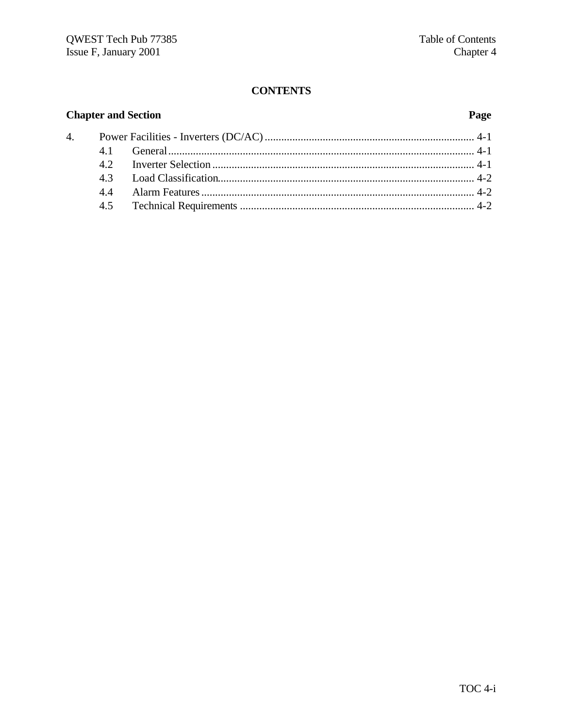# CONTENTS

| Chapter and Section | | Page |
|---|---|---|
| 4. | Power Facilities - Inverters (DC/AC) | 4-1 |
| 4.1 | General | 4-1 |
| 4.2 | Inverter Selection | 4-1 |
| 4.3 | Load Classification | 4-2 |
| 4.4 | Alarm Features | 4-2 |
| 4.5 | Technical Requirements | 4-2 |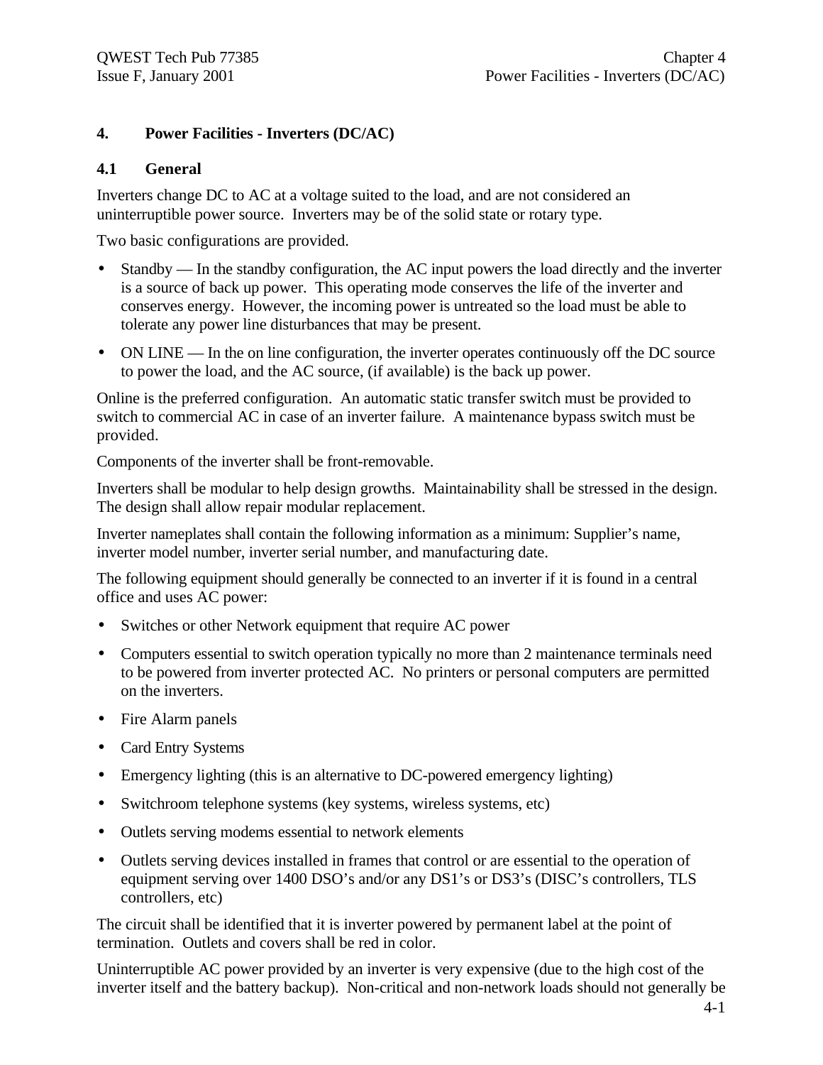# 4. Power Facilities - Inverters (DC/AC)

## 4.1 General

Inverters change DC to AC at a voltage suited to the load, and are not considered an uninterruptible power source. Inverters may be of the solid state or rotary type.

Two basic configurations are provided.

- Standby — In the standby configuration, the AC input powers the load directly and the inverter is a source of back up power. This operating mode conserves the life of the inverter and conserves energy. However, the incoming power is untreated so the load must be able to tolerate any power line disturbances that may be present.
- ON LINE — In the on line configuration, the inverter operates continuously off the DC source to power the load, and the AC source, (if available) is the back up power.

Online is the preferred configuration. An automatic static transfer switch must be provided to switch to commercial AC in case of an inverter failure. A maintenance bypass switch must be provided.

Components of the inverter shall be front-removable.

Inverters shall be modular to help design growths. Maintainability shall be stressed in the design. The design shall allow repair modular replacement.

Inverter nameplates shall contain the following information as a minimum: Supplier's name, inverter model number, inverter serial number, and manufacturing date.

The following equipment should generally be connected to an inverter if it is found in a central office and uses AC power:

- Switches or other Network equipment that require AC power
- Computers essential to switch operation typically no more than 2 maintenance terminals need to be powered from inverter protected AC. No printers or personal computers are permitted on the inverters.
- Fire Alarm panels
- Card Entry Systems
- Emergency lighting (this is an alternative to DC-powered emergency lighting)
- Switchroom telephone systems (key systems, wireless systems, etc)
- Outlets serving modems essential to network elements
- Outlets serving devices installed in frames that control or are essential to the operation of equipment serving over 1400 DSO's and/or any DS1's or DS3's (DISC's controllers, TLS controllers, etc)

The circuit shall be identified that it is inverter powered by permanent label at the point of termination. Outlets and covers shall be red in color.

Uninterruptible AC power provided by an inverter is very expensive (due to the high cost of the inverter itself and the battery backup). Non-critical and non-network loads should not generally be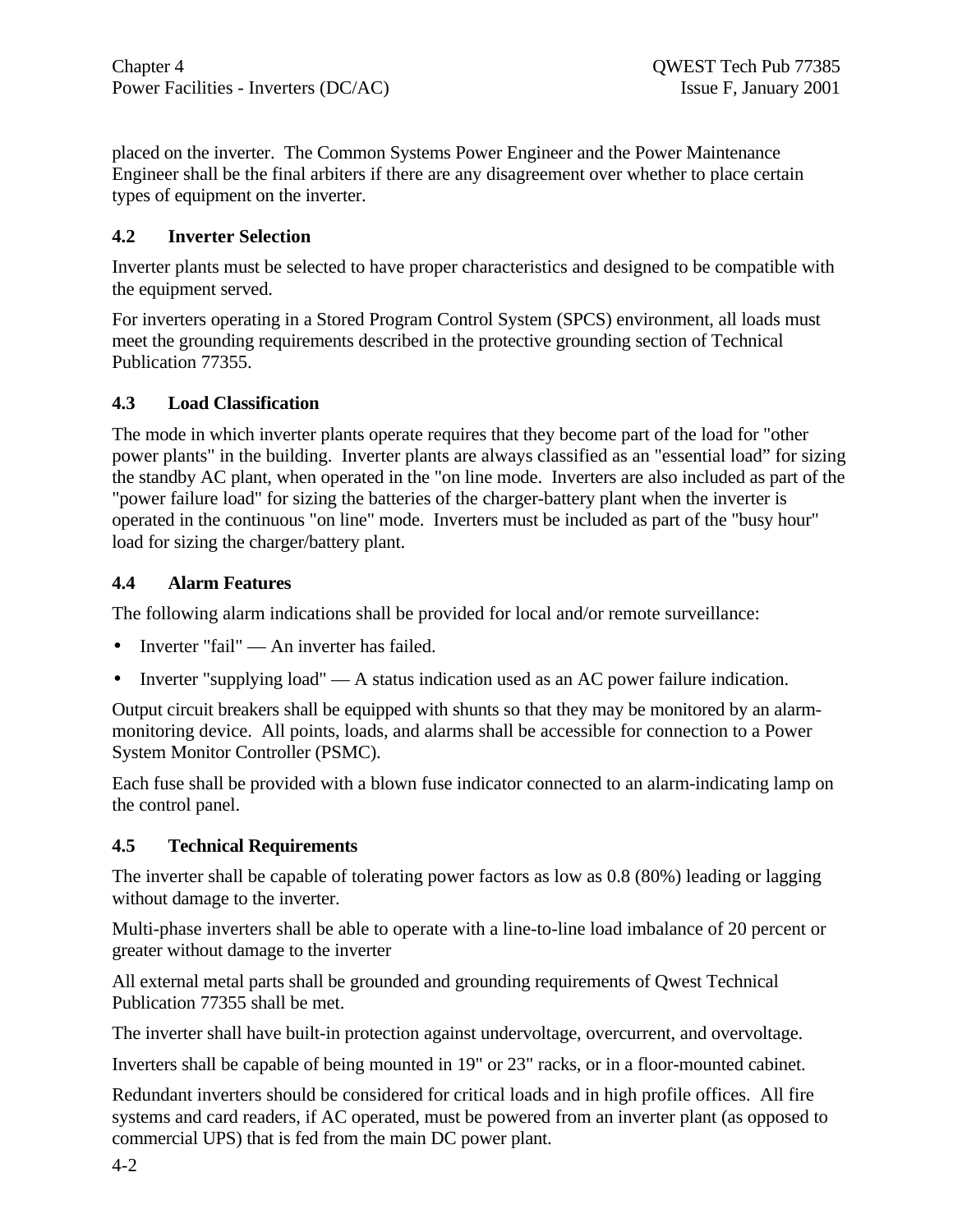placed on the inverter. The Common Systems Power Engineer and the Power Maintenance Engineer shall be the final arbiters if there are any disagreement over whether to place certain types of equipment on the inverter.

## 4.2 Inverter Selection

Inverter plants must be selected to have proper characteristics and designed to be compatible with the equipment served.

For inverters operating in a Stored Program Control System (SPCS) environment, all loads must meet the grounding requirements described in the protective grounding section of Technical Publication 77355.

## 4.3 Load Classification

The mode in which inverter plants operate requires that they become part of the load for "other power plants" in the building. Inverter plants are always classified as an "essential load" for sizing the standby AC plant, when operated in the "on line mode. Inverters are also included as part of the "power failure load" for sizing the batteries of the charger-battery plant when the inverter is operated in the continuous "on line" mode. Inverters must be included as part of the "busy hour" load for sizing the charger/battery plant.

## 4.4 Alarm Features

The following alarm indications shall be provided for local and/or remote surveillance:

- Inverter "fail" — An inverter has failed.
- Inverter "supplying load" — A status indication used as an AC power failure indication.

Output circuit breakers shall be equipped with shunts so that they may be monitored by an alarm-monitoring device. All points, loads, and alarms shall be accessible for connection to a Power System Monitor Controller (PSMC).

Each fuse shall be provided with a blown fuse indicator connected to an alarm-indicating lamp on the control panel.

## 4.5 Technical Requirements

The inverter shall be capable of tolerating power factors as low as 0.8 (80%) leading or lagging without damage to the inverter.

Multi-phase inverters shall be able to operate with a line-to-line load imbalance of 20 percent or greater without damage to the inverter

All external metal parts shall be grounded and grounding requirements of Qwest Technical Publication 77355 shall be met.

The inverter shall have built-in protection against undervoltage, overcurrent, and overvoltage.

Inverters shall be capable of being mounted in 19" or 23" racks, or in a floor-mounted cabinet.

Redundant inverters should be considered for critical loads and in high profile offices. All fire systems and card readers, if AC operated, must be powered from an inverter plant (as opposed to commercial UPS) that is fed from the main DC power plant.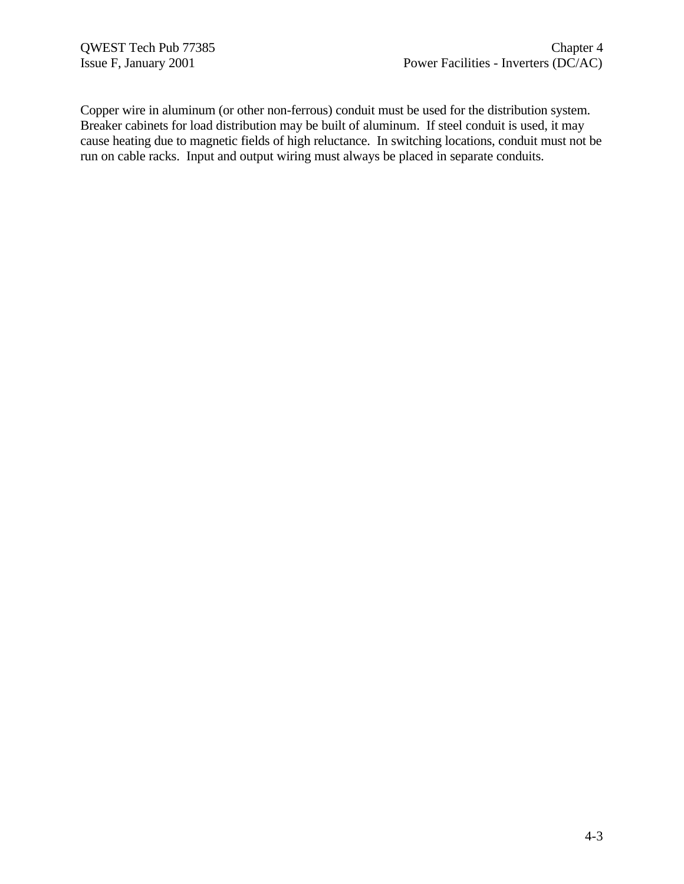Copper wire in aluminum (or other non-ferrous) conduit must be used for the distribution system. Breaker cabinets for load distribution may be built of aluminum. If steel conduit is used, it may cause heating due to magnetic fields of high reluctance. In switching locations, conduit must not be run on cable racks. Input and output wiring must always be placed in separate conduits.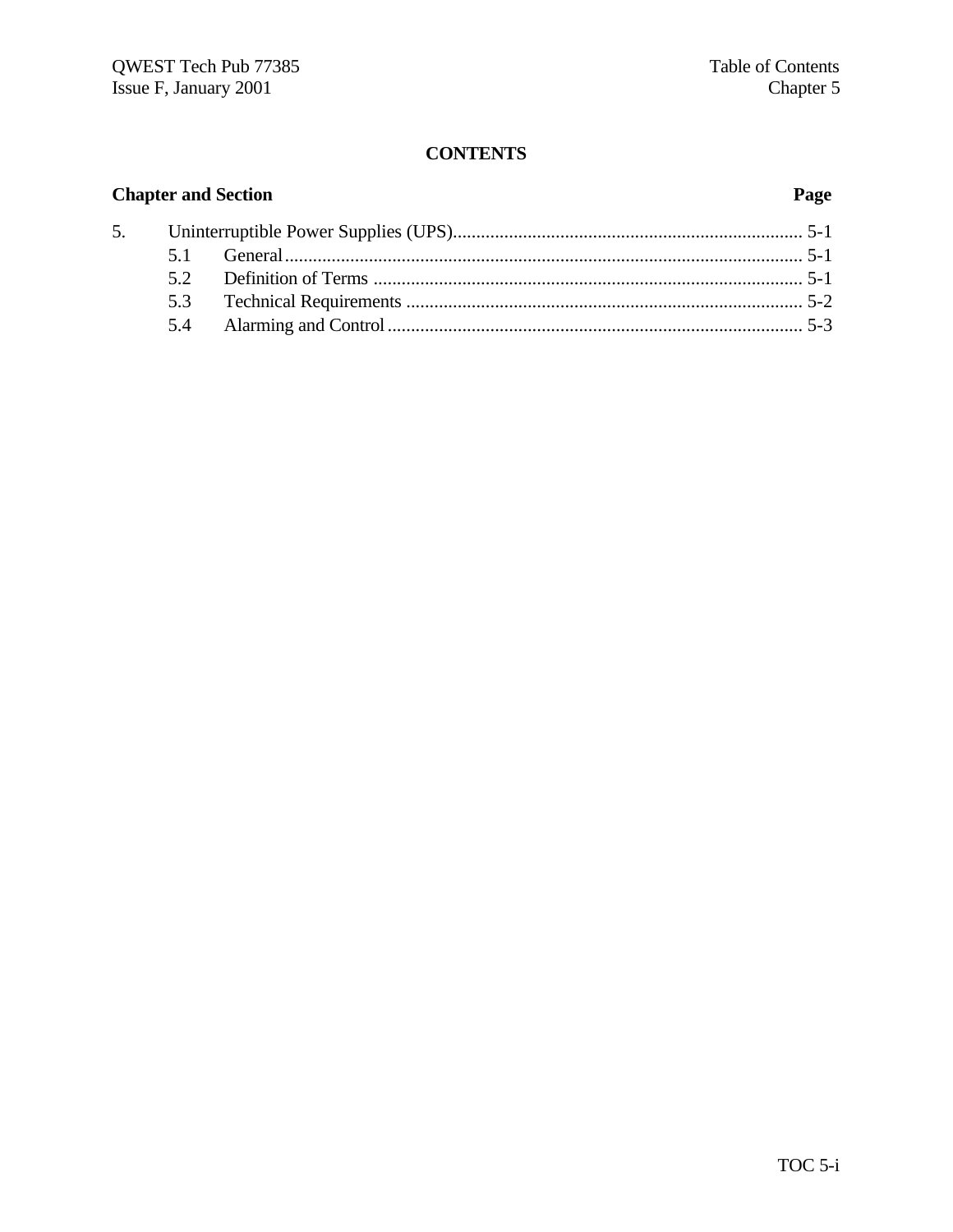# CONTENTS

| Chapter and Section | | Page |
|---|---|---|
| 5. | Uninterruptible Power Supplies (UPS) | 5-1 |
| 5.1 | General | 5-1 |
| 5.2 | Definition of Terms | 5-1 |
| 5.3 | Technical Requirements | 5-2 |
| 5.4 | Alarming and Control | 5-3 |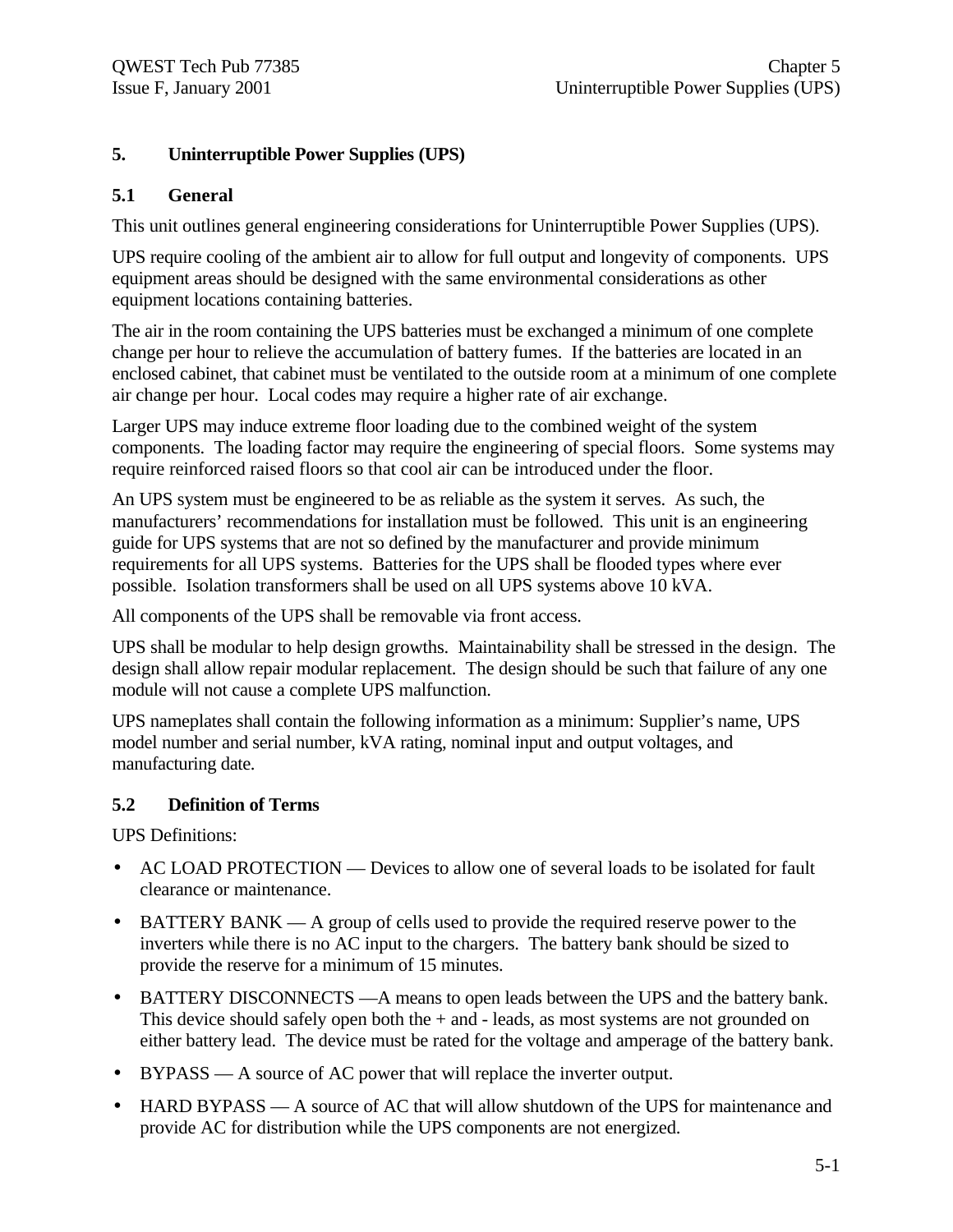# 5. Uninterruptible Power Supplies (UPS)

## 5.1 General

This unit outlines general engineering considerations for Uninterruptible Power Supplies (UPS).

UPS require cooling of the ambient air to allow for full output and longevity of components. UPS equipment areas should be designed with the same environmental considerations as other equipment locations containing batteries.

The air in the room containing the UPS batteries must be exchanged a minimum of one complete change per hour to relieve the accumulation of battery fumes. If the batteries are located in an enclosed cabinet, that cabinet must be ventilated to the outside room at a minimum of one complete air change per hour. Local codes may require a higher rate of air exchange.

Larger UPS may induce extreme floor loading due to the combined weight of the system components. The loading factor may require the engineering of special floors. Some systems may require reinforced raised floors so that cool air can be introduced under the floor.

An UPS system must be engineered to be as reliable as the system it serves. As such, the manufacturers' recommendations for installation must be followed. This unit is an engineering guide for UPS systems that are not so defined by the manufacturer and provide minimum requirements for all UPS systems. Batteries for the UPS shall be flooded types where ever possible. Isolation transformers shall be used on all UPS systems above 10 kVA.

All components of the UPS shall be removable via front access.

UPS shall be modular to help design growths. Maintainability shall be stressed in the design. The design shall allow repair modular replacement. The design should be such that failure of any one module will not cause a complete UPS malfunction.

UPS nameplates shall contain the following information as a minimum: Supplier's name, UPS model number and serial number, kVA rating, nominal input and output voltages, and manufacturing date.

## 5.2 Definition of Terms

UPS Definitions:

- AC LOAD PROTECTION — Devices to allow one of several loads to be isolated for fault clearance or maintenance.
- BATTERY BANK — A group of cells used to provide the required reserve power to the inverters while there is no AC input to the chargers. The battery bank should be sized to provide the reserve for a minimum of 15 minutes.
- BATTERY DISCONNECTS —A means to open leads between the UPS and the battery bank. This device should safely open both the + and - leads, as most systems are not grounded on either battery lead. The device must be rated for the voltage and amperage of the battery bank.
- BYPASS — A source of AC power that will replace the inverter output.
- HARD BYPASS — A source of AC that will allow shutdown of the UPS for maintenance and provide AC for distribution while the UPS components are not energized.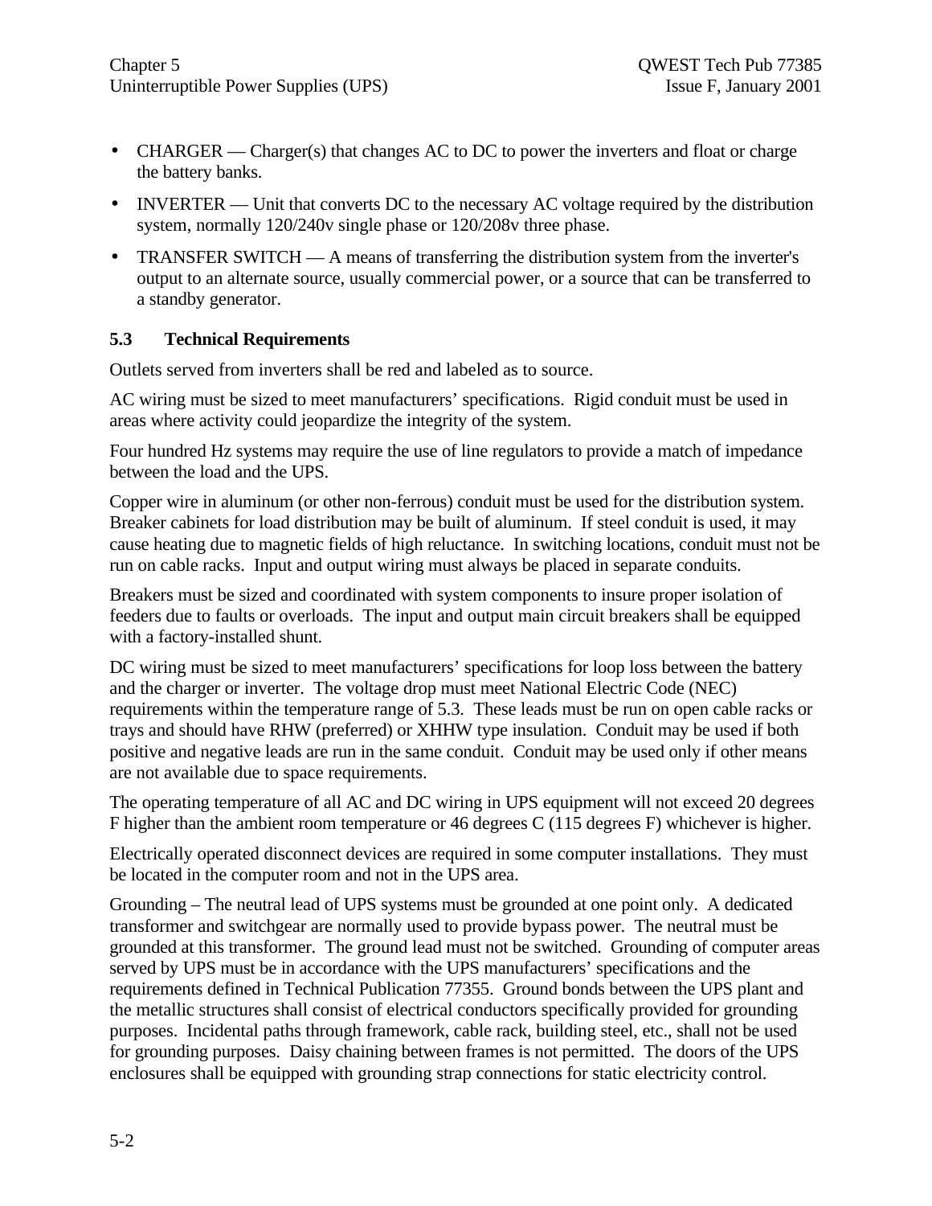- CHARGER — Charger(s) that changes AC to DC to power the inverters and float or charge the battery banks.
- INVERTER — Unit that converts DC to the necessary AC voltage required by the distribution system, normally 120/240v single phase or 120/208v three phase.
- TRANSFER SWITCH — A means of transferring the distribution system from the inverter's output to an alternate source, usually commercial power, or a source that can be transferred to a standby generator.

## 5.3 Technical Requirements

Outlets served from inverters shall be red and labeled as to source.

AC wiring must be sized to meet manufacturers' specifications. Rigid conduit must be used in areas where activity could jeopardize the integrity of the system.

Four hundred Hz systems may require the use of line regulators to provide a match of impedance between the load and the UPS.

Copper wire in aluminum (or other non-ferrous) conduit must be used for the distribution system. Breaker cabinets for load distribution may be built of aluminum. If steel conduit is used, it may cause heating due to magnetic fields of high reluctance. In switching locations, conduit must not be run on cable racks. Input and output wiring must always be placed in separate conduits.

Breakers must be sized and coordinated with system components to insure proper isolation of feeders due to faults or overloads. The input and output main circuit breakers shall be equipped with a factory-installed shunt.

DC wiring must be sized to meet manufacturers' specifications for loop loss between the battery and the charger or inverter. The voltage drop must meet National Electric Code (NEC) requirements within the temperature range of 5.3. These leads must be run on open cable racks or trays and should have RHW (preferred) or XHHW type insulation. Conduit may be used if both positive and negative leads are run in the same conduit. Conduit may be used only if other means are not available due to space requirements.

The operating temperature of all AC and DC wiring in UPS equipment will not exceed 20 degrees F higher than the ambient room temperature or 46 degrees C (115 degrees F) whichever is higher.

Electrically operated disconnect devices are required in some computer installations. They must be located in the computer room and not in the UPS area.

Grounding – The neutral lead of UPS systems must be grounded at one point only. A dedicated transformer and switchgear are normally used to provide bypass power. The neutral must be grounded at this transformer. The ground lead must not be switched. Grounding of computer areas served by UPS must be in accordance with the UPS manufacturers' specifications and the requirements defined in Technical Publication 77355. Ground bonds between the UPS plant and the metallic structures shall consist of electrical conductors specifically provided for grounding purposes. Incidental paths through framework, cable rack, building steel, etc., shall not be used for grounding purposes. Daisy chaining between frames is not permitted. The doors of the UPS enclosures shall be equipped with grounding strap connections for static electricity control.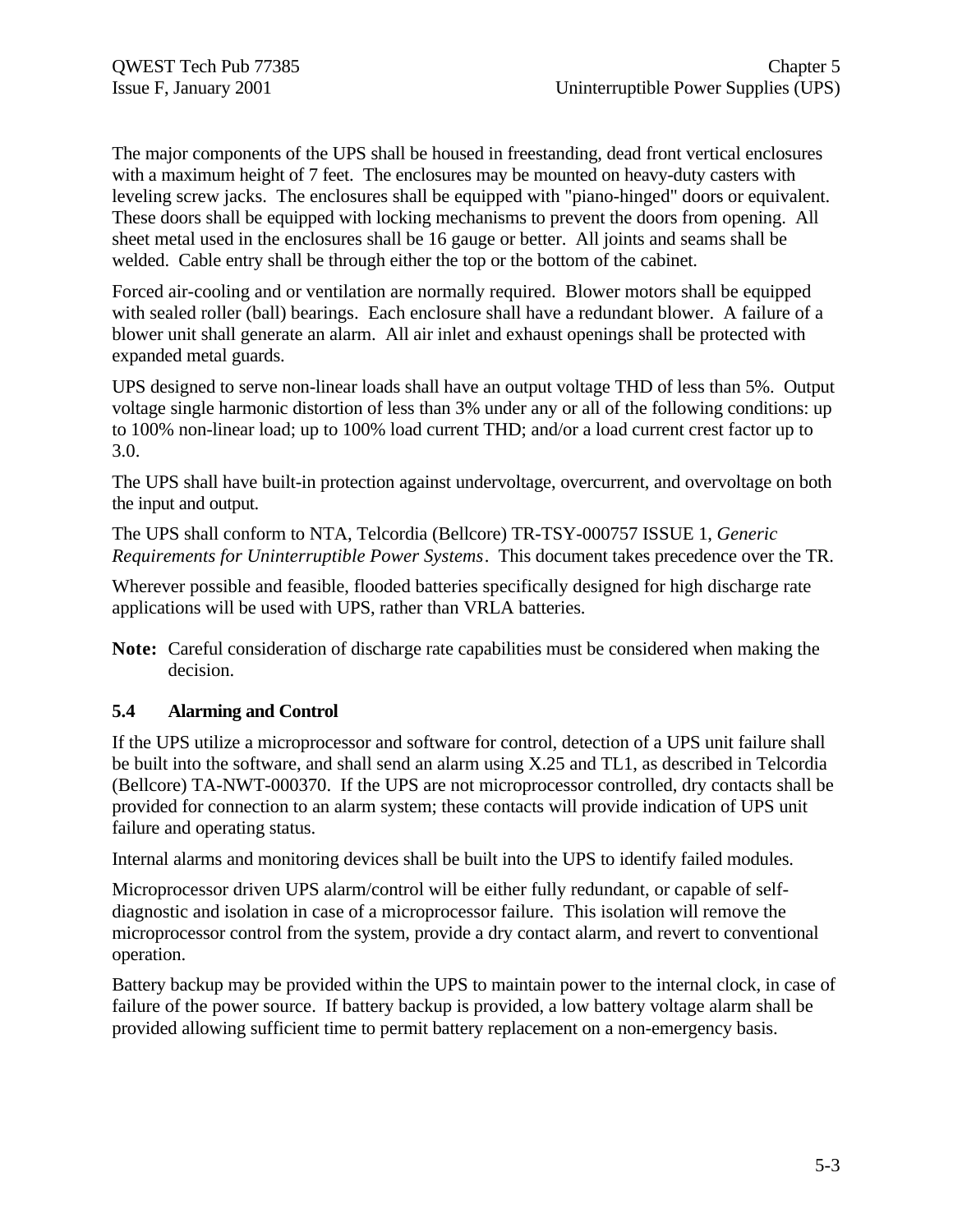The major components of the UPS shall be housed in freestanding, dead front vertical enclosures with a maximum height of 7 feet. The enclosures may be mounted on heavy-duty casters with leveling screw jacks. The enclosures shall be equipped with "piano-hinged" doors or equivalent. These doors shall be equipped with locking mechanisms to prevent the doors from opening. All sheet metal used in the enclosures shall be 16 gauge or better. All joints and seams shall be welded. Cable entry shall be through either the top or the bottom of the cabinet.

Forced air-cooling and or ventilation are normally required. Blower motors shall be equipped with sealed roller (ball) bearings. Each enclosure shall have a redundant blower. A failure of a blower unit shall generate an alarm. All air inlet and exhaust openings shall be protected with expanded metal guards.

UPS designed to serve non-linear loads shall have an output voltage THD of less than 5%. Output voltage single harmonic distortion of less than 3% under any or all of the following conditions: up to 100% non-linear load; up to 100% load current THD; and/or a load current crest factor up to 3.0.

The UPS shall have built-in protection against undervoltage, overcurrent, and overvoltage on both the input and output.

The UPS shall conform to NTA, Telcordia (Bellcore) TR-TSY-000757 ISSUE 1, *Generic Requirements for Uninterruptible Power Systems*. This document takes precedence over the TR.

Wherever possible and feasible, flooded batteries specifically designed for high discharge rate applications will be used with UPS, rather than VRLA batteries.

**Note:** Careful consideration of discharge rate capabilities must be considered when making the decision.

### 5.4 Alarming and Control

If the UPS utilize a microprocessor and software for control, detection of a UPS unit failure shall be built into the software, and shall send an alarm using X.25 and TL1, as described in Telcordia (Bellcore) TA-NWT-000370. If the UPS are not microprocessor controlled, dry contacts shall be provided for connection to an alarm system; these contacts will provide indication of UPS unit failure and operating status.

Internal alarms and monitoring devices shall be built into the UPS to identify failed modules.

Microprocessor driven UPS alarm/control will be either fully redundant, or capable of self-diagnostic and isolation in case of a microprocessor failure. This isolation will remove the microprocessor control from the system, provide a dry contact alarm, and revert to conventional operation.

Battery backup may be provided within the UPS to maintain power to the internal clock, in case of failure of the power source. If battery backup is provided, a low battery voltage alarm shall be provided allowing sufficient time to permit battery replacement on a non-emergency basis.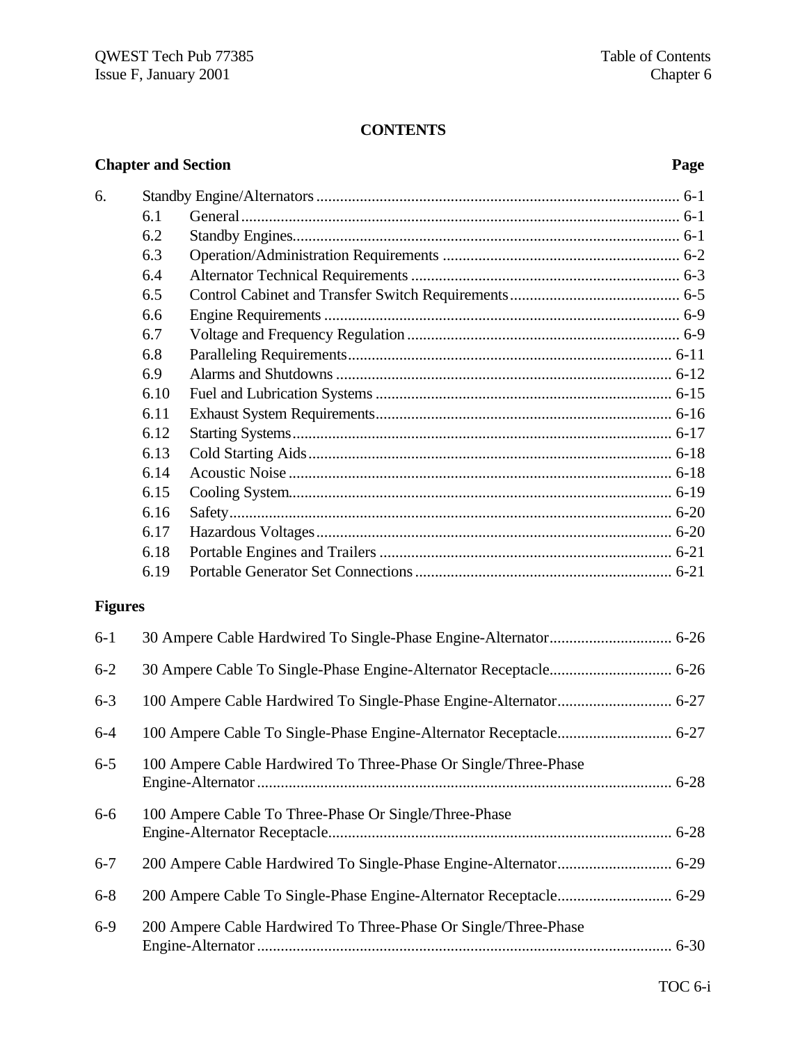# CONTENTS

| Chapter and Section | | | Page |
|---|---|---|---|
| 6. | | Standby Engine/Alternators | 6-1 |
| | 6.1 | General | 6-1 |
| | 6.2 | Standby Engines | 6-1 |
| | 6.3 | Operation/Administration Requirements | 6-2 |
| | 6.4 | Alternator Technical Requirements | 6-3 |
| | 6.5 | Control Cabinet and Transfer Switch Requirements | 6-5 |
| | 6.6 | Engine Requirements | 6-9 |
| | 6.7 | Voltage and Frequency Regulation | 6-9 |
| | 6.8 | Paralleling Requirements | 6-11 |
| | 6.9 | Alarms and Shutdowns | 6-12 |
| | 6.10 | Fuel and Lubrication Systems | 6-15 |
| | 6.11 | Exhaust System Requirements | 6-16 |
| | 6.12 | Starting Systems | 6-17 |
| | 6.13 | Cold Starting Aids | 6-18 |
| | 6.14 | Acoustic Noise | 6-18 |
| | 6.15 | Cooling System | 6-19 |
| | 6.16 | Safety | 6-20 |
| | 6.17 | Hazardous Voltages | 6-20 |
| | 6.18 | Portable Engines and Trailers | 6-21 |
| | 6.19 | Portable Generator Set Connections | 6-21 |

## Figures

| | | |
|---|---|---|
| 6-1 | 30 Ampere Cable Hardwired To Single-Phase Engine-Alternator | 6-26 |
| 6-2 | 30 Ampere Cable To Single-Phase Engine-Alternator Receptacle | 6-26 |
| 6-3 | 100 Ampere Cable Hardwired To Single-Phase Engine-Alternator | 6-27 |
| 6-4 | 100 Ampere Cable To Single-Phase Engine-Alternator Receptacle | 6-27 |
| 6-5 | 100 Ampere Cable Hardwired To Three-Phase Or Single/Three-Phase Engine-Alternator | 6-28 |
| 6-6 | 100 Ampere Cable To Three-Phase Or Single/Three-Phase Engine-Alternator Receptacle | 6-28 |
| 6-7 | 200 Ampere Cable Hardwired To Single-Phase Engine-Alternator | 6-29 |
| 6-8 | 200 Ampere Cable To Single-Phase Engine-Alternator Receptacle | 6-29 |
| 6-9 | 200 Ampere Cable Hardwired To Three-Phase Or Single/Three-Phase Engine-Alternator | 6-30 |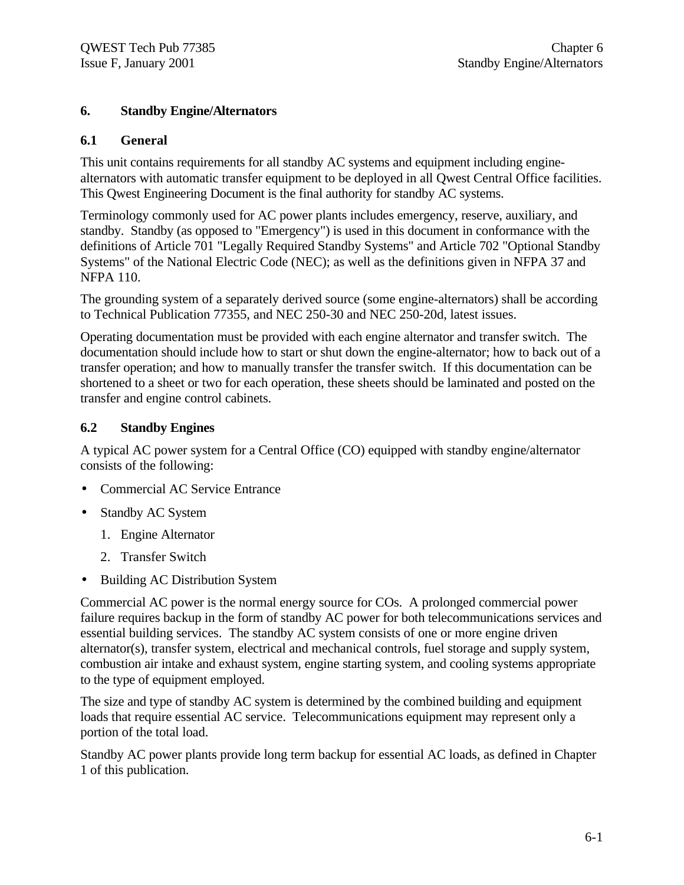# 6. Standby Engine/Alternators

## 6.1 General

This unit contains requirements for all standby AC systems and equipment including engine-alternators with automatic transfer equipment to be deployed in all Qwest Central Office facilities. This Qwest Engineering Document is the final authority for standby AC systems.

Terminology commonly used for AC power plants includes emergency, reserve, auxiliary, and standby. Standby (as opposed to "Emergency") is used in this document in conformance with the definitions of Article 701 "Legally Required Standby Systems" and Article 702 "Optional Standby Systems" of the National Electric Code (NEC); as well as the definitions given in NFPA 37 and NFPA 110.

The grounding system of a separately derived source (some engine-alternators) shall be according to Technical Publication 77355, and NEC 250-30 and NEC 250-20d, latest issues.

Operating documentation must be provided with each engine alternator and transfer switch. The documentation should include how to start or shut down the engine-alternator; how to back out of a transfer operation; and how to manually transfer the transfer switch. If this documentation can be shortened to a sheet or two for each operation, these sheets should be laminated and posted on the transfer and engine control cabinets.

## 6.2 Standby Engines

A typical AC power system for a Central Office (CO) equipped with standby engine/alternator consists of the following:

- Commercial AC Service Entrance
- Standby AC System
  1. Engine Alternator
  2. Transfer Switch
- Building AC Distribution System

Commercial AC power is the normal energy source for COs. A prolonged commercial power failure requires backup in the form of standby AC power for both telecommunications services and essential building services. The standby AC system consists of one or more engine driven alternator(s), transfer system, electrical and mechanical controls, fuel storage and supply system, combustion air intake and exhaust system, engine starting system, and cooling systems appropriate to the type of equipment employed.

The size and type of standby AC system is determined by the combined building and equipment loads that require essential AC service. Telecommunications equipment may represent only a portion of the total load.

Standby AC power plants provide long term backup for essential AC loads, as defined in Chapter 1 of this publication.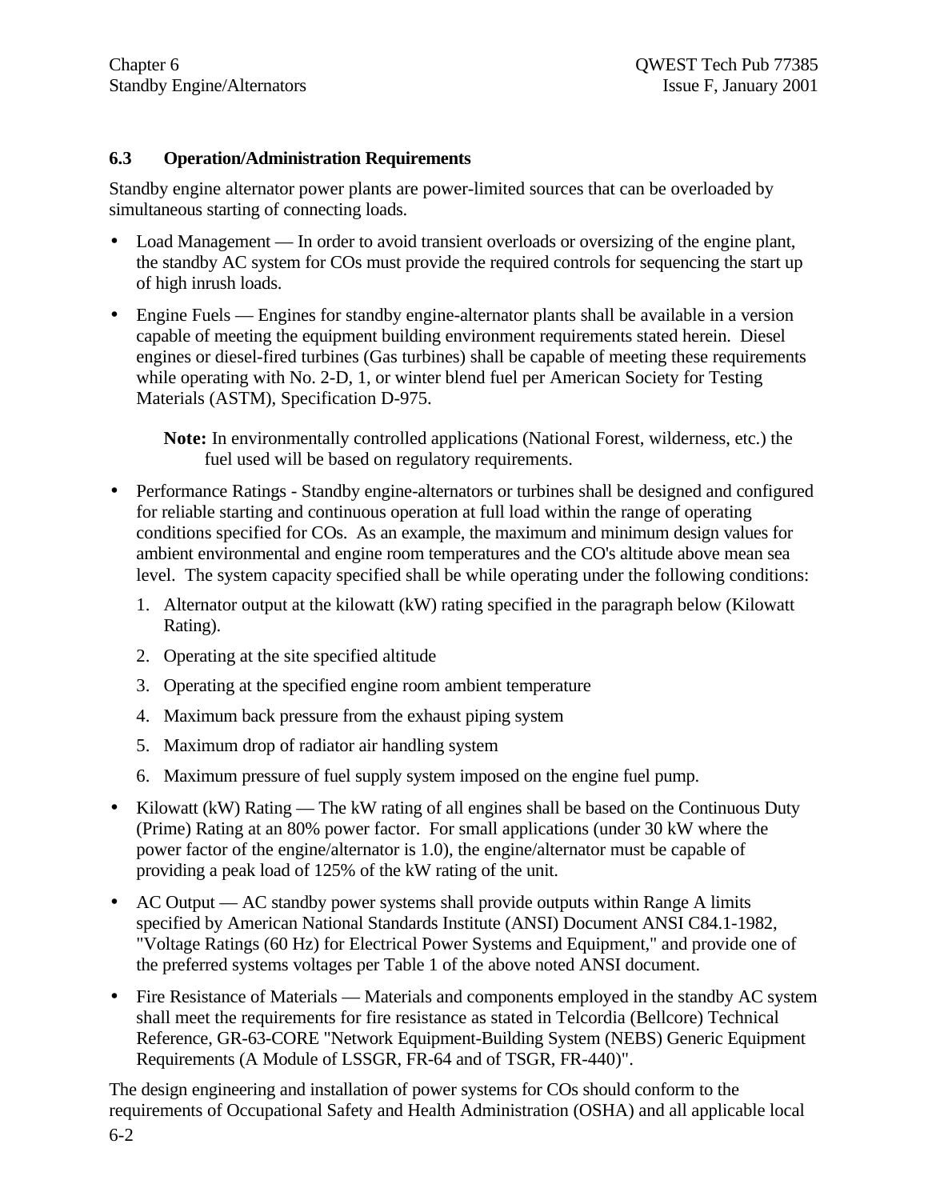## 6.3 Operation/Administration Requirements

Standby engine alternator power plants are power-limited sources that can be overloaded by simultaneous starting of connecting loads.

- Load Management — In order to avoid transient overloads or oversizing of the engine plant, the standby AC system for COs must provide the required controls for sequencing the start up of high inrush loads.
- Engine Fuels — Engines for standby engine-alternator plants shall be available in a version capable of meeting the equipment building environment requirements stated herein. Diesel engines or diesel-fired turbines (Gas turbines) shall be capable of meeting these requirements while operating with No. 2-D, 1, or winter blend fuel per American Society for Testing Materials (ASTM), Specification D-975.

  **Note:** In environmentally controlled applications (National Forest, wilderness, etc.) the fuel used will be based on regulatory requirements.

- Performance Ratings - Standby engine-alternators or turbines shall be designed and configured for reliable starting and continuous operation at full load within the range of operating conditions specified for COs. As an example, the maximum and minimum design values for ambient environmental and engine room temperatures and the CO's altitude above mean sea level. The system capacity specified shall be while operating under the following conditions:
  1. Alternator output at the kilowatt (kW) rating specified in the paragraph below (Kilowatt Rating).
  2. Operating at the site specified altitude
  3. Operating at the specified engine room ambient temperature
  4. Maximum back pressure from the exhaust piping system
  5. Maximum drop of radiator air handling system
  6. Maximum pressure of fuel supply system imposed on the engine fuel pump.
- Kilowatt (kW) Rating — The kW rating of all engines shall be based on the Continuous Duty (Prime) Rating at an 80% power factor. For small applications (under 30 kW where the power factor of the engine/alternator is 1.0), the engine/alternator must be capable of providing a peak load of 125% of the kW rating of the unit.
- AC Output — AC standby power systems shall provide outputs within Range A limits specified by American National Standards Institute (ANSI) Document ANSI C84.1-1982, "Voltage Ratings (60 Hz) for Electrical Power Systems and Equipment," and provide one of the preferred systems voltages per Table 1 of the above noted ANSI document.
- Fire Resistance of Materials — Materials and components employed in the standby AC system shall meet the requirements for fire resistance as stated in Telcordia (Bellcore) Technical Reference, GR-63-CORE "Network Equipment-Building System (NEBS) Generic Equipment Requirements (A Module of LSSGR, FR-64 and of TSGR, FR-440)".

The design engineering and installation of power systems for COs should conform to the requirements of Occupational Safety and Health Administration (OSHA) and all applicable local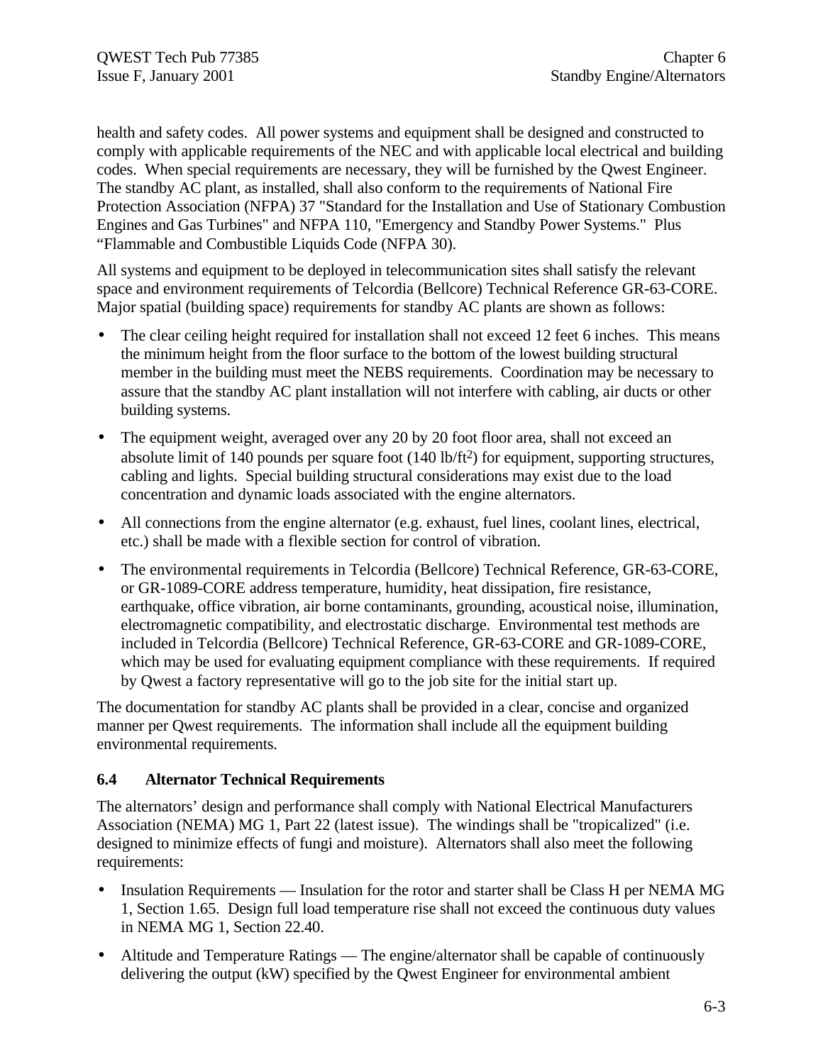health and safety codes. All power systems and equipment shall be designed and constructed to comply with applicable requirements of the NEC and with applicable local electrical and building codes. When special requirements are necessary, they will be furnished by the Qwest Engineer. The standby AC plant, as installed, shall also conform to the requirements of National Fire Protection Association (NFPA) 37 "Standard for the Installation and Use of Stationary Combustion Engines and Gas Turbines" and NFPA 110, "Emergency and Standby Power Systems." Plus "Flammable and Combustible Liquids Code (NFPA 30).

All systems and equipment to be deployed in telecommunication sites shall satisfy the relevant space and environment requirements of Telcordia (Bellcore) Technical Reference GR-63-CORE. Major spatial (building space) requirements for standby AC plants are shown as follows:

- The clear ceiling height required for installation shall not exceed 12 feet 6 inches. This means the minimum height from the floor surface to the bottom of the lowest building structural member in the building must meet the NEBS requirements. Coordination may be necessary to assure that the standby AC plant installation will not interfere with cabling, air ducts or other building systems.
- The equipment weight, averaged over any 20 by 20 foot floor area, shall not exceed an absolute limit of 140 pounds per square foot (140 lb/ft$^2$) for equipment, supporting structures, cabling and lights. Special building structural considerations may exist due to the load concentration and dynamic loads associated with the engine alternators.
- All connections from the engine alternator (e.g. exhaust, fuel lines, coolant lines, electrical, etc.) shall be made with a flexible section for control of vibration.
- The environmental requirements in Telcordia (Bellcore) Technical Reference, GR-63-CORE, or GR-1089-CORE address temperature, humidity, heat dissipation, fire resistance, earthquake, office vibration, air borne contaminants, grounding, acoustical noise, illumination, electromagnetic compatibility, and electrostatic discharge. Environmental test methods are included in Telcordia (Bellcore) Technical Reference, GR-63-CORE and GR-1089-CORE, which may be used for evaluating equipment compliance with these requirements. If required by Qwest a factory representative will go to the job site for the initial start up.

The documentation for standby AC plants shall be provided in a clear, concise and organized manner per Qwest requirements. The information shall include all the equipment building environmental requirements.

## 6.4 Alternator Technical Requirements

The alternators' design and performance shall comply with National Electrical Manufacturers Association (NEMA) MG 1, Part 22 (latest issue). The windings shall be "tropicalized" (i.e. designed to minimize effects of fungi and moisture). Alternators shall also meet the following requirements:

- Insulation Requirements — Insulation for the rotor and starter shall be Class H per NEMA MG 1, Section 1.65. Design full load temperature rise shall not exceed the continuous duty values in NEMA MG 1, Section 22.40.
- Altitude and Temperature Ratings — The engine/alternator shall be capable of continuously delivering the output (kW) specified by the Qwest Engineer for environmental ambient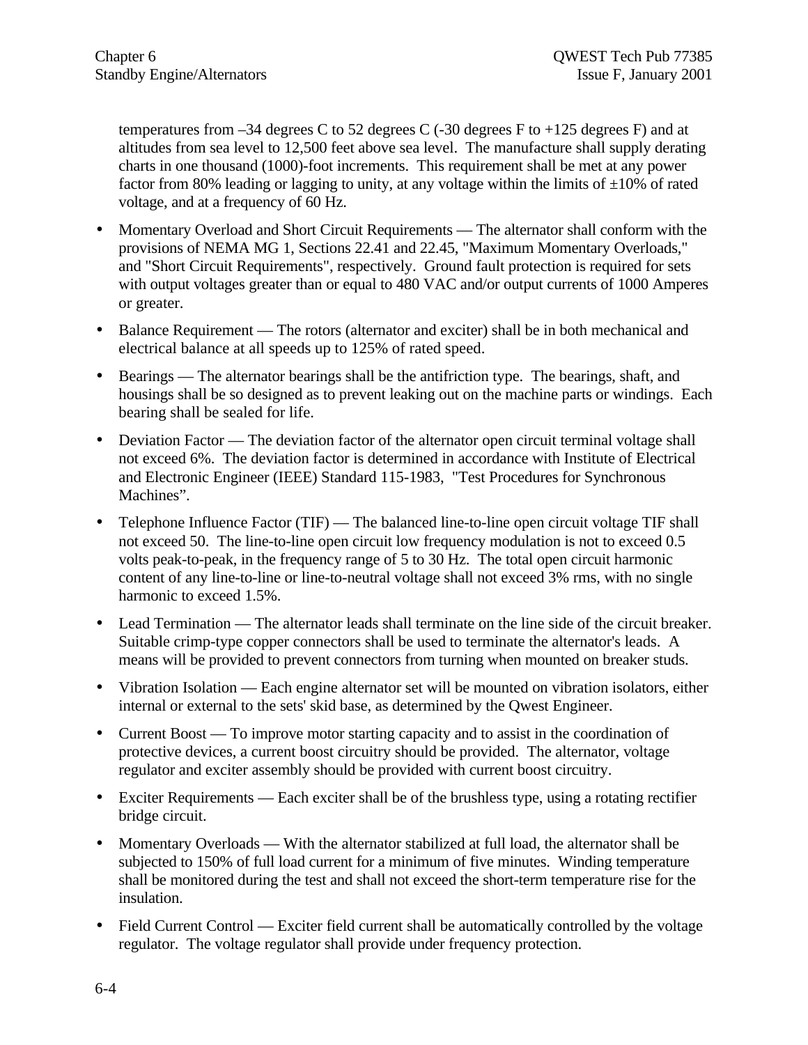temperatures from –34 degrees C to 52 degrees C (-30 degrees F to +125 degrees F) and at altitudes from sea level to 12,500 feet above sea level. The manufacture shall supply derating charts in one thousand (1000)-foot increments. This requirement shall be met at any power factor from 80% leading or lagging to unity, at any voltage within the limits of ±10% of rated voltage, and at a frequency of 60 Hz.

- Momentary Overload and Short Circuit Requirements — The alternator shall conform with the provisions of NEMA MG 1, Sections 22.41 and 22.45, "Maximum Momentary Overloads," and "Short Circuit Requirements", respectively. Ground fault protection is required for sets with output voltages greater than or equal to 480 VAC and/or output currents of 1000 Amperes or greater.
- Balance Requirement — The rotors (alternator and exciter) shall be in both mechanical and electrical balance at all speeds up to 125% of rated speed.
- Bearings — The alternator bearings shall be the antifriction type. The bearings, shaft, and housings shall be so designed as to prevent leaking out on the machine parts or windings. Each bearing shall be sealed for life.
- Deviation Factor — The deviation factor of the alternator open circuit terminal voltage shall not exceed 6%. The deviation factor is determined in accordance with Institute of Electrical and Electronic Engineer (IEEE) Standard 115-1983, "Test Procedures for Synchronous Machines".
- Telephone Influence Factor (TIF) — The balanced line-to-line open circuit voltage TIF shall not exceed 50. The line-to-line open circuit low frequency modulation is not to exceed 0.5 volts peak-to-peak, in the frequency range of 5 to 30 Hz. The total open circuit harmonic content of any line-to-line or line-to-neutral voltage shall not exceed 3% rms, with no single harmonic to exceed 1.5%.
- Lead Termination — The alternator leads shall terminate on the line side of the circuit breaker. Suitable crimp-type copper connectors shall be used to terminate the alternator's leads. A means will be provided to prevent connectors from turning when mounted on breaker studs.
- Vibration Isolation — Each engine alternator set will be mounted on vibration isolators, either internal or external to the sets' skid base, as determined by the Qwest Engineer.
- Current Boost — To improve motor starting capacity and to assist in the coordination of protective devices, a current boost circuitry should be provided. The alternator, voltage regulator and exciter assembly should be provided with current boost circuitry.
- Exciter Requirements — Each exciter shall be of the brushless type, using a rotating rectifier bridge circuit.
- Momentary Overloads — With the alternator stabilized at full load, the alternator shall be subjected to 150% of full load current for a minimum of five minutes. Winding temperature shall be monitored during the test and shall not exceed the short-term temperature rise for the insulation.
- Field Current Control — Exciter field current shall be automatically controlled by the voltage regulator. The voltage regulator shall provide under frequency protection.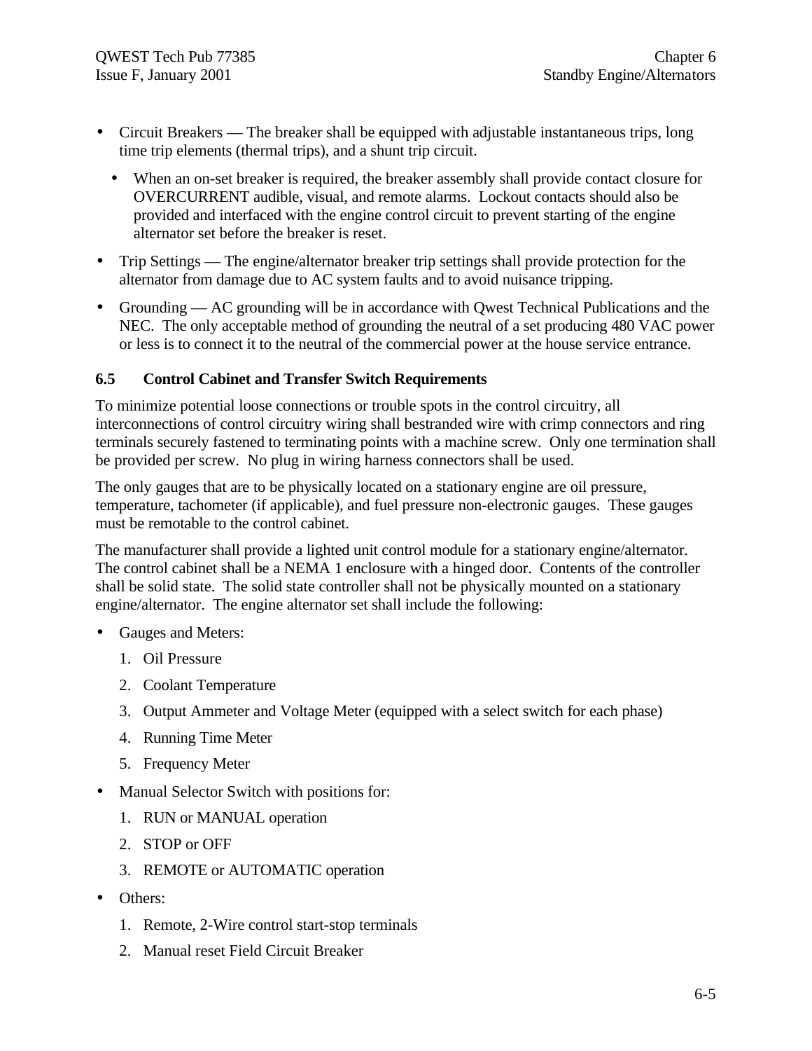- Circuit Breakers — The breaker shall be equipped with adjustable instantaneous trips, long time trip elements (thermal trips), and a shunt trip circuit.
  - When an on-set breaker is required, the breaker assembly shall provide contact closure for OVERCURRENT audible, visual, and remote alarms. Lockout contacts should also be provided and interfaced with the engine control circuit to prevent starting of the engine alternator set before the breaker is reset.
- Trip Settings — The engine/alternator breaker trip settings shall provide protection for the alternator from damage due to AC system faults and to avoid nuisance tripping.
- Grounding — AC grounding will be in accordance with Qwest Technical Publications and the NEC. The only acceptable method of grounding the neutral of a set producing 480 VAC power or less is to connect it to the neutral of the commercial power at the house service entrance.

### 6.5 Control Cabinet and Transfer Switch Requirements

To minimize potential loose connections or trouble spots in the control circuitry, all interconnections of control circuitry wiring shall bestranded wire with crimp connectors and ring terminals securely fastened to terminating points with a machine screw. Only one termination shall be provided per screw. No plug in wiring harness connectors shall be used.

The only gauges that are to be physically located on a stationary engine are oil pressure, temperature, tachometer (if applicable), and fuel pressure non-electronic gauges. These gauges must be remotable to the control cabinet.

The manufacturer shall provide a lighted unit control module for a stationary engine/alternator. The control cabinet shall be a NEMA 1 enclosure with a hinged door. Contents of the controller shall be solid state. The solid state controller shall not be physically mounted on a stationary engine/alternator. The engine alternator set shall include the following:

- Gauges and Meters:
  1. Oil Pressure
  2. Coolant Temperature
  3. Output Ammeter and Voltage Meter (equipped with a select switch for each phase)
  4. Running Time Meter
  5. Frequency Meter
- Manual Selector Switch with positions for:
  1. RUN or MANUAL operation
  2. STOP or OFF
  3. REMOTE or AUTOMATIC operation
- Others:
  1. Remote, 2-Wire control start-stop terminals
  2. Manual reset Field Circuit Breaker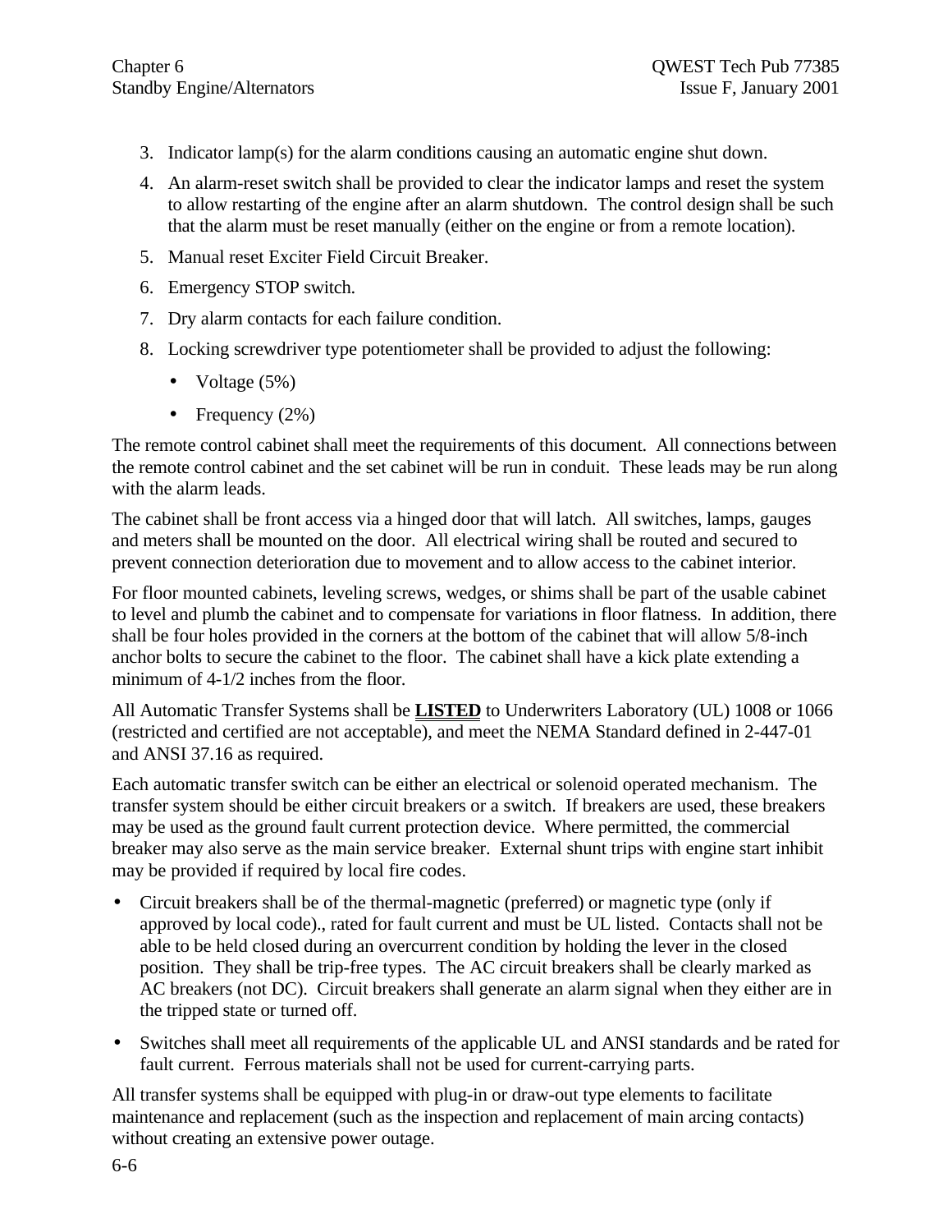3. Indicator lamp(s) for the alarm conditions causing an automatic engine shut down.
4. An alarm-reset switch shall be provided to clear the indicator lamps and reset the system to allow restarting of the engine after an alarm shutdown. The control design shall be such that the alarm must be reset manually (either on the engine or from a remote location).
5. Manual reset Exciter Field Circuit Breaker.
6. Emergency STOP switch.
7. Dry alarm contacts for each failure condition.
8. Locking screwdriver type potentiometer shall be provided to adjust the following:
   - Voltage (5%)
   - Frequency (2%)

The remote control cabinet shall meet the requirements of this document. All connections between the remote control cabinet and the set cabinet will be run in conduit. These leads may be run along with the alarm leads.

The cabinet shall be front access via a hinged door that will latch. All switches, lamps, gauges and meters shall be mounted on the door. All electrical wiring shall be routed and secured to prevent connection deterioration due to movement and to allow access to the cabinet interior.

For floor mounted cabinets, leveling screws, wedges, or shims shall be part of the usable cabinet to level and plumb the cabinet and to compensate for variations in floor flatness. In addition, there shall be four holes provided in the corners at the bottom of the cabinet that will allow 5/8-inch anchor bolts to secure the cabinet to the floor. The cabinet shall have a kick plate extending a minimum of 4-1/2 inches from the floor.

All Automatic Transfer Systems shall be **LISTED** to Underwriters Laboratory (UL) 1008 or 1066 (restricted and certified are not acceptable), and meet the NEMA Standard defined in 2-447-01 and ANSI 37.16 as required.

Each automatic transfer switch can be either an electrical or solenoid operated mechanism. The transfer system should be either circuit breakers or a switch. If breakers are used, these breakers may be used as the ground fault current protection device. Where permitted, the commercial breaker may also serve as the main service breaker. External shunt trips with engine start inhibit may be provided if required by local fire codes.

- Circuit breakers shall be of the thermal-magnetic (preferred) or magnetic type (only if approved by local code)., rated for fault current and must be UL listed. Contacts shall not be able to be held closed during an overcurrent condition by holding the lever in the closed position. They shall be trip-free types. The AC circuit breakers shall be clearly marked as AC breakers (not DC). Circuit breakers shall generate an alarm signal when they either are in the tripped state or turned off.
- Switches shall meet all requirements of the applicable UL and ANSI standards and be rated for fault current. Ferrous materials shall not be used for current-carrying parts.

All transfer systems shall be equipped with plug-in or draw-out type elements to facilitate maintenance and replacement (such as the inspection and replacement of main arcing contacts) without creating an extensive power outage.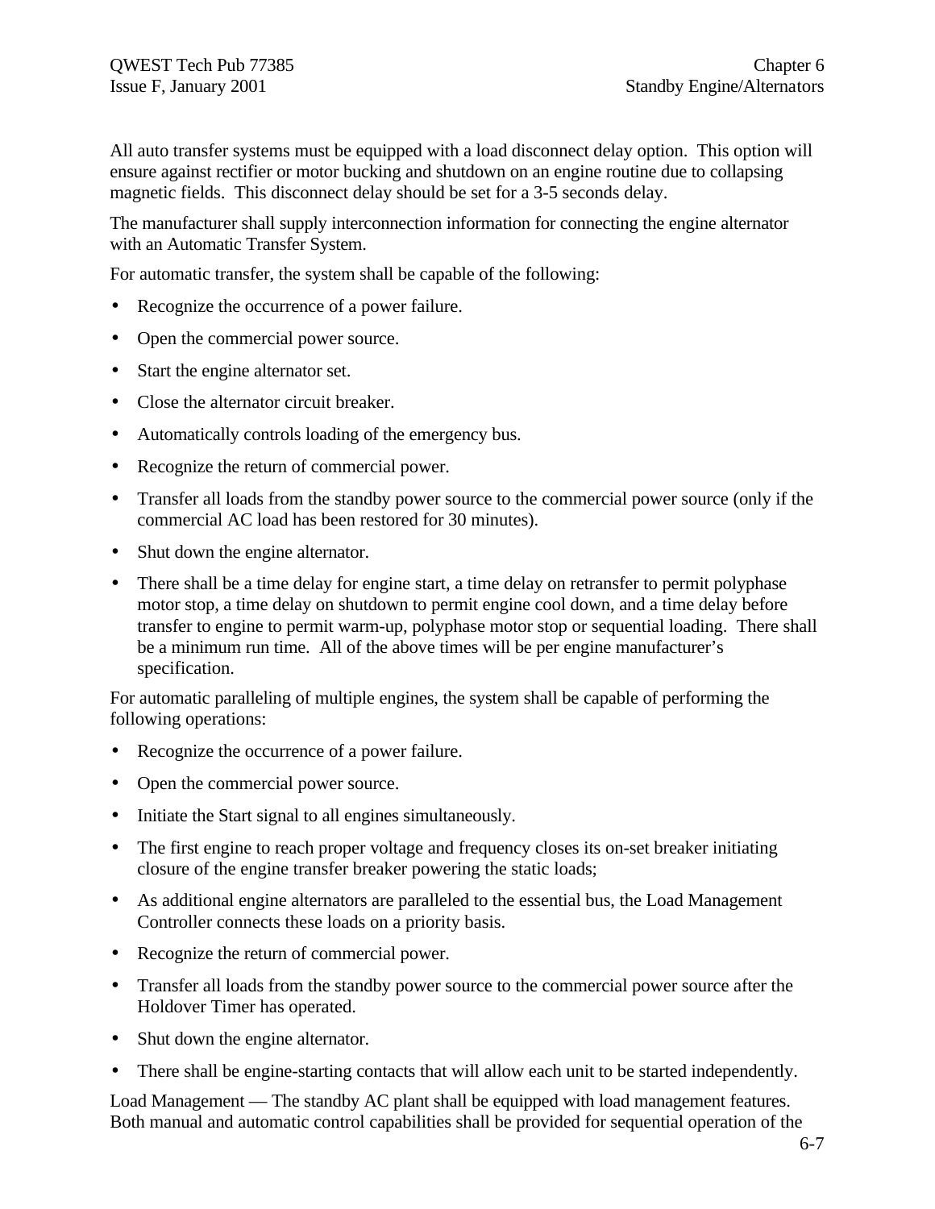All auto transfer systems must be equipped with a load disconnect delay option. This option will ensure against rectifier or motor bucking and shutdown on an engine routine due to collapsing magnetic fields. This disconnect delay should be set for a 3-5 seconds delay.

The manufacturer shall supply interconnection information for connecting the engine alternator with an Automatic Transfer System.

For automatic transfer, the system shall be capable of the following:

- Recognize the occurrence of a power failure.
- Open the commercial power source.
- Start the engine alternator set.
- Close the alternator circuit breaker.
- Automatically controls loading of the emergency bus.
- Recognize the return of commercial power.
- Transfer all loads from the standby power source to the commercial power source (only if the commercial AC load has been restored for 30 minutes).
- Shut down the engine alternator.
- There shall be a time delay for engine start, a time delay on retransfer to permit polyphase motor stop, a time delay on shutdown to permit engine cool down, and a time delay before transfer to engine to permit warm-up, polyphase motor stop or sequential loading. There shall be a minimum run time. All of the above times will be per engine manufacturer's specification.

For automatic paralleling of multiple engines, the system shall be capable of performing the following operations:

- Recognize the occurrence of a power failure.
- Open the commercial power source.
- Initiate the Start signal to all engines simultaneously.
- The first engine to reach proper voltage and frequency closes its on-set breaker initiating closure of the engine transfer breaker powering the static loads;
- As additional engine alternators are paralleled to the essential bus, the Load Management Controller connects these loads on a priority basis.
- Recognize the return of commercial power.
- Transfer all loads from the standby power source to the commercial power source after the Holdover Timer has operated.
- Shut down the engine alternator.
- There shall be engine-starting contacts that will allow each unit to be started independently.

Load Management — The standby AC plant shall be equipped with load management features. Both manual and automatic control capabilities shall be provided for sequential operation of the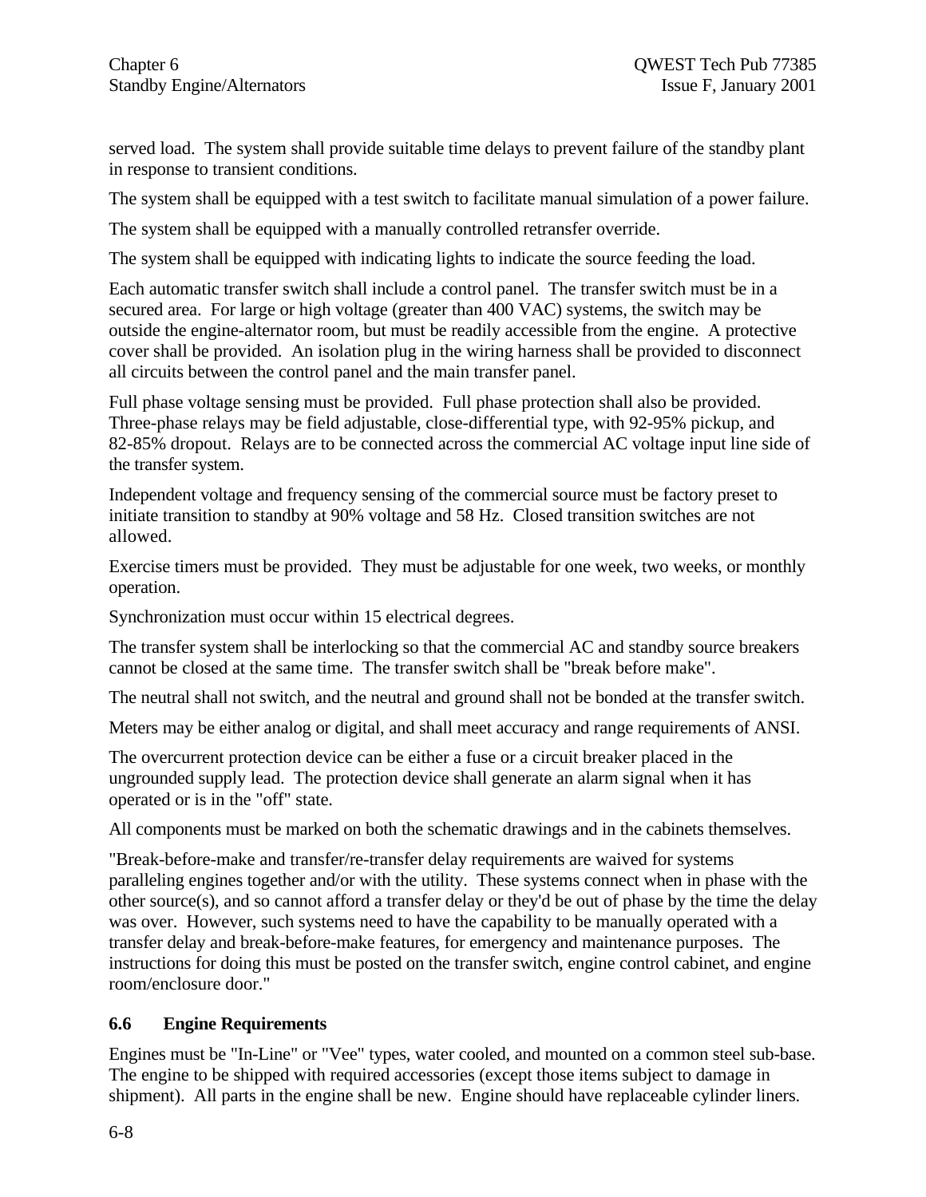served load. The system shall provide suitable time delays to prevent failure of the standby plant in response to transient conditions.

The system shall be equipped with a test switch to facilitate manual simulation of a power failure.

The system shall be equipped with a manually controlled retransfer override.

The system shall be equipped with indicating lights to indicate the source feeding the load.

Each automatic transfer switch shall include a control panel. The transfer switch must be in a secured area. For large or high voltage (greater than 400 VAC) systems, the switch may be outside the engine-alternator room, but must be readily accessible from the engine. A protective cover shall be provided. An isolation plug in the wiring harness shall be provided to disconnect all circuits between the control panel and the main transfer panel.

Full phase voltage sensing must be provided. Full phase protection shall also be provided. Three-phase relays may be field adjustable, close-differential type, with 92-95% pickup, and 82-85% dropout. Relays are to be connected across the commercial AC voltage input line side of the transfer system.

Independent voltage and frequency sensing of the commercial source must be factory preset to initiate transition to standby at 90% voltage and 58 Hz. Closed transition switches are not allowed.

Exercise timers must be provided. They must be adjustable for one week, two weeks, or monthly operation.

Synchronization must occur within 15 electrical degrees.

The transfer system shall be interlocking so that the commercial AC and standby source breakers cannot be closed at the same time. The transfer switch shall be "break before make".

The neutral shall not switch, and the neutral and ground shall not be bonded at the transfer switch.

Meters may be either analog or digital, and shall meet accuracy and range requirements of ANSI.

The overcurrent protection device can be either a fuse or a circuit breaker placed in the ungrounded supply lead. The protection device shall generate an alarm signal when it has operated or is in the "off" state.

All components must be marked on both the schematic drawings and in the cabinets themselves.

"Break-before-make and transfer/re-transfer delay requirements are waived for systems paralleling engines together and/or with the utility. These systems connect when in phase with the other source(s), and so cannot afford a transfer delay or they'd be out of phase by the time the delay was over. However, such systems need to have the capability to be manually operated with a transfer delay and break-before-make features, for emergency and maintenance purposes. The instructions for doing this must be posted on the transfer switch, engine control cabinet, and engine room/enclosure door."

## 6.6 Engine Requirements

Engines must be "In-Line" or "Vee" types, water cooled, and mounted on a common steel sub-base. The engine to be shipped with required accessories (except those items subject to damage in shipment). All parts in the engine shall be new. Engine should have replaceable cylinder liners.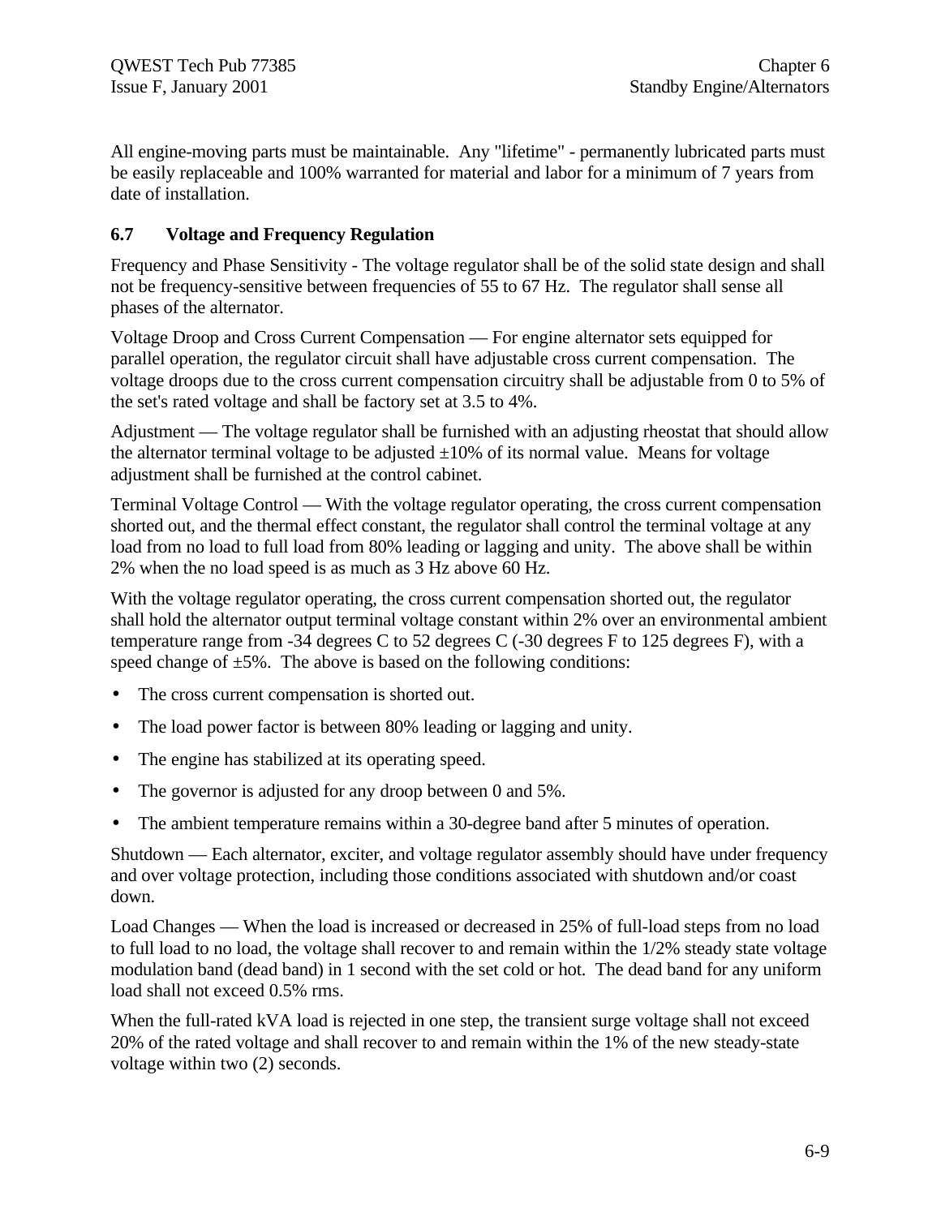All engine-moving parts must be maintainable. Any "lifetime" - permanently lubricated parts must be easily replaceable and 100% warranted for material and labor for a minimum of 7 years from date of installation.

### 6.7 Voltage and Frequency Regulation

Frequency and Phase Sensitivity - The voltage regulator shall be of the solid state design and shall not be frequency-sensitive between frequencies of 55 to 67 Hz. The regulator shall sense all phases of the alternator.

Voltage Droop and Cross Current Compensation — For engine alternator sets equipped for parallel operation, the regulator circuit shall have adjustable cross current compensation. The voltage droops due to the cross current compensation circuitry shall be adjustable from 0 to 5% of the set's rated voltage and shall be factory set at 3.5 to 4%.

Adjustment — The voltage regulator shall be furnished with an adjusting rheostat that should allow the alternator terminal voltage to be adjusted ±10% of its normal value. Means for voltage adjustment shall be furnished at the control cabinet.

Terminal Voltage Control — With the voltage regulator operating, the cross current compensation shorted out, and the thermal effect constant, the regulator shall control the terminal voltage at any load from no load to full load from 80% leading or lagging and unity. The above shall be within 2% when the no load speed is as much as 3 Hz above 60 Hz.

With the voltage regulator operating, the cross current compensation shorted out, the regulator shall hold the alternator output terminal voltage constant within 2% over an environmental ambient temperature range from -34 degrees C to 52 degrees C (-30 degrees F to 125 degrees F), with a speed change of ±5%. The above is based on the following conditions:

- The cross current compensation is shorted out.
- The load power factor is between 80% leading or lagging and unity.
- The engine has stabilized at its operating speed.
- The governor is adjusted for any droop between 0 and 5%.
- The ambient temperature remains within a 30-degree band after 5 minutes of operation.

Shutdown — Each alternator, exciter, and voltage regulator assembly should have under frequency and over voltage protection, including those conditions associated with shutdown and/or coast down.

Load Changes — When the load is increased or decreased in 25% of full-load steps from no load to full load to no load, the voltage shall recover to and remain within the 1/2% steady state voltage modulation band (dead band) in 1 second with the set cold or hot. The dead band for any uniform load shall not exceed 0.5% rms.

When the full-rated kVA load is rejected in one step, the transient surge voltage shall not exceed 20% of the rated voltage and shall recover to and remain within the 1% of the new steady-state voltage within two (2) seconds.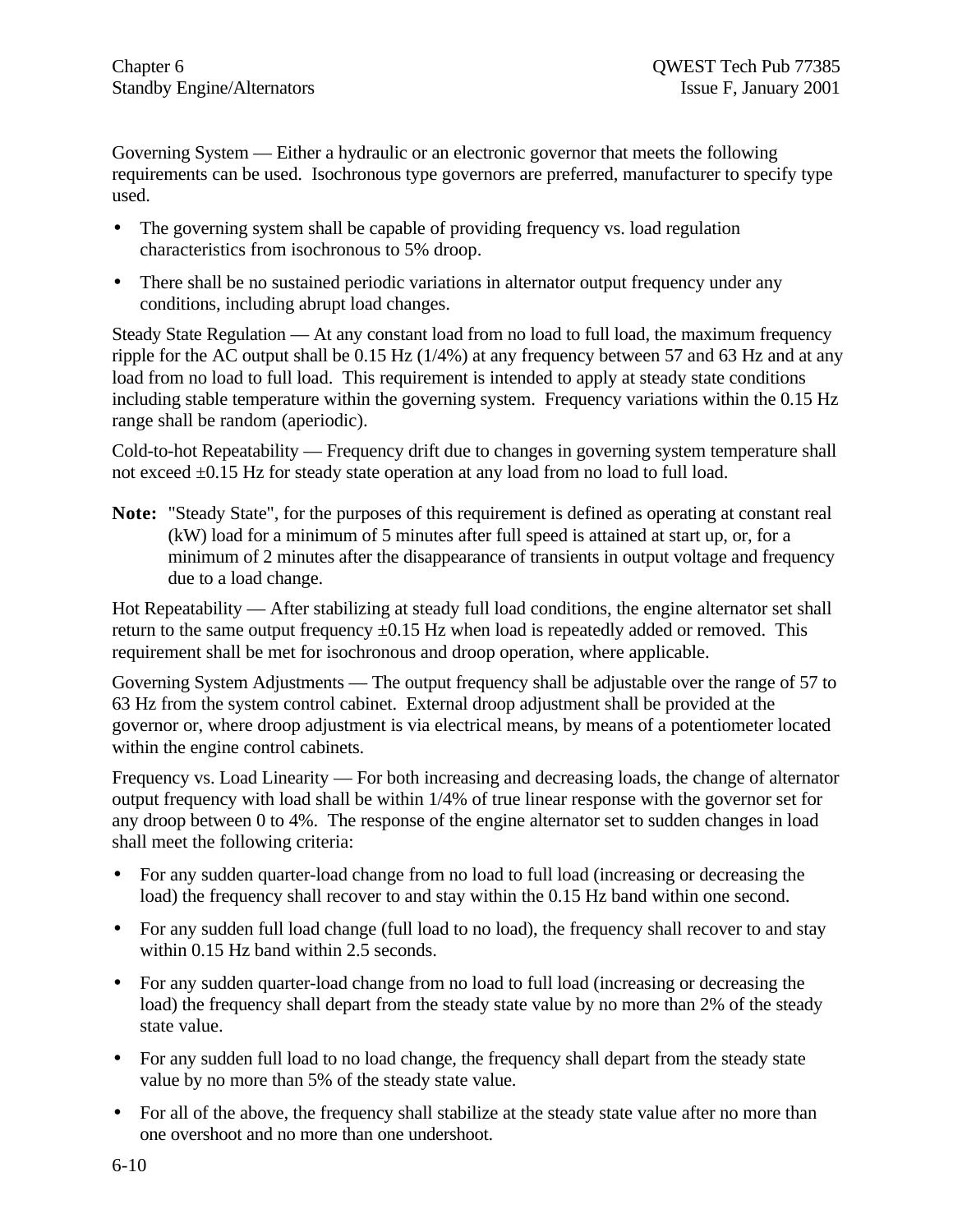Governing System — Either a hydraulic or an electronic governor that meets the following requirements can be used. Isochronous type governors are preferred, manufacturer to specify type used.

- The governing system shall be capable of providing frequency vs. load regulation characteristics from isochronous to 5% droop.
- There shall be no sustained periodic variations in alternator output frequency under any conditions, including abrupt load changes.

Steady State Regulation — At any constant load from no load to full load, the maximum frequency ripple for the AC output shall be 0.15 Hz (1/4%) at any frequency between 57 and 63 Hz and at any load from no load to full load. This requirement is intended to apply at steady state conditions including stable temperature within the governing system. Frequency variations within the 0.15 Hz range shall be random (aperiodic).

Cold-to-hot Repeatability — Frequency drift due to changes in governing system temperature shall not exceed ±0.15 Hz for steady state operation at any load from no load to full load.

**Note:** "Steady State", for the purposes of this requirement is defined as operating at constant real (kW) load for a minimum of 5 minutes after full speed is attained at start up, or, for a minimum of 2 minutes after the disappearance of transients in output voltage and frequency due to a load change.

Hot Repeatability — After stabilizing at steady full load conditions, the engine alternator set shall return to the same output frequency ±0.15 Hz when load is repeatedly added or removed. This requirement shall be met for isochronous and droop operation, where applicable.

Governing System Adjustments — The output frequency shall be adjustable over the range of 57 to 63 Hz from the system control cabinet. External droop adjustment shall be provided at the governor or, where droop adjustment is via electrical means, by means of a potentiometer located within the engine control cabinets.

Frequency vs. Load Linearity — For both increasing and decreasing loads, the change of alternator output frequency with load shall be within 1/4% of true linear response with the governor set for any droop between 0 to 4%. The response of the engine alternator set to sudden changes in load shall meet the following criteria:

- For any sudden quarter-load change from no load to full load (increasing or decreasing the load) the frequency shall recover to and stay within the 0.15 Hz band within one second.
- For any sudden full load change (full load to no load), the frequency shall recover to and stay within 0.15 Hz band within 2.5 seconds.
- For any sudden quarter-load change from no load to full load (increasing or decreasing the load) the frequency shall depart from the steady state value by no more than 2% of the steady state value.
- For any sudden full load to no load change, the frequency shall depart from the steady state value by no more than 5% of the steady state value.
- For all of the above, the frequency shall stabilize at the steady state value after no more than one overshoot and no more than one undershoot.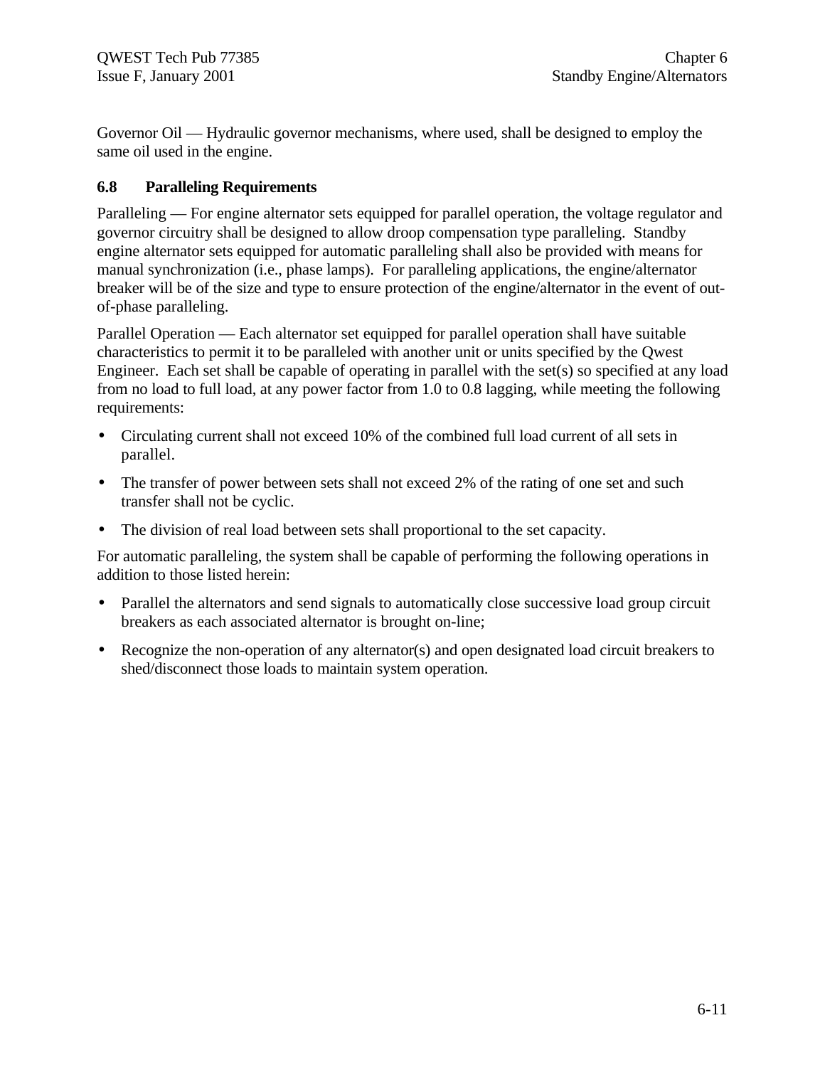Governor Oil — Hydraulic governor mechanisms, where used, shall be designed to employ the same oil used in the engine.

### 6.8 Paralleling Requirements

Paralleling — For engine alternator sets equipped for parallel operation, the voltage regulator and governor circuitry shall be designed to allow droop compensation type paralleling. Standby engine alternator sets equipped for automatic paralleling shall also be provided with means for manual synchronization (i.e., phase lamps). For paralleling applications, the engine/alternator breaker will be of the size and type to ensure protection of the engine/alternator in the event of out-of-phase paralleling.

Parallel Operation — Each alternator set equipped for parallel operation shall have suitable characteristics to permit it to be paralleled with another unit or units specified by the Qwest Engineer. Each set shall be capable of operating in parallel with the set(s) so specified at any load from no load to full load, at any power factor from 1.0 to 0.8 lagging, while meeting the following requirements:

- Circulating current shall not exceed 10% of the combined full load current of all sets in parallel.
- The transfer of power between sets shall not exceed 2% of the rating of one set and such transfer shall not be cyclic.
- The division of real load between sets shall proportional to the set capacity.

For automatic paralleling, the system shall be capable of performing the following operations in addition to those listed herein:

- Parallel the alternators and send signals to automatically close successive load group circuit breakers as each associated alternator is brought on-line;
- Recognize the non-operation of any alternator(s) and open designated load circuit breakers to shed/disconnect those loads to maintain system operation.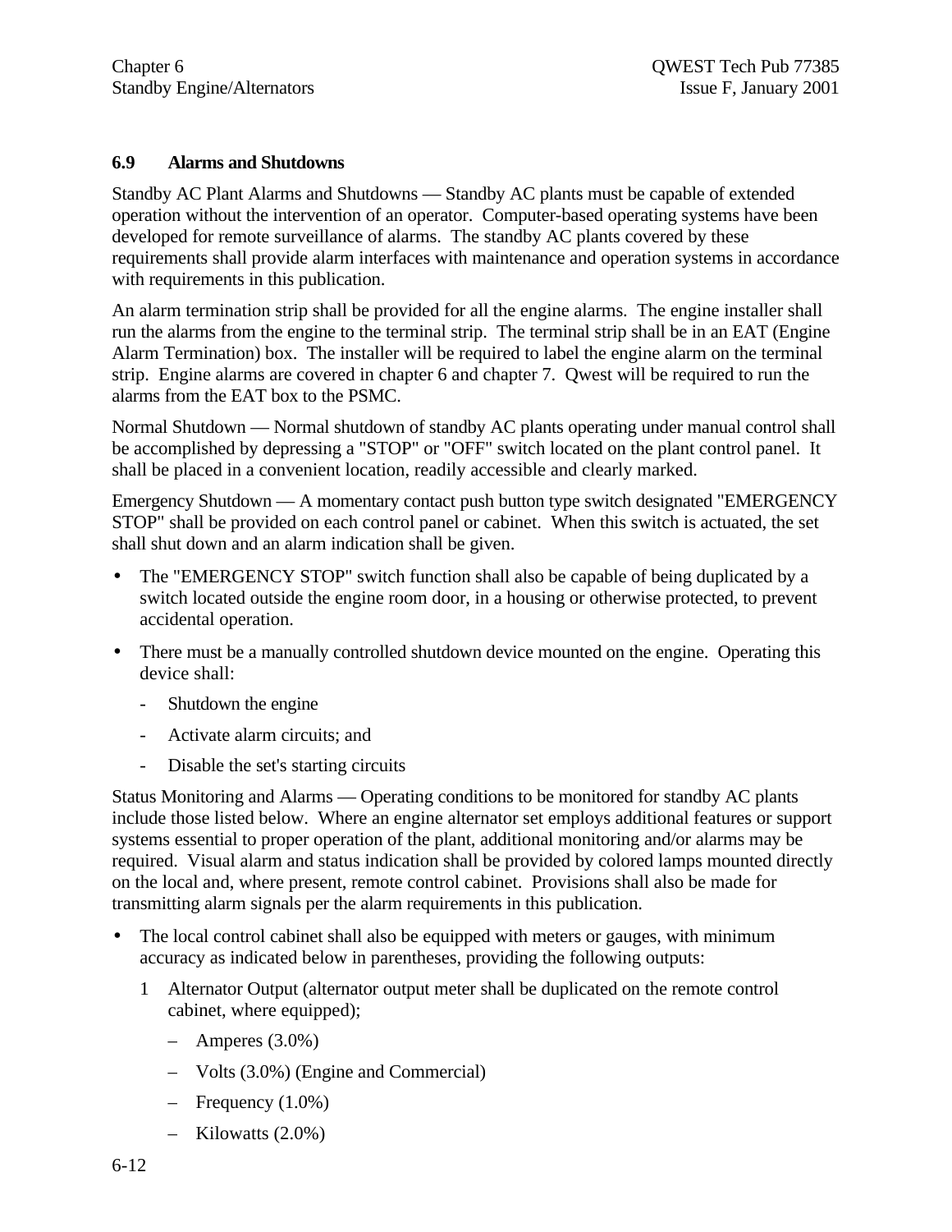## 6.9 Alarms and Shutdowns

Standby AC Plant Alarms and Shutdowns — Standby AC plants must be capable of extended operation without the intervention of an operator. Computer-based operating systems have been developed for remote surveillance of alarms. The standby AC plants covered by these requirements shall provide alarm interfaces with maintenance and operation systems in accordance with requirements in this publication.

An alarm termination strip shall be provided for all the engine alarms. The engine installer shall run the alarms from the engine to the terminal strip. The terminal strip shall be in an EAT (Engine Alarm Termination) box. The installer will be required to label the engine alarm on the terminal strip. Engine alarms are covered in chapter 6 and chapter 7. Qwest will be required to run the alarms from the EAT box to the PSMC.

Normal Shutdown — Normal shutdown of standby AC plants operating under manual control shall be accomplished by depressing a "STOP" or "OFF" switch located on the plant control panel. It shall be placed in a convenient location, readily accessible and clearly marked.

Emergency Shutdown — A momentary contact push button type switch designated "EMERGENCY STOP" shall be provided on each control panel or cabinet. When this switch is actuated, the set shall shut down and an alarm indication shall be given.

- The "EMERGENCY STOP" switch function shall also be capable of being duplicated by a switch located outside the engine room door, in a housing or otherwise protected, to prevent accidental operation.
- There must be a manually controlled shutdown device mounted on the engine. Operating this device shall:
  - Shutdown the engine
  - Activate alarm circuits; and
  - Disable the set's starting circuits

Status Monitoring and Alarms — Operating conditions to be monitored for standby AC plants include those listed below. Where an engine alternator set employs additional features or support systems essential to proper operation of the plant, additional monitoring and/or alarms may be required. Visual alarm and status indication shall be provided by colored lamps mounted directly on the local and, where present, remote control cabinet. Provisions shall also be made for transmitting alarm signals per the alarm requirements in this publication.

- The local control cabinet shall also be equipped with meters or gauges, with minimum accuracy as indicated below in parentheses, providing the following outputs:
  1. Alternator Output (alternator output meter shall be duplicated on the remote control cabinet, where equipped);
     - Amperes (3.0%)
     - Volts (3.0%) (Engine and Commercial)
     - Frequency (1.0%)
     - Kilowatts (2.0%)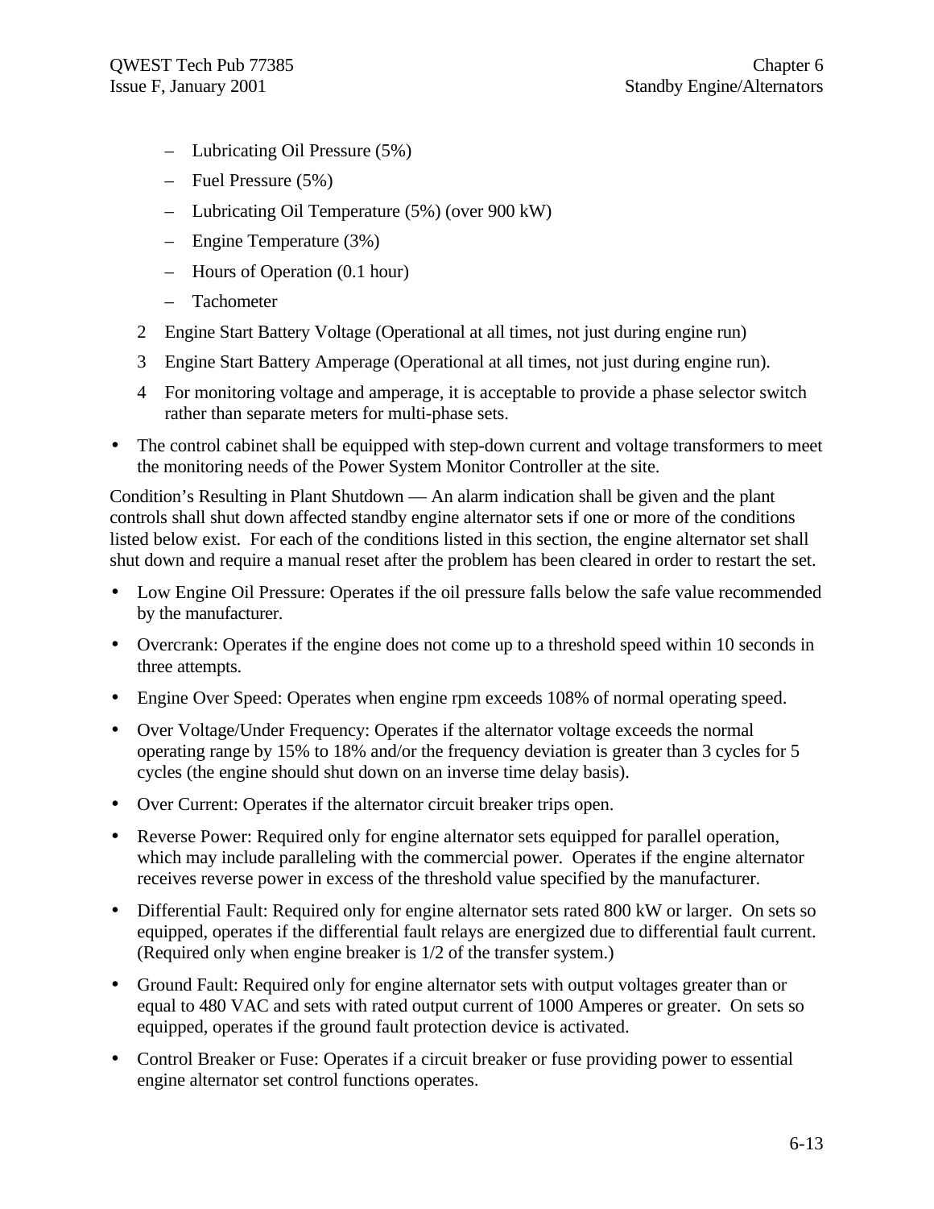- Lubricating Oil Pressure (5%)
   - Fuel Pressure (5%)
   - Lubricating Oil Temperature (5%) (over 900 kW)
   - Engine Temperature (3%)
   - Hours of Operation (0.1 hour)
   - Tachometer

2. Engine Start Battery Voltage (Operational at all times, not just during engine run)
3. Engine Start Battery Amperage (Operational at all times, not just during engine run).
4. For monitoring voltage and amperage, it is acceptable to provide a phase selector switch rather than separate meters for multi-phase sets.

- The control cabinet shall be equipped with step-down current and voltage transformers to meet the monitoring needs of the Power System Monitor Controller at the site.

Condition's Resulting in Plant Shutdown — An alarm indication shall be given and the plant controls shall shut down affected standby engine alternator sets if one or more of the conditions listed below exist. For each of the conditions listed in this section, the engine alternator set shall shut down and require a manual reset after the problem has been cleared in order to restart the set.

- Low Engine Oil Pressure: Operates if the oil pressure falls below the safe value recommended by the manufacturer.
- Overcrank: Operates if the engine does not come up to a threshold speed within 10 seconds in three attempts.
- Engine Over Speed: Operates when engine rpm exceeds 108% of normal operating speed.
- Over Voltage/Under Frequency: Operates if the alternator voltage exceeds the normal operating range by 15% to 18% and/or the frequency deviation is greater than 3 cycles for 5 cycles (the engine should shut down on an inverse time delay basis).
- Over Current: Operates if the alternator circuit breaker trips open.
- Reverse Power: Required only for engine alternator sets equipped for parallel operation, which may include paralleling with the commercial power. Operates if the engine alternator receives reverse power in excess of the threshold value specified by the manufacturer.
- Differential Fault: Required only for engine alternator sets rated 800 kW or larger. On sets so equipped, operates if the differential fault relays are energized due to differential fault current. (Required only when engine breaker is 1/2 of the transfer system.)
- Ground Fault: Required only for engine alternator sets with output voltages greater than or equal to 480 VAC and sets with rated output current of 1000 Amperes or greater. On sets so equipped, operates if the ground fault protection device is activated.
- Control Breaker or Fuse: Operates if a circuit breaker or fuse providing power to essential engine alternator set control functions operates.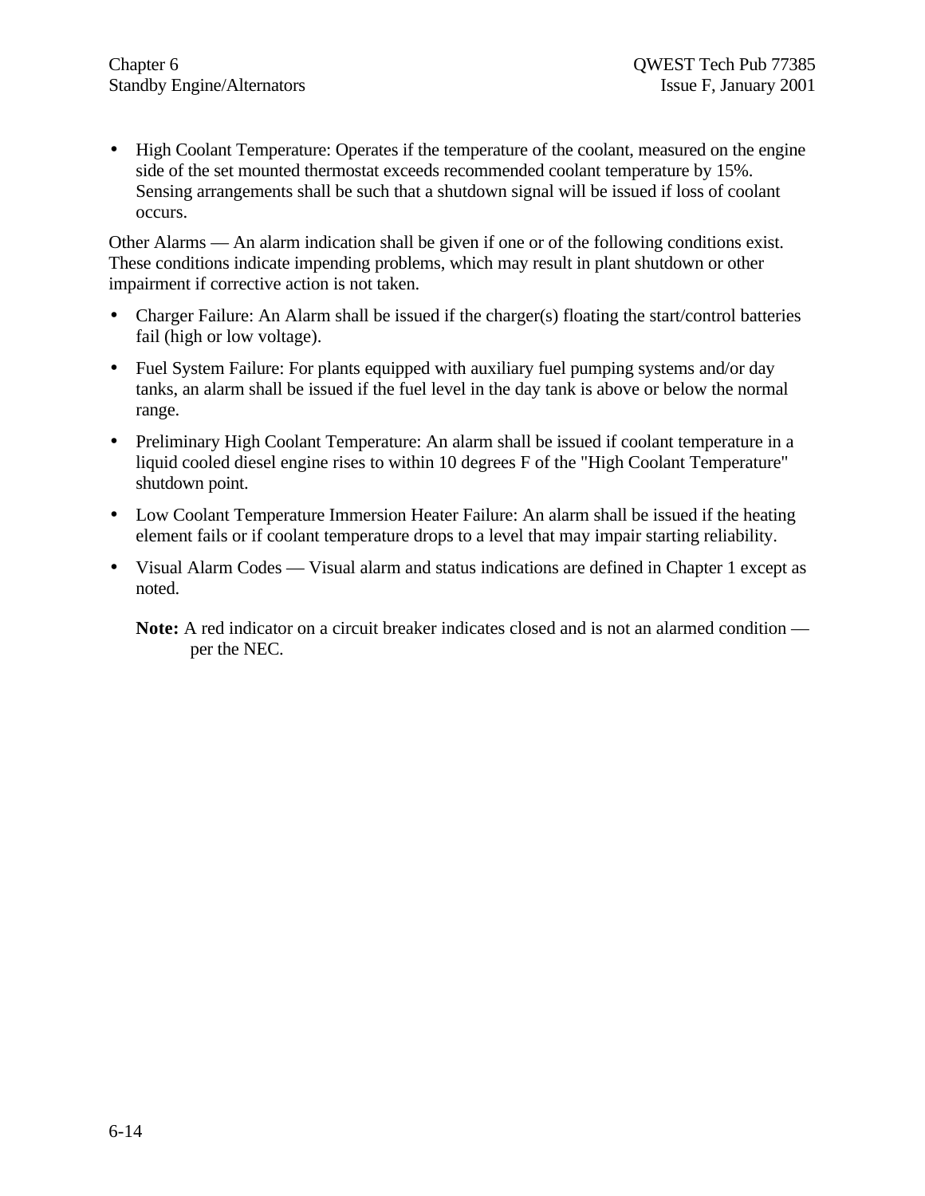- High Coolant Temperature: Operates if the temperature of the coolant, measured on the engine side of the set mounted thermostat exceeds recommended coolant temperature by 15%. Sensing arrangements shall be such that a shutdown signal will be issued if loss of coolant occurs.

Other Alarms — An alarm indication shall be given if one or of the following conditions exist. These conditions indicate impending problems, which may result in plant shutdown or other impairment if corrective action is not taken.

- Charger Failure: An Alarm shall be issued if the charger(s) floating the start/control batteries fail (high or low voltage).
- Fuel System Failure: For plants equipped with auxiliary fuel pumping systems and/or day tanks, an alarm shall be issued if the fuel level in the day tank is above or below the normal range.
- Preliminary High Coolant Temperature: An alarm shall be issued if coolant temperature in a liquid cooled diesel engine rises to within 10 degrees F of the "High Coolant Temperature" shutdown point.
- Low Coolant Temperature Immersion Heater Failure: An alarm shall be issued if the heating element fails or if coolant temperature drops to a level that may impair starting reliability.
- Visual Alarm Codes — Visual alarm and status indications are defined in Chapter 1 except as noted.

  **Note:** A red indicator on a circuit breaker indicates closed and is not an alarmed condition — per the NEC.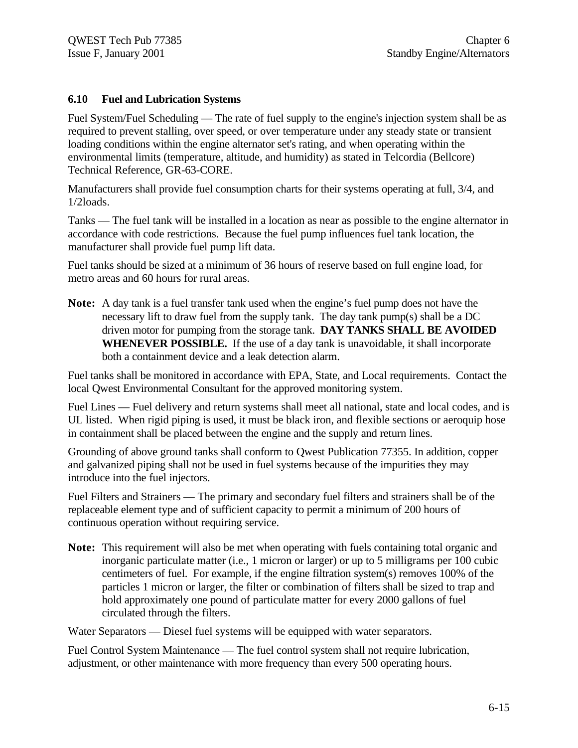### 6.10 Fuel and Lubrication Systems

Fuel System/Fuel Scheduling — The rate of fuel supply to the engine's injection system shall be as required to prevent stalling, over speed, or over temperature under any steady state or transient loading conditions within the engine alternator set's rating, and when operating within the environmental limits (temperature, altitude, and humidity) as stated in Telcordia (Bellcore) Technical Reference, GR-63-CORE.

Manufacturers shall provide fuel consumption charts for their systems operating at full, 3/4, and 1/2loads.

Tanks — The fuel tank will be installed in a location as near as possible to the engine alternator in accordance with code restrictions. Because the fuel pump influences fuel tank location, the manufacturer shall provide fuel pump lift data.

Fuel tanks should be sized at a minimum of 36 hours of reserve based on full engine load, for metro areas and 60 hours for rural areas.

**Note:** A day tank is a fuel transfer tank used when the engine's fuel pump does not have the necessary lift to draw fuel from the supply tank. The day tank pump(s) shall be a DC driven motor for pumping from the storage tank. **DAY TANKS SHALL BE AVOIDED WHENEVER POSSIBLE.** If the use of a day tank is unavoidable, it shall incorporate both a containment device and a leak detection alarm.

Fuel tanks shall be monitored in accordance with EPA, State, and Local requirements. Contact the local Qwest Environmental Consultant for the approved monitoring system.

Fuel Lines — Fuel delivery and return systems shall meet all national, state and local codes, and is UL listed. When rigid piping is used, it must be black iron, and flexible sections or aeroquip hose in containment shall be placed between the engine and the supply and return lines.

Grounding of above ground tanks shall conform to Qwest Publication 77355. In addition, copper and galvanized piping shall not be used in fuel systems because of the impurities they may introduce into the fuel injectors.

Fuel Filters and Strainers — The primary and secondary fuel filters and strainers shall be of the replaceable element type and of sufficient capacity to permit a minimum of 200 hours of continuous operation without requiring service.

**Note:** This requirement will also be met when operating with fuels containing total organic and inorganic particulate matter (i.e., 1 micron or larger) or up to 5 milligrams per 100 cubic centimeters of fuel. For example, if the engine filtration system(s) removes 100% of the particles 1 micron or larger, the filter or combination of filters shall be sized to trap and hold approximately one pound of particulate matter for every 2000 gallons of fuel circulated through the filters.

Water Separators — Diesel fuel systems will be equipped with water separators.

Fuel Control System Maintenance — The fuel control system shall not require lubrication, adjustment, or other maintenance with more frequency than every 500 operating hours.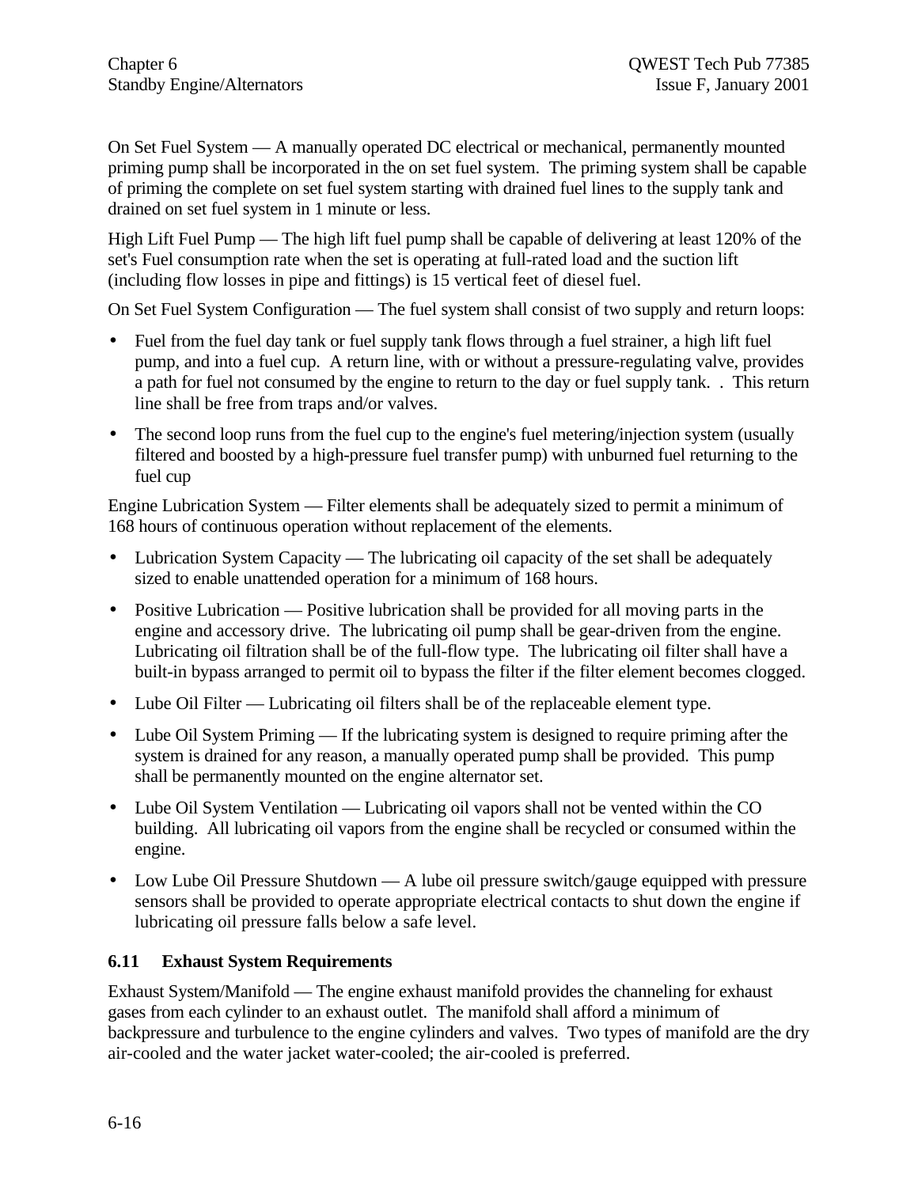On Set Fuel System — A manually operated DC electrical or mechanical, permanently mounted priming pump shall be incorporated in the on set fuel system. The priming system shall be capable of priming the complete on set fuel system starting with drained fuel lines to the supply tank and drained on set fuel system in 1 minute or less.

High Lift Fuel Pump — The high lift fuel pump shall be capable of delivering at least 120% of the set's Fuel consumption rate when the set is operating at full-rated load and the suction lift (including flow losses in pipe and fittings) is 15 vertical feet of diesel fuel.

On Set Fuel System Configuration — The fuel system shall consist of two supply and return loops:

- Fuel from the fuel day tank or fuel supply tank flows through a fuel strainer, a high lift fuel pump, and into a fuel cup. A return line, with or without a pressure-regulating valve, provides a path for fuel not consumed by the engine to return to the day or fuel supply tank. . This return line shall be free from traps and/or valves.
- The second loop runs from the fuel cup to the engine's fuel metering/injection system (usually filtered and boosted by a high-pressure fuel transfer pump) with unburned fuel returning to the fuel cup

Engine Lubrication System — Filter elements shall be adequately sized to permit a minimum of 168 hours of continuous operation without replacement of the elements.

- Lubrication System Capacity — The lubricating oil capacity of the set shall be adequately sized to enable unattended operation for a minimum of 168 hours.
- Positive Lubrication — Positive lubrication shall be provided for all moving parts in the engine and accessory drive. The lubricating oil pump shall be gear-driven from the engine. Lubricating oil filtration shall be of the full-flow type. The lubricating oil filter shall have a built-in bypass arranged to permit oil to bypass the filter if the filter element becomes clogged.
- Lube Oil Filter — Lubricating oil filters shall be of the replaceable element type.
- Lube Oil System Priming — If the lubricating system is designed to require priming after the system is drained for any reason, a manually operated pump shall be provided. This pump shall be permanently mounted on the engine alternator set.
- Lube Oil System Ventilation — Lubricating oil vapors shall not be vented within the CO building. All lubricating oil vapors from the engine shall be recycled or consumed within the engine.
- Low Lube Oil Pressure Shutdown — A lube oil pressure switch/gauge equipped with pressure sensors shall be provided to operate appropriate electrical contacts to shut down the engine if lubricating oil pressure falls below a safe level.

## 6.11 Exhaust System Requirements

Exhaust System/Manifold — The engine exhaust manifold provides the channeling for exhaust gases from each cylinder to an exhaust outlet. The manifold shall afford a minimum of backpressure and turbulence to the engine cylinders and valves. Two types of manifold are the dry air-cooled and the water jacket water-cooled; the air-cooled is preferred.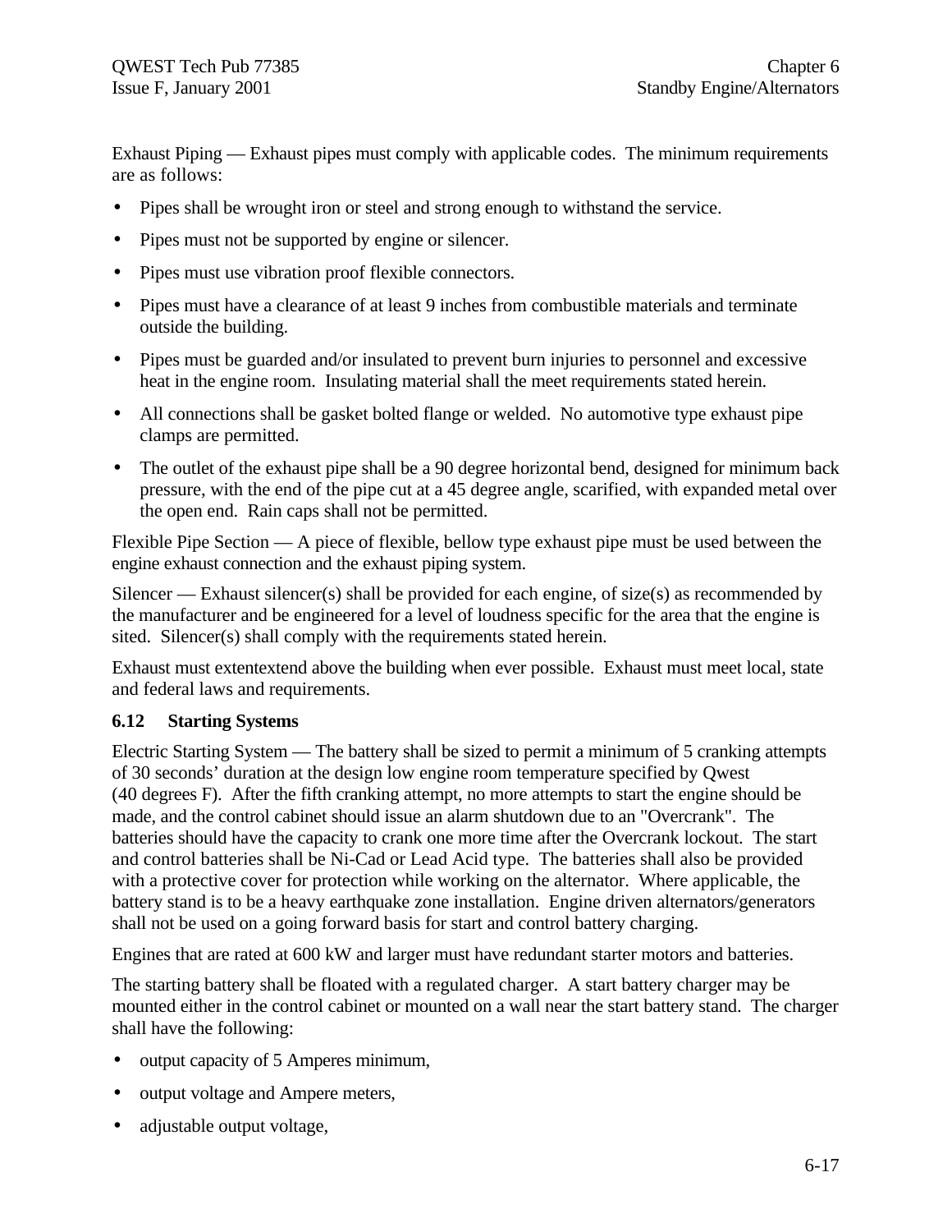Exhaust Piping — Exhaust pipes must comply with applicable codes. The minimum requirements are as follows:

- Pipes shall be wrought iron or steel and strong enough to withstand the service.
- Pipes must not be supported by engine or silencer.
- Pipes must use vibration proof flexible connectors.
- Pipes must have a clearance of at least 9 inches from combustible materials and terminate outside the building.
- Pipes must be guarded and/or insulated to prevent burn injuries to personnel and excessive heat in the engine room. Insulating material shall the meet requirements stated herein.
- All connections shall be gasket bolted flange or welded. No automotive type exhaust pipe clamps are permitted.
- The outlet of the exhaust pipe shall be a 90 degree horizontal bend, designed for minimum back pressure, with the end of the pipe cut at a 45 degree angle, scarified, with expanded metal over the open end. Rain caps shall not be permitted.

Flexible Pipe Section — A piece of flexible, bellow type exhaust pipe must be used between the engine exhaust connection and the exhaust piping system.

Silencer — Exhaust silencer(s) shall be provided for each engine, of size(s) as recommended by the manufacturer and be engineered for a level of loudness specific for the area that the engine is sited. Silencer(s) shall comply with the requirements stated herein.

Exhaust must extentextend above the building when ever possible. Exhaust must meet local, state and federal laws and requirements.

### 6.12 Starting Systems

Electric Starting System — The battery shall be sized to permit a minimum of 5 cranking attempts of 30 seconds' duration at the design low engine room temperature specified by Qwest (40 degrees F). After the fifth cranking attempt, no more attempts to start the engine should be made, and the control cabinet should issue an alarm shutdown due to an "Overcrank". The batteries should have the capacity to crank one more time after the Overcrank lockout. The start and control batteries shall be Ni-Cad or Lead Acid type. The batteries shall also be provided with a protective cover for protection while working on the alternator. Where applicable, the battery stand is to be a heavy earthquake zone installation. Engine driven alternators/generators shall not be used on a going forward basis for start and control battery charging.

Engines that are rated at 600 kW and larger must have redundant starter motors and batteries.

The starting battery shall be floated with a regulated charger. A start battery charger may be mounted either in the control cabinet or mounted on a wall near the start battery stand. The charger shall have the following:

- output capacity of 5 Amperes minimum,
- output voltage and Ampere meters,
- adjustable output voltage,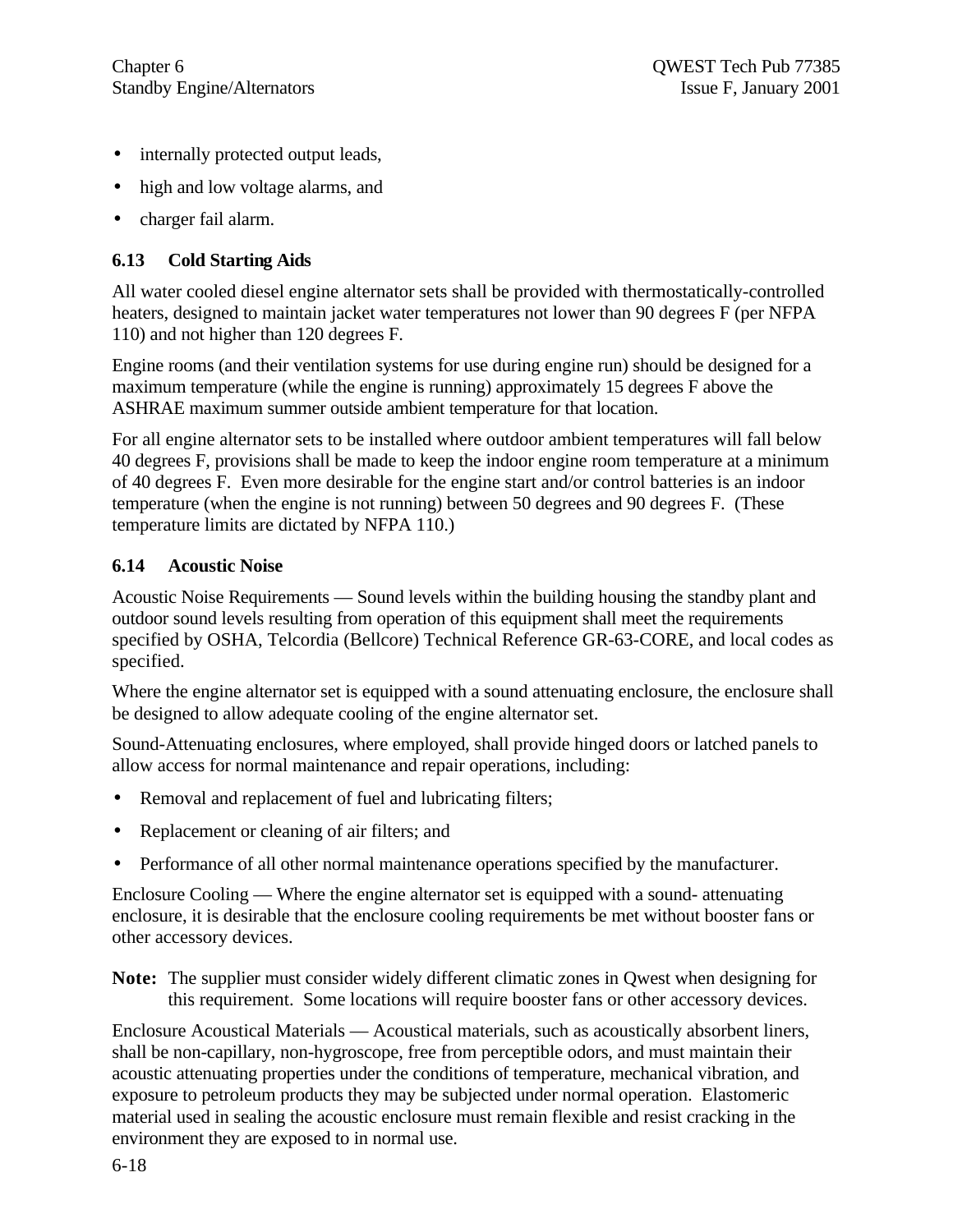- internally protected output leads,
- high and low voltage alarms, and
- charger fail alarm.

### 6.13 Cold Starting Aids

All water cooled diesel engine alternator sets shall be provided with thermostatically-controlled heaters, designed to maintain jacket water temperatures not lower than 90 degrees F (per NFPA 110) and not higher than 120 degrees F.

Engine rooms (and their ventilation systems for use during engine run) should be designed for a maximum temperature (while the engine is running) approximately 15 degrees F above the ASHRAE maximum summer outside ambient temperature for that location.

For all engine alternator sets to be installed where outdoor ambient temperatures will fall below 40 degrees F, provisions shall be made to keep the indoor engine room temperature at a minimum of 40 degrees F. Even more desirable for the engine start and/or control batteries is an indoor temperature (when the engine is not running) between 50 degrees and 90 degrees F. (These temperature limits are dictated by NFPA 110.)

### 6.14 Acoustic Noise

Acoustic Noise Requirements — Sound levels within the building housing the standby plant and outdoor sound levels resulting from operation of this equipment shall meet the requirements specified by OSHA, Telcordia (Bellcore) Technical Reference GR-63-CORE, and local codes as specified.

Where the engine alternator set is equipped with a sound attenuating enclosure, the enclosure shall be designed to allow adequate cooling of the engine alternator set.

Sound-Attenuating enclosures, where employed, shall provide hinged doors or latched panels to allow access for normal maintenance and repair operations, including:

- Removal and replacement of fuel and lubricating filters;
- Replacement or cleaning of air filters; and
- Performance of all other normal maintenance operations specified by the manufacturer.

Enclosure Cooling — Where the engine alternator set is equipped with a sound- attenuating enclosure, it is desirable that the enclosure cooling requirements be met without booster fans or other accessory devices.

**Note:** The supplier must consider widely different climatic zones in Qwest when designing for this requirement. Some locations will require booster fans or other accessory devices.

Enclosure Acoustical Materials — Acoustical materials, such as acoustically absorbent liners, shall be non-capillary, non-hygroscope, free from perceptible odors, and must maintain their acoustic attenuating properties under the conditions of temperature, mechanical vibration, and exposure to petroleum products they may be subjected under normal operation. Elastomeric material used in sealing the acoustic enclosure must remain flexible and resist cracking in the environment they are exposed to in normal use.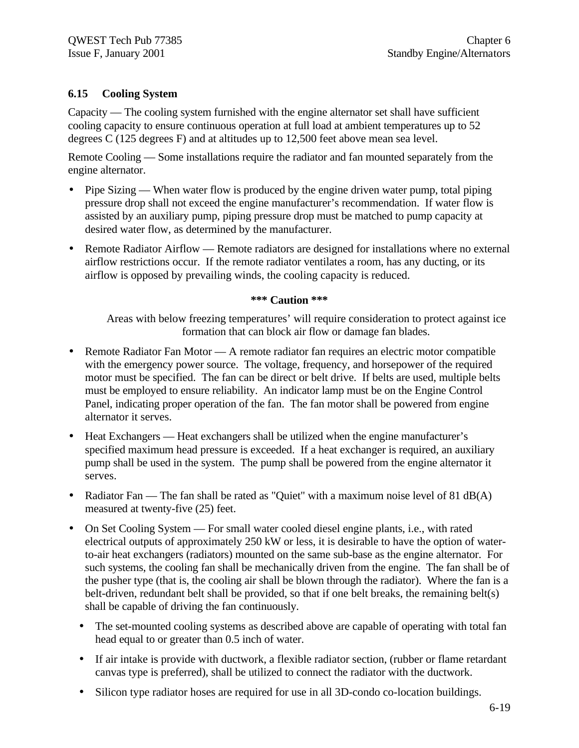### 6.15 Cooling System

Capacity — The cooling system furnished with the engine alternator set shall have sufficient cooling capacity to ensure continuous operation at full load at ambient temperatures up to 52 degrees C (125 degrees F) and at altitudes up to 12,500 feet above mean sea level.

Remote Cooling — Some installations require the radiator and fan mounted separately from the engine alternator.

- Pipe Sizing — When water flow is produced by the engine driven water pump, total piping pressure drop shall not exceed the engine manufacturer's recommendation. If water flow is assisted by an auxiliary pump, piping pressure drop must be matched to pump capacity at desired water flow, as determined by the manufacturer.
- Remote Radiator Airflow — Remote radiators are designed for installations where no external airflow restrictions occur. If the remote radiator ventilates a room, has any ducting, or its airflow is opposed by prevailing winds, the cooling capacity is reduced.

**\*\*\* Caution \*\*\***

Areas with below freezing temperatures' will require consideration to protect against ice formation that can block air flow or damage fan blades.

- Remote Radiator Fan Motor — A remote radiator fan requires an electric motor compatible with the emergency power source. The voltage, frequency, and horsepower of the required motor must be specified. The fan can be direct or belt drive. If belts are used, multiple belts must be employed to ensure reliability. An indicator lamp must be on the Engine Control Panel, indicating proper operation of the fan. The fan motor shall be powered from engine alternator it serves.
- Heat Exchangers — Heat exchangers shall be utilized when the engine manufacturer's specified maximum head pressure is exceeded. If a heat exchanger is required, an auxiliary pump shall be used in the system. The pump shall be powered from the engine alternator it serves.
- Radiator Fan — The fan shall be rated as "Quiet" with a maximum noise level of 81 dB(A) measured at twenty-five (25) feet.
- On Set Cooling System — For small water cooled diesel engine plants, i.e., with rated electrical outputs of approximately 250 kW or less, it is desirable to have the option of water-to-air heat exchangers (radiators) mounted on the same sub-base as the engine alternator. For such systems, the cooling fan shall be mechanically driven from the engine. The fan shall be of the pusher type (that is, the cooling air shall be blown through the radiator). Where the fan is a belt-driven, redundant belt shall be provided, so that if one belt breaks, the remaining belt(s) shall be capable of driving the fan continuously.
  - The set-mounted cooling systems as described above are capable of operating with total fan head equal to or greater than 0.5 inch of water.
  - If air intake is provide with ductwork, a flexible radiator section, (rubber or flame retardant canvas type is preferred), shall be utilized to connect the radiator with the ductwork.
  - Silicon type radiator hoses are required for use in all 3D-condo co-location buildings.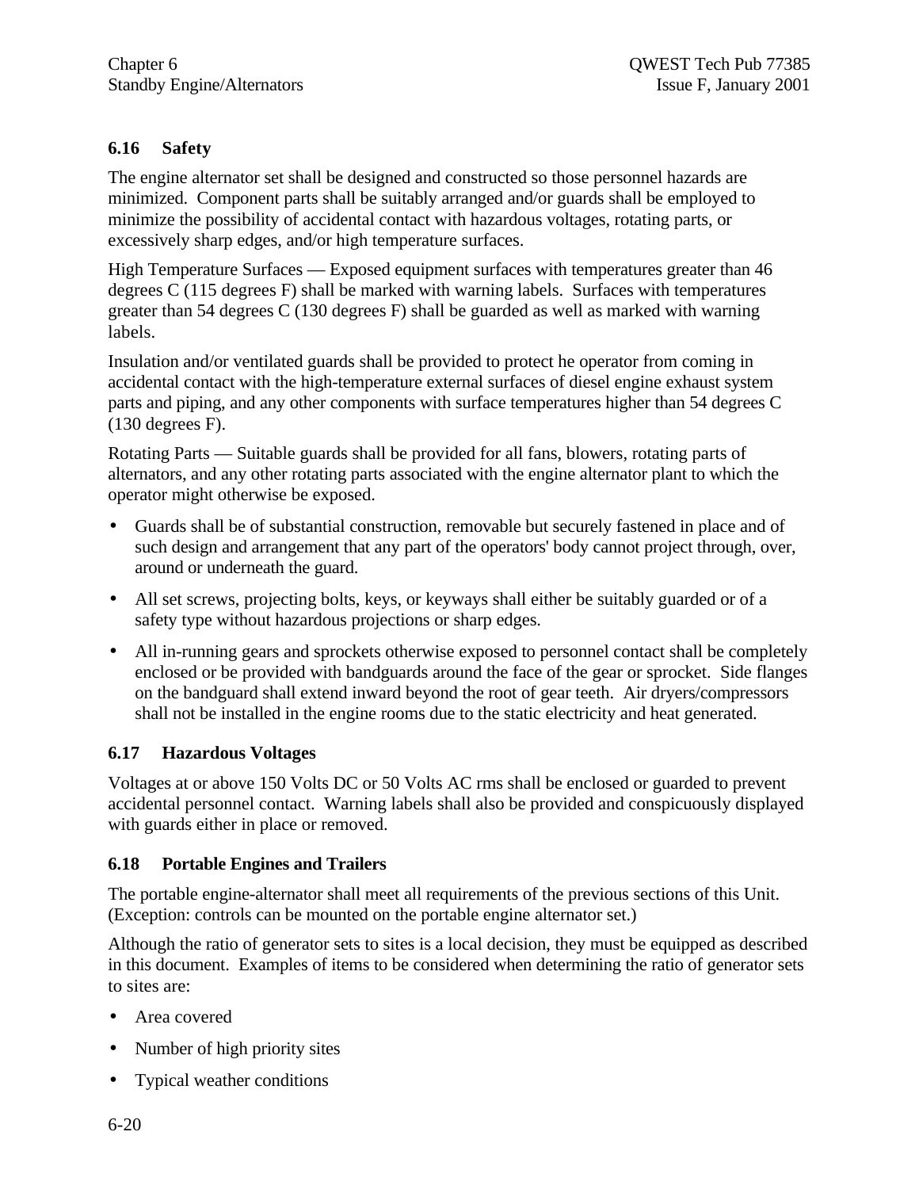## 6.16 Safety

The engine alternator set shall be designed and constructed so those personnel hazards are minimized. Component parts shall be suitably arranged and/or guards shall be employed to minimize the possibility of accidental contact with hazardous voltages, rotating parts, or excessively sharp edges, and/or high temperature surfaces.

High Temperature Surfaces — Exposed equipment surfaces with temperatures greater than 46 degrees C (115 degrees F) shall be marked with warning labels. Surfaces with temperatures greater than 54 degrees C (130 degrees F) shall be guarded as well as marked with warning labels.

Insulation and/or ventilated guards shall be provided to protect he operator from coming in accidental contact with the high-temperature external surfaces of diesel engine exhaust system parts and piping, and any other components with surface temperatures higher than 54 degrees C (130 degrees F).

Rotating Parts — Suitable guards shall be provided for all fans, blowers, rotating parts of alternators, and any other rotating parts associated with the engine alternator plant to which the operator might otherwise be exposed.

- Guards shall be of substantial construction, removable but securely fastened in place and of such design and arrangement that any part of the operators' body cannot project through, over, around or underneath the guard.
- All set screws, projecting bolts, keys, or keyways shall either be suitably guarded or of a safety type without hazardous projections or sharp edges.
- All in-running gears and sprockets otherwise exposed to personnel contact shall be completely enclosed or be provided with bandguards around the face of the gear or sprocket. Side flanges on the bandguard shall extend inward beyond the root of gear teeth. Air dryers/compressors shall not be installed in the engine rooms due to the static electricity and heat generated.

## 6.17 Hazardous Voltages

Voltages at or above 150 Volts DC or 50 Volts AC rms shall be enclosed or guarded to prevent accidental personnel contact. Warning labels shall also be provided and conspicuously displayed with guards either in place or removed.

## 6.18 Portable Engines and Trailers

The portable engine-alternator shall meet all requirements of the previous sections of this Unit. (Exception: controls can be mounted on the portable engine alternator set.)

Although the ratio of generator sets to sites is a local decision, they must be equipped as described in this document. Examples of items to be considered when determining the ratio of generator sets to sites are:

- Area covered
- Number of high priority sites
- Typical weather conditions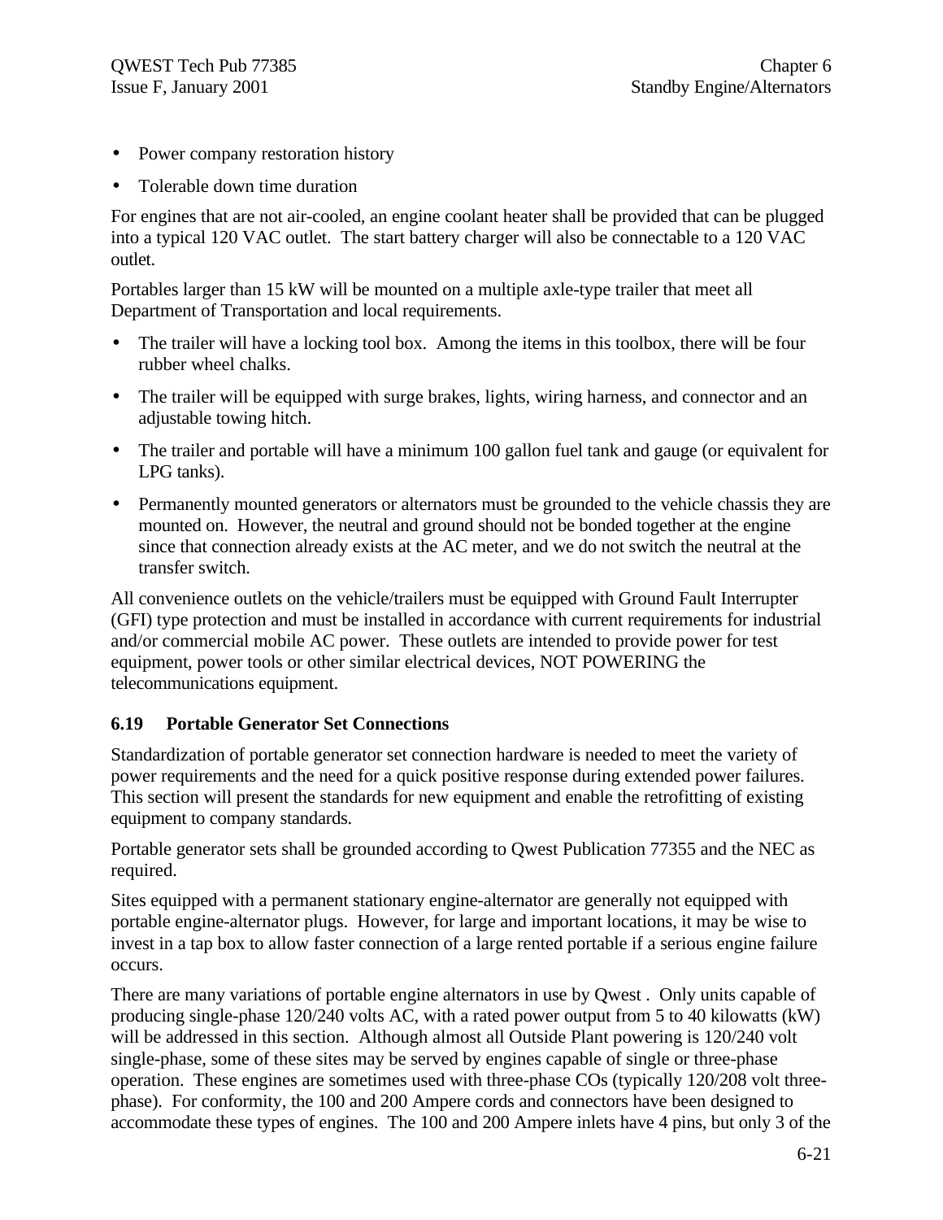- Power company restoration history
- Tolerable down time duration

For engines that are not air-cooled, an engine coolant heater shall be provided that can be plugged into a typical 120 VAC outlet. The start battery charger will also be connectable to a 120 VAC outlet.

Portables larger than 15 kW will be mounted on a multiple axle-type trailer that meet all Department of Transportation and local requirements.

- The trailer will have a locking tool box. Among the items in this toolbox, there will be four rubber wheel chalks.
- The trailer will be equipped with surge brakes, lights, wiring harness, and connector and an adjustable towing hitch.
- The trailer and portable will have a minimum 100 gallon fuel tank and gauge (or equivalent for LPG tanks).
- Permanently mounted generators or alternators must be grounded to the vehicle chassis they are mounted on. However, the neutral and ground should not be bonded together at the engine since that connection already exists at the AC meter, and we do not switch the neutral at the transfer switch.

All convenience outlets on the vehicle/trailers must be equipped with Ground Fault Interrupter (GFI) type protection and must be installed in accordance with current requirements for industrial and/or commercial mobile AC power. These outlets are intended to provide power for test equipment, power tools or other similar electrical devices, NOT POWERING the telecommunications equipment.

### 6.19 Portable Generator Set Connections

Standardization of portable generator set connection hardware is needed to meet the variety of power requirements and the need for a quick positive response during extended power failures. This section will present the standards for new equipment and enable the retrofitting of existing equipment to company standards.

Portable generator sets shall be grounded according to Qwest Publication 77355 and the NEC as required.

Sites equipped with a permanent stationary engine-alternator are generally not equipped with portable engine-alternator plugs. However, for large and important locations, it may be wise to invest in a tap box to allow faster connection of a large rented portable if a serious engine failure occurs.

There are many variations of portable engine alternators in use by Qwest . Only units capable of producing single-phase 120/240 volts AC, with a rated power output from 5 to 40 kilowatts (kW) will be addressed in this section. Although almost all Outside Plant powering is 120/240 volt single-phase, some of these sites may be served by engines capable of single or three-phase operation. These engines are sometimes used with three-phase COs (typically 120/208 volt three-phase). For conformity, the 100 and 200 Ampere cords and connectors have been designed to accommodate these types of engines. The 100 and 200 Ampere inlets have 4 pins, but only 3 of the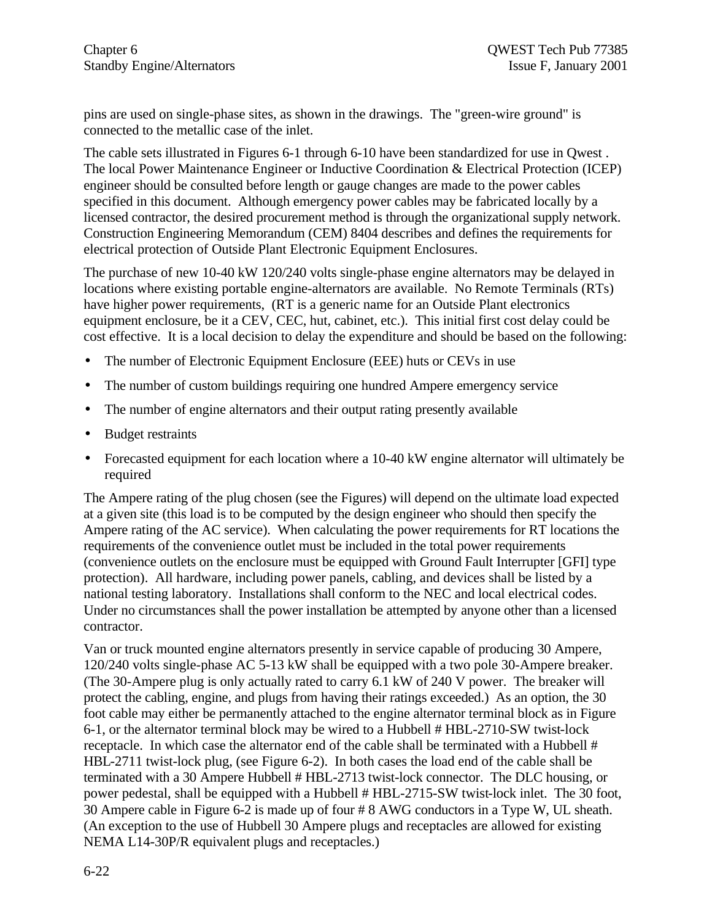pins are used on single-phase sites, as shown in the drawings. The "green-wire ground" is connected to the metallic case of the inlet.

The cable sets illustrated in Figures 6-1 through 6-10 have been standardized for use in Qwest . The local Power Maintenance Engineer or Inductive Coordination & Electrical Protection (ICEP) engineer should be consulted before length or gauge changes are made to the power cables specified in this document. Although emergency power cables may be fabricated locally by a licensed contractor, the desired procurement method is through the organizational supply network. Construction Engineering Memorandum (CEM) 8404 describes and defines the requirements for electrical protection of Outside Plant Electronic Equipment Enclosures.

The purchase of new 10-40 kW 120/240 volts single-phase engine alternators may be delayed in locations where existing portable engine-alternators are available. No Remote Terminals (RTs) have higher power requirements, (RT is a generic name for an Outside Plant electronics equipment enclosure, be it a CEV, CEC, hut, cabinet, etc.). This initial first cost delay could be cost effective. It is a local decision to delay the expenditure and should be based on the following:

- The number of Electronic Equipment Enclosure (EEE) huts or CEVs in use
- The number of custom buildings requiring one hundred Ampere emergency service
- The number of engine alternators and their output rating presently available
- Budget restraints
- Forecasted equipment for each location where a 10-40 kW engine alternator will ultimately be required

The Ampere rating of the plug chosen (see the Figures) will depend on the ultimate load expected at a given site (this load is to be computed by the design engineer who should then specify the Ampere rating of the AC service). When calculating the power requirements for RT locations the requirements of the convenience outlet must be included in the total power requirements (convenience outlets on the enclosure must be equipped with Ground Fault Interrupter [GFI] type protection). All hardware, including power panels, cabling, and devices shall be listed by a national testing laboratory. Installations shall conform to the NEC and local electrical codes. Under no circumstances shall the power installation be attempted by anyone other than a licensed contractor.

Van or truck mounted engine alternators presently in service capable of producing 30 Ampere, 120/240 volts single-phase AC 5-13 kW shall be equipped with a two pole 30-Ampere breaker. (The 30-Ampere plug is only actually rated to carry 6.1 kW of 240 V power. The breaker will protect the cabling, engine, and plugs from having their ratings exceeded.) As an option, the 30 foot cable may either be permanently attached to the engine alternator terminal block as in Figure 6-1, or the alternator terminal block may be wired to a Hubbell # HBL-2710-SW twist-lock receptacle. In which case the alternator end of the cable shall be terminated with a Hubbell # HBL-2711 twist-lock plug, (see Figure 6-2). In both cases the load end of the cable shall be terminated with a 30 Ampere Hubbell # HBL-2713 twist-lock connector. The DLC housing, or power pedestal, shall be equipped with a Hubbell # HBL-2715-SW twist-lock inlet. The 30 foot, 30 Ampere cable in Figure 6-2 is made up of four # 8 AWG conductors in a Type W, UL sheath. (An exception to the use of Hubbell 30 Ampere plugs and receptacles are allowed for existing NEMA L14-30P/R equivalent plugs and receptacles.)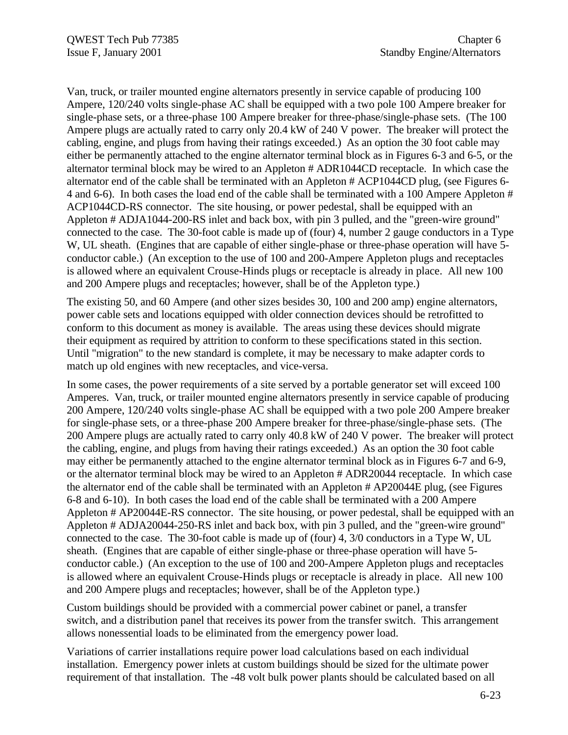Van, truck, or trailer mounted engine alternators presently in service capable of producing 100 Ampere, 120/240 volts single-phase AC shall be equipped with a two pole 100 Ampere breaker for single-phase sets, or a three-phase 100 Ampere breaker for three-phase/single-phase sets. (The 100 Ampere plugs are actually rated to carry only 20.4 kW of 240 V power. The breaker will protect the cabling, engine, and plugs from having their ratings exceeded.) As an option the 30 foot cable may either be permanently attached to the engine alternator terminal block as in Figures 6-3 and 6-5, or the alternator terminal block may be wired to an Appleton # ADR1044CD receptacle. In which case the alternator end of the cable shall be terminated with an Appleton # ACP1044CD plug, (see Figures 6-4 and 6-6). In both cases the load end of the cable shall be terminated with a 100 Ampere Appleton # ACP1044CD-RS connector. The site housing, or power pedestal, shall be equipped with an Appleton # ADJA1044-200-RS inlet and back box, with pin 3 pulled, and the "green-wire ground" connected to the case. The 30-foot cable is made up of (four) 4, number 2 gauge conductors in a Type W, UL sheath. (Engines that are capable of either single-phase or three-phase operation will have 5-conductor cable.) (An exception to the use of 100 and 200-Ampere Appleton plugs and receptacles is allowed where an equivalent Crouse-Hinds plugs or receptacle is already in place. All new 100 and 200 Ampere plugs and receptacles; however, shall be of the Appleton type.)

The existing 50, and 60 Ampere (and other sizes besides 30, 100 and 200 amp) engine alternators, power cable sets and locations equipped with older connection devices should be retrofitted to conform to this document as money is available. The areas using these devices should migrate their equipment as required by attrition to conform to these specifications stated in this section. Until "migration" to the new standard is complete, it may be necessary to make adapter cords to match up old engines with new receptacles, and vice-versa.

In some cases, the power requirements of a site served by a portable generator set will exceed 100 Amperes. Van, truck, or trailer mounted engine alternators presently in service capable of producing 200 Ampere, 120/240 volts single-phase AC shall be equipped with a two pole 200 Ampere breaker for single-phase sets, or a three-phase 200 Ampere breaker for three-phase/single-phase sets. (The 200 Ampere plugs are actually rated to carry only 40.8 kW of 240 V power. The breaker will protect the cabling, engine, and plugs from having their ratings exceeded.) As an option the 30 foot cable may either be permanently attached to the engine alternator terminal block as in Figures 6-7 and 6-9, or the alternator terminal block may be wired to an Appleton # ADR20044 receptacle. In which case the alternator end of the cable shall be terminated with an Appleton # AP20044E plug, (see Figures 6-8 and 6-10). In both cases the load end of the cable shall be terminated with a 200 Ampere Appleton # AP20044E-RS connector. The site housing, or power pedestal, shall be equipped with an Appleton # ADJA20044-250-RS inlet and back box, with pin 3 pulled, and the "green-wire ground" connected to the case. The 30-foot cable is made up of (four) 4, 3/0 conductors in a Type W, UL sheath. (Engines that are capable of either single-phase or three-phase operation will have 5-conductor cable.) (An exception to the use of 100 and 200-Ampere Appleton plugs and receptacles is allowed where an equivalent Crouse-Hinds plugs or receptacle is already in place. All new 100 and 200 Ampere plugs and receptacles; however, shall be of the Appleton type.)

Custom buildings should be provided with a commercial power cabinet or panel, a transfer switch, and a distribution panel that receives its power from the transfer switch. This arrangement allows nonessential loads to be eliminated from the emergency power load.

Variations of carrier installations require power load calculations based on each individual installation. Emergency power inlets at custom buildings should be sized for the ultimate power requirement of that installation. The -48 volt bulk power plants should be calculated based on all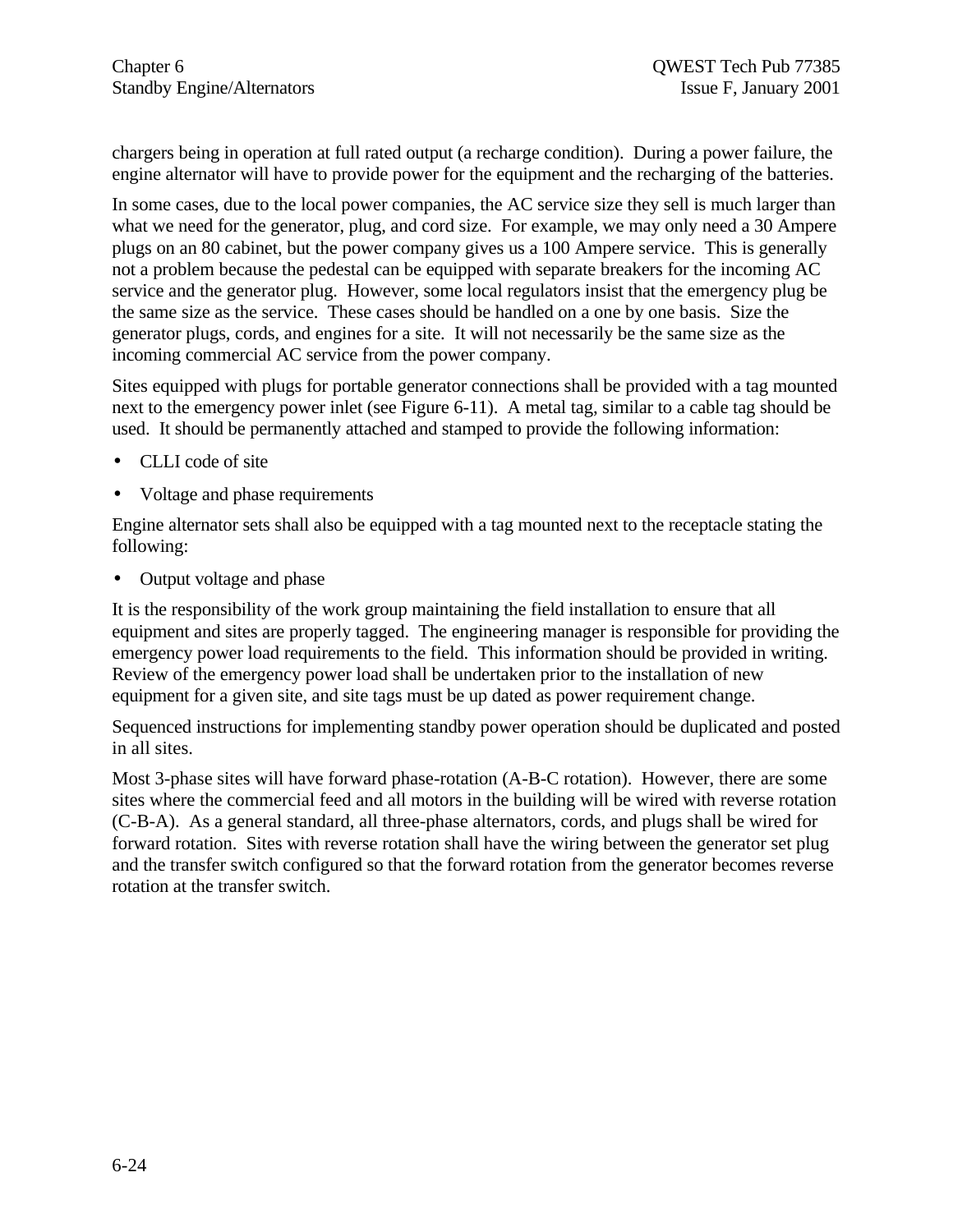chargers being in operation at full rated output (a recharge condition). During a power failure, the engine alternator will have to provide power for the equipment and the recharging of the batteries.

In some cases, due to the local power companies, the AC service size they sell is much larger than what we need for the generator, plug, and cord size. For example, we may only need a 30 Ampere plugs on an 80 cabinet, but the power company gives us a 100 Ampere service. This is generally not a problem because the pedestal can be equipped with separate breakers for the incoming AC service and the generator plug. However, some local regulators insist that the emergency plug be the same size as the service. These cases should be handled on a one by one basis. Size the generator plugs, cords, and engines for a site. It will not necessarily be the same size as the incoming commercial AC service from the power company.

Sites equipped with plugs for portable generator connections shall be provided with a tag mounted next to the emergency power inlet (see Figure 6-11). A metal tag, similar to a cable tag should be used. It should be permanently attached and stamped to provide the following information:

- CLLI code of site
- Voltage and phase requirements

Engine alternator sets shall also be equipped with a tag mounted next to the receptacle stating the following:

- Output voltage and phase

It is the responsibility of the work group maintaining the field installation to ensure that all equipment and sites are properly tagged. The engineering manager is responsible for providing the emergency power load requirements to the field. This information should be provided in writing. Review of the emergency power load shall be undertaken prior to the installation of new equipment for a given site, and site tags must be up dated as power requirement change.

Sequenced instructions for implementing standby power operation should be duplicated and posted in all sites.

Most 3-phase sites will have forward phase-rotation (A-B-C rotation). However, there are some sites where the commercial feed and all motors in the building will be wired with reverse rotation (C-B-A). As a general standard, all three-phase alternators, cords, and plugs shall be wired for forward rotation. Sites with reverse rotation shall have the wiring between the generator set plug and the transfer switch configured so that the forward rotation from the generator becomes reverse rotation at the transfer switch.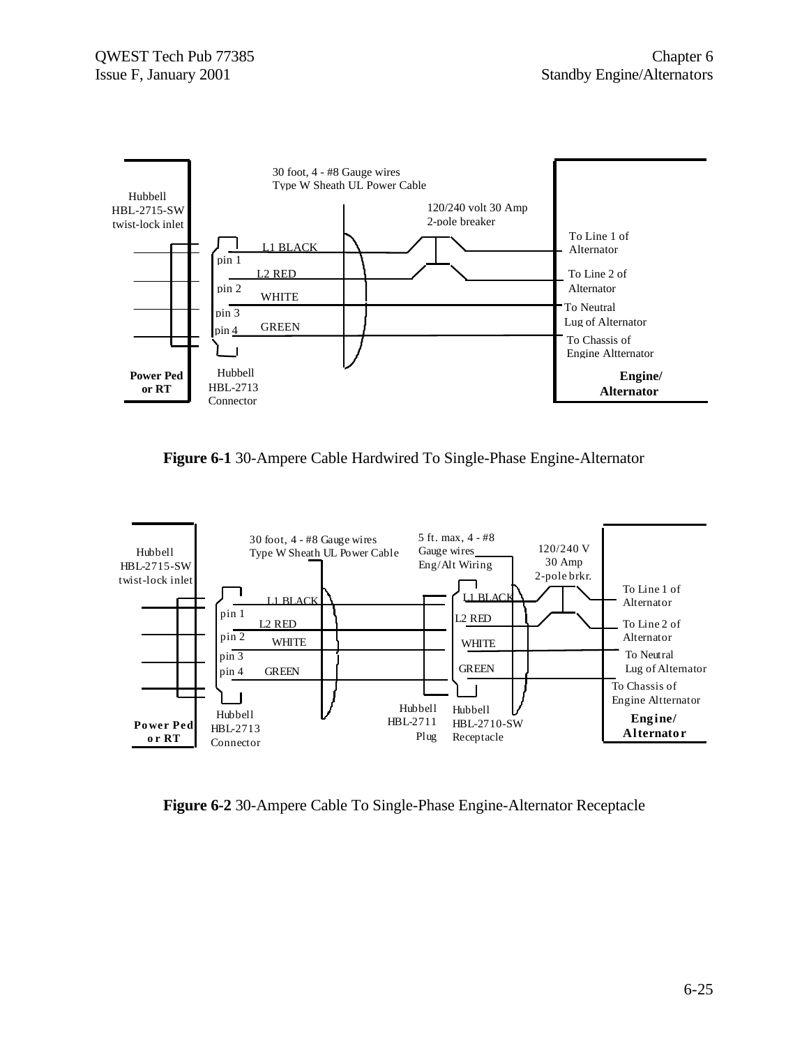30 foot, 4 - #8 Gauge wires
Type W Sheath UL Power Cable

Hubbell
HBL-2715-SW
twist-lock inlet

120/240 volt 30 Amp
2-pole breaker

L1 BLACK
pin 1
L2 RED
pin 2
WHITE
pin 3
pin 4
GREEN

To Line 1 of Alternator
To Line 2 of Alternator
To Neutral Lug of Alternator
To Chassis of Engine Altternator

**Power Ped or RT**

Hubbell
HBL-2713
Connector

**Engine/ Alternator**

**Figure 6-1** 30-Ampere Cable Hardwired To Single-Phase Engine-Alternator

30 foot, 4 - #8 Gauge wires
Type W Sheath UL Power Cable

5 ft. max, 4 - #8
Gauge wires
Eng/Alt Wiring

120/240 V
30 Amp
2-pole brkr.

Hubbell
HBL-2715-SW
twist-lock inlet

L1 BLACK
pin 1
L2 RED
pin 2
WHITE
pin 3
pin 4
GREEN

L1 BLACK
L2 RED
WHITE
GREEN

To Line 1 of Alternator
To Line 2 of Alternator
To Neutral Lug of Alternator
To Chassis of Engine Altternator

**Power Ped or RT**

Hubbell
HBL-2713
Connector

Hubbell
HBL-2711
Plug

Hubbell
HBL-2710-SW
Receptacle

**Engine/ Alternator**

**Figure 6-2** 30-Ampere Cable To Single-Phase Engine-Alternator Receptacle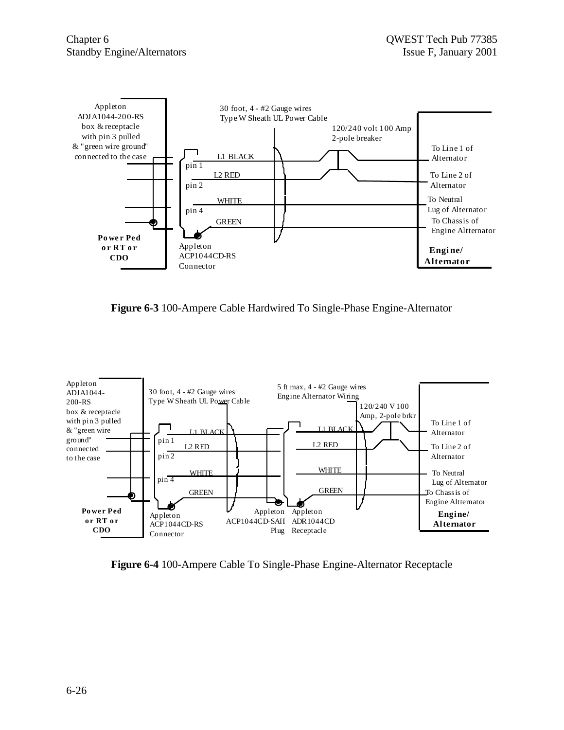Appleton ADJA1044-200-RS box & receptacle with pin 3 pulled & "green wire ground" connected to the case

30 foot, 4 - #2 Gauge wires Type W Sheath UL Power Cable

120/240 volt 100 Amp 2-pole breaker

pin 1 — L1 BLACK — To Line 1 of Alternator

pin 2 — L2 RED — To Line 2 of Alternator

pin 4 — WHITE — To Neutral Lug of Alternator

GREEN — To Chassis of Engine Altternator

**Power Ped or RT or CDO**

Appleton ACP1044CD-RS Connector

**Engine/ Alternator**

**Figure 6-3** 100-Ampere Cable Hardwired To Single-Phase Engine-Alternator

Appleton ADJA1044-200-RS box & receptacle with pin 3 pulled & "green wire ground" connected to the case

30 foot, 4 - #2 Gauge wires Type W Sheath UL Power Cable

5 ft max, 4 - #2 Gauge wires Engine Alternator Wiring

120/240 V 100 Amp, 2-pole brkr

pin 1 — L1 BLACK — L1 BLACK — To Line 1 of Alternator

pin 2 — L2 RED — L2 RED — To Line 2 of Alternator

pin 4 — WHITE — WHITE — To Neutral Lug of Alternator

GREEN — GREEN — To Chassis of Engine Altternator

**Power Ped or RT or CDO**

Appleton ACP1044CD-RS Connector

Appleton ACP1044CD-SAH Plug

Appleton ADR1044CD Receptacle

**Engine/ Alternator**

**Figure 6-4** 100-Ampere Cable To Single-Phase Engine-Alternator Receptacle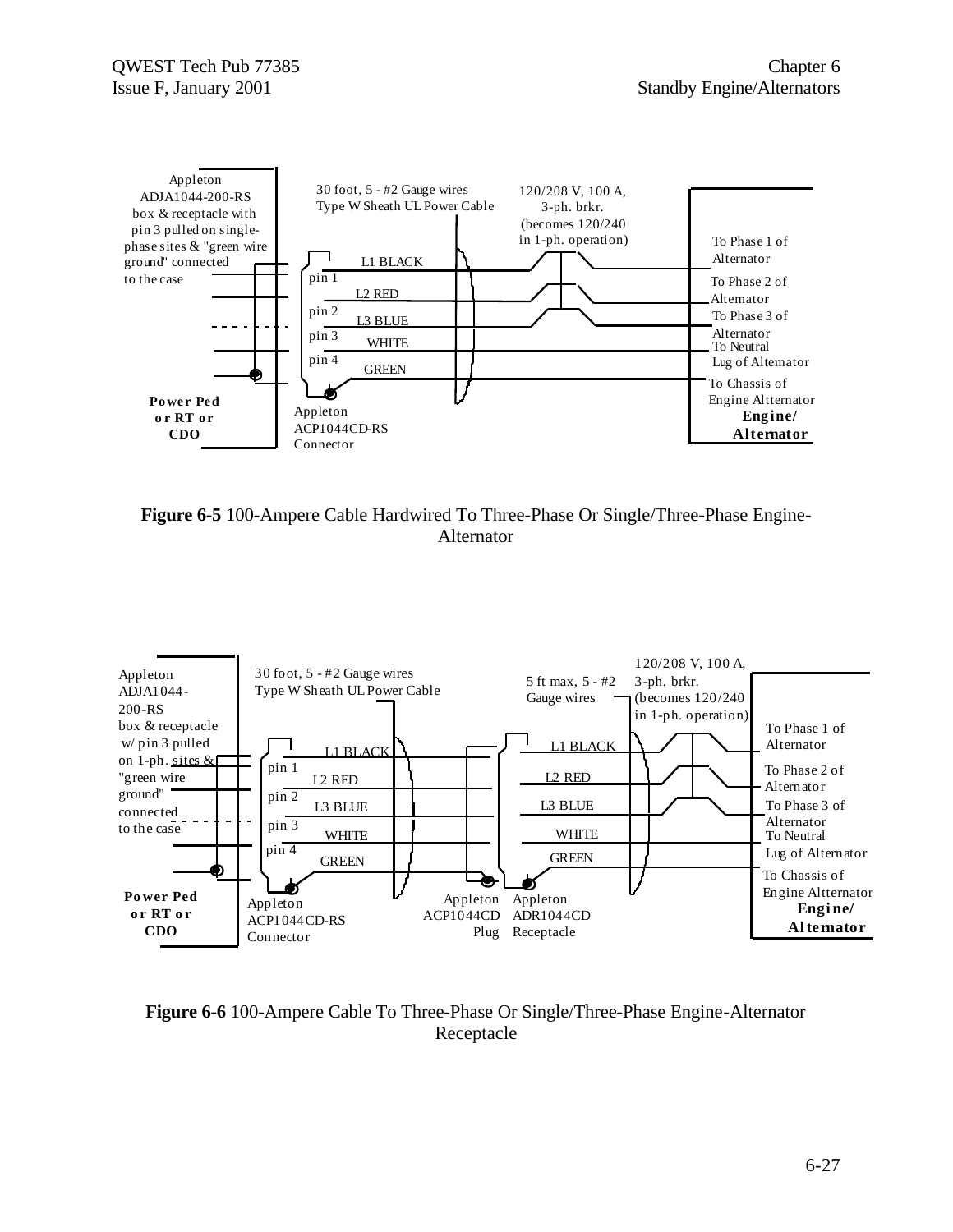Appleton ADJA1044-200-RS box & receptacle with pin 3 pulled on single-phase sites & "green wire ground" connected to the case

30 foot, 5 - #2 Gauge wires Type W Sheath UL Power Cable

120/208 V, 100 A, 3-ph. brkr. (becomes 120/240 in 1-ph. operation)

L1 BLACK — pin 1 — To Phase 1 of Alternator

L2 RED — pin 2 — To Phase 2 of Alternator

L3 BLUE — pin 3 — To Phase 3 of Alternator

WHITE — pin 4 — To Neutral Lug of Alternator

GREEN — To Chassis of Engine Altternator

**Power Ped or RT or CDO**

Appleton ACP1044CD-RS Connector

**Engine/ Alternator**

**Figure 6-5** 100-Ampere Cable Hardwired To Three-Phase Or Single/Three-Phase Engine-Alternator

Appleton ADJA1044-200-RS box & receptacle w/ pin 3 pulled on 1-ph. sites & "green wire ground" connected to the case

30 foot, 5 - #2 Gauge wires Type W Sheath UL Power Cable

5 ft max, 5 - #2 Gauge wires

120/208 V, 100 A, 3-ph. brkr. (becomes 120/240 in 1-ph. operation)

L1 BLACK — pin 1 — L1 BLACK — To Phase 1 of Alternator

L2 RED — pin 2 — L2 RED — To Phase 2 of Alternator

L3 BLUE — pin 3 — L3 BLUE — To Phase 3 of Alternator

WHITE — pin 4 — WHITE — To Neutral Lug of Alternator

GREEN — GREEN — To Chassis of Engine Altternator

**Power Ped or RT or CDO**

Appleton ACP1044CD-RS Connector

Appleton ACP1044CD Plug

Appleton ADR1044CD Receptacle

**Engine/ Alternator**

**Figure 6-6** 100-Ampere Cable To Three-Phase Or Single/Three-Phase Engine-Alternator Receptacle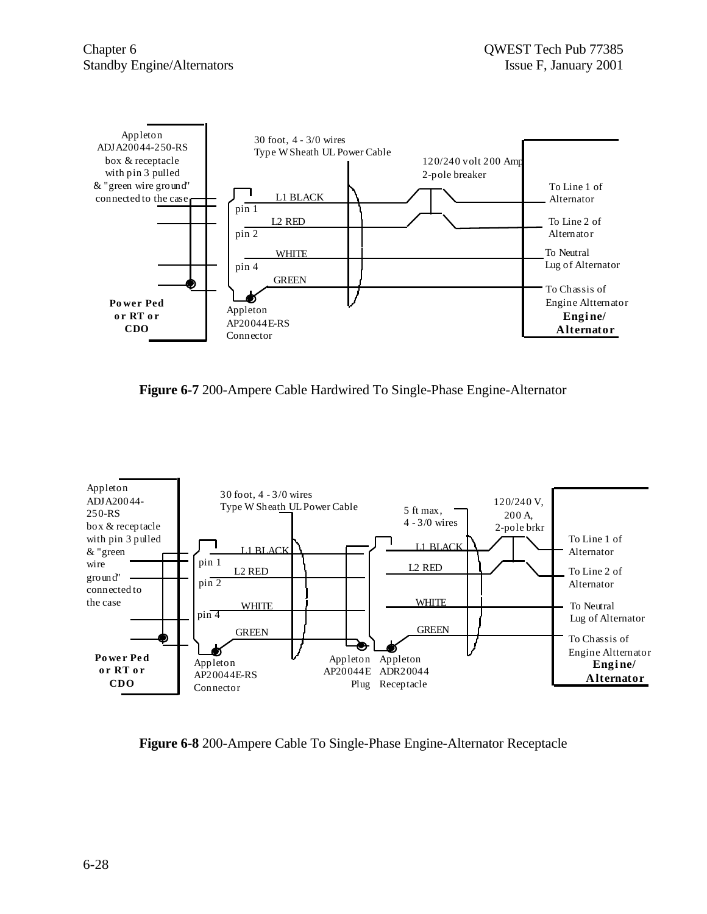Appleton ADJA20044-250-RS box & receptacle with pin 3 pulled & "green wire ground" connected to the case

30 foot, 4 - 3/0 wires Type W Sheath UL Power Cable

120/240 volt 200 Amp 2-pole breaker

L1 BLACK — pin 1 — To Line 1 of Alternator

L2 RED — pin 2 — To Line 2 of Alternator

WHITE — pin 4 — To Neutral Lug of Alternator

GREEN — To Chassis of Engine Altternator

Power Ped or RT or CDO

Appleton AP20044E-RS Connector

Engine/ Alternator

**Figure 6-7** 200-Ampere Cable Hardwired To Single-Phase Engine-Alternator

Appleton ADJA20044-250-RS box & receptacle with pin 3 pulled & "green wire ground" connected to the case

30 foot, 4 - 3/0 wires Type W Sheath UL Power Cable

5 ft max, 4 - 3/0 wires

120/240 V, 200 A, 2-pole brkr

L1 BLACK — pin 1 — L1 BLACK — To Line 1 of Alternator

L2 RED — pin 2 — L2 RED — To Line 2 of Alternator

WHITE — pin 4 — WHITE — To Neutral Lug of Alternator

GREEN — GREEN — To Chassis of Engine Altternator

Power Ped or RT or CDO

Appleton AP20044E-RS Connector

Appleton AP20044E Plug

Appleton ADR20044 Receptacle

Engine/ Alternator

**Figure 6-8** 200-Ampere Cable To Single-Phase Engine-Alternator Receptacle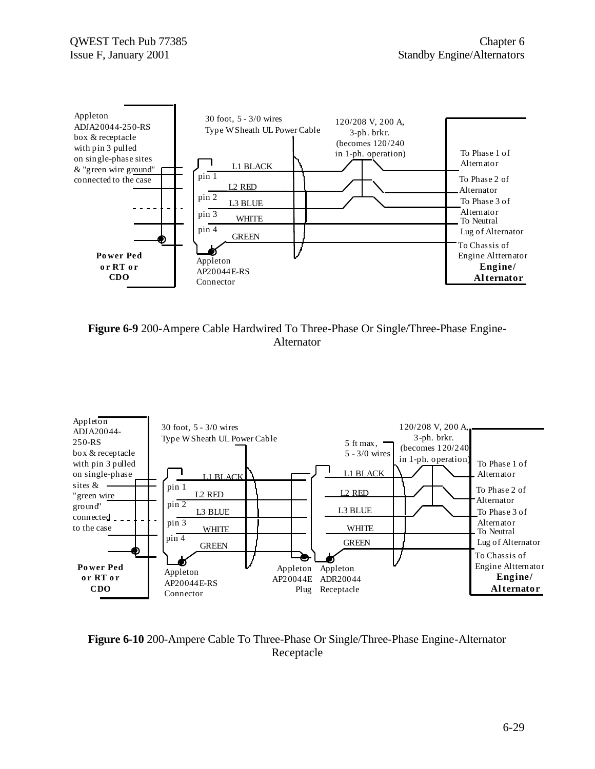Appleton ADJA20044-250-RS box & receptacle with pin 3 pulled on single-phase sites & "green wire ground" connected to the case

30 foot, 5 - 3/0 wires Type W Sheath UL Power Cable

120/208 V, 200 A, 3-ph. brkr. (becomes 120/240 in 1-ph. operation)

pin 1 — L1 BLACK — To Phase 1 of Alternator

pin 2 — L2 RED — To Phase 2 of Alternator

pin 3 — L3 BLUE — To Phase 3 of Alternator

pin 4 — WHITE — To Neutral Lug of Alternator

GREEN — To Chassis of Engine Altternator

**Power Ped or RT or CDO**

Appleton AP20044E-RS Connector

**Engine/ Alternator**

**Figure 6-9** 200-Ampere Cable Hardwired To Three-Phase Or Single/Three-Phase Engine-Alternator

Appleton ADJA20044-250-RS box & receptacle with pin 3 pulled on single-phase sites & "green wire ground" connected to the case

30 foot, 5 - 3/0 wires Type W Sheath UL Power Cable

5 ft max, 5 - 3/0 wires

120/208 V, 200 A, 3-ph. brkr. (becomes 120/240 in 1-ph. operation)

pin 1 — L1 BLACK — To Phase 1 of Alternator

pin 2 — L2 RED — To Phase 2 of Alternator

pin 3 — L3 BLUE — To Phase 3 of Alternator

pin 4 — WHITE — To Neutral Lug of Alternator

GREEN — To Chassis of Engine Altternator

**Power Ped or RT or CDO**

Appleton AP20044E-RS Connector

Appleton AP20044E Plug

Appleton ADR20044 Receptacle

**Engine/ Alternator**

**Figure 6-10** 200-Ampere Cable To Three-Phase Or Single/Three-Phase Engine-Alternator Receptacle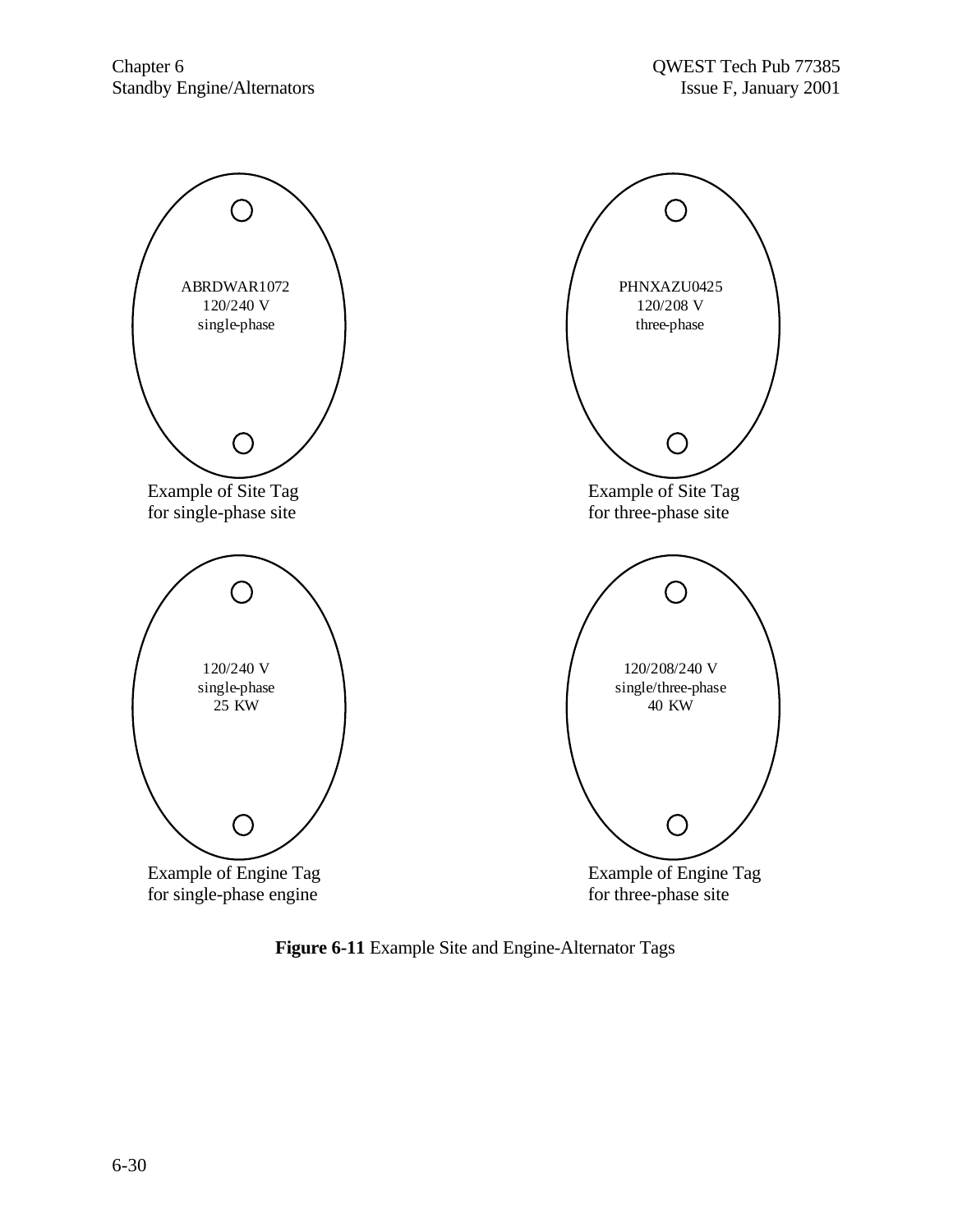ABRDWAR1072
120/240 V
single-phase

Example of Site Tag
for single-phase site

PHNXAZU0425
120/208 V
three-phase

Example of Site Tag
for three-phase site

120/240 V
single-phase
25 KW

Example of Engine Tag
for single-phase engine

120/208/240 V
single/three-phase
40 KW

Example of Engine Tag
for three-phase site

**Figure 6-11** Example Site and Engine-Alternator Tags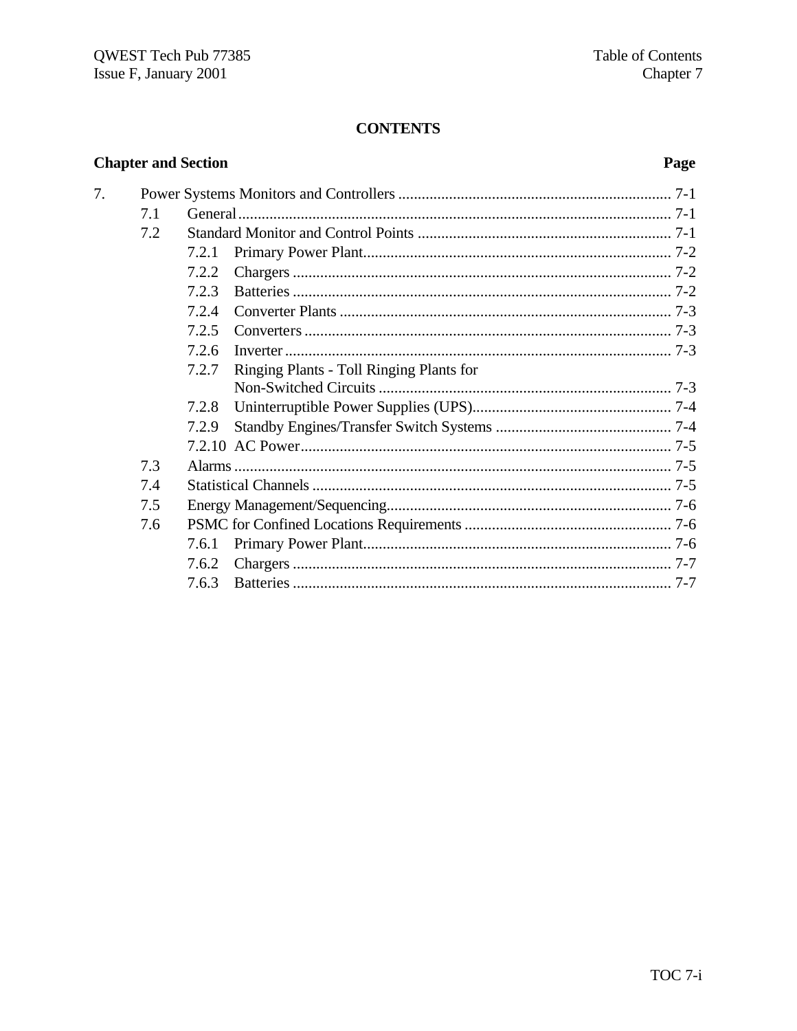# CONTENTS

| Chapter and Section | | | Page |
|---|---|---|---|
| 7. | Power Systems Monitors and Controllers | | 7-1 |
| | 7.1 | General | 7-1 |
| | 7.2 | Standard Monitor and Control Points | 7-1 |
| | | 7.2.1 Primary Power Plant | 7-2 |
| | | 7.2.2 Chargers | 7-2 |
| | | 7.2.3 Batteries | 7-2 |
| | | 7.2.4 Converter Plants | 7-3 |
| | | 7.2.5 Converters | 7-3 |
| | | 7.2.6 Inverter | 7-3 |
| | | 7.2.7 Ringing Plants - Toll Ringing Plants for Non-Switched Circuits | 7-3 |
| | | 7.2.8 Uninterruptible Power Supplies (UPS) | 7-4 |
| | | 7.2.9 Standby Engines/Transfer Switch Systems | 7-4 |
| | | 7.2.10 AC Power | 7-5 |
| | 7.3 | Alarms | 7-5 |
| | 7.4 | Statistical Channels | 7-5 |
| | 7.5 | Energy Management/Sequencing | 7-6 |
| | 7.6 | PSMC for Confined Locations Requirements | 7-6 |
| | | 7.6.1 Primary Power Plant | 7-6 |
| | | 7.6.2 Chargers | 7-7 |
| | | 7.6.3 Batteries | 7-7 |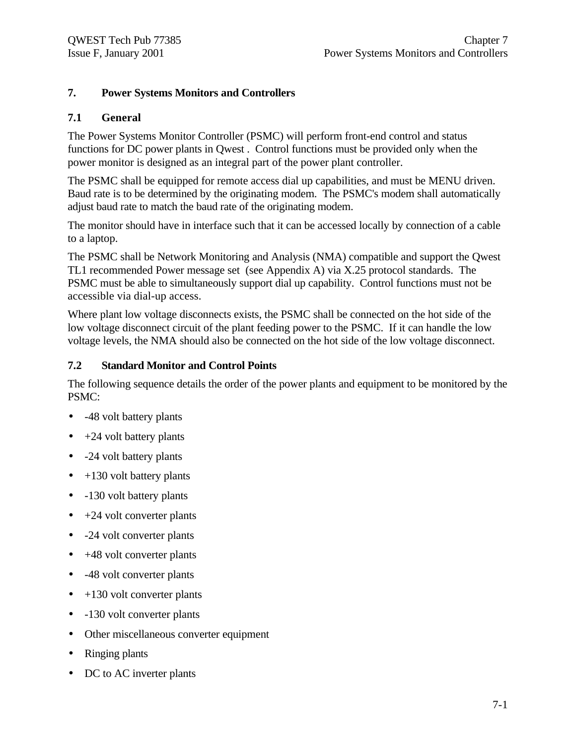# 7. Power Systems Monitors and Controllers

## 7.1 General

The Power Systems Monitor Controller (PSMC) will perform front-end control and status functions for DC power plants in Qwest . Control functions must be provided only when the power monitor is designed as an integral part of the power plant controller.

The PSMC shall be equipped for remote access dial up capabilities, and must be MENU driven. Baud rate is to be determined by the originating modem. The PSMC's modem shall automatically adjust baud rate to match the baud rate of the originating modem.

The monitor should have in interface such that it can be accessed locally by connection of a cable to a laptop.

The PSMC shall be Network Monitoring and Analysis (NMA) compatible and support the Qwest TL1 recommended Power message set (see Appendix A) via X.25 protocol standards. The PSMC must be able to simultaneously support dial up capability. Control functions must not be accessible via dial-up access.

Where plant low voltage disconnects exists, the PSMC shall be connected on the hot side of the low voltage disconnect circuit of the plant feeding power to the PSMC. If it can handle the low voltage levels, the NMA should also be connected on the hot side of the low voltage disconnect.

## 7.2 Standard Monitor and Control Points

The following sequence details the order of the power plants and equipment to be monitored by the PSMC:

- -48 volt battery plants
- +24 volt battery plants
- -24 volt battery plants
- +130 volt battery plants
- -130 volt battery plants
- +24 volt converter plants
- -24 volt converter plants
- +48 volt converter plants
- -48 volt converter plants
- +130 volt converter plants
- -130 volt converter plants
- Other miscellaneous converter equipment
- Ringing plants
- DC to AC inverter plants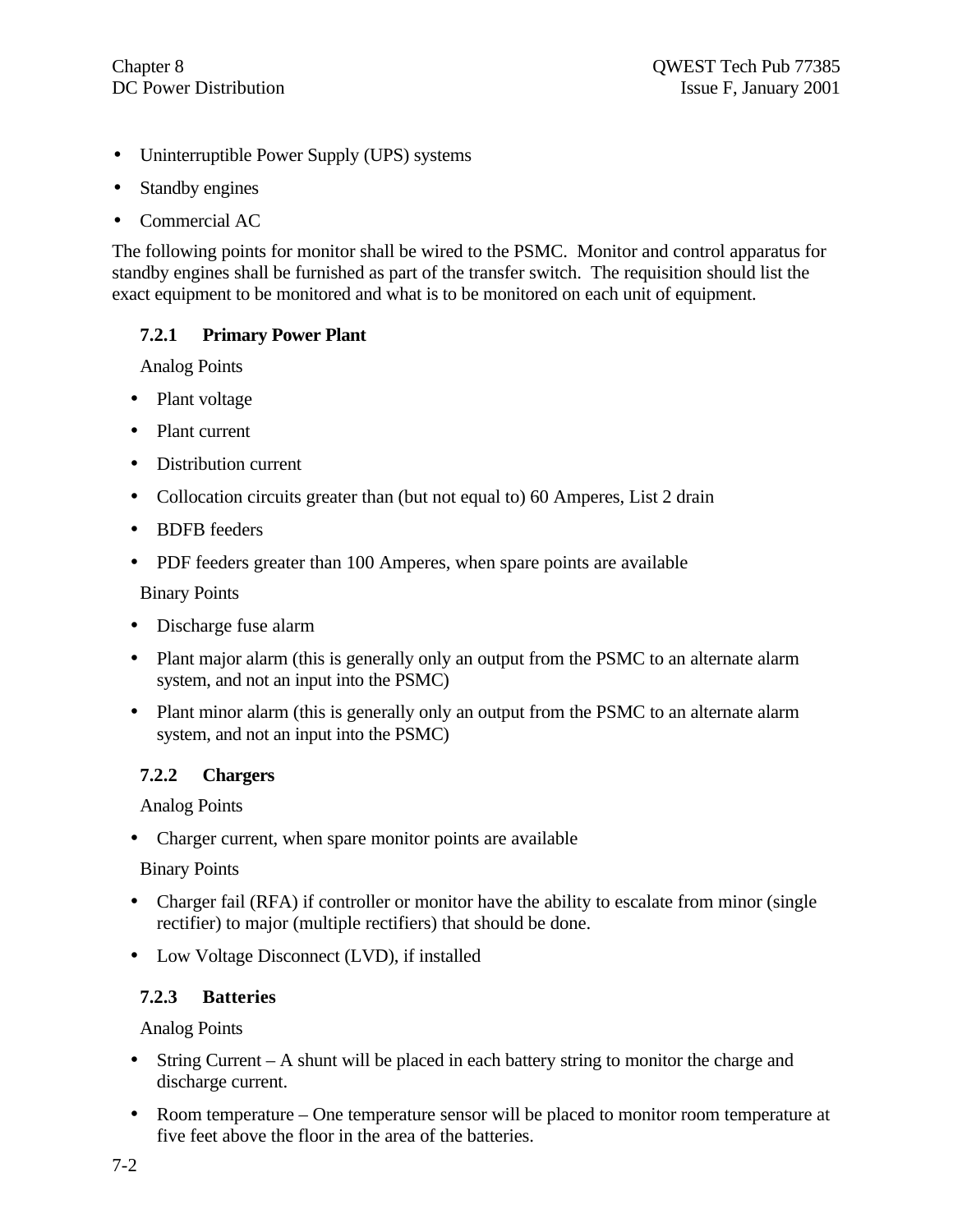- Uninterruptible Power Supply (UPS) systems
- Standby engines
- Commercial AC

The following points for monitor shall be wired to the PSMC. Monitor and control apparatus for standby engines shall be furnished as part of the transfer switch. The requisition should list the exact equipment to be monitored and what is to be monitored on each unit of equipment.

### 7.2.1 Primary Power Plant

Analog Points

- Plant voltage
- Plant current
- Distribution current
- Collocation circuits greater than (but not equal to) 60 Amperes, List 2 drain
- BDFB feeders
- PDF feeders greater than 100 Amperes, when spare points are available

Binary Points

- Discharge fuse alarm
- Plant major alarm (this is generally only an output from the PSMC to an alternate alarm system, and not an input into the PSMC)
- Plant minor alarm (this is generally only an output from the PSMC to an alternate alarm system, and not an input into the PSMC)

### 7.2.2 Chargers

Analog Points

- Charger current, when spare monitor points are available

Binary Points

- Charger fail (RFA) if controller or monitor have the ability to escalate from minor (single rectifier) to major (multiple rectifiers) that should be done.
- Low Voltage Disconnect (LVD), if installed

### 7.2.3 Batteries

Analog Points

- String Current – A shunt will be placed in each battery string to monitor the charge and discharge current.
- Room temperature – One temperature sensor will be placed to monitor room temperature at five feet above the floor in the area of the batteries.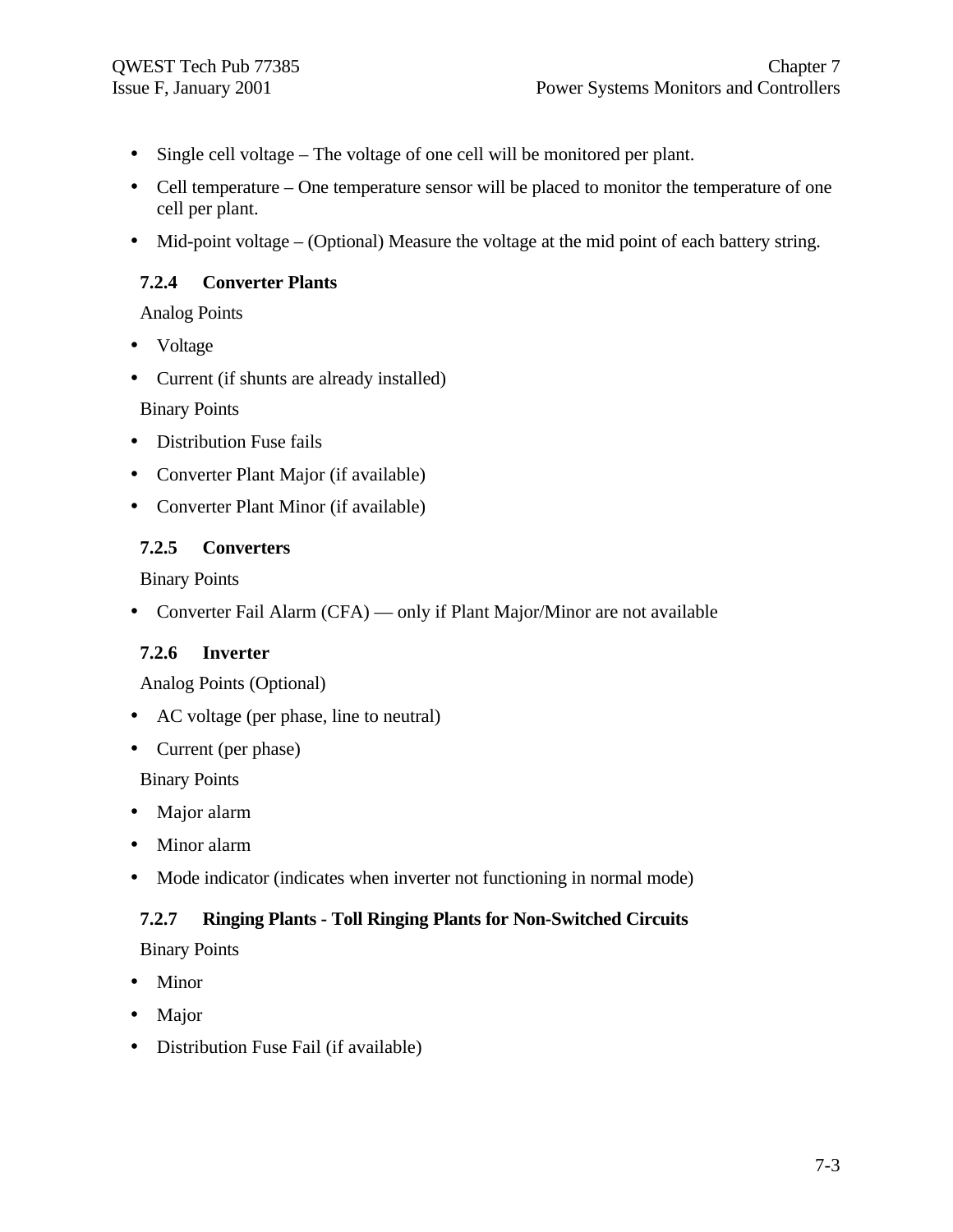- Single cell voltage – The voltage of one cell will be monitored per plant.
- Cell temperature – One temperature sensor will be placed to monitor the temperature of one cell per plant.
- Mid-point voltage – (Optional) Measure the voltage at the mid point of each battery string.

### 7.2.4 Converter Plants

Analog Points

- Voltage
- Current (if shunts are already installed)

Binary Points

- Distribution Fuse fails
- Converter Plant Major (if available)
- Converter Plant Minor (if available)

### 7.2.5 Converters

Binary Points

- Converter Fail Alarm (CFA) — only if Plant Major/Minor are not available

### 7.2.6 Inverter

Analog Points (Optional)

- AC voltage (per phase, line to neutral)
- Current (per phase)

Binary Points

- Major alarm
- Minor alarm
- Mode indicator (indicates when inverter not functioning in normal mode)

### 7.2.7 Ringing Plants - Toll Ringing Plants for Non-Switched Circuits

Binary Points

- Minor
- Major
- Distribution Fuse Fail (if available)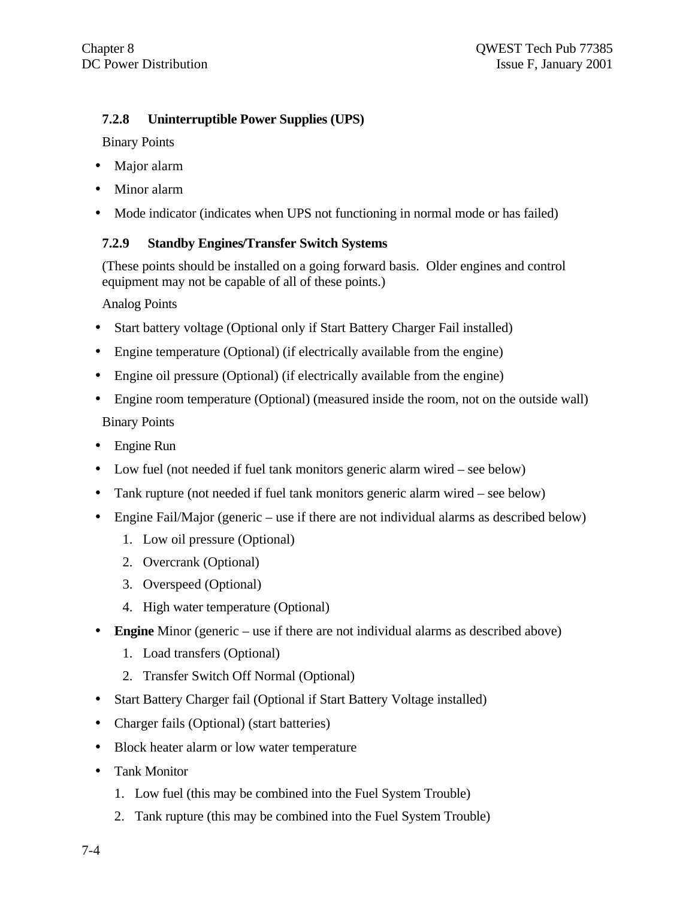### 7.2.8 Uninterruptible Power Supplies (UPS)

Binary Points

- Major alarm
- Minor alarm
- Mode indicator (indicates when UPS not functioning in normal mode or has failed)

### 7.2.9 Standby Engines/Transfer Switch Systems

(These points should be installed on a going forward basis. Older engines and control equipment may not be capable of all of these points.)

Analog Points

- Start battery voltage (Optional only if Start Battery Charger Fail installed)
- Engine temperature (Optional) (if electrically available from the engine)
- Engine oil pressure (Optional) (if electrically available from the engine)
- Engine room temperature (Optional) (measured inside the room, not on the outside wall)

Binary Points

- Engine Run
- Low fuel (not needed if fuel tank monitors generic alarm wired – see below)
- Tank rupture (not needed if fuel tank monitors generic alarm wired – see below)
- Engine Fail/Major (generic – use if there are not individual alarms as described below)
  1. Low oil pressure (Optional)
  2. Overcrank (Optional)
  3. Overspeed (Optional)
  4. High water temperature (Optional)
- **Engine** Minor (generic – use if there are not individual alarms as described above)
  1. Load transfers (Optional)
  2. Transfer Switch Off Normal (Optional)
- Start Battery Charger fail (Optional if Start Battery Voltage installed)
- Charger fails (Optional) (start batteries)
- Block heater alarm or low water temperature
- Tank Monitor
  1. Low fuel (this may be combined into the Fuel System Trouble)
  2. Tank rupture (this may be combined into the Fuel System Trouble)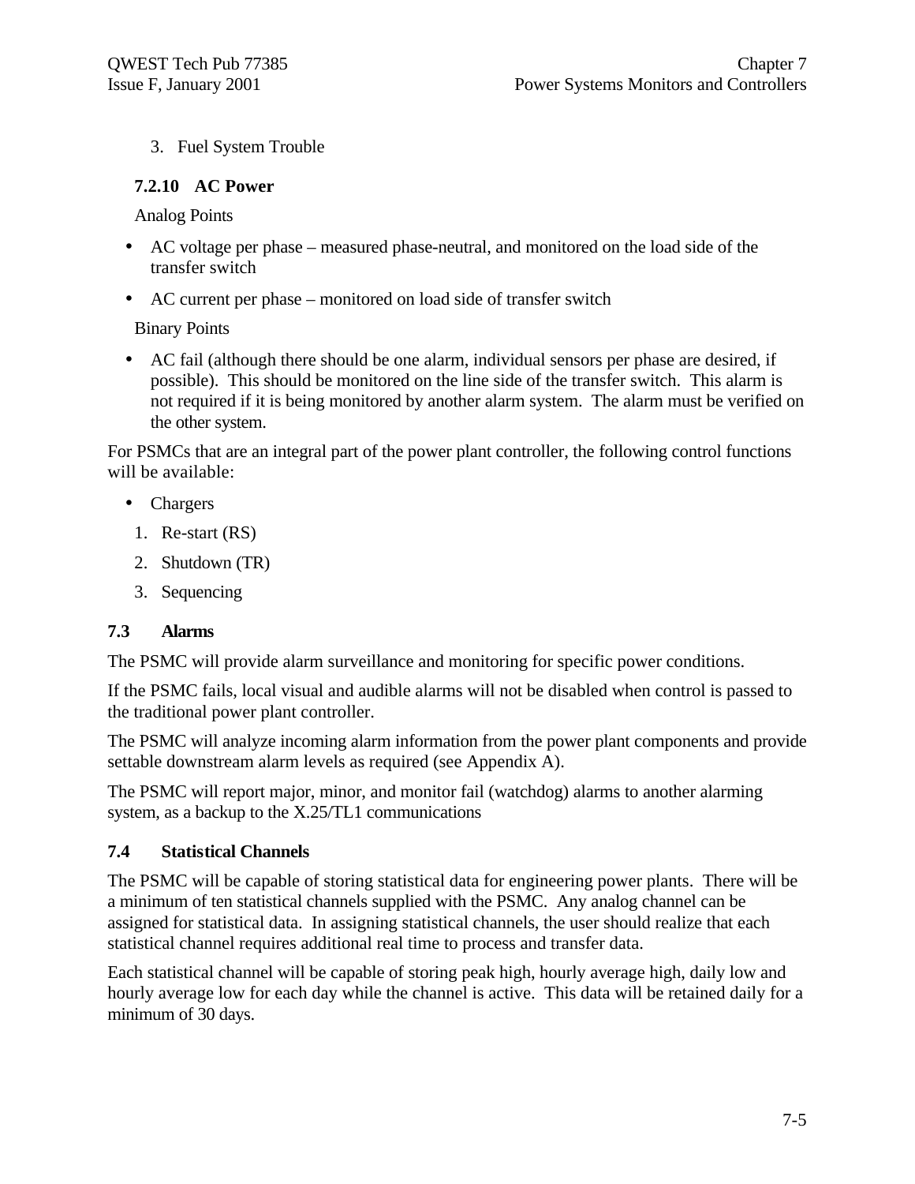3. Fuel System Trouble

### 7.2.10 AC Power

Analog Points

- AC voltage per phase – measured phase-neutral, and monitored on the load side of the transfer switch
- AC current per phase – monitored on load side of transfer switch

Binary Points

- AC fail (although there should be one alarm, individual sensors per phase are desired, if possible). This should be monitored on the line side of the transfer switch. This alarm is not required if it is being monitored by another alarm system. The alarm must be verified on the other system.

For PSMCs that are an integral part of the power plant controller, the following control functions will be available:

- Chargers

1. Re-start (RS)
2. Shutdown (TR)
3. Sequencing

## 7.3 Alarms

The PSMC will provide alarm surveillance and monitoring for specific power conditions.

If the PSMC fails, local visual and audible alarms will not be disabled when control is passed to the traditional power plant controller.

The PSMC will analyze incoming alarm information from the power plant components and provide settable downstream alarm levels as required (see Appendix A).

The PSMC will report major, minor, and monitor fail (watchdog) alarms to another alarming system, as a backup to the X.25/TL1 communications

## 7.4 Statistical Channels

The PSMC will be capable of storing statistical data for engineering power plants. There will be a minimum of ten statistical channels supplied with the PSMC. Any analog channel can be assigned for statistical data. In assigning statistical channels, the user should realize that each statistical channel requires additional real time to process and transfer data.

Each statistical channel will be capable of storing peak high, hourly average high, daily low and hourly average low for each day while the channel is active. This data will be retained daily for a minimum of 30 days.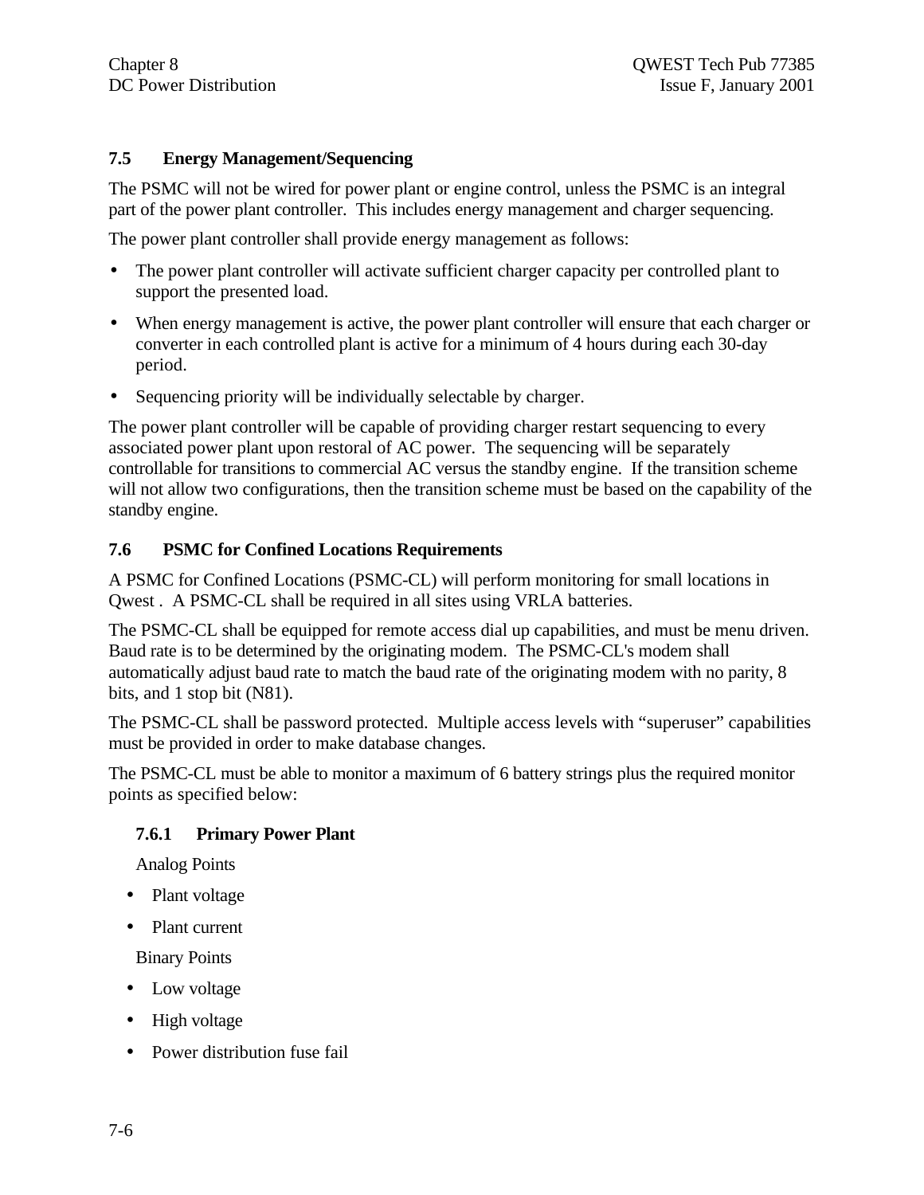### 7.5 Energy Management/Sequencing

The PSMC will not be wired for power plant or engine control, unless the PSMC is an integral part of the power plant controller. This includes energy management and charger sequencing.

The power plant controller shall provide energy management as follows:

- The power plant controller will activate sufficient charger capacity per controlled plant to support the presented load.
- When energy management is active, the power plant controller will ensure that each charger or converter in each controlled plant is active for a minimum of 4 hours during each 30-day period.
- Sequencing priority will be individually selectable by charger.

The power plant controller will be capable of providing charger restart sequencing to every associated power plant upon restoral of AC power. The sequencing will be separately controllable for transitions to commercial AC versus the standby engine. If the transition scheme will not allow two configurations, then the transition scheme must be based on the capability of the standby engine.

### 7.6 PSMC for Confined Locations Requirements

A PSMC for Confined Locations (PSMC-CL) will perform monitoring for small locations in Qwest . A PSMC-CL shall be required in all sites using VRLA batteries.

The PSMC-CL shall be equipped for remote access dial up capabilities, and must be menu driven. Baud rate is to be determined by the originating modem. The PSMC-CL's modem shall automatically adjust baud rate to match the baud rate of the originating modem with no parity, 8 bits, and 1 stop bit (N81).

The PSMC-CL shall be password protected. Multiple access levels with “superuser” capabilities must be provided in order to make database changes.

The PSMC-CL must be able to monitor a maximum of 6 battery strings plus the required monitor points as specified below:

#### 7.6.1 Primary Power Plant

Analog Points

- Plant voltage
- Plant current

Binary Points

- Low voltage
- High voltage
- Power distribution fuse fail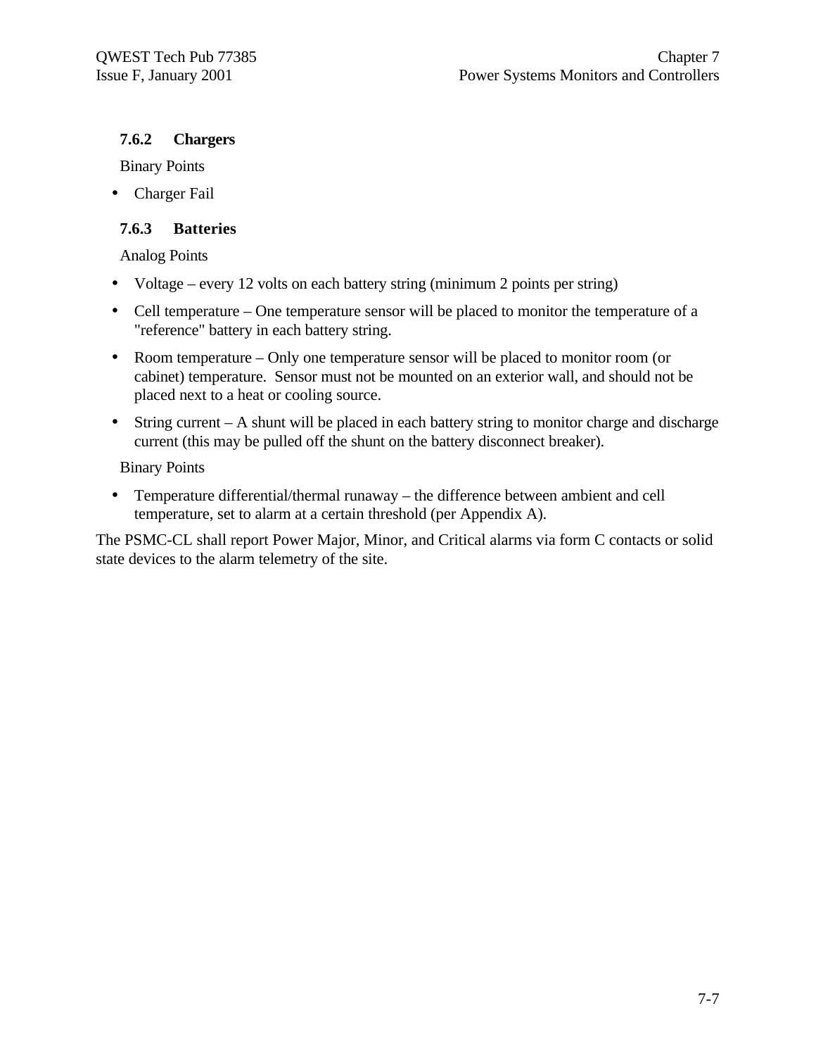### 7.6.2 Chargers

Binary Points

- Charger Fail

### 7.6.3 Batteries

Analog Points

- Voltage – every 12 volts on each battery string (minimum 2 points per string)
- Cell temperature – One temperature sensor will be placed to monitor the temperature of a "reference" battery in each battery string.
- Room temperature – Only one temperature sensor will be placed to monitor room (or cabinet) temperature. Sensor must not be mounted on an exterior wall, and should not be placed next to a heat or cooling source.
- String current – A shunt will be placed in each battery string to monitor charge and discharge current (this may be pulled off the shunt on the battery disconnect breaker).

Binary Points

- Temperature differential/thermal runaway – the difference between ambient and cell temperature, set to alarm at a certain threshold (per Appendix A).

The PSMC-CL shall report Power Major, Minor, and Critical alarms via form C contacts or solid state devices to the alarm telemetry of the site.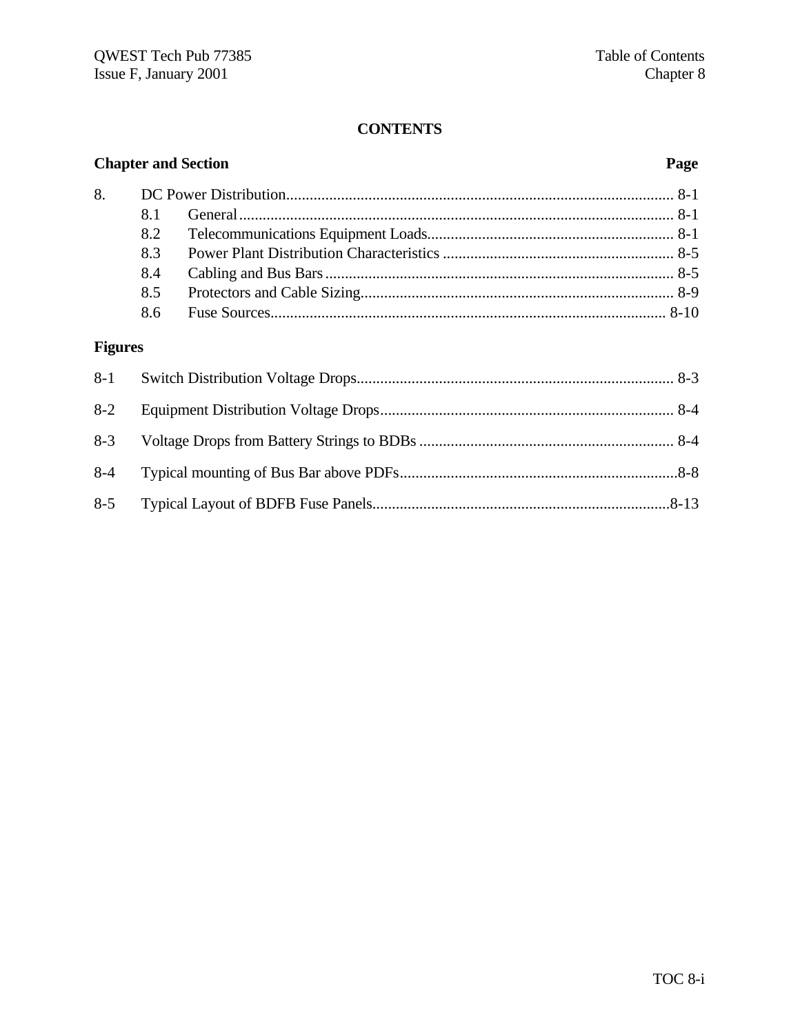## CONTENTS

| Chapter and Section | | Page |
|---|---|---|
| 8. | DC Power Distribution | 8-1 |
| 8.1 | General | 8-1 |
| 8.2 | Telecommunications Equipment Loads | 8-1 |
| 8.3 | Power Plant Distribution Characteristics | 8-5 |
| 8.4 | Cabling and Bus Bars | 8-5 |
| 8.5 | Protectors and Cable Sizing | 8-9 |
| 8.6 | Fuse Sources | 8-10 |

### Figures

| | | |
|---|---|---|
| 8-1 | Switch Distribution Voltage Drops | 8-3 |
| 8-2 | Equipment Distribution Voltage Drops | 8-4 |
| 8-3 | Voltage Drops from Battery Strings to BDBs | 8-4 |
| 8-4 | Typical mounting of Bus Bar above PDFs | 8-8 |
| 8-5 | Typical Layout of BDFB Fuse Panels | 8-13 |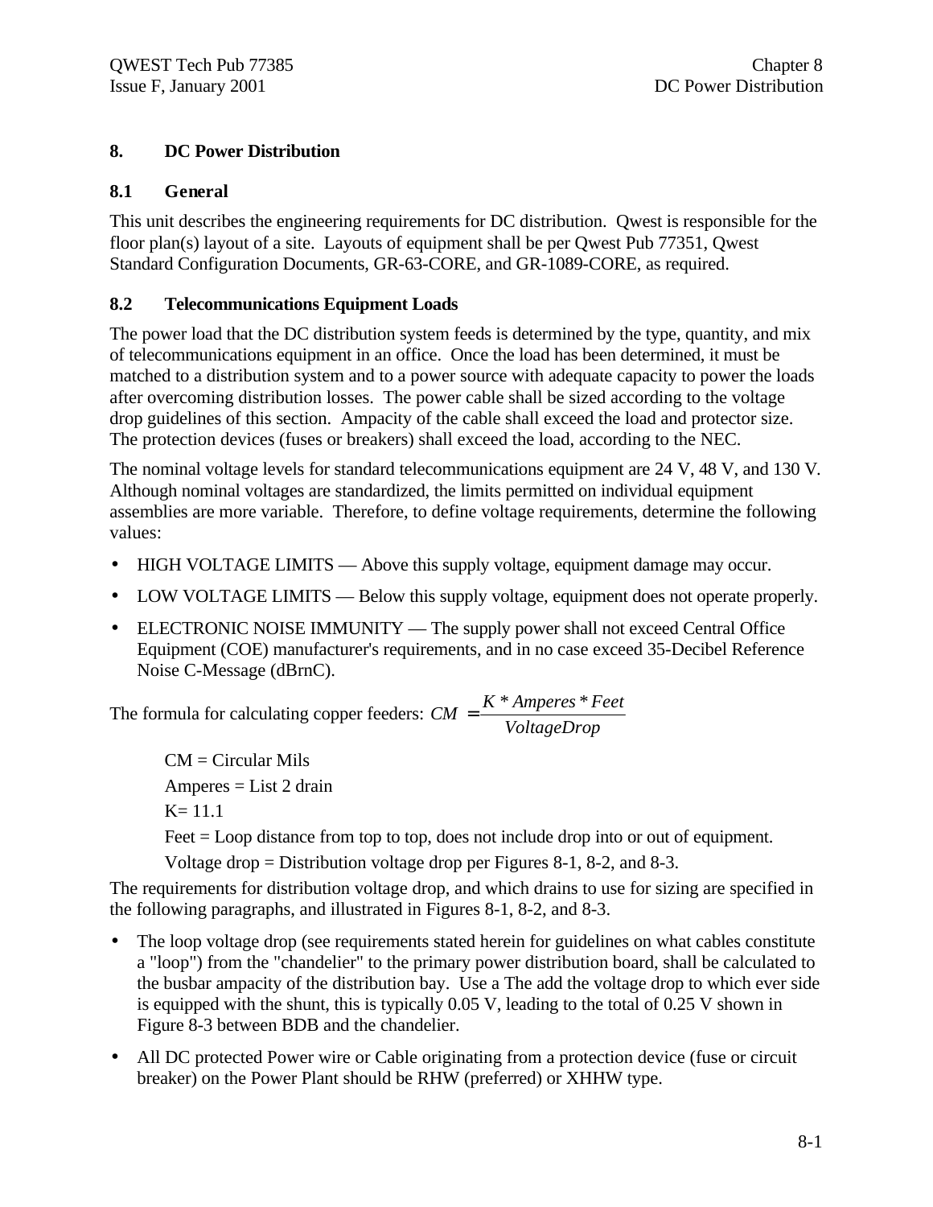# 8. DC Power Distribution

## 8.1 General

This unit describes the engineering requirements for DC distribution. Qwest is responsible for the floor plan(s) layout of a site. Layouts of equipment shall be per Qwest Pub 77351, Qwest Standard Configuration Documents, GR-63-CORE, and GR-1089-CORE, as required.

## 8.2 Telecommunications Equipment Loads

The power load that the DC distribution system feeds is determined by the type, quantity, and mix of telecommunications equipment in an office. Once the load has been determined, it must be matched to a distribution system and to a power source with adequate capacity to power the loads after overcoming distribution losses. The power cable shall be sized according to the voltage drop guidelines of this section. Ampacity of the cable shall exceed the load and protector size. The protection devices (fuses or breakers) shall exceed the load, according to the NEC.

The nominal voltage levels for standard telecommunications equipment are 24 V, 48 V, and 130 V. Although nominal voltages are standardized, the limits permitted on individual equipment assemblies are more variable. Therefore, to define voltage requirements, determine the following values:

- HIGH VOLTAGE LIMITS — Above this supply voltage, equipment damage may occur.
- LOW VOLTAGE LIMITS — Below this supply voltage, equipment does not operate properly.
- ELECTRONIC NOISE IMMUNITY — The supply power shall not exceed Central Office Equipment (COE) manufacturer's requirements, and in no case exceed 35-Decibel Reference Noise C-Message (dBrnC).

The formula for calculating copper feeders: $CM = \frac{K * Amperes * Feet}{VoltageDrop}$

CM = Circular Mils

Amperes = List 2 drain

K= 11.1

Feet = Loop distance from top to top, does not include drop into or out of equipment.

Voltage drop = Distribution voltage drop per Figures 8-1, 8-2, and 8-3.

The requirements for distribution voltage drop, and which drains to use for sizing are specified in the following paragraphs, and illustrated in Figures 8-1, 8-2, and 8-3.

- The loop voltage drop (see requirements stated herein for guidelines on what cables constitute a "loop") from the "chandelier" to the primary power distribution board, shall be calculated to the busbar ampacity of the distribution bay. Use a The add the voltage drop to which ever side is equipped with the shunt, this is typically 0.05 V, leading to the total of 0.25 V shown in Figure 8-3 between BDB and the chandelier.
- All DC protected Power wire or Cable originating from a protection device (fuse or circuit breaker) on the Power Plant should be RHW (preferred) or XHHW type.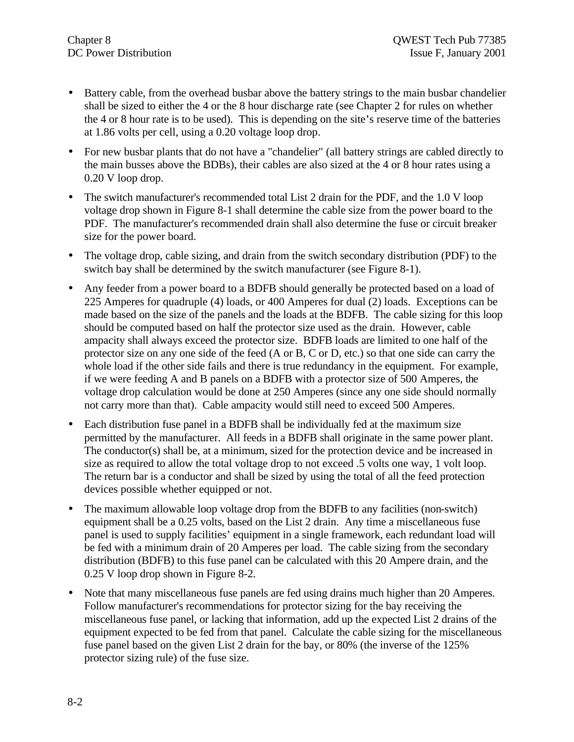- Battery cable, from the overhead busbar above the battery strings to the main busbar chandelier shall be sized to either the 4 or the 8 hour discharge rate (see Chapter 2 for rules on whether the 4 or 8 hour rate is to be used). This is depending on the site's reserve time of the batteries at 1.86 volts per cell, using a 0.20 voltage loop drop.
- For new busbar plants that do not have a "chandelier" (all battery strings are cabled directly to the main busses above the BDBs), their cables are also sized at the 4 or 8 hour rates using a 0.20 V loop drop.
- The switch manufacturer's recommended total List 2 drain for the PDF, and the 1.0 V loop voltage drop shown in Figure 8-1 shall determine the cable size from the power board to the PDF. The manufacturer's recommended drain shall also determine the fuse or circuit breaker size for the power board.
- The voltage drop, cable sizing, and drain from the switch secondary distribution (PDF) to the switch bay shall be determined by the switch manufacturer (see Figure 8-1).
- Any feeder from a power board to a BDFB should generally be protected based on a load of 225 Amperes for quadruple (4) loads, or 400 Amperes for dual (2) loads. Exceptions can be made based on the size of the panels and the loads at the BDFB. The cable sizing for this loop should be computed based on half the protector size used as the drain. However, cable ampacity shall always exceed the protector size. BDFB loads are limited to one half of the protector size on any one side of the feed (A or B, C or D, etc.) so that one side can carry the whole load if the other side fails and there is true redundancy in the equipment. For example, if we were feeding A and B panels on a BDFB with a protector size of 500 Amperes, the voltage drop calculation would be done at 250 Amperes (since any one side should normally not carry more than that). Cable ampacity would still need to exceed 500 Amperes.
- Each distribution fuse panel in a BDFB shall be individually fed at the maximum size permitted by the manufacturer. All feeds in a BDFB shall originate in the same power plant. The conductor(s) shall be, at a minimum, sized for the protection device and be increased in size as required to allow the total voltage drop to not exceed .5 volts one way, 1 volt loop. The return bar is a conductor and shall be sized by using the total of all the feed protection devices possible whether equipped or not.
- The maximum allowable loop voltage drop from the BDFB to any facilities (non-switch) equipment shall be a 0.25 volts, based on the List 2 drain. Any time a miscellaneous fuse panel is used to supply facilities' equipment in a single framework, each redundant load will be fed with a minimum drain of 20 Amperes per load. The cable sizing from the secondary distribution (BDFB) to this fuse panel can be calculated with this 20 Ampere drain, and the 0.25 V loop drop shown in Figure 8-2.
- Note that many miscellaneous fuse panels are fed using drains much higher than 20 Amperes. Follow manufacturer's recommendations for protector sizing for the bay receiving the miscellaneous fuse panel, or lacking that information, add up the expected List 2 drains of the equipment expected to be fed from that panel. Calculate the cable sizing for the miscellaneous fuse panel based on the given List 2 drain for the bay, or 80% (the inverse of the 125% protector sizing rule) of the fuse size.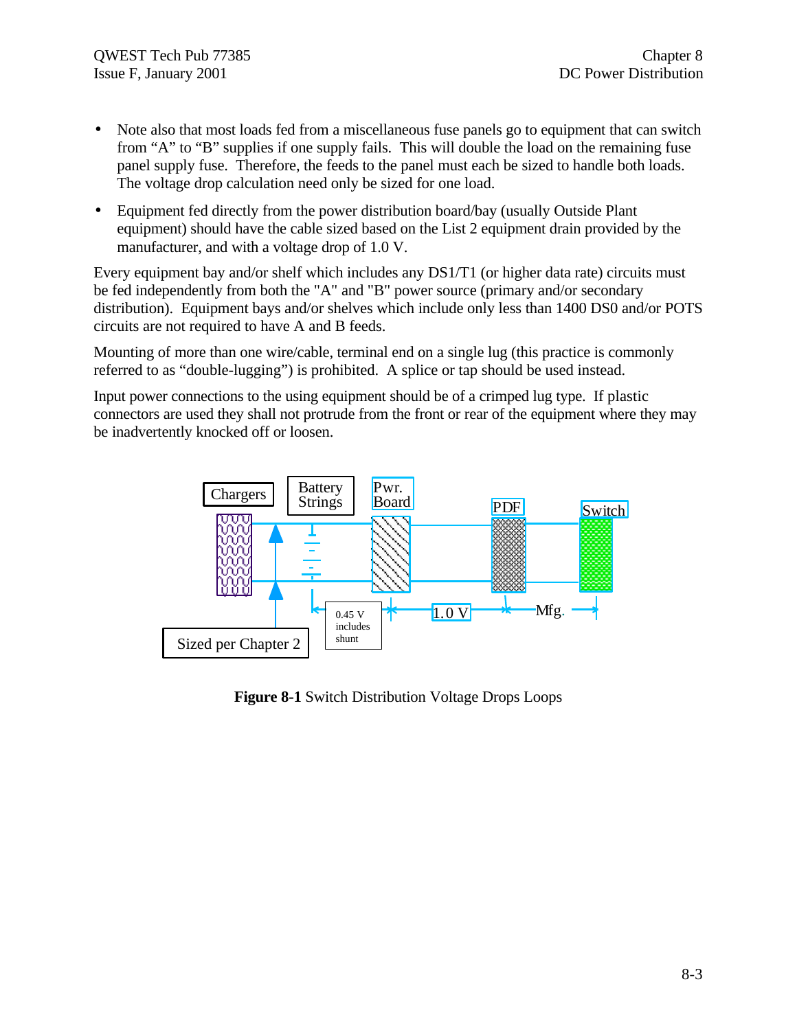- Note also that most loads fed from a miscellaneous fuse panels go to equipment that can switch from “A” to “B” supplies if one supply fails. This will double the load on the remaining fuse panel supply fuse. Therefore, the feeds to the panel must each be sized to handle both loads. The voltage drop calculation need only be sized for one load.
- Equipment fed directly from the power distribution board/bay (usually Outside Plant equipment) should have the cable sized based on the List 2 equipment drain provided by the manufacturer, and with a voltage drop of 1.0 V.

Every equipment bay and/or shelf which includes any DS1/T1 (or higher data rate) circuits must be fed independently from both the "A" and "B" power source (primary and/or secondary distribution). Equipment bays and/or shelves which include only less than 1400 DS0 and/or POTS circuits are not required to have A and B feeds.

Mounting of more than one wire/cable, terminal end on a single lug (this practice is commonly referred to as “double-lugging”) is prohibited. A splice or tap should be used instead.

Input power connections to the using equipment should be of a crimped lug type. If plastic connectors are used they shall not protrude from the front or rear of the equipment where they may be inadvertently knocked off or loosen.

**Figure 8-1** Switch Distribution Voltage Drops Loops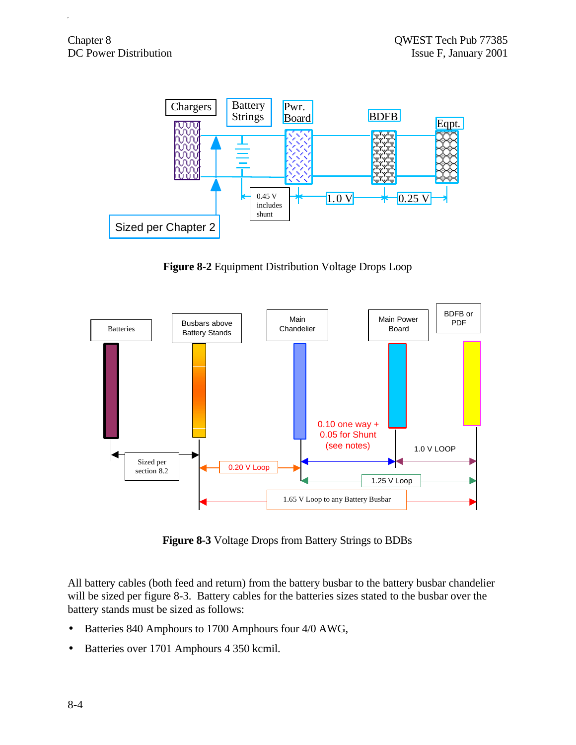**Figure 8-2** Equipment Distribution Voltage Drops Loop

**Figure 8-3** Voltage Drops from Battery Strings to BDBs

All battery cables (both feed and return) from the battery busbar to the battery busbar chandelier will be sized per figure 8-3. Battery cables for the batteries sizes stated to the busbar over the battery stands must be sized as follows:

- Batteries 840 Amphours to 1700 Amphours four 4/0 AWG,
- Batteries over 1701 Amphours 4 350 kcmil.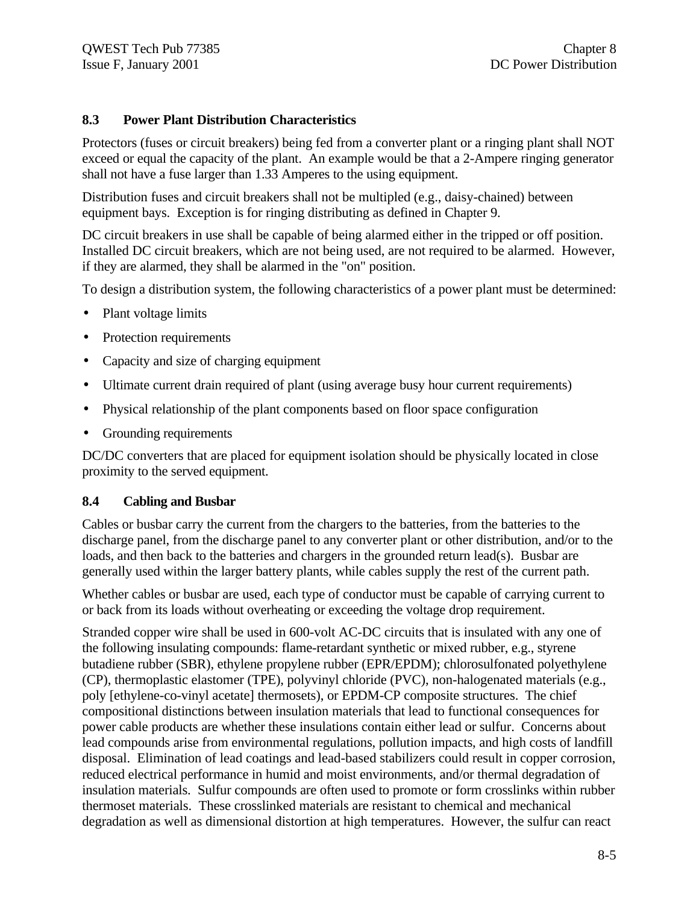## 8.3 Power Plant Distribution Characteristics

Protectors (fuses or circuit breakers) being fed from a converter plant or a ringing plant shall NOT exceed or equal the capacity of the plant. An example would be that a 2-Ampere ringing generator shall not have a fuse larger than 1.33 Amperes to the using equipment.

Distribution fuses and circuit breakers shall not be multipled (e.g., daisy-chained) between equipment bays. Exception is for ringing distributing as defined in Chapter 9.

DC circuit breakers in use shall be capable of being alarmed either in the tripped or off position. Installed DC circuit breakers, which are not being used, are not required to be alarmed. However, if they are alarmed, they shall be alarmed in the "on" position.

To design a distribution system, the following characteristics of a power plant must be determined:

- Plant voltage limits
- Protection requirements
- Capacity and size of charging equipment
- Ultimate current drain required of plant (using average busy hour current requirements)
- Physical relationship of the plant components based on floor space configuration
- Grounding requirements

DC/DC converters that are placed for equipment isolation should be physically located in close proximity to the served equipment.

## 8.4 Cabling and Busbar

Cables or busbar carry the current from the chargers to the batteries, from the batteries to the discharge panel, from the discharge panel to any converter plant or other distribution, and/or to the loads, and then back to the batteries and chargers in the grounded return lead(s). Busbar are generally used within the larger battery plants, while cables supply the rest of the current path.

Whether cables or busbar are used, each type of conductor must be capable of carrying current to or back from its loads without overheating or exceeding the voltage drop requirement.

Stranded copper wire shall be used in 600-volt AC-DC circuits that is insulated with any one of the following insulating compounds: flame-retardant synthetic or mixed rubber, e.g., styrene butadiene rubber (SBR), ethylene propylene rubber (EPR/EPDM); chlorosulfonated polyethylene (CP), thermoplastic elastomer (TPE), polyvinyl chloride (PVC), non-halogenated materials (e.g., poly [ethylene-co-vinyl acetate] thermosets), or EPDM-CP composite structures. The chief compositional distinctions between insulation materials that lead to functional consequences for power cable products are whether these insulations contain either lead or sulfur. Concerns about lead compounds arise from environmental regulations, pollution impacts, and high costs of landfill disposal. Elimination of lead coatings and lead-based stabilizers could result in copper corrosion, reduced electrical performance in humid and moist environments, and/or thermal degradation of insulation materials. Sulfur compounds are often used to promote or form crosslinks within rubber thermoset materials. These crosslinked materials are resistant to chemical and mechanical degradation as well as dimensional distortion at high temperatures. However, the sulfur can react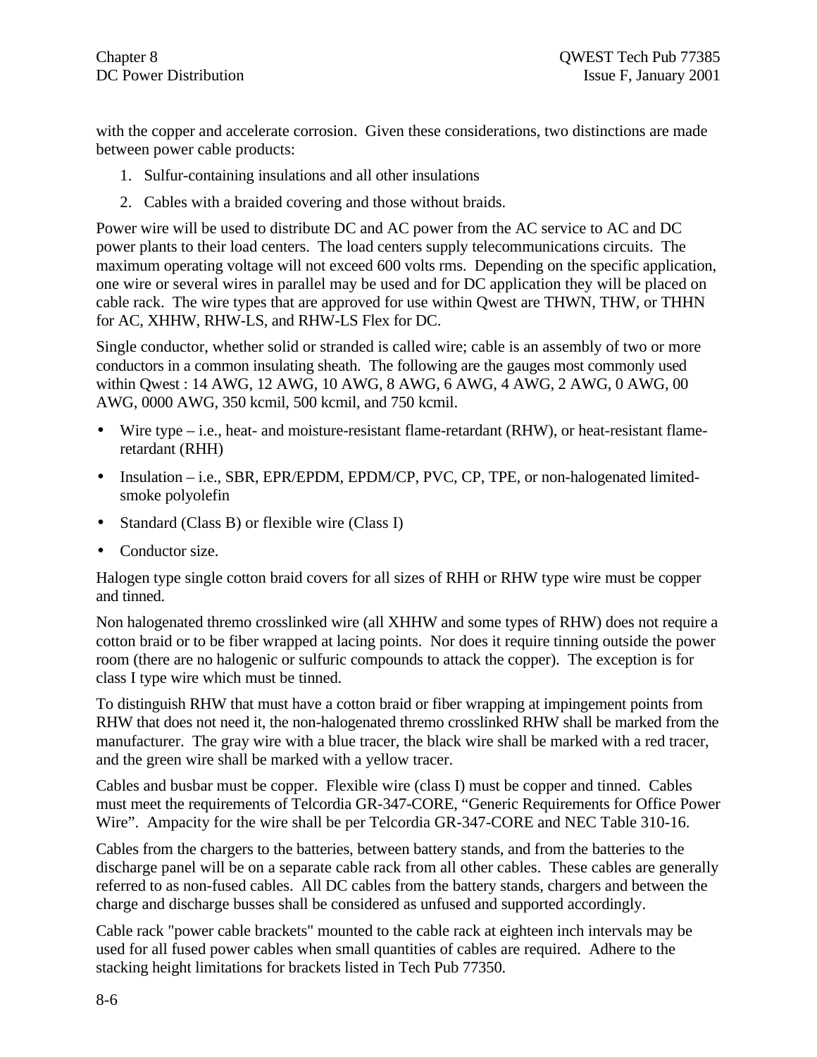with the copper and accelerate corrosion. Given these considerations, two distinctions are made between power cable products:

1. Sulfur-containing insulations and all other insulations
2. Cables with a braided covering and those without braids.

Power wire will be used to distribute DC and AC power from the AC service to AC and DC power plants to their load centers. The load centers supply telecommunications circuits. The maximum operating voltage will not exceed 600 volts rms. Depending on the specific application, one wire or several wires in parallel may be used and for DC application they will be placed on cable rack. The wire types that are approved for use within Qwest are THWN, THW, or THHN for AC, XHHW, RHW-LS, and RHW-LS Flex for DC.

Single conductor, whether solid or stranded is called wire; cable is an assembly of two or more conductors in a common insulating sheath. The following are the gauges most commonly used within Qwest : 14 AWG, 12 AWG, 10 AWG, 8 AWG, 6 AWG, 4 AWG, 2 AWG, 0 AWG, 00 AWG, 0000 AWG, 350 kcmil, 500 kcmil, and 750 kcmil.

- Wire type – i.e., heat- and moisture-resistant flame-retardant (RHW), or heat-resistant flame-retardant (RHH)
- Insulation – i.e., SBR, EPR/EPDM, EPDM/CP, PVC, CP, TPE, or non-halogenated limited-smoke polyolefin
- Standard (Class B) or flexible wire (Class I)
- Conductor size.

Halogen type single cotton braid covers for all sizes of RHH or RHW type wire must be copper and tinned.

Non halogenated thremo crosslinked wire (all XHHW and some types of RHW) does not require a cotton braid or to be fiber wrapped at lacing points. Nor does it require tinning outside the power room (there are no halogenic or sulfuric compounds to attack the copper). The exception is for class I type wire which must be tinned.

To distinguish RHW that must have a cotton braid or fiber wrapping at impingement points from RHW that does not need it, the non-halogenated thremo crosslinked RHW shall be marked from the manufacturer. The gray wire with a blue tracer, the black wire shall be marked with a red tracer, and the green wire shall be marked with a yellow tracer.

Cables and busbar must be copper. Flexible wire (class I) must be copper and tinned. Cables must meet the requirements of Telcordia GR-347-CORE, "Generic Requirements for Office Power Wire". Ampacity for the wire shall be per Telcordia GR-347-CORE and NEC Table 310-16.

Cables from the chargers to the batteries, between battery stands, and from the batteries to the discharge panel will be on a separate cable rack from all other cables. These cables are generally referred to as non-fused cables. All DC cables from the battery stands, chargers and between the charge and discharge busses shall be considered as unfused and supported accordingly.

Cable rack "power cable brackets" mounted to the cable rack at eighteen inch intervals may be used for all fused power cables when small quantities of cables are required. Adhere to the stacking height limitations for brackets listed in Tech Pub 77350.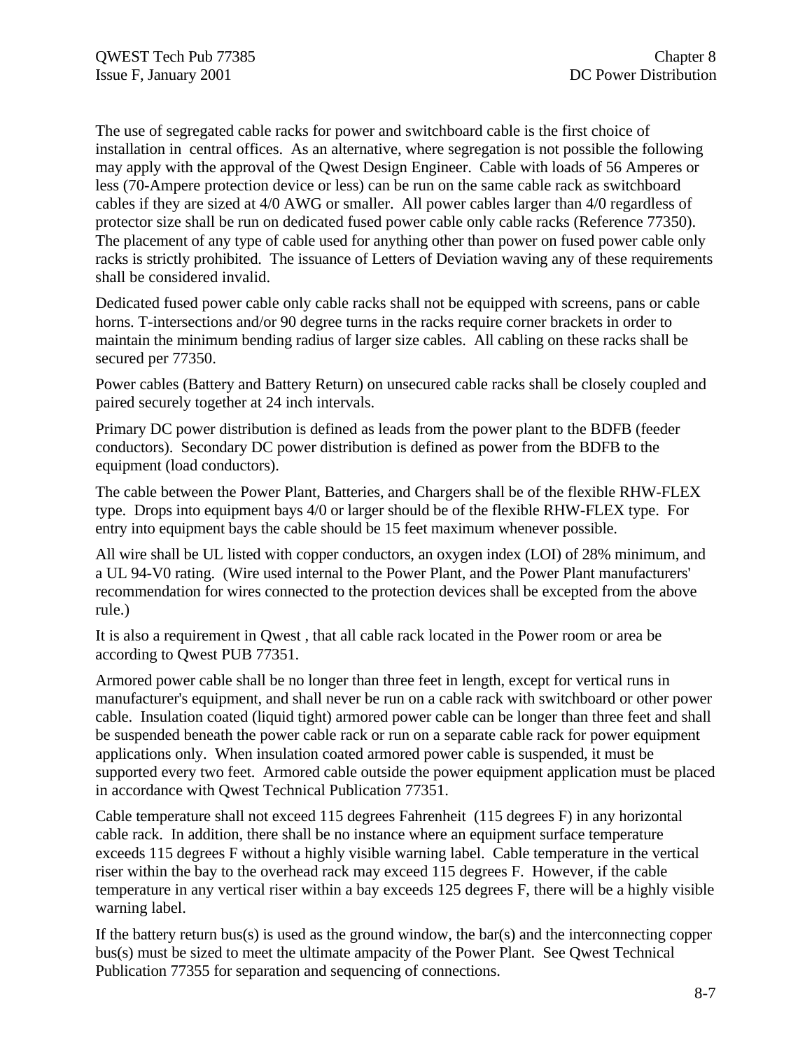The use of segregated cable racks for power and switchboard cable is the first choice of installation in central offices. As an alternative, where segregation is not possible the following may apply with the approval of the Qwest Design Engineer. Cable with loads of 56 Amperes or less (70-Ampere protection device or less) can be run on the same cable rack as switchboard cables if they are sized at 4/0 AWG or smaller. All power cables larger than 4/0 regardless of protector size shall be run on dedicated fused power cable only cable racks (Reference 77350). The placement of any type of cable used for anything other than power on fused power cable only racks is strictly prohibited. The issuance of Letters of Deviation waving any of these requirements shall be considered invalid.

Dedicated fused power cable only cable racks shall not be equipped with screens, pans or cable horns. T-intersections and/or 90 degree turns in the racks require corner brackets in order to maintain the minimum bending radius of larger size cables. All cabling on these racks shall be secured per 77350.

Power cables (Battery and Battery Return) on unsecured cable racks shall be closely coupled and paired securely together at 24 inch intervals.

Primary DC power distribution is defined as leads from the power plant to the BDFB (feeder conductors). Secondary DC power distribution is defined as power from the BDFB to the equipment (load conductors).

The cable between the Power Plant, Batteries, and Chargers shall be of the flexible RHW-FLEX type. Drops into equipment bays 4/0 or larger should be of the flexible RHW-FLEX type. For entry into equipment bays the cable should be 15 feet maximum whenever possible.

All wire shall be UL listed with copper conductors, an oxygen index (LOI) of 28% minimum, and a UL 94-V0 rating. (Wire used internal to the Power Plant, and the Power Plant manufacturers' recommendation for wires connected to the protection devices shall be excepted from the above rule.)

It is also a requirement in Qwest , that all cable rack located in the Power room or area be according to Qwest PUB 77351.

Armored power cable shall be no longer than three feet in length, except for vertical runs in manufacturer's equipment, and shall never be run on a cable rack with switchboard or other power cable. Insulation coated (liquid tight) armored power cable can be longer than three feet and shall be suspended beneath the power cable rack or run on a separate cable rack for power equipment applications only. When insulation coated armored power cable is suspended, it must be supported every two feet. Armored cable outside the power equipment application must be placed in accordance with Qwest Technical Publication 77351.

Cable temperature shall not exceed 115 degrees Fahrenheit (115 degrees F) in any horizontal cable rack. In addition, there shall be no instance where an equipment surface temperature exceeds 115 degrees F without a highly visible warning label. Cable temperature in the vertical riser within the bay to the overhead rack may exceed 115 degrees F. However, if the cable temperature in any vertical riser within a bay exceeds 125 degrees F, there will be a highly visible warning label.

If the battery return bus(s) is used as the ground window, the bar(s) and the interconnecting copper bus(s) must be sized to meet the ultimate ampacity of the Power Plant. See Qwest Technical Publication 77355 for separation and sequencing of connections.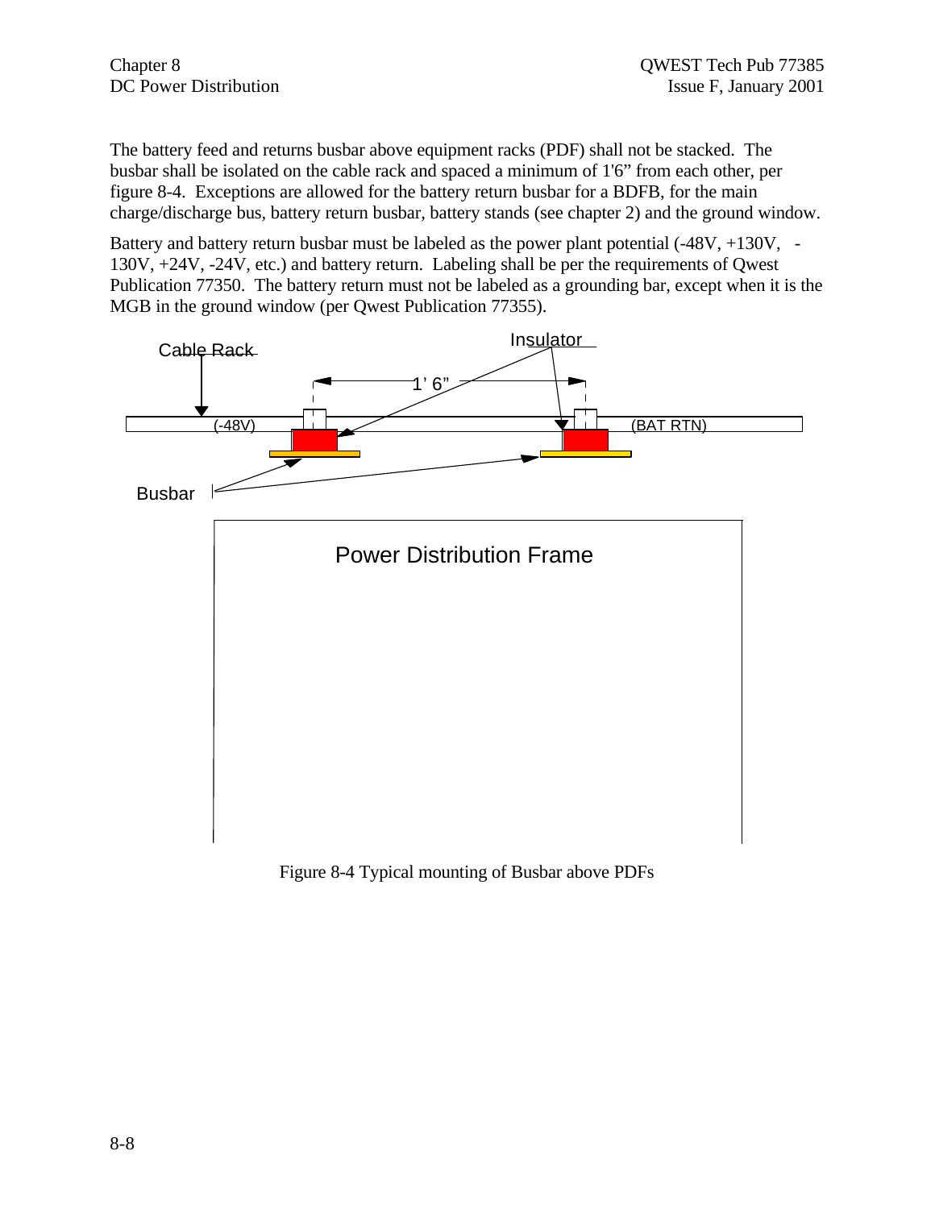The battery feed and returns busbar above equipment racks (PDF) shall not be stacked. The busbar shall be isolated on the cable rack and spaced a minimum of 1'6" from each other, per figure 8-4. Exceptions are allowed for the battery return busbar for a BDFB, for the main charge/discharge bus, battery return busbar, battery stands (see chapter 2) and the ground window.

Battery and battery return busbar must be labeled as the power plant potential (-48V, +130V, -130V, +24V, -24V, etc.) and battery return. Labeling shall be per the requirements of Qwest Publication 77350. The battery return must not be labeled as a grounding bar, except when it is the MGB in the ground window (per Qwest Publication 77355).

Cable Rack

Insulator

1' 6"

(-48V)

(BAT RTN)

Busbar

Power Distribution Frame

Figure 8-4 Typical mounting of Busbar above PDFs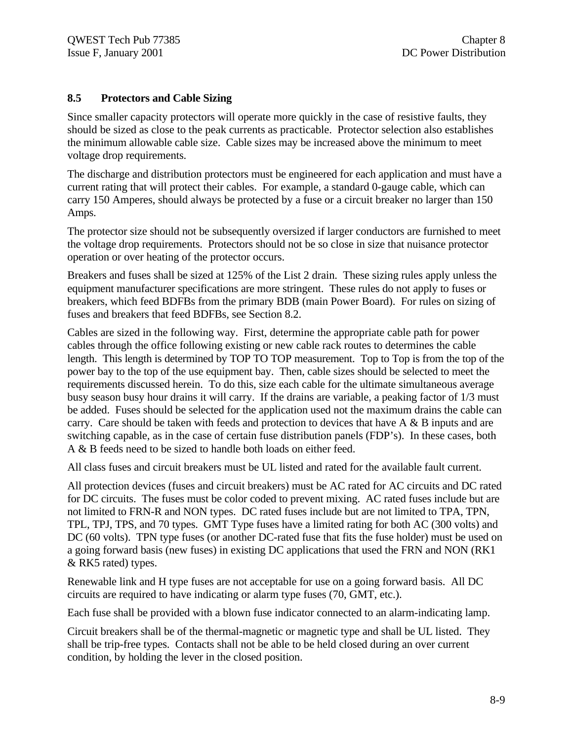## 8.5 Protectors and Cable Sizing

Since smaller capacity protectors will operate more quickly in the case of resistive faults, they should be sized as close to the peak currents as practicable. Protector selection also establishes the minimum allowable cable size. Cable sizes may be increased above the minimum to meet voltage drop requirements.

The discharge and distribution protectors must be engineered for each application and must have a current rating that will protect their cables. For example, a standard 0-gauge cable, which can carry 150 Amperes, should always be protected by a fuse or a circuit breaker no larger than 150 Amps.

The protector size should not be subsequently oversized if larger conductors are furnished to meet the voltage drop requirements. Protectors should not be so close in size that nuisance protector operation or over heating of the protector occurs.

Breakers and fuses shall be sized at 125% of the List 2 drain. These sizing rules apply unless the equipment manufacturer specifications are more stringent. These rules do not apply to fuses or breakers, which feed BDFBs from the primary BDB (main Power Board). For rules on sizing of fuses and breakers that feed BDFBs, see Section 8.2.

Cables are sized in the following way. First, determine the appropriate cable path for power cables through the office following existing or new cable rack routes to determines the cable length. This length is determined by TOP TO TOP measurement. Top to Top is from the top of the power bay to the top of the use equipment bay. Then, cable sizes should be selected to meet the requirements discussed herein. To do this, size each cable for the ultimate simultaneous average busy season busy hour drains it will carry. If the drains are variable, a peaking factor of 1/3 must be added. Fuses should be selected for the application used not the maximum drains the cable can carry. Care should be taken with feeds and protection to devices that have A & B inputs and are switching capable, as in the case of certain fuse distribution panels (FDP's). In these cases, both A & B feeds need to be sized to handle both loads on either feed.

All class fuses and circuit breakers must be UL listed and rated for the available fault current.

All protection devices (fuses and circuit breakers) must be AC rated for AC circuits and DC rated for DC circuits. The fuses must be color coded to prevent mixing. AC rated fuses include but are not limited to FRN-R and NON types. DC rated fuses include but are not limited to TPA, TPN, TPL, TPJ, TPS, and 70 types. GMT Type fuses have a limited rating for both AC (300 volts) and DC (60 volts). TPN type fuses (or another DC-rated fuse that fits the fuse holder) must be used on a going forward basis (new fuses) in existing DC applications that used the FRN and NON (RK1 & RK5 rated) types.

Renewable link and H type fuses are not acceptable for use on a going forward basis. All DC circuits are required to have indicating or alarm type fuses (70, GMT, etc.).

Each fuse shall be provided with a blown fuse indicator connected to an alarm-indicating lamp.

Circuit breakers shall be of the thermal-magnetic or magnetic type and shall be UL listed. They shall be trip-free types. Contacts shall not be able to be held closed during an over current condition, by holding the lever in the closed position.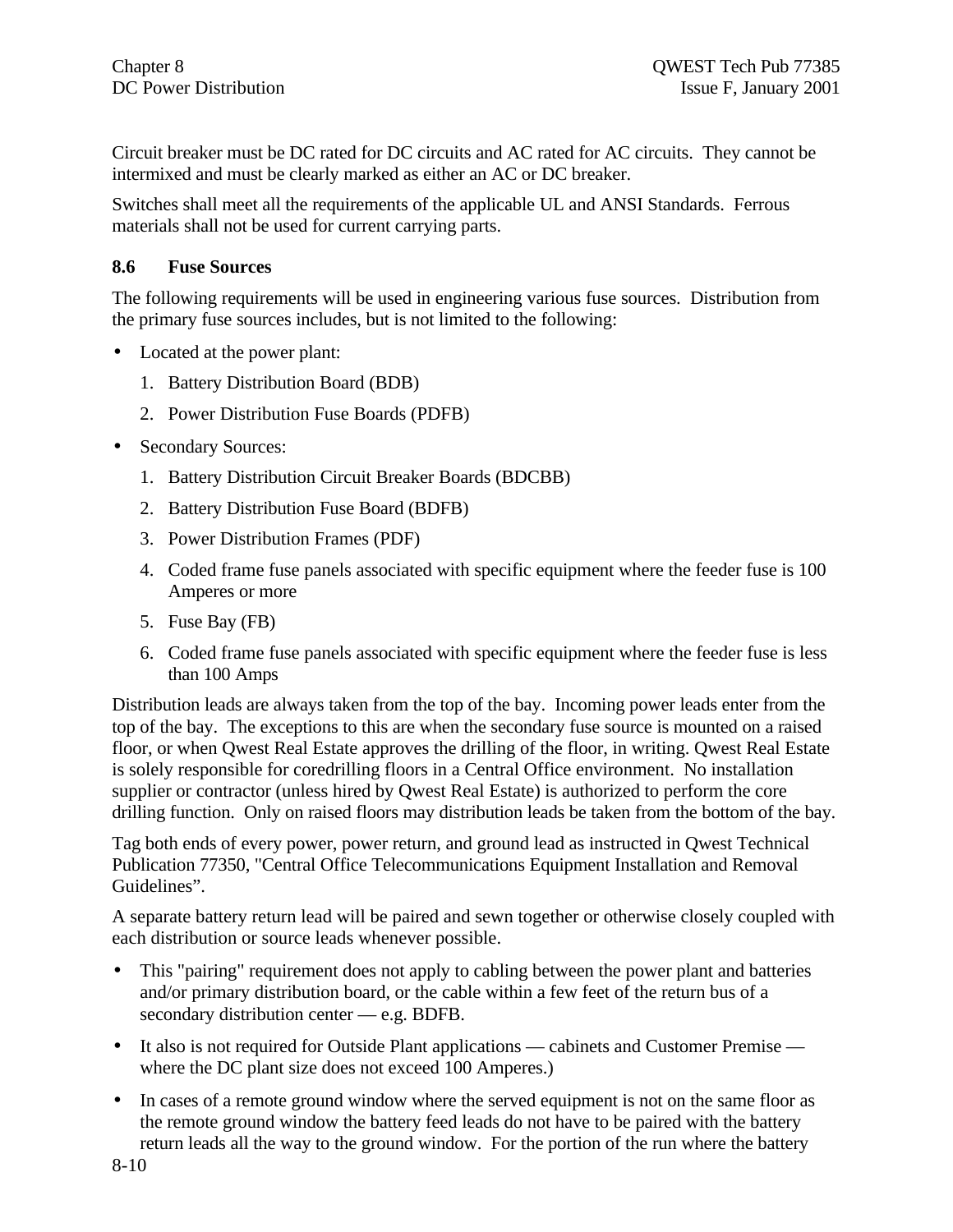Circuit breaker must be DC rated for DC circuits and AC rated for AC circuits.  They cannot be intermixed and must be clearly marked as either an AC or DC breaker.

Switches shall meet all the requirements of the applicable UL and ANSI Standards.  Ferrous materials shall not be used for current carrying parts.

## 8.6 Fuse Sources

The following requirements will be used in engineering various fuse sources.  Distribution from the primary fuse sources includes, but is not limited to the following:

- Located at the power plant:
  1. Battery Distribution Board (BDB)
  2. Power Distribution Fuse Boards (PDFB)
- Secondary Sources:
  1. Battery Distribution Circuit Breaker Boards (BDCBB)
  2. Battery Distribution Fuse Board (BDFB)
  3. Power Distribution Frames (PDF)
  4. Coded frame fuse panels associated with specific equipment where the feeder fuse is 100 Amperes or more
  5. Fuse Bay (FB)
  6. Coded frame fuse panels associated with specific equipment where the feeder fuse is less than 100 Amps

Distribution leads are always taken from the top of the bay.  Incoming power leads enter from the top of the bay.  The exceptions to this are when the secondary fuse source is mounted on a raised floor, or when Qwest Real Estate approves the drilling of the floor, in writing. Qwest Real Estate is solely responsible for coredrilling floors in a Central Office environment.  No installation supplier or contractor (unless hired by Qwest Real Estate) is authorized to perform the core drilling function.  Only on raised floors may distribution leads be taken from the bottom of the bay.

Tag both ends of every power, power return, and ground lead as instructed in Qwest Technical Publication 77350, "Central Office Telecommunications Equipment Installation and Removal Guidelines”.

A separate battery return lead will be paired and sewn together or otherwise closely coupled with each distribution or source leads whenever possible.

- This "pairing" requirement does not apply to cabling between the power plant and batteries and/or primary distribution board, or the cable within a few feet of the return bus of a secondary distribution center — e.g. BDFB.
- It also is not required for Outside Plant applications — cabinets and Customer Premise — where the DC plant size does not exceed 100 Amperes.)
- In cases of a remote ground window where the served equipment is not on the same floor as the remote ground window the battery feed leads do not have to be paired with the battery return leads all the way to the ground window.  For the portion of the run where the battery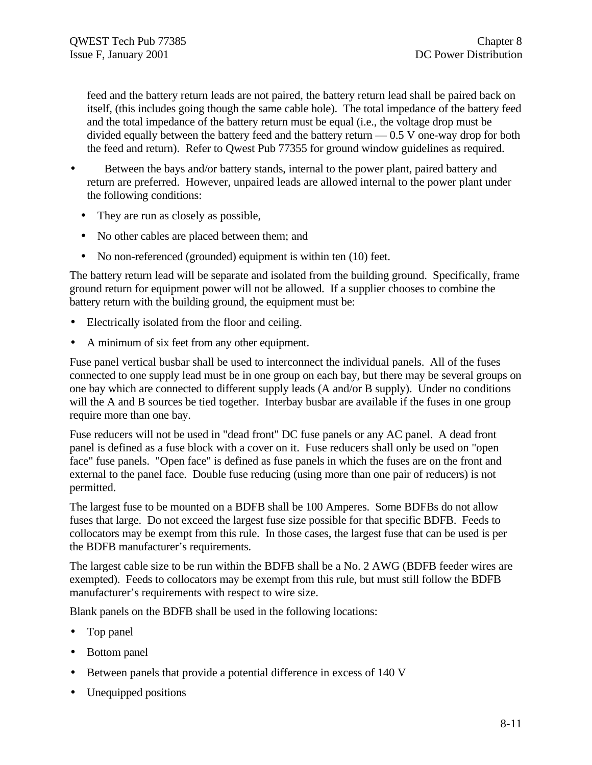feed and the battery return leads are not paired, the battery return lead shall be paired back on itself, (this includes going though the same cable hole). The total impedance of the battery feed and the total impedance of the battery return must be equal (i.e., the voltage drop must be divided equally between the battery feed and the battery return — 0.5 V one-way drop for both the feed and return). Refer to Qwest Pub 77355 for ground window guidelines as required.

- Between the bays and/or battery stands, internal to the power plant, paired battery and return are preferred. However, unpaired leads are allowed internal to the power plant under the following conditions:
  - They are run as closely as possible,
  - No other cables are placed between them; and
  - No non-referenced (grounded) equipment is within ten (10) feet.

The battery return lead will be separate and isolated from the building ground. Specifically, frame ground return for equipment power will not be allowed. If a supplier chooses to combine the battery return with the building ground, the equipment must be:

- Electrically isolated from the floor and ceiling.
- A minimum of six feet from any other equipment.

Fuse panel vertical busbar shall be used to interconnect the individual panels. All of the fuses connected to one supply lead must be in one group on each bay, but there may be several groups on one bay which are connected to different supply leads (A and/or B supply). Under no conditions will the A and B sources be tied together. Interbay busbar are available if the fuses in one group require more than one bay.

Fuse reducers will not be used in "dead front" DC fuse panels or any AC panel. A dead front panel is defined as a fuse block with a cover on it. Fuse reducers shall only be used on "open face" fuse panels. "Open face" is defined as fuse panels in which the fuses are on the front and external to the panel face. Double fuse reducing (using more than one pair of reducers) is not permitted.

The largest fuse to be mounted on a BDFB shall be 100 Amperes. Some BDFBs do not allow fuses that large. Do not exceed the largest fuse size possible for that specific BDFB. Feeds to collocators may be exempt from this rule. In those cases, the largest fuse that can be used is per the BDFB manufacturer's requirements.

The largest cable size to be run within the BDFB shall be a No. 2 AWG (BDFB feeder wires are exempted). Feeds to collocators may be exempt from this rule, but must still follow the BDFB manufacturer's requirements with respect to wire size.

Blank panels on the BDFB shall be used in the following locations:

- Top panel
- Bottom panel
- Between panels that provide a potential difference in excess of 140 V
- Unequipped positions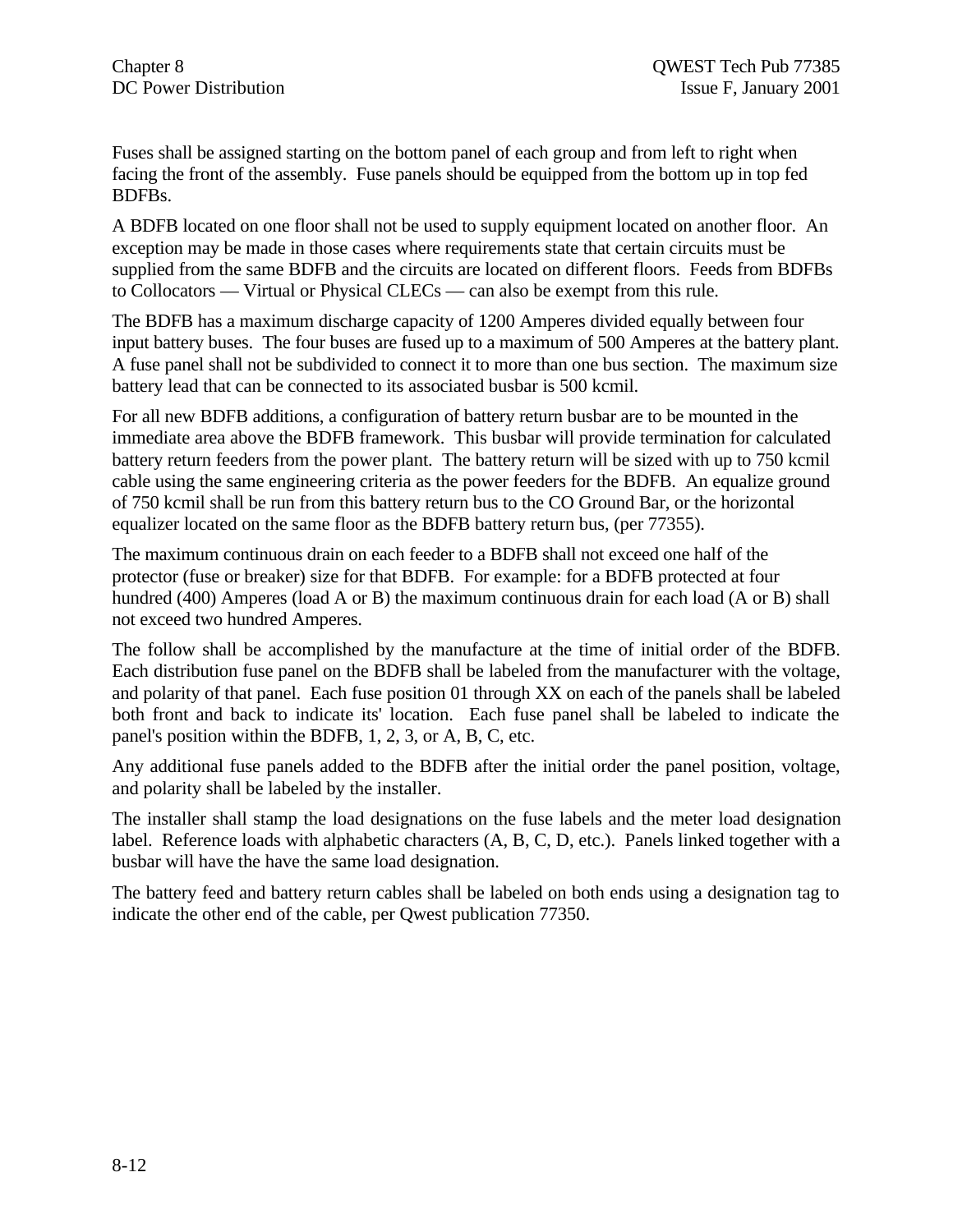Fuses shall be assigned starting on the bottom panel of each group and from left to right when facing the front of the assembly. Fuse panels should be equipped from the bottom up in top fed BDFBs.

A BDFB located on one floor shall not be used to supply equipment located on another floor. An exception may be made in those cases where requirements state that certain circuits must be supplied from the same BDFB and the circuits are located on different floors. Feeds from BDFBs to Collocators — Virtual or Physical CLECs — can also be exempt from this rule.

The BDFB has a maximum discharge capacity of 1200 Amperes divided equally between four input battery buses. The four buses are fused up to a maximum of 500 Amperes at the battery plant. A fuse panel shall not be subdivided to connect it to more than one bus section. The maximum size battery lead that can be connected to its associated busbar is 500 kcmil.

For all new BDFB additions, a configuration of battery return busbar are to be mounted in the immediate area above the BDFB framework. This busbar will provide termination for calculated battery return feeders from the power plant. The battery return will be sized with up to 750 kcmil cable using the same engineering criteria as the power feeders for the BDFB. An equalize ground of 750 kcmil shall be run from this battery return bus to the CO Ground Bar, or the horizontal equalizer located on the same floor as the BDFB battery return bus, (per 77355).

The maximum continuous drain on each feeder to a BDFB shall not exceed one half of the protector (fuse or breaker) size for that BDFB. For example: for a BDFB protected at four hundred (400) Amperes (load A or B) the maximum continuous drain for each load (A or B) shall not exceed two hundred Amperes.

The follow shall be accomplished by the manufacture at the time of initial order of the BDFB. Each distribution fuse panel on the BDFB shall be labeled from the manufacturer with the voltage, and polarity of that panel. Each fuse position 01 through XX on each of the panels shall be labeled both front and back to indicate its' location. Each fuse panel shall be labeled to indicate the panel's position within the BDFB, 1, 2, 3, or A, B, C, etc.

Any additional fuse panels added to the BDFB after the initial order the panel position, voltage, and polarity shall be labeled by the installer.

The installer shall stamp the load designations on the fuse labels and the meter load designation label. Reference loads with alphabetic characters (A, B, C, D, etc.). Panels linked together with a busbar will have the have the same load designation.

The battery feed and battery return cables shall be labeled on both ends using a designation tag to indicate the other end of the cable, per Qwest publication 77350.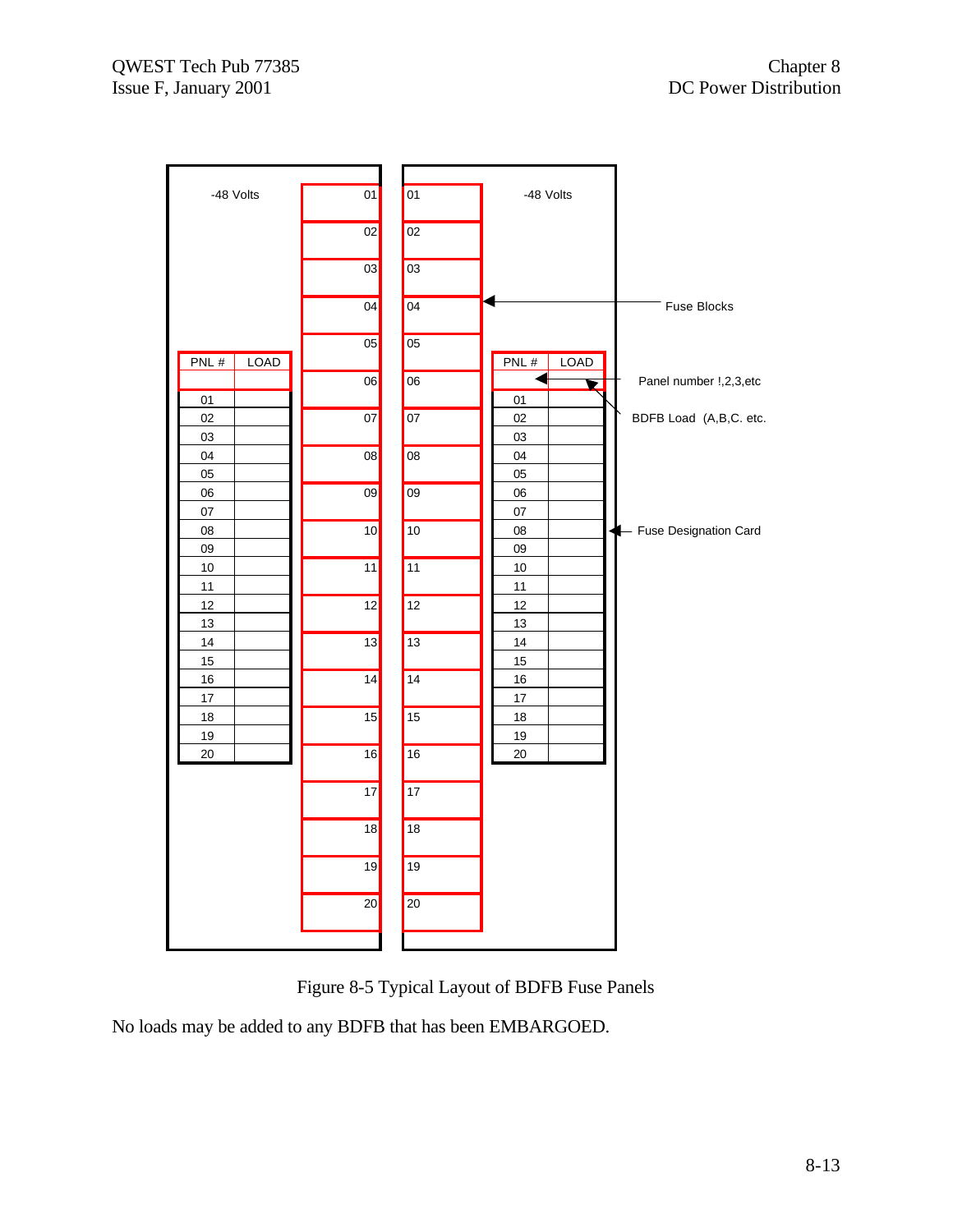| PNL # | LOAD |
|---|---|
| | |
| 01 | |
| 02 | |
| 03 | |
| 04 | |
| 05 | |
| 06 | |
| 07 | |
| 08 | |
| 09 | |
| 10 | |
| 11 | |
| 12 | |
| 13 | |
| 14 | |
| 15 | |
| 16 | |
| 17 | |
| 18 | |
| 19 | |
| 20 | |

-48 Volts

Fuse Blocks: 01–20 (left), 01–20 (right)

Panel number !,2,3,etc

BDFB Load (A,B,C. etc.

Fuse Designation Card

Figure 8-5 Typical Layout of BDFB Fuse Panels

No loads may be added to any BDFB that has been EMBARGOED.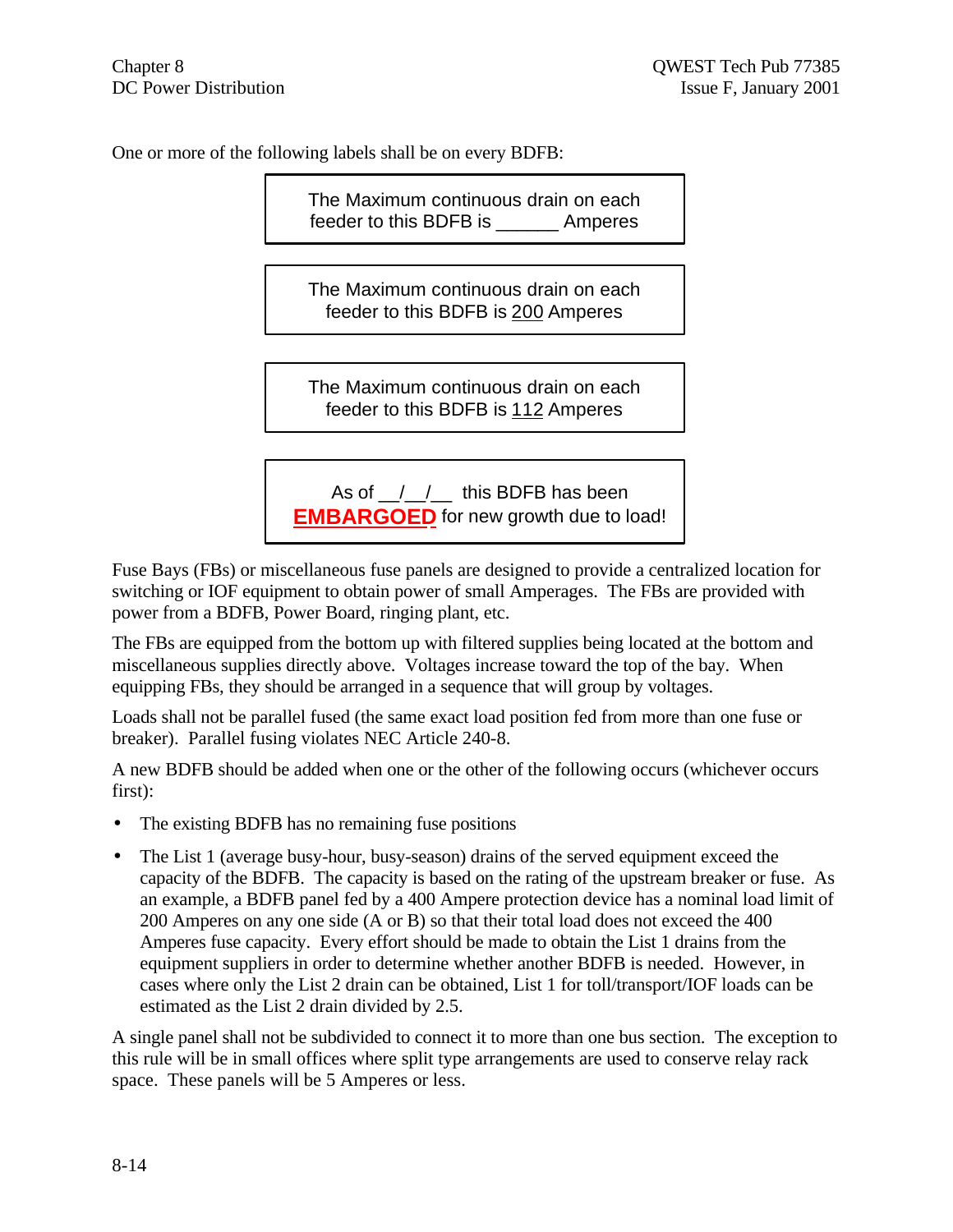One or more of the following labels shall be on every BDFB:

> The Maximum continuous drain on each feeder to this BDFB is ______ Amperes

> The Maximum continuous drain on each feeder to this BDFB is <u>200</u> Amperes

> The Maximum continuous drain on each feeder to this BDFB is <u>112</u> Amperes

> As of __/__/__ this BDFB has been **<u>EMBARGOED</u>** for new growth due to load!

Fuse Bays (FBs) or miscellaneous fuse panels are designed to provide a centralized location for switching or IOF equipment to obtain power of small Amperages. The FBs are provided with power from a BDFB, Power Board, ringing plant, etc.

The FBs are equipped from the bottom up with filtered supplies being located at the bottom and miscellaneous supplies directly above. Voltages increase toward the top of the bay. When equipping FBs, they should be arranged in a sequence that will group by voltages.

Loads shall not be parallel fused (the same exact load position fed from more than one fuse or breaker). Parallel fusing violates NEC Article 240-8.

A new BDFB should be added when one or the other of the following occurs (whichever occurs first):

- The existing BDFB has no remaining fuse positions
- The List 1 (average busy-hour, busy-season) drains of the served equipment exceed the capacity of the BDFB. The capacity is based on the rating of the upstream breaker or fuse. As an example, a BDFB panel fed by a 400 Ampere protection device has a nominal load limit of 200 Amperes on any one side (A or B) so that their total load does not exceed the 400 Amperes fuse capacity. Every effort should be made to obtain the List 1 drains from the equipment suppliers in order to determine whether another BDFB is needed. However, in cases where only the List 2 drain can be obtained, List 1 for toll/transport/IOF loads can be estimated as the List 2 drain divided by 2.5.

A single panel shall not be subdivided to connect it to more than one bus section. The exception to this rule will be in small offices where split type arrangements are used to conserve relay rack space. These panels will be 5 Amperes or less.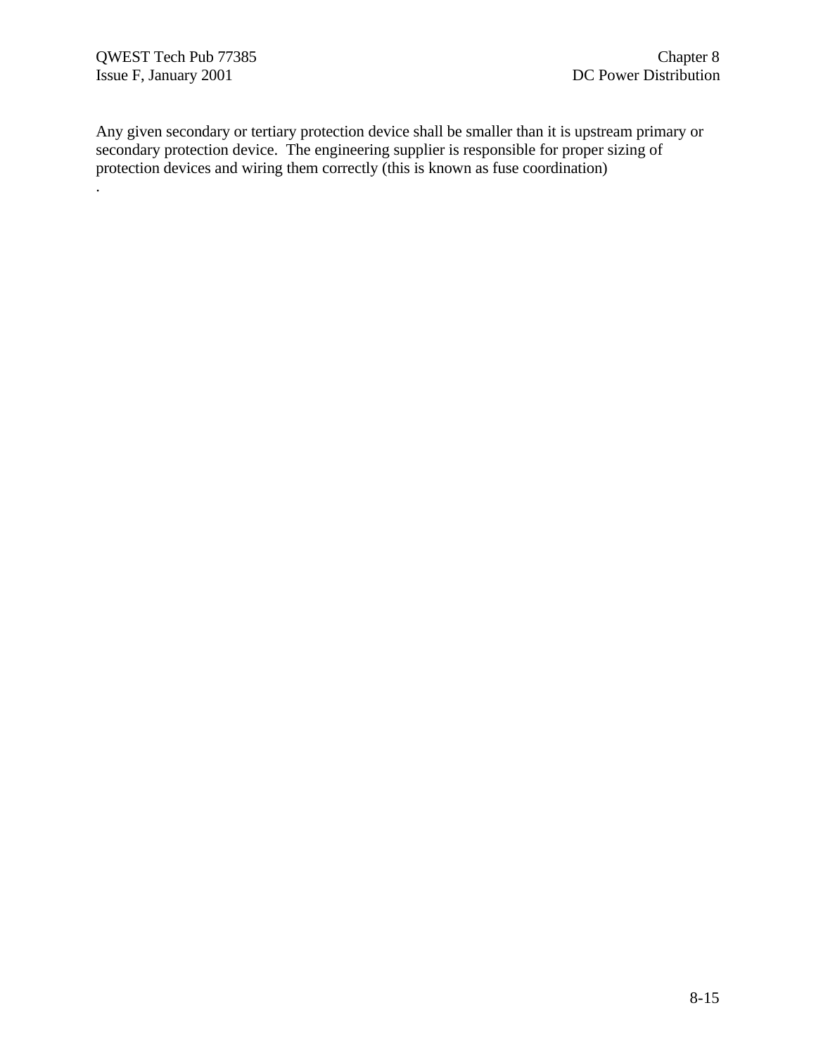Any given secondary or tertiary protection device shall be smaller than it is upstream primary or secondary protection device.  The engineering supplier is responsible for proper sizing of protection devices and wiring them correctly (this is known as fuse coordination)
.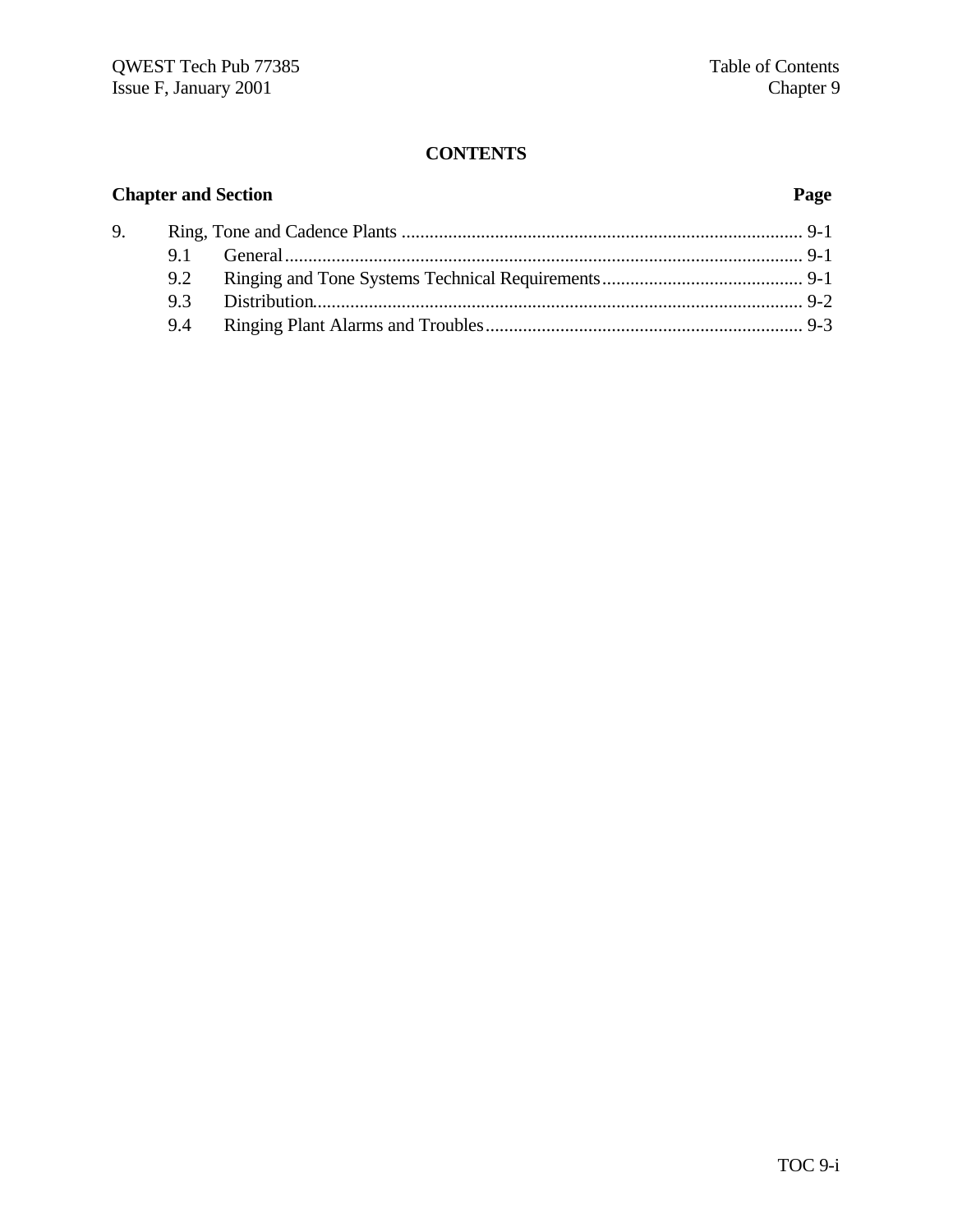**CONTENTS**

| Chapter and Section | | Page |
|---|---|---|
| 9. | Ring, Tone and Cadence Plants | 9-1 |
| 9.1 | General | 9-1 |
| 9.2 | Ringing and Tone Systems Technical Requirements | 9-1 |
| 9.3 | Distribution | 9-2 |
| 9.4 | Ringing Plant Alarms and Troubles | 9-3 |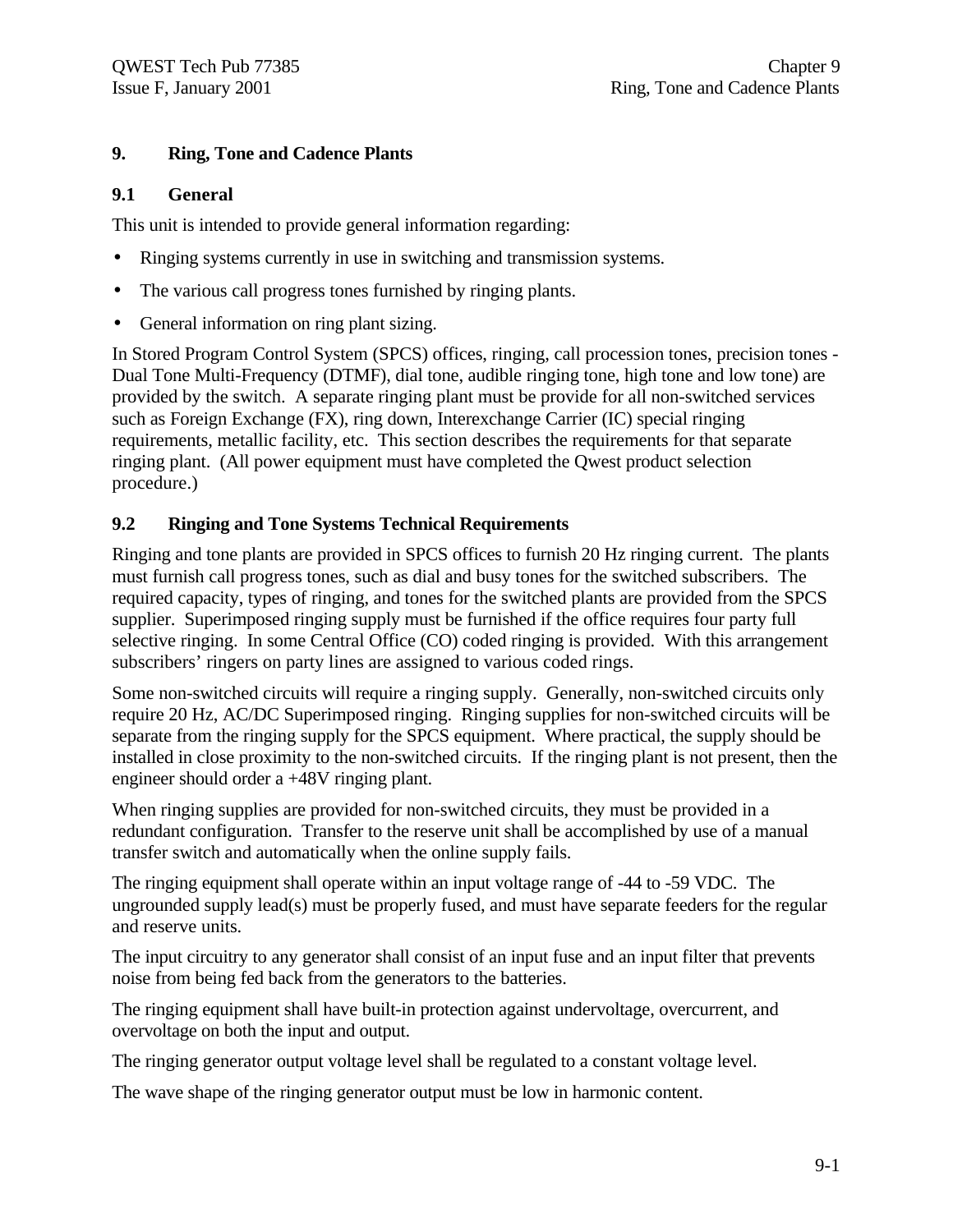## 9. Ring, Tone and Cadence Plants

### 9.1 General

This unit is intended to provide general information regarding:

- Ringing systems currently in use in switching and transmission systems.
- The various call progress tones furnished by ringing plants.
- General information on ring plant sizing.

In Stored Program Control System (SPCS) offices, ringing, call procession tones, precision tones - Dual Tone Multi-Frequency (DTMF), dial tone, audible ringing tone, high tone and low tone) are provided by the switch. A separate ringing plant must be provide for all non-switched services such as Foreign Exchange (FX), ring down, Interexchange Carrier (IC) special ringing requirements, metallic facility, etc. This section describes the requirements for that separate ringing plant. (All power equipment must have completed the Qwest product selection procedure.)

### 9.2 Ringing and Tone Systems Technical Requirements

Ringing and tone plants are provided in SPCS offices to furnish 20 Hz ringing current. The plants must furnish call progress tones, such as dial and busy tones for the switched subscribers. The required capacity, types of ringing, and tones for the switched plants are provided from the SPCS supplier. Superimposed ringing supply must be furnished if the office requires four party full selective ringing. In some Central Office (CO) coded ringing is provided. With this arrangement subscribers' ringers on party lines are assigned to various coded rings.

Some non-switched circuits will require a ringing supply. Generally, non-switched circuits only require 20 Hz, AC/DC Superimposed ringing. Ringing supplies for non-switched circuits will be separate from the ringing supply for the SPCS equipment. Where practical, the supply should be installed in close proximity to the non-switched circuits. If the ringing plant is not present, then the engineer should order a +48V ringing plant.

When ringing supplies are provided for non-switched circuits, they must be provided in a redundant configuration. Transfer to the reserve unit shall be accomplished by use of a manual transfer switch and automatically when the online supply fails.

The ringing equipment shall operate within an input voltage range of -44 to -59 VDC. The ungrounded supply lead(s) must be properly fused, and must have separate feeders for the regular and reserve units.

The input circuitry to any generator shall consist of an input fuse and an input filter that prevents noise from being fed back from the generators to the batteries.

The ringing equipment shall have built-in protection against undervoltage, overcurrent, and overvoltage on both the input and output.

The ringing generator output voltage level shall be regulated to a constant voltage level.

The wave shape of the ringing generator output must be low in harmonic content.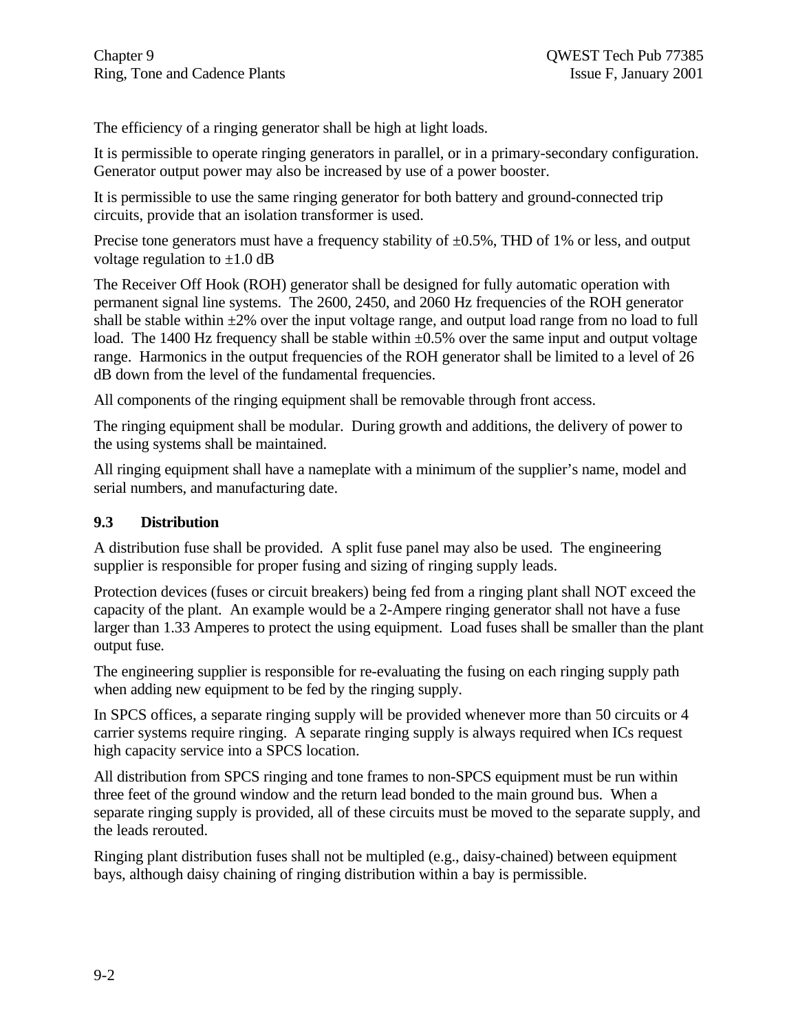The efficiency of a ringing generator shall be high at light loads.

It is permissible to operate ringing generators in parallel, or in a primary-secondary configuration. Generator output power may also be increased by use of a power booster.

It is permissible to use the same ringing generator for both battery and ground-connected trip circuits, provide that an isolation transformer is used.

Precise tone generators must have a frequency stability of ±0.5%, THD of 1% or less, and output voltage regulation to ±1.0 dB

The Receiver Off Hook (ROH) generator shall be designed for fully automatic operation with permanent signal line systems. The 2600, 2450, and 2060 Hz frequencies of the ROH generator shall be stable within ±2% over the input voltage range, and output load range from no load to full load. The 1400 Hz frequency shall be stable within ±0.5% over the same input and output voltage range. Harmonics in the output frequencies of the ROH generator shall be limited to a level of 26 dB down from the level of the fundamental frequencies.

All components of the ringing equipment shall be removable through front access.

The ringing equipment shall be modular. During growth and additions, the delivery of power to the using systems shall be maintained.

All ringing equipment shall have a nameplate with a minimum of the supplier's name, model and serial numbers, and manufacturing date.

## 9.3 Distribution

A distribution fuse shall be provided. A split fuse panel may also be used. The engineering supplier is responsible for proper fusing and sizing of ringing supply leads.

Protection devices (fuses or circuit breakers) being fed from a ringing plant shall NOT exceed the capacity of the plant. An example would be a 2-Ampere ringing generator shall not have a fuse larger than 1.33 Amperes to protect the using equipment. Load fuses shall be smaller than the plant output fuse.

The engineering supplier is responsible for re-evaluating the fusing on each ringing supply path when adding new equipment to be fed by the ringing supply.

In SPCS offices, a separate ringing supply will be provided whenever more than 50 circuits or 4 carrier systems require ringing. A separate ringing supply is always required when ICs request high capacity service into a SPCS location.

All distribution from SPCS ringing and tone frames to non-SPCS equipment must be run within three feet of the ground window and the return lead bonded to the main ground bus. When a separate ringing supply is provided, all of these circuits must be moved to the separate supply, and the leads rerouted.

Ringing plant distribution fuses shall not be multipled (e.g., daisy-chained) between equipment bays, although daisy chaining of ringing distribution within a bay is permissible.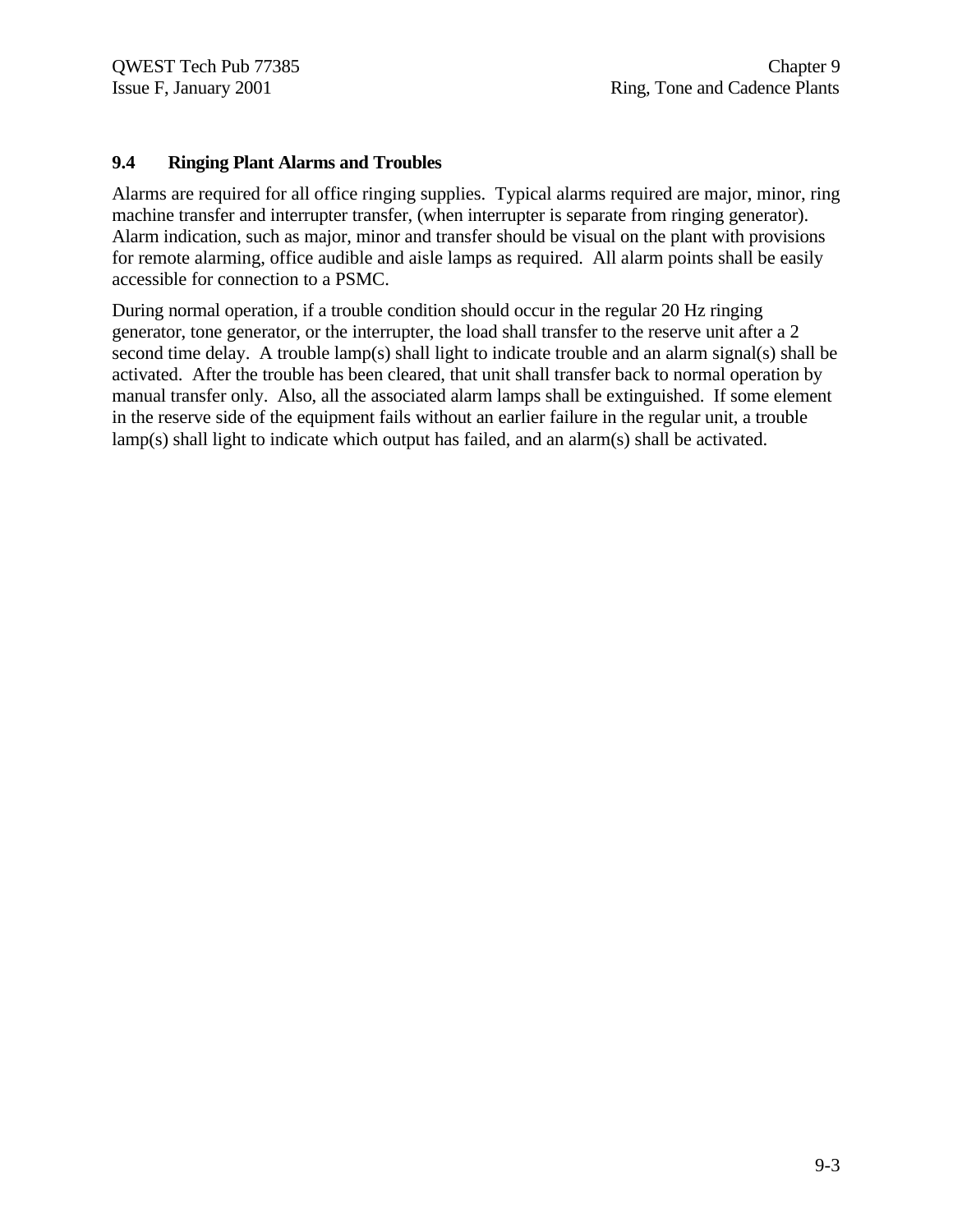## 9.4 Ringing Plant Alarms and Troubles

Alarms are required for all office ringing supplies. Typical alarms required are major, minor, ring machine transfer and interrupter transfer, (when interrupter is separate from ringing generator). Alarm indication, such as major, minor and transfer should be visual on the plant with provisions for remote alarming, office audible and aisle lamps as required. All alarm points shall be easily accessible for connection to a PSMC.

During normal operation, if a trouble condition should occur in the regular 20 Hz ringing generator, tone generator, or the interrupter, the load shall transfer to the reserve unit after a 2 second time delay. A trouble lamp(s) shall light to indicate trouble and an alarm signal(s) shall be activated. After the trouble has been cleared, that unit shall transfer back to normal operation by manual transfer only. Also, all the associated alarm lamps shall be extinguished. If some element in the reserve side of the equipment fails without an earlier failure in the regular unit, a trouble lamp(s) shall light to indicate which output has failed, and an alarm(s) shall be activated.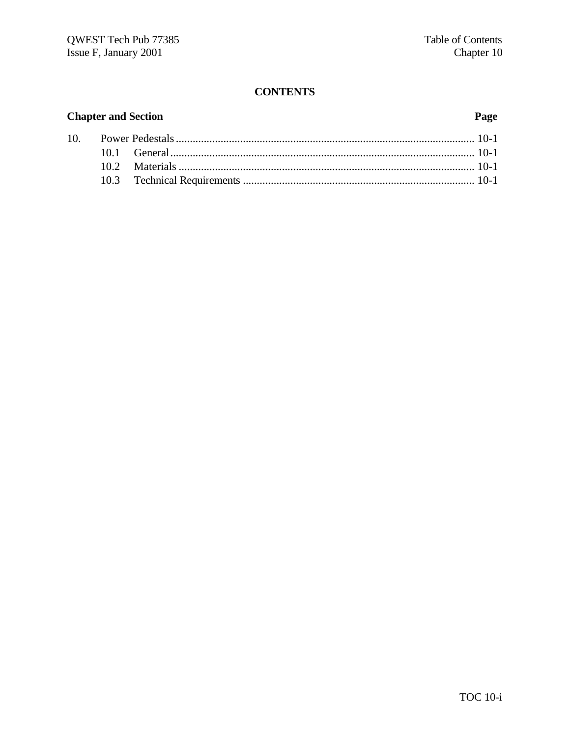**CONTENTS**

| Chapter and Section | | Page |
|---|---|---|
| 10. | Power Pedestals | 10-1 |
| | 10.1 General | 10-1 |
| | 10.2 Materials | 10-1 |
| | 10.3 Technical Requirements | 10-1 |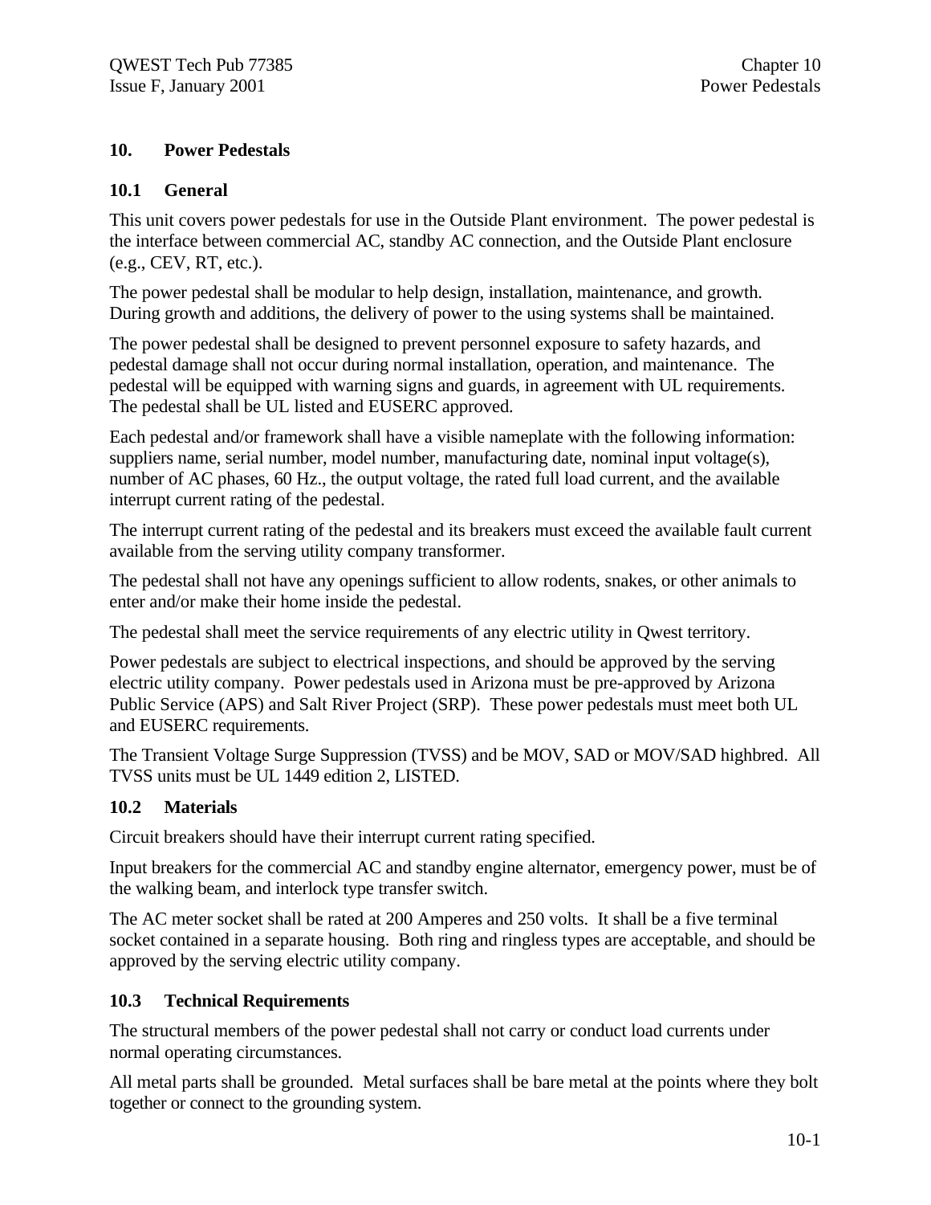# 10. Power Pedestals

## 10.1 General

This unit covers power pedestals for use in the Outside Plant environment. The power pedestal is the interface between commercial AC, standby AC connection, and the Outside Plant enclosure (e.g., CEV, RT, etc.).

The power pedestal shall be modular to help design, installation, maintenance, and growth. During growth and additions, the delivery of power to the using systems shall be maintained.

The power pedestal shall be designed to prevent personnel exposure to safety hazards, and pedestal damage shall not occur during normal installation, operation, and maintenance. The pedestal will be equipped with warning signs and guards, in agreement with UL requirements. The pedestal shall be UL listed and EUSERC approved.

Each pedestal and/or framework shall have a visible nameplate with the following information: suppliers name, serial number, model number, manufacturing date, nominal input voltage(s), number of AC phases, 60 Hz., the output voltage, the rated full load current, and the available interrupt current rating of the pedestal.

The interrupt current rating of the pedestal and its breakers must exceed the available fault current available from the serving utility company transformer.

The pedestal shall not have any openings sufficient to allow rodents, snakes, or other animals to enter and/or make their home inside the pedestal.

The pedestal shall meet the service requirements of any electric utility in Qwest territory.

Power pedestals are subject to electrical inspections, and should be approved by the serving electric utility company. Power pedestals used in Arizona must be pre-approved by Arizona Public Service (APS) and Salt River Project (SRP). These power pedestals must meet both UL and EUSERC requirements.

The Transient Voltage Surge Suppression (TVSS) and be MOV, SAD or MOV/SAD highbred. All TVSS units must be UL 1449 edition 2, LISTED.

## 10.2 Materials

Circuit breakers should have their interrupt current rating specified.

Input breakers for the commercial AC and standby engine alternator, emergency power, must be of the walking beam, and interlock type transfer switch.

The AC meter socket shall be rated at 200 Amperes and 250 volts. It shall be a five terminal socket contained in a separate housing. Both ring and ringless types are acceptable, and should be approved by the serving electric utility company.

## 10.3 Technical Requirements

The structural members of the power pedestal shall not carry or conduct load currents under normal operating circumstances.

All metal parts shall be grounded. Metal surfaces shall be bare metal at the points where they bolt together or connect to the grounding system.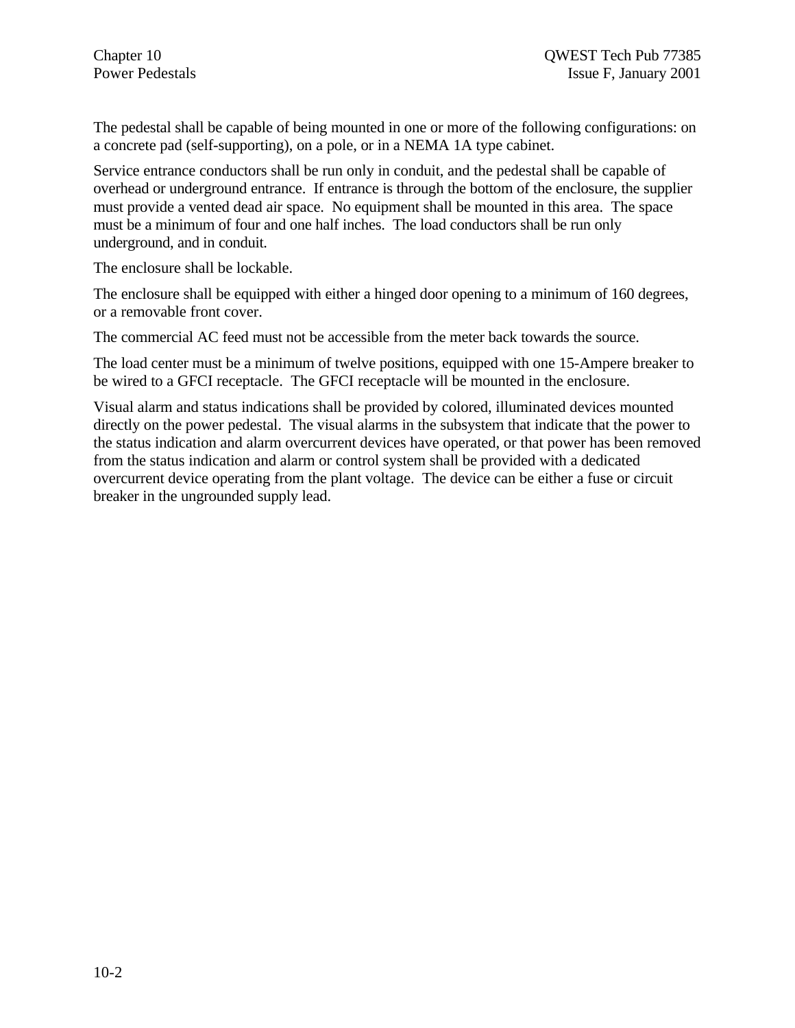The pedestal shall be capable of being mounted in one or more of the following configurations: on a concrete pad (self-supporting), on a pole, or in a NEMA 1A type cabinet.

Service entrance conductors shall be run only in conduit, and the pedestal shall be capable of overhead or underground entrance. If entrance is through the bottom of the enclosure, the supplier must provide a vented dead air space. No equipment shall be mounted in this area. The space must be a minimum of four and one half inches. The load conductors shall be run only underground, and in conduit.

The enclosure shall be lockable.

The enclosure shall be equipped with either a hinged door opening to a minimum of 160 degrees, or a removable front cover.

The commercial AC feed must not be accessible from the meter back towards the source.

The load center must be a minimum of twelve positions, equipped with one 15-Ampere breaker to be wired to a GFCI receptacle. The GFCI receptacle will be mounted in the enclosure.

Visual alarm and status indications shall be provided by colored, illuminated devices mounted directly on the power pedestal. The visual alarms in the subsystem that indicate that the power to the status indication and alarm overcurrent devices have operated, or that power has been removed from the status indication and alarm or control system shall be provided with a dedicated overcurrent device operating from the plant voltage. The device can be either a fuse or circuit breaker in the ungrounded supply lead.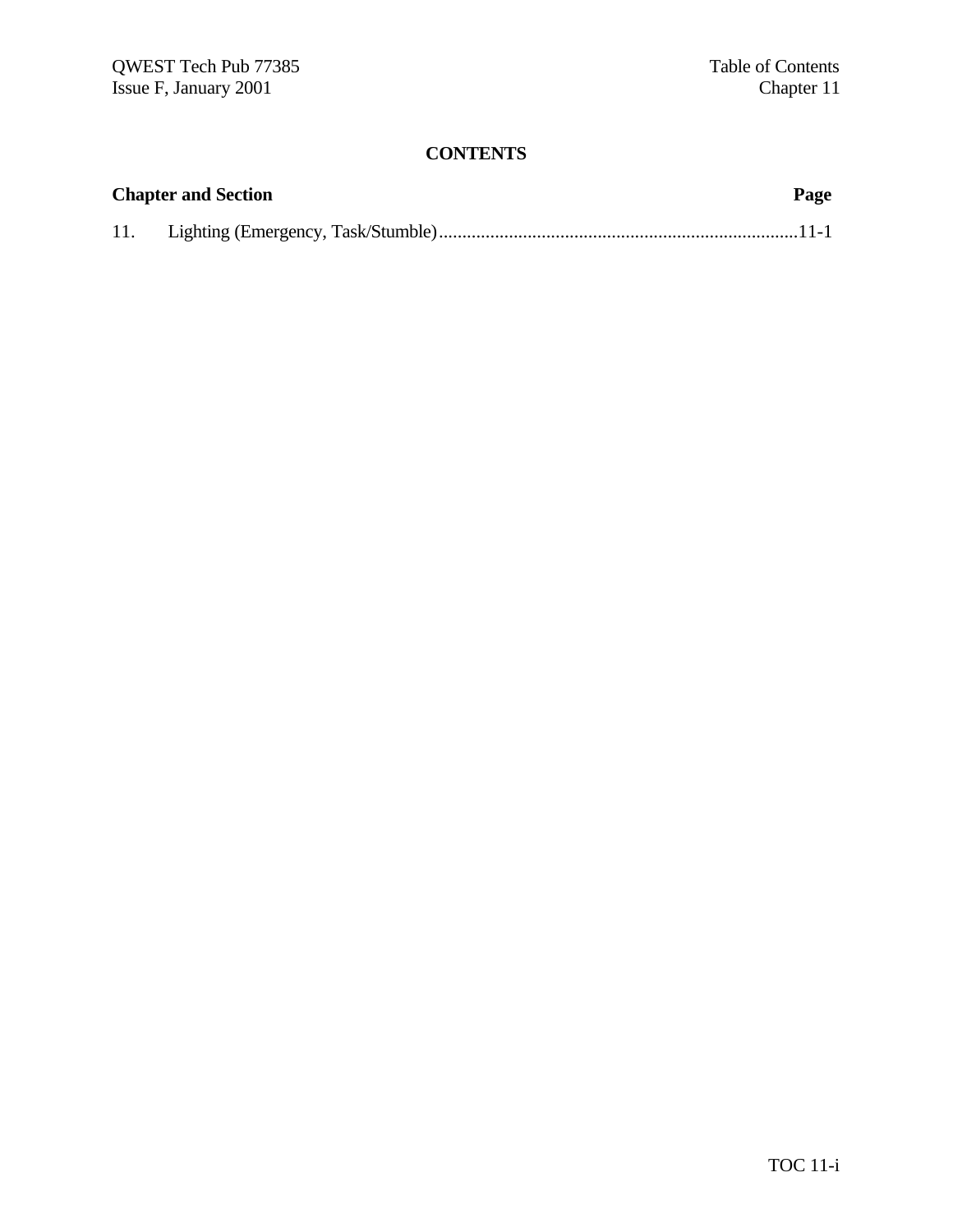## CONTENTS

| Chapter and Section | Page |
|---|---|
| 11. Lighting (Emergency, Task/Stumble) | 11-1 |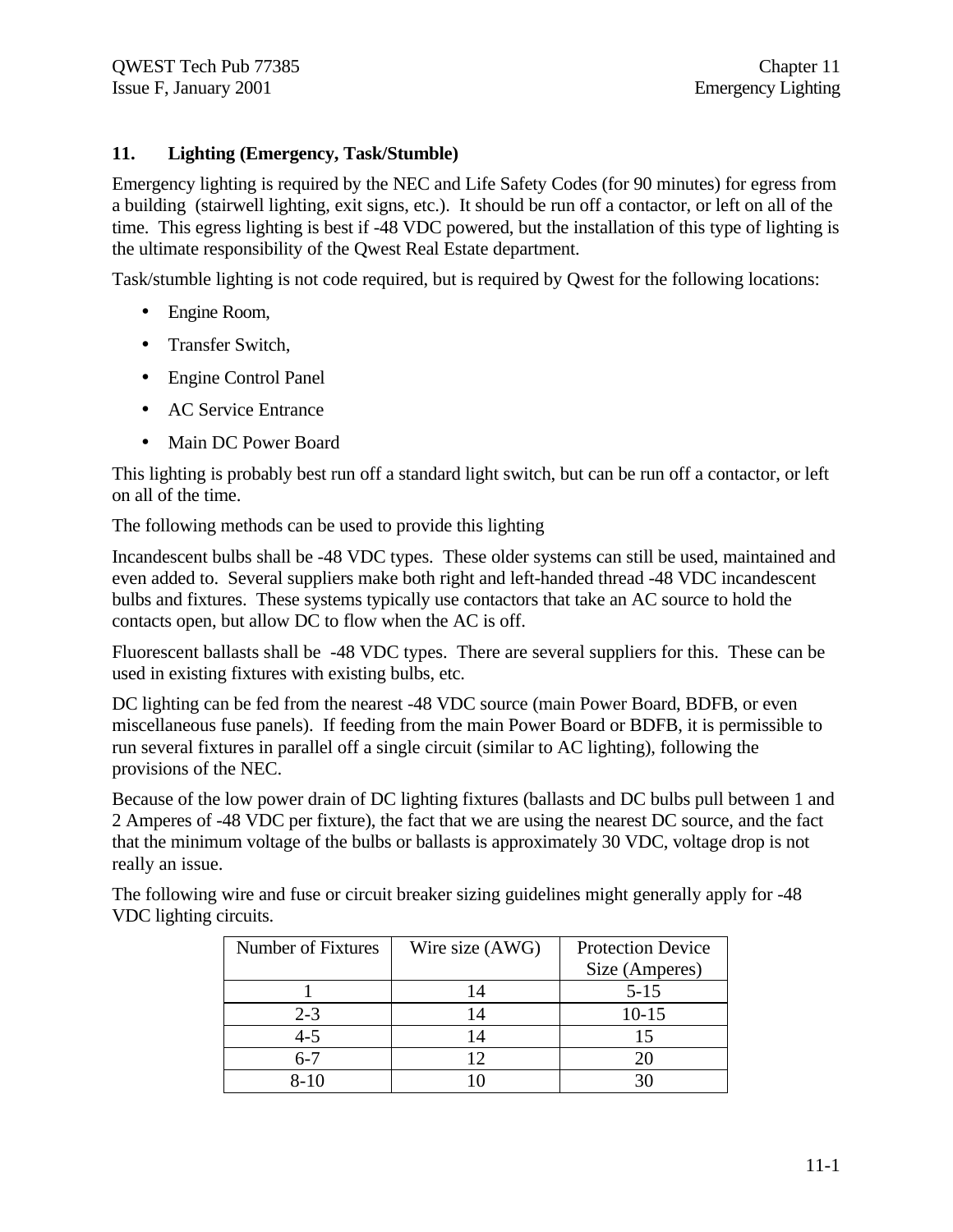## 11. Lighting (Emergency, Task/Stumble)

Emergency lighting is required by the NEC and Life Safety Codes (for 90 minutes) for egress from a building (stairwell lighting, exit signs, etc.). It should be run off a contactor, or left on all of the time. This egress lighting is best if -48 VDC powered, but the installation of this type of lighting is the ultimate responsibility of the Qwest Real Estate department.

Task/stumble lighting is not code required, but is required by Qwest for the following locations:

- Engine Room,
- Transfer Switch,
- Engine Control Panel
- AC Service Entrance
- Main DC Power Board

This lighting is probably best run off a standard light switch, but can be run off a contactor, or left on all of the time.

The following methods can be used to provide this lighting

Incandescent bulbs shall be -48 VDC types. These older systems can still be used, maintained and even added to. Several suppliers make both right and left-handed thread -48 VDC incandescent bulbs and fixtures. These systems typically use contactors that take an AC source to hold the contacts open, but allow DC to flow when the AC is off.

Fluorescent ballasts shall be -48 VDC types. There are several suppliers for this. These can be used in existing fixtures with existing bulbs, etc.

DC lighting can be fed from the nearest -48 VDC source (main Power Board, BDFB, or even miscellaneous fuse panels). If feeding from the main Power Board or BDFB, it is permissible to run several fixtures in parallel off a single circuit (similar to AC lighting), following the provisions of the NEC.

Because of the low power drain of DC lighting fixtures (ballasts and DC bulbs pull between 1 and 2 Amperes of -48 VDC per fixture), the fact that we are using the nearest DC source, and the fact that the minimum voltage of the bulbs or ballasts is approximately 30 VDC, voltage drop is not really an issue.

The following wire and fuse or circuit breaker sizing guidelines might generally apply for -48 VDC lighting circuits.

| Number of Fixtures | Wire size (AWG) | Protection Device Size (Amperes) |
|---|---|---|
| 1 | 14 | 5-15 |
| 2-3 | 14 | 10-15 |
| 4-5 | 14 | 15 |
| 6-7 | 12 | 20 |
| 8-10 | 10 | 30 |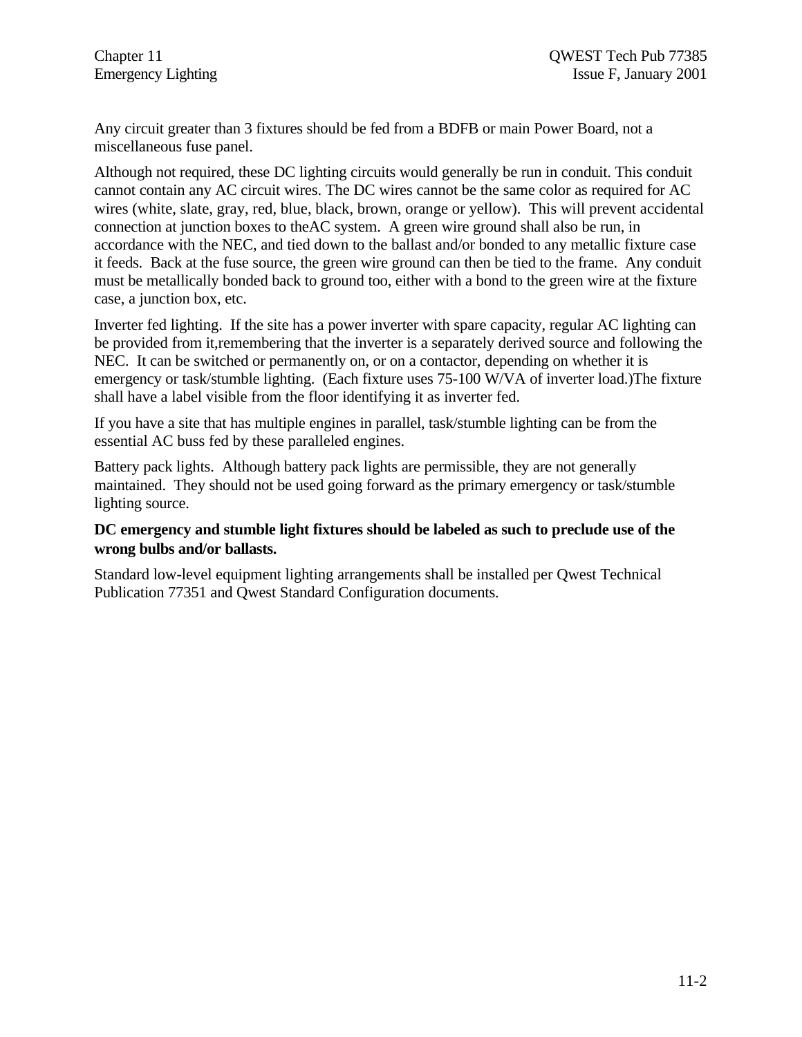Any circuit greater than 3 fixtures should be fed from a BDFB or main Power Board, not a miscellaneous fuse panel.

Although not required, these DC lighting circuits would generally be run in conduit. This conduit cannot contain any AC circuit wires. The DC wires cannot be the same color as required for AC wires (white, slate, gray, red, blue, black, brown, orange or yellow). This will prevent accidental connection at junction boxes to theAC system. A green wire ground shall also be run, in accordance with the NEC, and tied down to the ballast and/or bonded to any metallic fixture case it feeds. Back at the fuse source, the green wire ground can then be tied to the frame. Any conduit must be metallically bonded back to ground too, either with a bond to the green wire at the fixture case, a junction box, etc.

Inverter fed lighting. If the site has a power inverter with spare capacity, regular AC lighting can be provided from it,remembering that the inverter is a separately derived source and following the NEC. It can be switched or permanently on, or on a contactor, depending on whether it is emergency or task/stumble lighting. (Each fixture uses 75-100 W/VA of inverter load.)The fixture shall have a label visible from the floor identifying it as inverter fed.

If you have a site that has multiple engines in parallel, task/stumble lighting can be from the essential AC buss fed by these paralleled engines.

Battery pack lights. Although battery pack lights are permissible, they are not generally maintained. They should not be used going forward as the primary emergency or task/stumble lighting source.

**DC emergency and stumble light fixtures should be labeled as such to preclude use of the wrong bulbs and/or ballasts.**

Standard low-level equipment lighting arrangements shall be installed per Qwest Technical Publication 77351 and Qwest Standard Configuration documents.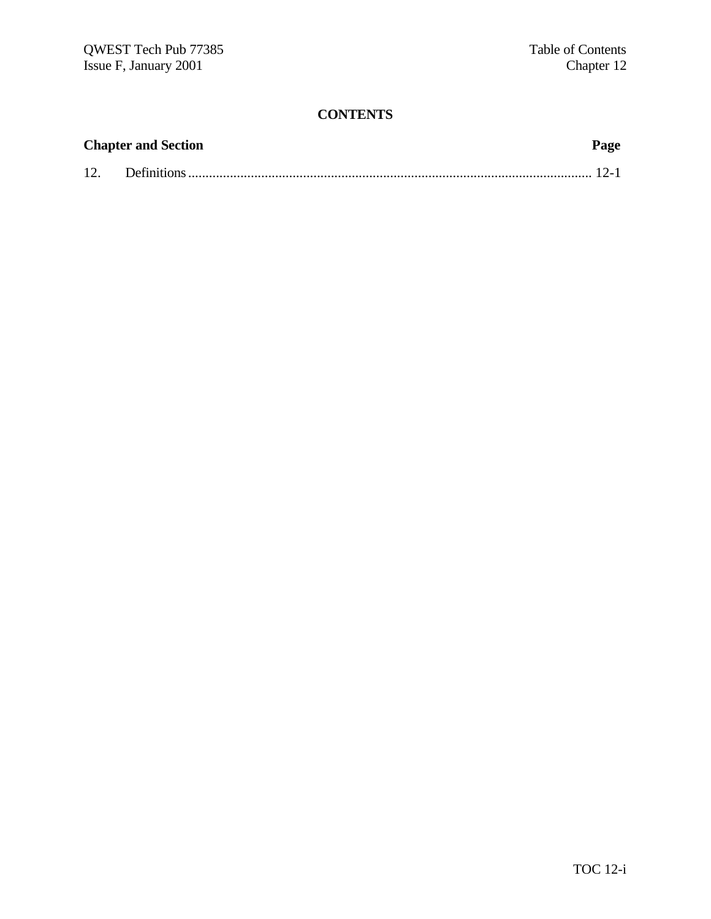## CONTENTS

| Chapter and Section | | Page |
|---|---|---|
| 12. | Definitions | 12-1 |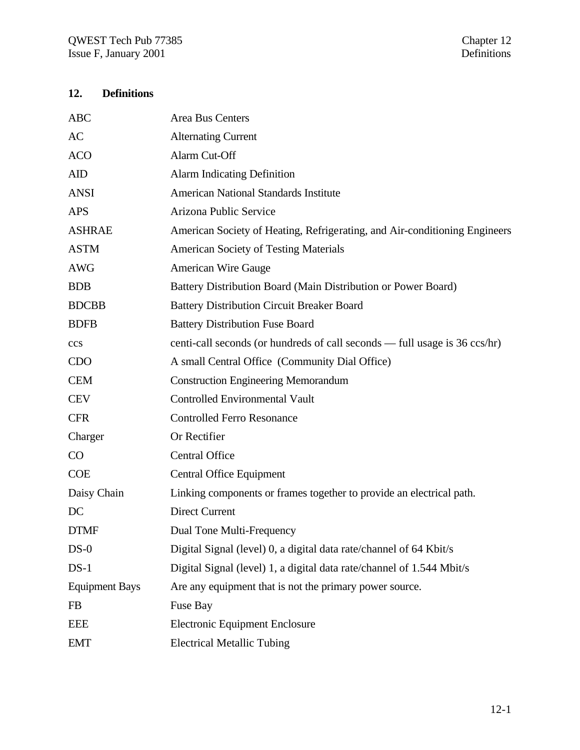## 12. Definitions

| | |
|---|---|
| ABC | Area Bus Centers |
| AC | Alternating Current |
| ACO | Alarm Cut-Off |
| AID | Alarm Indicating Definition |
| ANSI | American National Standards Institute |
| APS | Arizona Public Service |
| ASHRAE | American Society of Heating, Refrigerating, and Air-conditioning Engineers |
| ASTM | American Society of Testing Materials |
| AWG | American Wire Gauge |
| BDB | Battery Distribution Board (Main Distribution or Power Board) |
| BDCBB | Battery Distribution Circuit Breaker Board |
| BDFB | Battery Distribution Fuse Board |
| ccs | centi-call seconds (or hundreds of call seconds — full usage is 36 ccs/hr) |
| CDO | A small Central Office (Community Dial Office) |
| CEM | Construction Engineering Memorandum |
| CEV | Controlled Environmental Vault |
| CFR | Controlled Ferro Resonance |
| Charger | Or Rectifier |
| CO | Central Office |
| COE | Central Office Equipment |
| Daisy Chain | Linking components or frames together to provide an electrical path. |
| DC | Direct Current |
| DTMF | Dual Tone Multi-Frequency |
| DS-0 | Digital Signal (level) 0, a digital data rate/channel of 64 Kbit/s |
| DS-1 | Digital Signal (level) 1, a digital data rate/channel of 1.544 Mbit/s |
| Equipment Bays | Are any equipment that is not the primary power source. |
| FB | Fuse Bay |
| EEE | Electronic Equipment Enclosure |
| EMT | Electrical Metallic Tubing |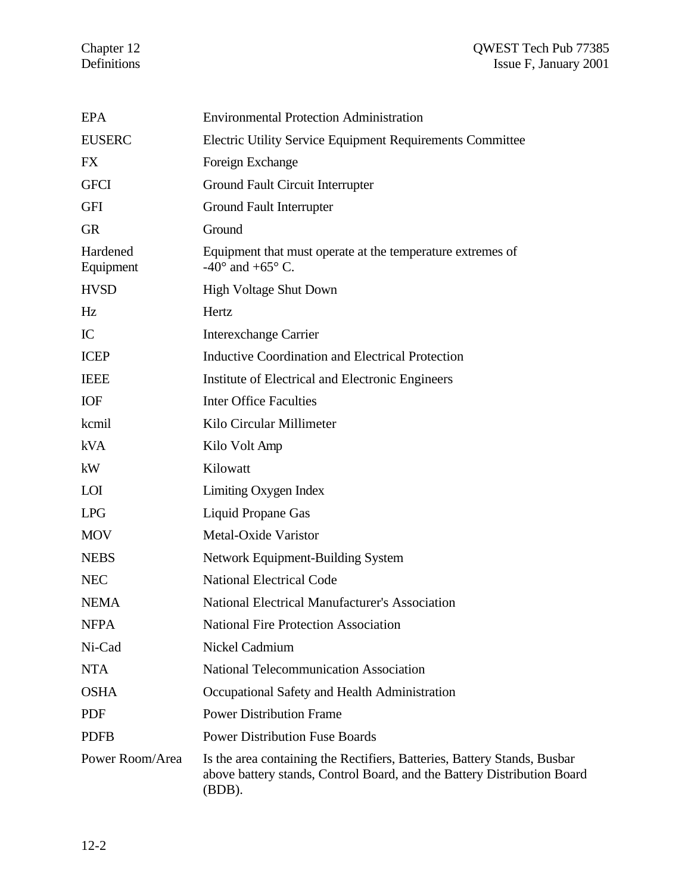| | |
|---|---|
| EPA | Environmental Protection Administration |
| EUSERC | Electric Utility Service Equipment Requirements Committee |
| FX | Foreign Exchange |
| GFCI | Ground Fault Circuit Interrupter |
| GFI | Ground Fault Interrupter |
| GR | Ground |
| Hardened Equipment | Equipment that must operate at the temperature extremes of -40° and +65° C. |
| HVSD | High Voltage Shut Down |
| Hz | Hertz |
| IC | Interexchange Carrier |
| ICEP | Inductive Coordination and Electrical Protection |
| IEEE | Institute of Electrical and Electronic Engineers |
| IOF | Inter Office Faculties |
| kcmil | Kilo Circular Millimeter |
| kVA | Kilo Volt Amp |
| kW | Kilowatt |
| LOI | Limiting Oxygen Index |
| LPG | Liquid Propane Gas |
| MOV | Metal-Oxide Varistor |
| NEBS | Network Equipment-Building System |
| NEC | National Electrical Code |
| NEMA | National Electrical Manufacturer's Association |
| NFPA | National Fire Protection Association |
| Ni-Cad | Nickel Cadmium |
| NTA | National Telecommunication Association |
| OSHA | Occupational Safety and Health Administration |
| PDF | Power Distribution Frame |
| PDFB | Power Distribution Fuse Boards |
| Power Room/Area | Is the area containing the Rectifiers, Batteries, Battery Stands, Busbar above battery stands, Control Board, and the Battery Distribution Board (BDB). |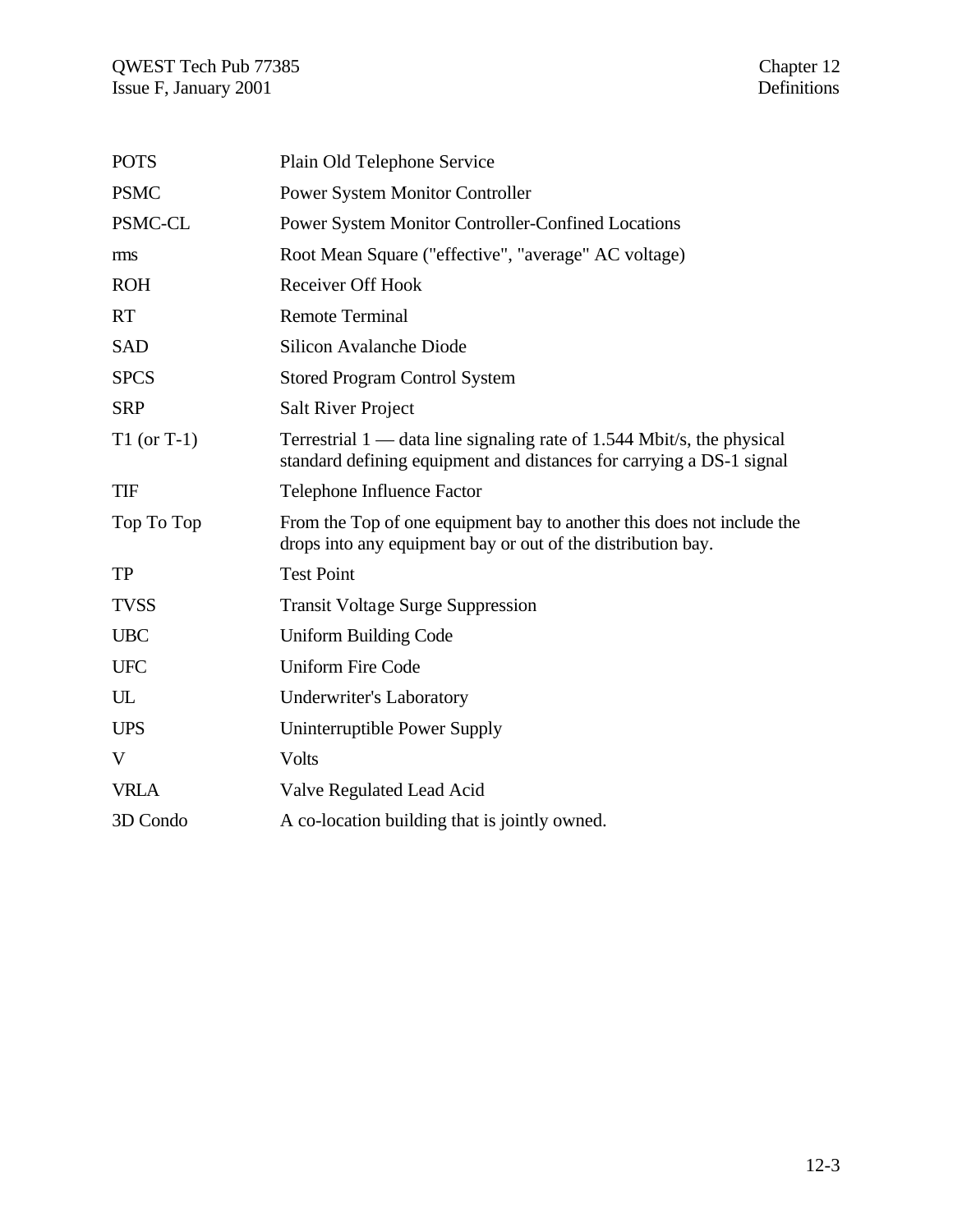| | |
|---|---|
| POTS | Plain Old Telephone Service |
| PSMC | Power System Monitor Controller |
| PSMC-CL | Power System Monitor Controller-Confined Locations |
| rms | Root Mean Square ("effective", "average" AC voltage) |
| ROH | Receiver Off Hook |
| RT | Remote Terminal |
| SAD | Silicon Avalanche Diode |
| SPCS | Stored Program Control System |
| SRP | Salt River Project |
| T1 (or T-1) | Terrestrial 1 — data line signaling rate of 1.544 Mbit/s, the physical standard defining equipment and distances for carrying a DS-1 signal |
| TIF | Telephone Influence Factor |
| Top To Top | From the Top of one equipment bay to another this does not include the drops into any equipment bay or out of the distribution bay. |
| TP | Test Point |
| TVSS | Transit Voltage Surge Suppression |
| UBC | Uniform Building Code |
| UFC | Uniform Fire Code |
| UL | Underwriter's Laboratory |
| UPS | Uninterruptible Power Supply |
| V | Volts |
| VRLA | Valve Regulated Lead Acid |
| 3D Condo | A co-location building that is jointly owned. |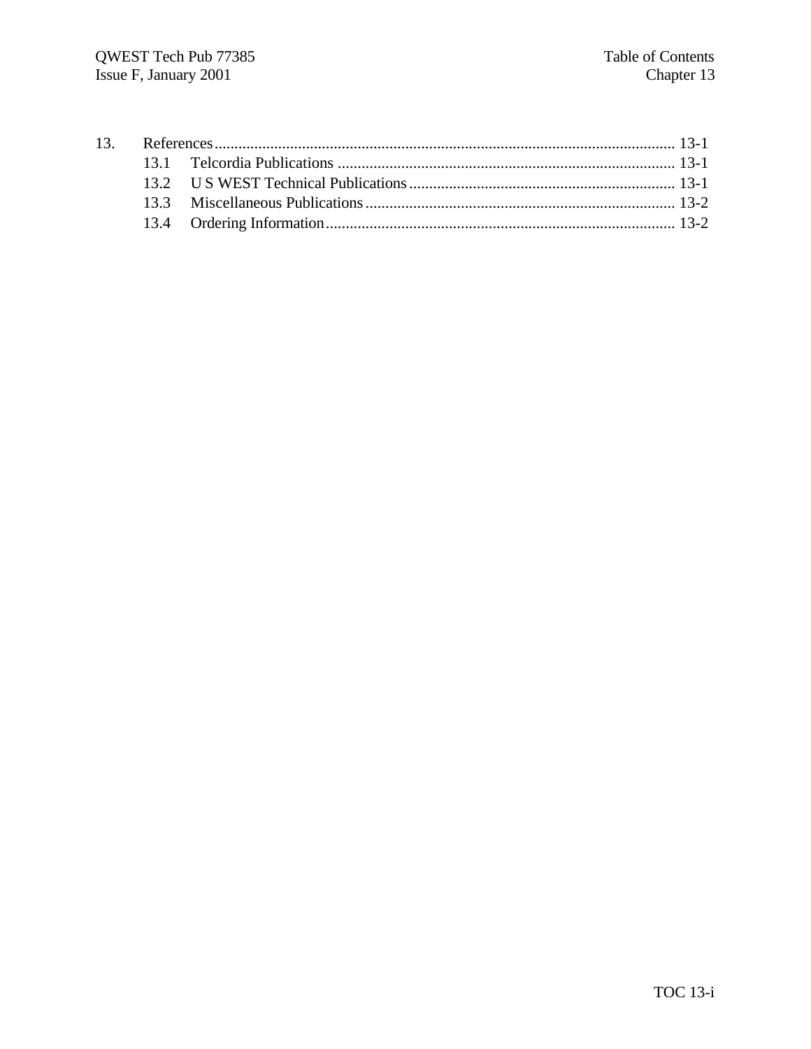13. References .......................................................................................................... 13-1

13.1 Telcordia Publications .................................................................................... 13-1

13.2 U S WEST Technical Publications .................................................................. 13-1

13.3 Miscellaneous Publications ............................................................................. 13-2

13.4 Ordering Information ....................................................................................... 13-2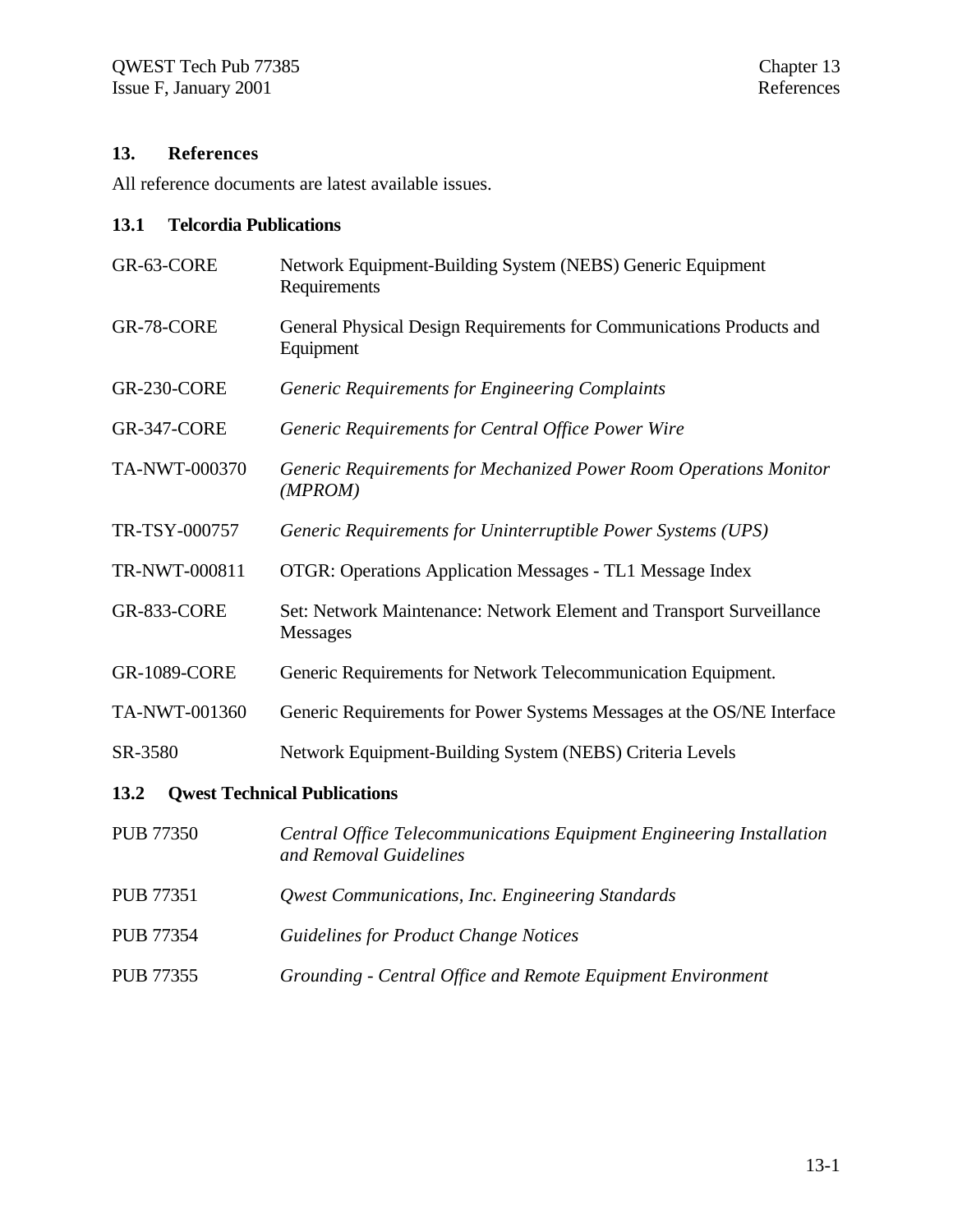## 13. References

All reference documents are latest available issues.

### 13.1 Telcordia Publications

| | |
|---|---|
| GR-63-CORE | Network Equipment-Building System (NEBS) Generic Equipment Requirements |
| GR-78-CORE | General Physical Design Requirements for Communications Products and Equipment |
| GR-230-CORE | *Generic Requirements for Engineering Complaints* |
| GR-347-CORE | *Generic Requirements for Central Office Power Wire* |
| TA-NWT-000370 | *Generic Requirements for Mechanized Power Room Operations Monitor (MPROM)* |
| TR-TSY-000757 | *Generic Requirements for Uninterruptible Power Systems (UPS)* |
| TR-NWT-000811 | OTGR: Operations Application Messages - TL1 Message Index |
| GR-833-CORE | Set: Network Maintenance: Network Element and Transport Surveillance Messages |
| GR-1089-CORE | Generic Requirements for Network Telecommunication Equipment. |
| TA-NWT-001360 | Generic Requirements for Power Systems Messages at the OS/NE Interface |
| SR-3580 | Network Equipment-Building System (NEBS) Criteria Levels |

### 13.2 Qwest Technical Publications

| | |
|---|---|
| PUB 77350 | *Central Office Telecommunications Equipment Engineering Installation and Removal Guidelines* |
| PUB 77351 | *Qwest Communications, Inc. Engineering Standards* |
| PUB 77354 | *Guidelines for Product Change Notices* |
| PUB 77355 | *Grounding - Central Office and Remote Equipment Environment* |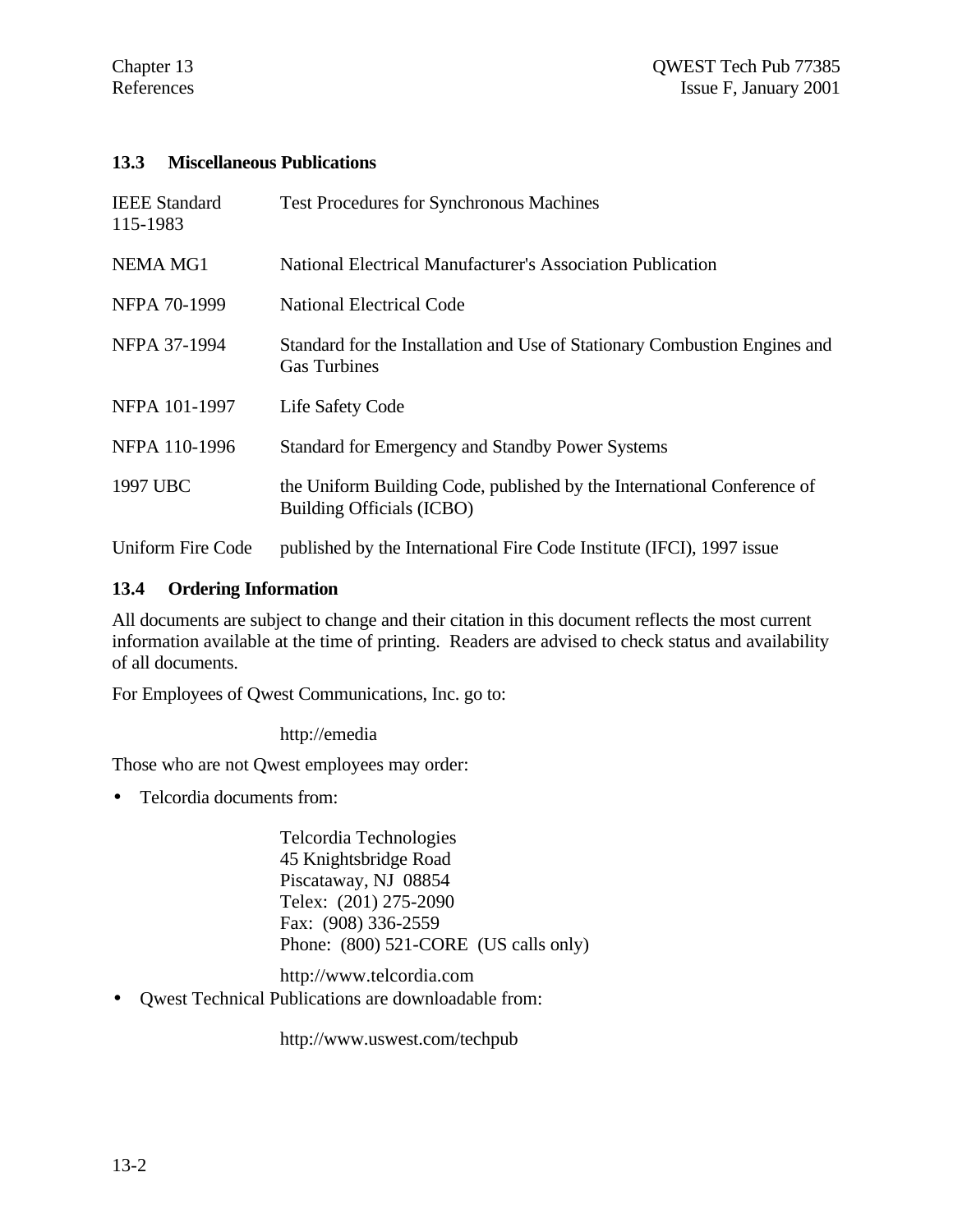### 13.3 Miscellaneous Publications

| | |
|---|---|
| IEEE Standard 115-1983 | Test Procedures for Synchronous Machines |
| NEMA MG1 | National Electrical Manufacturer's Association Publication |
| NFPA 70-1999 | National Electrical Code |
| NFPA 37-1994 | Standard for the Installation and Use of Stationary Combustion Engines and Gas Turbines |
| NFPA 101-1997 | Life Safety Code |
| NFPA 110-1996 | Standard for Emergency and Standby Power Systems |
| 1997 UBC | the Uniform Building Code, published by the International Conference of Building Officials (ICBO) |
| Uniform Fire Code | published by the International Fire Code Institute (IFCI), 1997 issue |

### 13.4 Ordering Information

All documents are subject to change and their citation in this document reflects the most current information available at the time of printing. Readers are advised to check status and availability of all documents.

For Employees of Qwest Communications, Inc. go to:

http://emedia

Those who are not Qwest employees may order:

- Telcordia documents from:

  Telcordia Technologies
  45 Knightsbridge Road
  Piscataway, NJ 08854
  Telex: (201) 275-2090
  Fax: (908) 336-2559
  Phone: (800) 521-CORE (US calls only)

  http://www.telcordia.com

- Qwest Technical Publications are downloadable from:

  http://www.uswest.com/techpub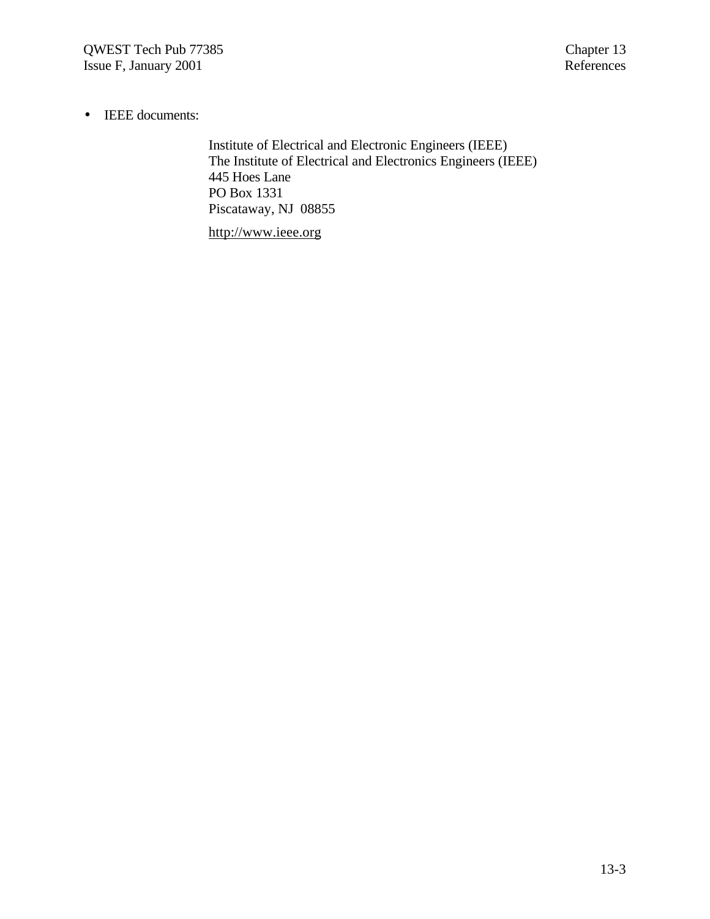- IEEE documents:

  Institute of Electrical and Electronic Engineers (IEEE)
  The Institute of Electrical and Electronics Engineers (IEEE)
  445 Hoes Lane
  PO Box 1331
  Piscataway, NJ 08855

  http://www.ieee.org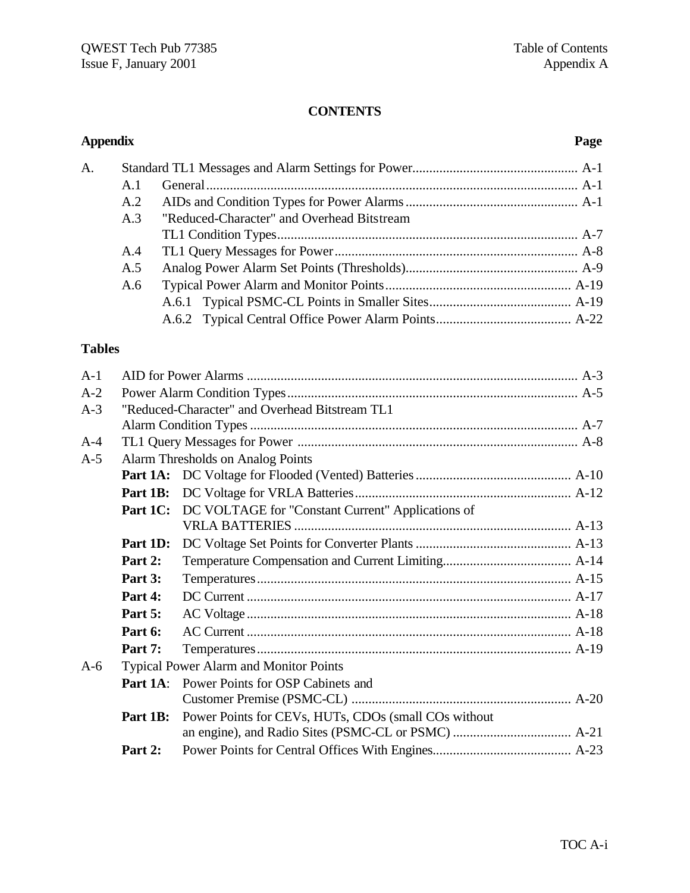**CONTENTS**

| **Appendix** | | | **Page** |
|---|---|---|---|
| A. | Standard TL1 Messages and Alarm Settings for Power | | A-1 |
| | A.1 | General | A-1 |
| | A.2 | AIDs and Condition Types for Power Alarms | A-1 |
| | A.3 | "Reduced-Character" and Overhead Bitstream TL1 Condition Types | A-7 |
| | A.4 | TL1 Query Messages for Power | A-8 |
| | A.5 | Analog Power Alarm Set Points (Thresholds) | A-9 |
| | A.6 | Typical Power Alarm and Monitor Points | A-19 |
| | | A.6.1 Typical PSMC-CL Points in Smaller Sites | A-19 |
| | | A.6.2 Typical Central Office Power Alarm Points | A-22 |

**Tables**

| | | | |
|---|---|---|---|
| A-1 | AID for Power Alarms | | A-3 |
| A-2 | Power Alarm Condition Types | | A-5 |
| A-3 | "Reduced-Character" and Overhead Bitstream TL1 Alarm Condition Types | | A-7 |
| A-4 | TL1 Query Messages for Power | | A-8 |
| A-5 | Alarm Thresholds on Analog Points | | |
| | **Part 1A:** | DC Voltage for Flooded (Vented) Batteries | A-10 |
| | **Part 1B:** | DC Voltage for VRLA Batteries | A-12 |
| | **Part 1C:** | DC VOLTAGE for "Constant Current" Applications of VRLA BATTERIES | A-13 |
| | **Part 1D:** | DC Voltage Set Points for Converter Plants | A-13 |
| | **Part 2:** | Temperature Compensation and Current Limiting | A-14 |
| | **Part 3:** | Temperatures | A-15 |
| | **Part 4:** | DC Current | A-17 |
| | **Part 5:** | AC Voltage | A-18 |
| | **Part 6:** | AC Current | A-18 |
| | **Part 7:** | Temperatures | A-19 |
| A-6 | Typical Power Alarm and Monitor Points | | |
| | **Part 1A**: | Power Points for OSP Cabinets and Customer Premise (PSMC-CL) | A-20 |
| | **Part 1B:** | Power Points for CEVs, HUTs, CDOs (small COs without an engine), and Radio Sites (PSMC-CL or PSMC) | A-21 |
| | **Part 2:** | Power Points for Central Offices With Engines | A-23 |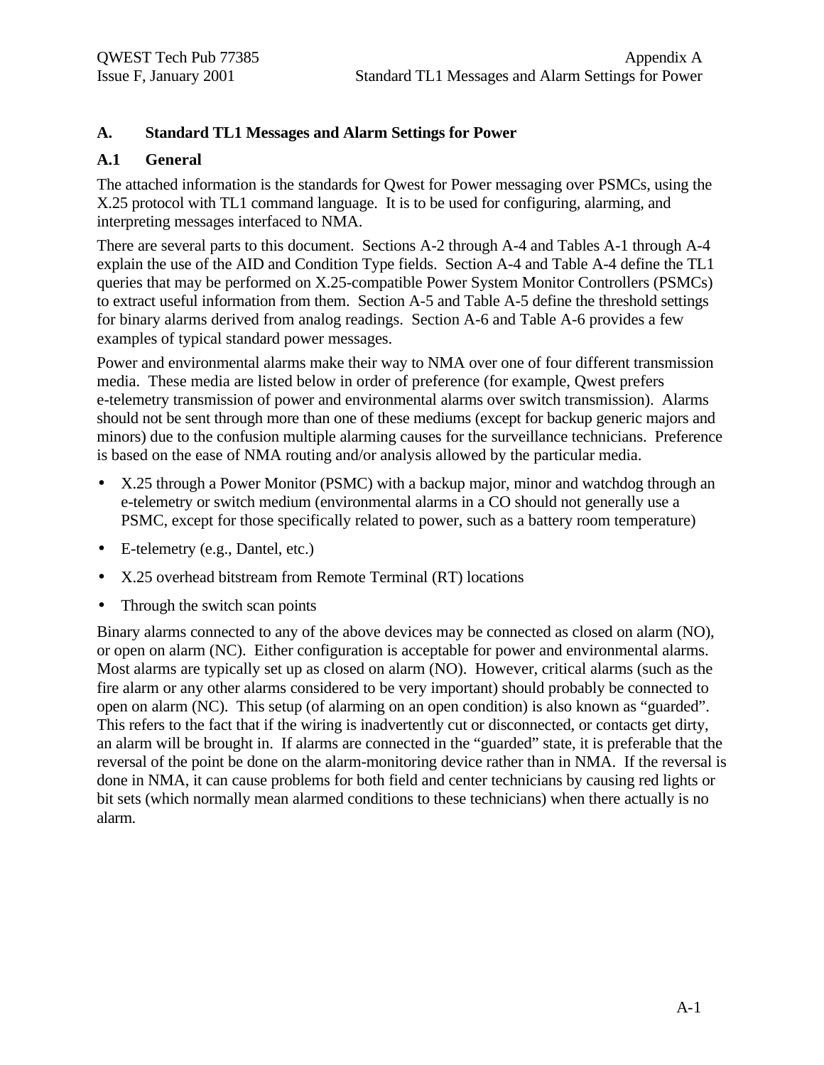# A. Standard TL1 Messages and Alarm Settings for Power

## A.1 General

The attached information is the standards for Qwest for Power messaging over PSMCs, using the X.25 protocol with TL1 command language. It is to be used for configuring, alarming, and interpreting messages interfaced to NMA.

There are several parts to this document. Sections A-2 through A-4 and Tables A-1 through A-4 explain the use of the AID and Condition Type fields. Section A-4 and Table A-4 define the TL1 queries that may be performed on X.25-compatible Power System Monitor Controllers (PSMCs) to extract useful information from them. Section A-5 and Table A-5 define the threshold settings for binary alarms derived from analog readings. Section A-6 and Table A-6 provides a few examples of typical standard power messages.

Power and environmental alarms make their way to NMA over one of four different transmission media. These media are listed below in order of preference (for example, Qwest prefers e-telemetry transmission of power and environmental alarms over switch transmission). Alarms should not be sent through more than one of these mediums (except for backup generic majors and minors) due to the confusion multiple alarming causes for the surveillance technicians. Preference is based on the ease of NMA routing and/or analysis allowed by the particular media.

- X.25 through a Power Monitor (PSMC) with a backup major, minor and watchdog through an e-telemetry or switch medium (environmental alarms in a CO should not generally use a PSMC, except for those specifically related to power, such as a battery room temperature)
- E-telemetry (e.g., Dantel, etc.)
- X.25 overhead bitstream from Remote Terminal (RT) locations
- Through the switch scan points

Binary alarms connected to any of the above devices may be connected as closed on alarm (NO), or open on alarm (NC). Either configuration is acceptable for power and environmental alarms. Most alarms are typically set up as closed on alarm (NO). However, critical alarms (such as the fire alarm or any other alarms considered to be very important) should probably be connected to open on alarm (NC). This setup (of alarming on an open condition) is also known as "guarded". This refers to the fact that if the wiring is inadvertently cut or disconnected, or contacts get dirty, an alarm will be brought in. If alarms are connected in the "guarded" state, it is preferable that the reversal of the point be done on the alarm-monitoring device rather than in NMA. If the reversal is done in NMA, it can cause problems for both field and center technicians by causing red lights or bit sets (which normally mean alarmed conditions to these technicians) when there actually is no alarm.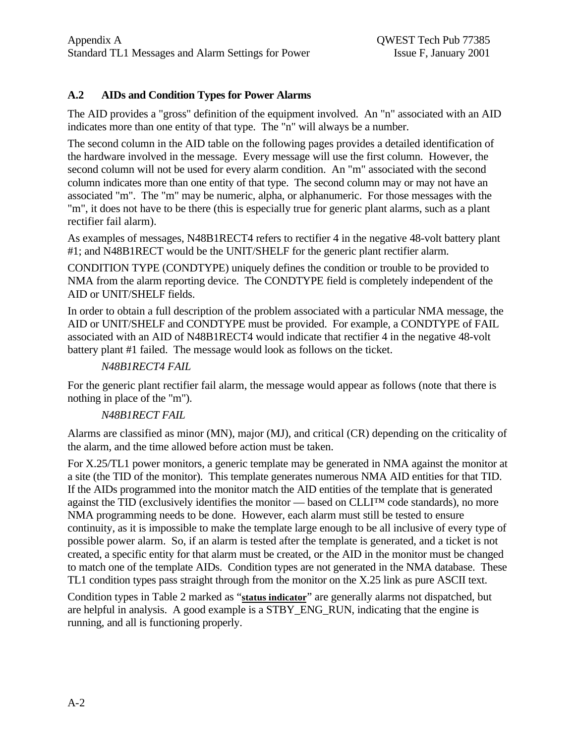## A.2 AIDs and Condition Types for Power Alarms

The AID provides a "gross" definition of the equipment involved. An "n" associated with an AID indicates more than one entity of that type. The "n" will always be a number.

The second column in the AID table on the following pages provides a detailed identification of the hardware involved in the message. Every message will use the first column. However, the second column will not be used for every alarm condition. An "m" associated with the second column indicates more than one entity of that type. The second column may or may not have an associated "m". The "m" may be numeric, alpha, or alphanumeric. For those messages with the "m", it does not have to be there (this is especially true for generic plant alarms, such as a plant rectifier fail alarm).

As examples of messages, N48B1RECT4 refers to rectifier 4 in the negative 48-volt battery plant #1; and N48B1RECT would be the UNIT/SHELF for the generic plant rectifier alarm.

CONDITION TYPE (CONDTYPE) uniquely defines the condition or trouble to be provided to NMA from the alarm reporting device. The CONDTYPE field is completely independent of the AID or UNIT/SHELF fields.

In order to obtain a full description of the problem associated with a particular NMA message, the AID or UNIT/SHELF and CONDTYPE must be provided. For example, a CONDTYPE of FAIL associated with an AID of N48B1RECT4 would indicate that rectifier 4 in the negative 48-volt battery plant #1 failed. The message would look as follows on the ticket.

*N48B1RECT4 FAIL*

For the generic plant rectifier fail alarm, the message would appear as follows (note that there is nothing in place of the "m").

*N48B1RECT FAIL*

Alarms are classified as minor (MN), major (MJ), and critical (CR) depending on the criticality of the alarm, and the time allowed before action must be taken.

For X.25/TL1 power monitors, a generic template may be generated in NMA against the monitor at a site (the TID of the monitor). This template generates numerous NMA AID entities for that TID. If the AIDs programmed into the monitor match the AID entities of the template that is generated against the TID (exclusively identifies the monitor — based on CLLI™ code standards), no more NMA programming needs to be done. However, each alarm must still be tested to ensure continuity, as it is impossible to make the template large enough to be all inclusive of every type of possible power alarm. So, if an alarm is tested after the template is generated, and a ticket is not created, a specific entity for that alarm must be created, or the AID in the monitor must be changed to match one of the template AIDs. Condition types are not generated in the NMA database. These TL1 condition types pass straight through from the monitor on the X.25 link as pure ASCII text.

Condition types in Table 2 marked as "**status indicator**" are generally alarms not dispatched, but are helpful in analysis. A good example is a STBY_ENG_RUN, indicating that the engine is running, and all is functioning properly.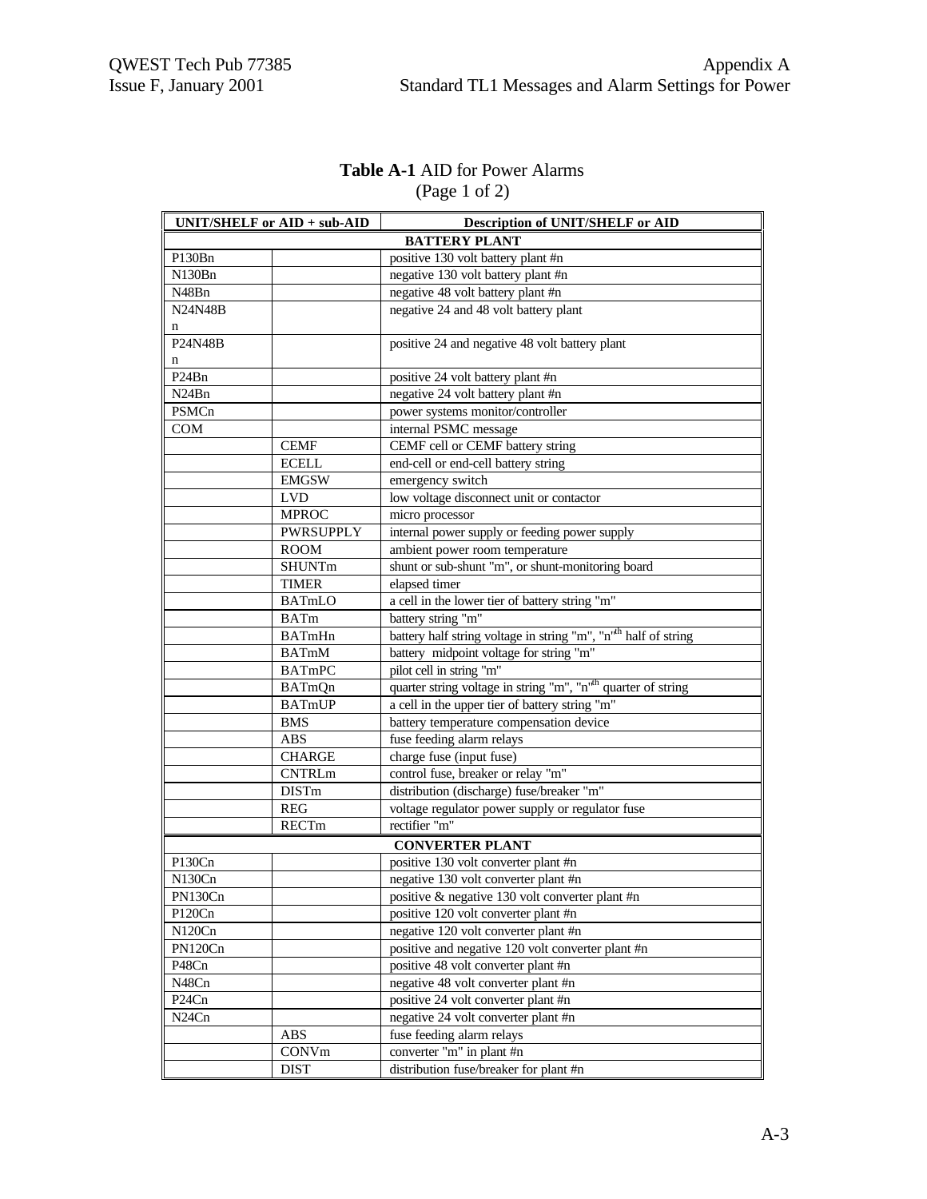**Table A-1** AID for Power Alarms
(Page 1 of 2)

| UNIT/SHELF or AID + sub-AID | | Description of UNIT/SHELF or AID |
|---|---|---|
| **BATTERY PLANT** | | |
| P130Bn | | positive 130 volt battery plant #n |
| N130Bn | | negative 130 volt battery plant #n |
| N48Bn | | negative 48 volt battery plant #n |
| N24N48Bn | | negative 24 and 48 volt battery plant |
| P24N48Bn | | positive 24 and negative 48 volt battery plant |
| P24Bn | | positive 24 volt battery plant #n |
| N24Bn | | negative 24 volt battery plant #n |
| PSMCn | | power systems monitor/controller |
| COM | | internal PSMC message |
| | CEMF | CEMF cell or CEMF battery string |
| | ECELL | end-cell or end-cell battery string |
| | EMGSW | emergency switch |
| | LVD | low voltage disconnect unit or contactor |
| | MPROC | micro processor |
| | PWRSUPPLY | internal power supply or feeding power supply |
| | ROOM | ambient power room temperature |
| | SHUNTm | shunt or sub-shunt "m", or shunt-monitoring board |
| | TIMER | elapsed timer |
| | BATmLO | a cell in the lower tier of battery string "m" |
| | BATm | battery string "m" |
| | BATmHn | battery half string voltage in string "m", "n"th half of string |
| | BATmM | battery midpoint voltage for string "m" |
| | BATmPC | pilot cell in string "m" |
| | BATmQn | quarter string voltage in string "m", "n"th quarter of string |
| | BATmUP | a cell in the upper tier of battery string "m" |
| | BMS | battery temperature compensation device |
| | ABS | fuse feeding alarm relays |
| | CHARGE | charge fuse (input fuse) |
| | CNTRLm | control fuse, breaker or relay "m" |
| | DISTm | distribution (discharge) fuse/breaker "m" |
| | REG | voltage regulator power supply or regulator fuse |
| | RECTm | rectifier "m" |
| **CONVERTER PLANT** | | |
| P130Cn | | positive 130 volt converter plant #n |
| N130Cn | | negative 130 volt converter plant #n |
| PN130Cn | | positive & negative 130 volt converter plant #n |
| P120Cn | | positive 120 volt converter plant #n |
| N120Cn | | negative 120 volt converter plant #n |
| PN120Cn | | positive and negative 120 volt converter plant #n |
| P48Cn | | positive 48 volt converter plant #n |
| N48Cn | | negative 48 volt converter plant #n |
| P24Cn | | positive 24 volt converter plant #n |
| N24Cn | | negative 24 volt converter plant #n |
| | ABS | fuse feeding alarm relays |
| | CONVm | converter "m" in plant #n |
| | DIST | distribution fuse/breaker for plant #n |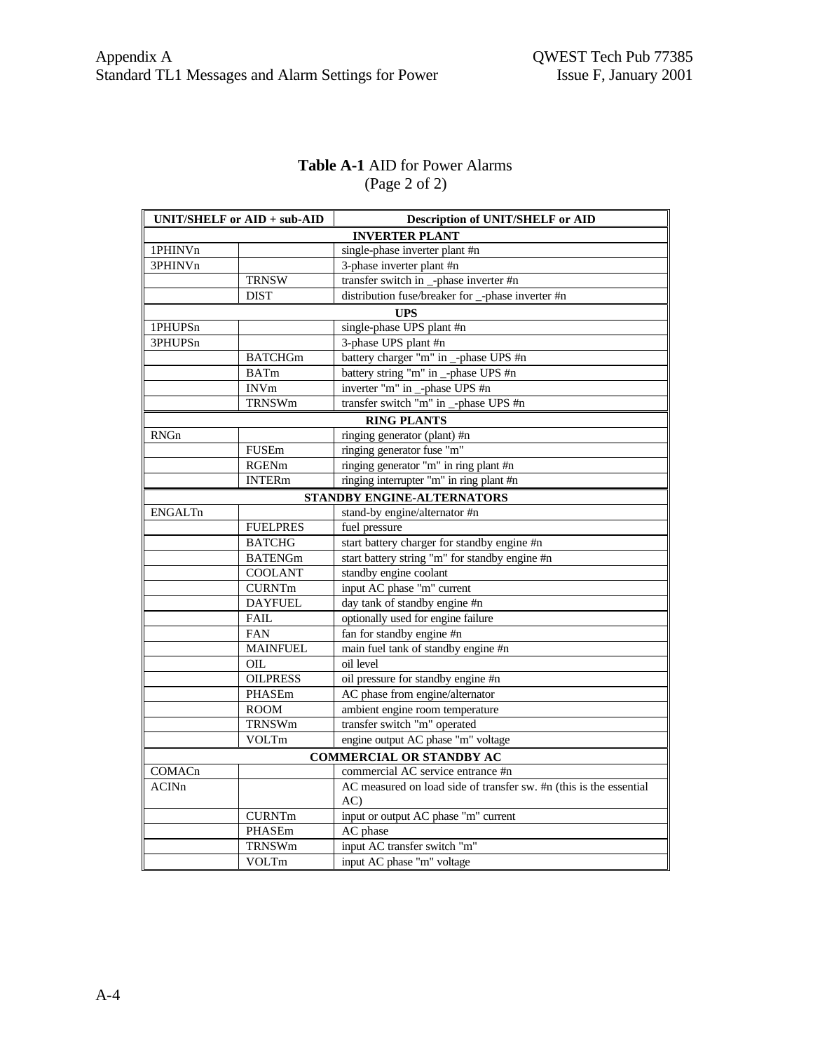**Table A-1** AID for Power Alarms
(Page 2 of 2)

| UNIT/SHELF or AID + sub-AID | | Description of UNIT/SHELF or AID |
|---|---|---|
| **INVERTER PLANT** | | |
| 1PHINVn | | single-phase inverter plant #n |
| 3PHINVn | | 3-phase inverter plant #n |
| | TRNSW | transfer switch in _-phase inverter #n |
| | DIST | distribution fuse/breaker for _-phase inverter #n |
| **UPS** | | |
| 1PHUPSn | | single-phase UPS plant #n |
| 3PHUPSn | | 3-phase UPS plant #n |
| | BATCHGm | battery charger "m" in _-phase UPS #n |
| | BATm | battery string "m" in _-phase UPS #n |
| | INVm | inverter "m" in _-phase UPS #n |
| | TRNSWm | transfer switch "m" in _-phase UPS #n |
| **RING PLANTS** | | |
| RNGn | | ringing generator (plant) #n |
| | FUSEm | ringing generator fuse "m" |
| | RGENm | ringing generator "m" in ring plant #n |
| | INTERm | ringing interrupter "m" in ring plant #n |
| **STANDBY ENGINE-ALTERNATORS** | | |
| ENGALTn | | stand-by engine/alternator #n |
| | FUELPRES | fuel pressure |
| | BATCHG | start battery charger for standby engine #n |
| | BATENGm | start battery string "m" for standby engine #n |
| | COOLANT | standby engine coolant |
| | CURNTm | input AC phase "m" current |
| | DAYFUEL | day tank of standby engine #n |
| | FAIL | optionally used for engine failure |
| | FAN | fan for standby engine #n |
| | MAINFUEL | main fuel tank of standby engine #n |
| | OIL | oil level |
| | OILPRESS | oil pressure for standby engine #n |
| | PHASEm | AC phase from engine/alternator |
| | ROOM | ambient engine room temperature |
| | TRNSWm | transfer switch "m" operated |
| | VOLTm | engine output AC phase "m" voltage |
| **COMMERCIAL OR STANDBY AC** | | |
| COMACn | | commercial AC service entrance #n |
| ACINn | | AC measured on load side of transfer sw. #n (this is the essential AC) |
| | CURNTm | input or output AC phase "m" current |
| | PHASEm | AC phase |
| | TRNSWm | input AC transfer switch "m" |
| | VOLTm | input AC phase "m" voltage |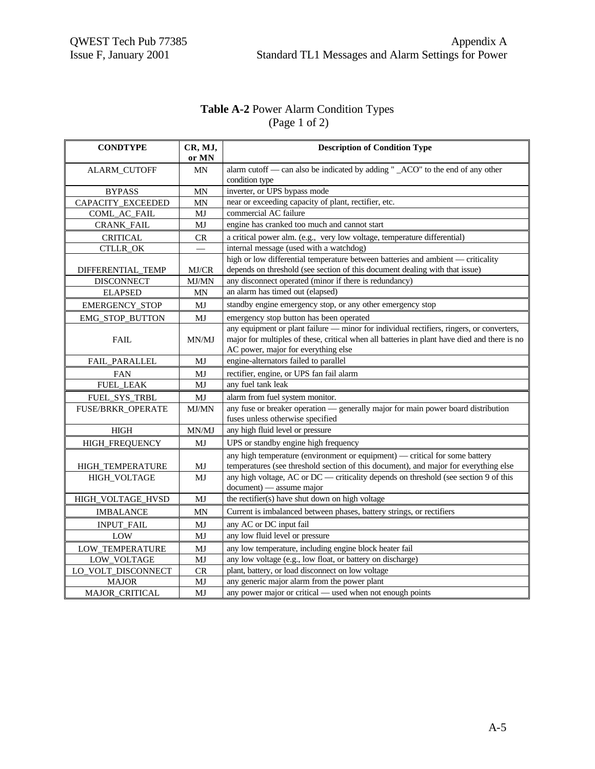**Table A-2** Power Alarm Condition Types
(Page 1 of 2)

| CONDTYPE | CR, MJ, or MN | Description of Condition Type |
|---|---|---|
| ALARM_CUTOFF | MN | alarm cutoff — can also be indicated by adding " _ACO" to the end of any other condition type |
| BYPASS | MN | inverter, or UPS bypass mode |
| CAPACITY_EXCEEDED | MN | near or exceeding capacity of plant, rectifier, etc. |
| COML_AC_FAIL | MJ | commercial AC failure |
| CRANK_FAIL | MJ | engine has cranked too much and cannot start |
| CRITICAL | CR | a critical power alm. (e.g., very low voltage, temperature differential) |
| CTLLR_OK | — | internal message (used with a watchdog) |
| DIFFERENTIAL_TEMP | MJ/CR | high or low differential temperature between batteries and ambient — criticality depends on threshold (see section of this document dealing with that issue) |
| DISCONNECT | MJ/MN | any disconnect operated (minor if there is redundancy) |
| ELAPSED | MN | an alarm has timed out (elapsed) |
| EMERGENCY_STOP | MJ | standby engine emergency stop, or any other emergency stop |
| EMG_STOP_BUTTON | MJ | emergency stop button has been operated |
| FAIL | MN/MJ | any equipment or plant failure — minor for individual rectifiers, ringers, or converters, major for multiples of these, critical when all batteries in plant have died and there is no AC power, major for everything else |
| FAIL_PARALLEL | MJ | engine-alternators failed to parallel |
| FAN | MJ | rectifier, engine, or UPS fan fail alarm |
| FUEL_LEAK | MJ | any fuel tank leak |
| FUEL_SYS_TRBL | MJ | alarm from fuel system monitor. |
| FUSE/BRKR_OPERATE | MJ/MN | any fuse or breaker operation — generally major for main power board distribution fuses unless otherwise specified |
| HIGH | MN/MJ | any high fluid level or pressure |
| HIGH_FREQUENCY | MJ | UPS or standby engine high frequency |
| HIGH_TEMPERATURE | MJ | any high temperature (environment or equipment) — critical for some battery temperatures (see threshold section of this document), and major for everything else |
| HIGH_VOLTAGE | MJ | any high voltage, AC or DC — criticality depends on threshold (see section 9 of this document) — assume major |
| HIGH_VOLTAGE_HVSD | MJ | the rectifier(s) have shut down on high voltage |
| IMBALANCE | MN | Current is imbalanced between phases, battery strings, or rectifiers |
| INPUT_FAIL | MJ | any AC or DC input fail |
| LOW | MJ | any low fluid level or pressure |
| LOW_TEMPERATURE | MJ | any low temperature, including engine block heater fail |
| LOW_VOLTAGE | MJ | any low voltage (e.g., low float, or battery on discharge) |
| LO_VOLT_DISCONNECT | CR | plant, battery, or load disconnect on low voltage |
| MAJOR | MJ | any generic major alarm from the power plant |
| MAJOR_CRITICAL | MJ | any power major or critical — used when not enough points |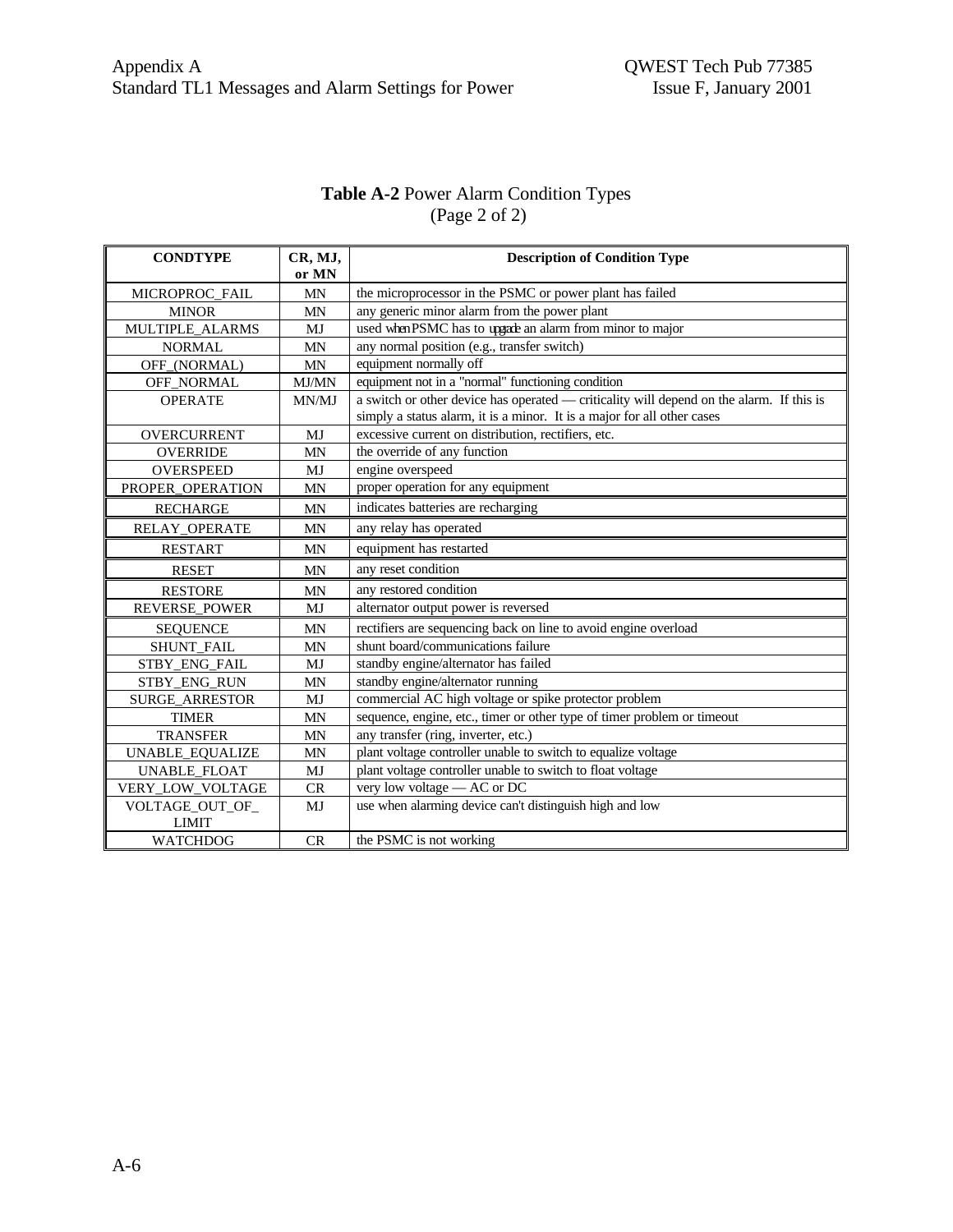**Table A-2** Power Alarm Condition Types
(Page 2 of 2)

| CONDTYPE | CR, MJ, or MN | Description of Condition Type |
|---|---|---|
| MICROPROC_FAIL | MN | the microprocessor in the PSMC or power plant has failed |
| MINOR | MN | any generic minor alarm from the power plant |
| MULTIPLE_ALARMS | MJ | used when PSMC has to upgrade an alarm from minor to major |
| NORMAL | MN | any normal position (e.g., transfer switch) |
| OFF_(NORMAL) | MN | equipment normally off |
| OFF_NORMAL | MJ/MN | equipment not in a "normal" functioning condition |
| OPERATE | MN/MJ | a switch or other device has operated — criticality will depend on the alarm. If this is simply a status alarm, it is a minor. It is a major for all other cases |
| OVERCURRENT | MJ | excessive current on distribution, rectifiers, etc. |
| OVERRIDE | MN | the override of any function |
| OVERSPEED | MJ | engine overspeed |
| PROPER_OPERATION | MN | proper operation for any equipment |
| RECHARGE | MN | indicates batteries are recharging |
| RELAY_OPERATE | MN | any relay has operated |
| RESTART | MN | equipment has restarted |
| RESET | MN | any reset condition |
| RESTORE | MN | any restored condition |
| REVERSE_POWER | MJ | alternator output power is reversed |
| SEQUENCE | MN | rectifiers are sequencing back on line to avoid engine overload |
| SHUNT_FAIL | MN | shunt board/communications failure |
| STBY_ENG_FAIL | MJ | standby engine/alternator has failed |
| STBY_ENG_RUN | MN | standby engine/alternator running |
| SURGE_ARRESTOR | MJ | commercial AC high voltage or spike protector problem |
| TIMER | MN | sequence, engine, etc., timer or other type of timer problem or timeout |
| TRANSFER | MN | any transfer (ring, inverter, etc.) |
| UNABLE_EQUALIZE | MN | plant voltage controller unable to switch to equalize voltage |
| UNABLE_FLOAT | MJ | plant voltage controller unable to switch to float voltage |
| VERY_LOW_VOLTAGE | CR | very low voltage — AC or DC |
| VOLTAGE_OUT_OF_LIMIT | MJ | use when alarming device can't distinguish high and low |
| WATCHDOG | CR | the PSMC is not working |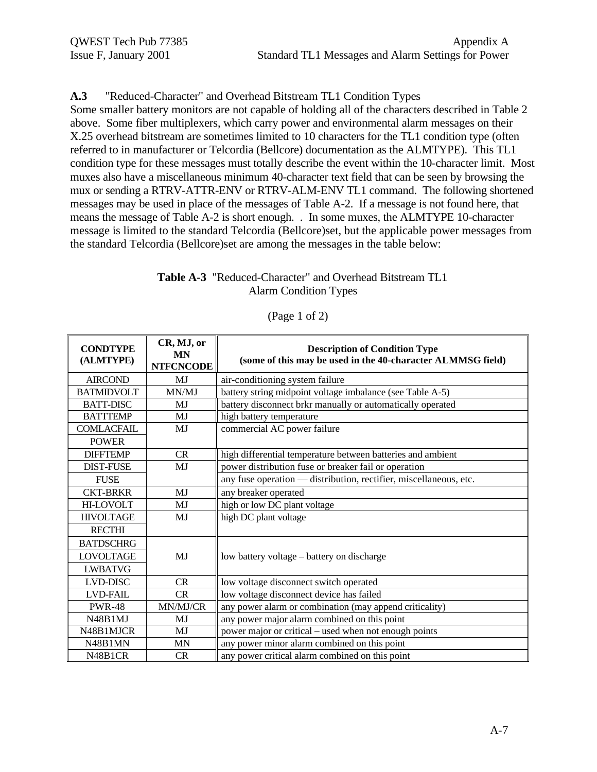**A.3** "Reduced-Character" and Overhead Bitstream TL1 Condition Types

Some smaller battery monitors are not capable of holding all of the characters described in Table 2 above. Some fiber multiplexers, which carry power and environmental alarm messages on their X.25 overhead bitstream are sometimes limited to 10 characters for the TL1 condition type (often referred to in manufacturer or Telcordia (Bellcore) documentation as the ALMTYPE). This TL1 condition type for these messages must totally describe the event within the 10-character limit. Most muxes also have a miscellaneous minimum 40-character text field that can be seen by browsing the mux or sending a RTRV-ATTR-ENV or RTRV-ALM-ENV TL1 command. The following shortened messages may be used in place of the messages of Table A-2. If a message is not found here, that means the message of Table A-2 is short enough. . In some muxes, the ALMTYPE 10-character message is limited to the standard Telcordia (Bellcore)set, but the applicable power messages from the standard Telcordia (Bellcore)set are among the messages in the table below:

**Table A-3** "Reduced-Character" and Overhead Bitstream TL1 Alarm Condition Types

(Page 1 of 2)

| CONDTYPE (ALMTYPE) | CR, MJ, or MN NTFCNCODE | Description of Condition Type (some of this may be used in the 40-character ALMMSG field) |
|---|---|---|
| AIRCOND | MJ | air-conditioning system failure |
| BATMIDVOLT | MN/MJ | battery string midpoint voltage imbalance (see Table A-5) |
| BATT-DISC | MJ | battery disconnect brkr manually or automatically operated |
| BATTTEMP | MJ | high battery temperature |
| COMLACFAIL | MJ | commercial AC power failure |
| POWER | | |
| DIFFTEMP | CR | high differential temperature between batteries and ambient |
| DIST-FUSE | MJ | power distribution fuse or breaker fail or operation |
| FUSE | | any fuse operation — distribution, rectifier, miscellaneous, etc. |
| CKT-BRKR | MJ | any breaker operated |
| HI-LOVOLT | MJ | high or low DC plant voltage |
| HIVOLTAGE | MJ | high DC plant voltage |
| RECTHI | | |
| BATDSCHRG | | |
| LOVOLTAGE | MJ | low battery voltage – battery on discharge |
| LWBATVG | | |
| LVD-DISC | CR | low voltage disconnect switch operated |
| LVD-FAIL | CR | low voltage disconnect device has failed |
| PWR-48 | MN/MJ/CR | power alarm or combination (may append criticality) |
| N48B1MJ | MJ | any power major alarm combined on this point |
| N48B1MJCR | MJ | power major or critical – used when not enough points |
| N48B1MN | MN | any power minor alarm combined on this point |
| N48B1CR | CR | any power critical alarm combined on this point |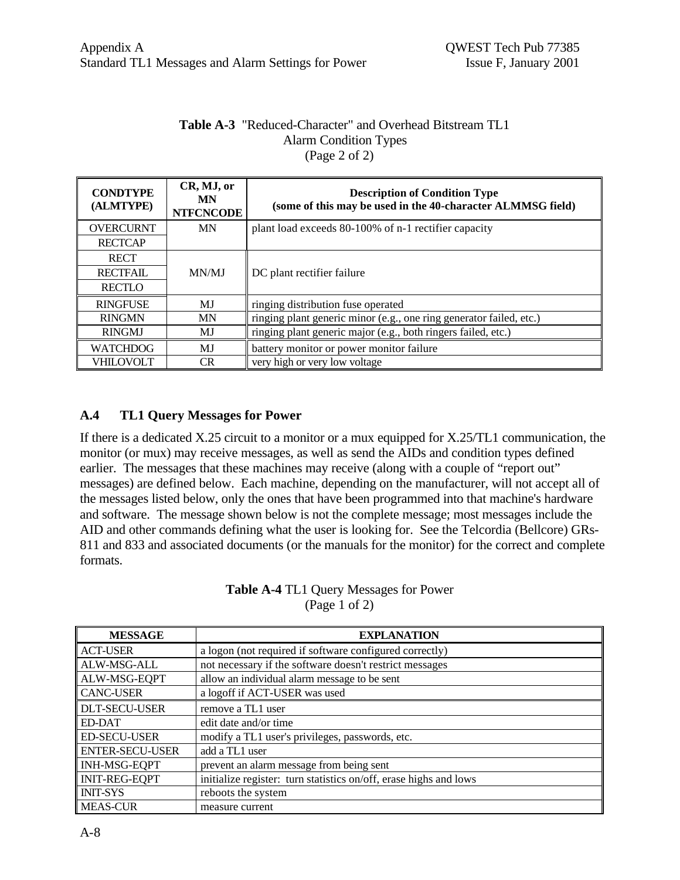**Table A-3** "Reduced-Character" and Overhead Bitstream TL1 Alarm Condition Types (Page 2 of 2)

| CONDTYPE (ALMTYPE) | CR, MJ, or MN NTFCNCODE | Description of Condition Type (some of this may be used in the 40-character ALMMSG field) |
|---|---|---|
| OVERCURNT | MN | plant load exceeds 80-100% of n-1 rectifier capacity |
| RECTCAP | | |
| RECT | MN/MJ | DC plant rectifier failure |
| RECTFAIL | | |
| RECTLO | | |
| RINGFUSE | MJ | ringing distribution fuse operated |
| RINGMN | MN | ringing plant generic minor (e.g., one ring generator failed, etc.) |
| RINGMJ | MJ | ringing plant generic major (e.g., both ringers failed, etc.) |
| WATCHDOG | MJ | battery monitor or power monitor failure |
| VHILOVOLT | CR | very high or very low voltage |

## A.4 TL1 Query Messages for Power

If there is a dedicated X.25 circuit to a monitor or a mux equipped for X.25/TL1 communication, the monitor (or mux) may receive messages, as well as send the AIDs and condition types defined earlier. The messages that these machines may receive (along with a couple of "report out" messages) are defined below. Each machine, depending on the manufacturer, will not accept all of the messages listed below, only the ones that have been programmed into that machine's hardware and software. The message shown below is not the complete message; most messages include the AID and other commands defining what the user is looking for. See the Telcordia (Bellcore) GRs-811 and 833 and associated documents (or the manuals for the monitor) for the correct and complete formats.

**Table A-4** TL1 Query Messages for Power (Page 1 of 2)

| MESSAGE | EXPLANATION |
|---|---|
| ACT-USER | a logon (not required if software configured correctly) |
| ALW-MSG-ALL | not necessary if the software doesn't restrict messages |
| ALW-MSG-EQPT | allow an individual alarm message to be sent |
| CANC-USER | a logoff if ACT-USER was used |
| DLT-SECU-USER | remove a TL1 user |
| ED-DAT | edit date and/or time |
| ED-SECU-USER | modify a TL1 user's privileges, passwords, etc. |
| ENTER-SECU-USER | add a TL1 user |
| INH-MSG-EQPT | prevent an alarm message from being sent |
| INIT-REG-EQPT | initialize register: turn statistics on/off, erase highs and lows |
| INIT-SYS | reboots the system |
| MEAS-CUR | measure current |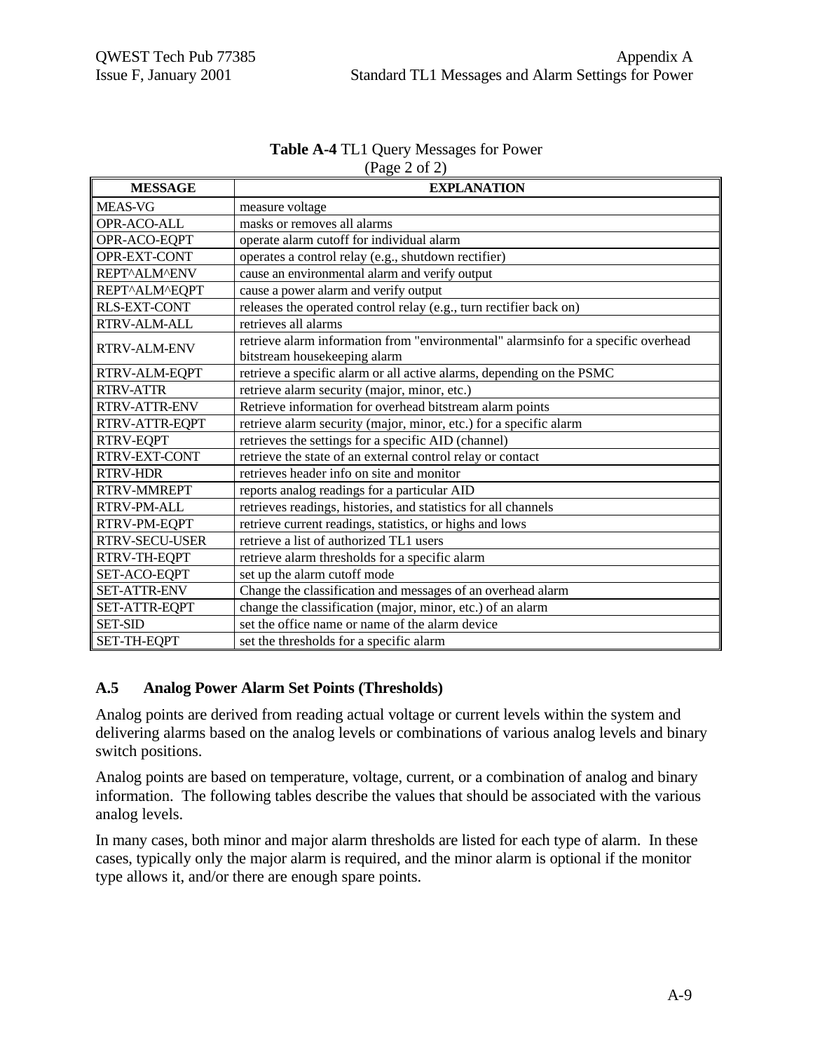**Table A-4** TL1 Query Messages for Power
(Page 2 of 2)

| MESSAGE | EXPLANATION |
|---|---|
| MEAS-VG | measure voltage |
| OPR-ACO-ALL | masks or removes all alarms |
| OPR-ACO-EQPT | operate alarm cutoff for individual alarm |
| OPR-EXT-CONT | operates a control relay (e.g., shutdown rectifier) |
| REPT^ALM^ENV | cause an environmental alarm and verify output |
| REPT^ALM^EQPT | cause a power alarm and verify output |
| RLS-EXT-CONT | releases the operated control relay (e.g., turn rectifier back on) |
| RTRV-ALM-ALL | retrieves all alarms |
| RTRV-ALM-ENV | retrieve alarm information from "environmental" alarmsinfo for a specific overhead bitstream housekeeping alarm |
| RTRV-ALM-EQPT | retrieve a specific alarm or all active alarms, depending on the PSMC |
| RTRV-ATTR | retrieve alarm security (major, minor, etc.) |
| RTRV-ATTR-ENV | Retrieve information for overhead bitstream alarm points |
| RTRV-ATTR-EQPT | retrieve alarm security (major, minor, etc.) for a specific alarm |
| RTRV-EQPT | retrieves the settings for a specific AID (channel) |
| RTRV-EXT-CONT | retrieve the state of an external control relay or contact |
| RTRV-HDR | retrieves header info on site and monitor |
| RTRV-MMREPT | reports analog readings for a particular AID |
| RTRV-PM-ALL | retrieves readings, histories, and statistics for all channels |
| RTRV-PM-EQPT | retrieve current readings, statistics, or highs and lows |
| RTRV-SECU-USER | retrieve a list of authorized TL1 users |
| RTRV-TH-EQPT | retrieve alarm thresholds for a specific alarm |
| SET-ACO-EQPT | set up the alarm cutoff mode |
| SET-ATTR-ENV | Change the classification and messages of an overhead alarm |
| SET-ATTR-EQPT | change the classification (major, minor, etc.) of an alarm |
| SET-SID | set the office name or name of the alarm device |
| SET-TH-EQPT | set the thresholds for a specific alarm |

## A.5 Analog Power Alarm Set Points (Thresholds)

Analog points are derived from reading actual voltage or current levels within the system and delivering alarms based on the analog levels or combinations of various analog levels and binary switch positions.

Analog points are based on temperature, voltage, current, or a combination of analog and binary information. The following tables describe the values that should be associated with the various analog levels.

In many cases, both minor and major alarm thresholds are listed for each type of alarm. In these cases, typically only the major alarm is required, and the minor alarm is optional if the monitor type allows it, and/or there are enough spare points.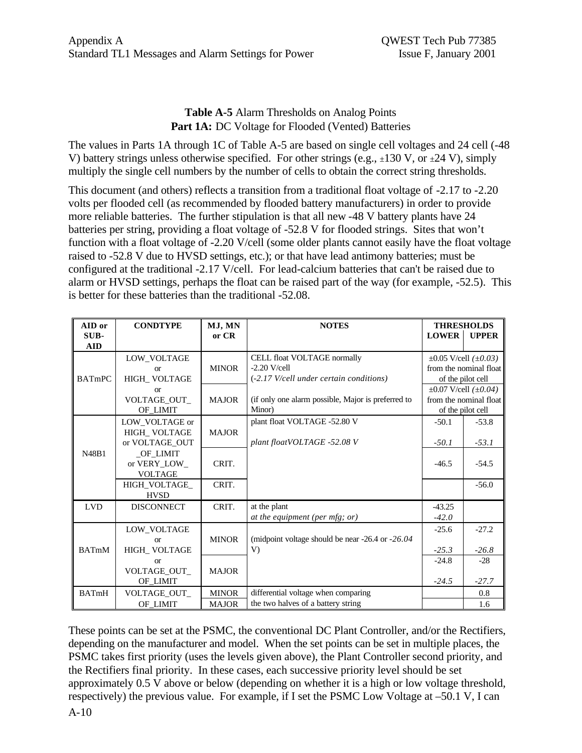**Table A-5** Alarm Thresholds on Analog Points
**Part 1A:** DC Voltage for Flooded (Vented) Batteries

The values in Parts 1A through 1C of Table A-5 are based on single cell voltages and 24 cell (-48 V) battery strings unless otherwise specified. For other strings (e.g., ±130 V, or ±24 V), simply multiply the single cell numbers by the number of cells to obtain the correct string thresholds.

This document (and others) reflects a transition from a traditional float voltage of -2.17 to -2.20 volts per flooded cell (as recommended by flooded battery manufacturers) in order to provide more reliable batteries. The further stipulation is that all new -48 V battery plants have 24 batteries per string, providing a float voltage of -52.8 V for flooded strings. Sites that won't function with a float voltage of -2.20 V/cell (some older plants cannot easily have the float voltage raised to -52.8 V due to HVSD settings, etc.); or that have lead antimony batteries; must be configured at the traditional -2.17 V/cell. For lead-calcium batteries that can't be raised due to alarm or HVSD settings, perhaps the float can be raised part of the way (for example, -52.5). This is better for these batteries than the traditional -52.08.

| AID or SUB-AID | CONDTYPE | MJ, MN or CR | NOTES | THRESHOLDS LOWER | THRESHOLDS UPPER |
|---|---|---|---|---|---|
| BATmPC | LOW_VOLTAGE or HIGH_VOLTAGE or VOLTAGE_OUT_OF_LIMIT | MINOR | CELL float VOLTAGE normally -2.20 V/cell (*-2.17 V/cell under certain conditions)* | ±0.05 V/cell *(±0.03)* from the nominal float of the pilot cell | |
| | | MAJOR | (if only one alarm possible, Major is preferred to Minor) | ±0.07 V/cell *(±0.04)* from the nominal float of the pilot cell | |
| N48B1 | LOW_VOLTAGE or HIGH_VOLTAGE or VOLTAGE_OUT_OF_LIMIT or VERY_LOW_VOLTAGE | MAJOR | plant float VOLTAGE -52.80 V<br>*plant floatVOLTAGE -52.08 V* | -50.1<br>*-50.1* | -53.8<br>*-53.1* |
| | | CRIT. | | -46.5 | -54.5 |
| | HIGH_VOLTAGE_HVSD | CRIT. | | | -56.0 |
| LVD | DISCONNECT | CRIT. | at the plant<br>*at the equipment (per mfg; or)* | -43.25<br>*-42.0* | |
| BATmM | LOW_VOLTAGE or HIGH_VOLTAGE or VOLTAGE_OUT_OF_LIMIT | MINOR | (midpoint voltage should be near -26.4 or *-26.04* V) | -25.6<br>*-25.3* | -27.2<br>*-26.8* |
| | | MAJOR | | -24.8<br>*-24.5* | -28<br>*-27.7* |
| BATmH | VOLTAGE_OUT_OF_LIMIT | MINOR | differential voltage when comparing the two halves of a battery string | | 0.8 |
| | | MAJOR | | | 1.6 |

These points can be set at the PSMC, the conventional DC Plant Controller, and/or the Rectifiers, depending on the manufacturer and model. When the set points can be set in multiple places, the PSMC takes first priority (uses the levels given above), the Plant Controller second priority, and the Rectifiers final priority. In these cases, each successive priority level should be set approximately 0.5 V above or below (depending on whether it is a high or low voltage threshold, respectively) the previous value. For example, if I set the PSMC Low Voltage at –50.1 V, I can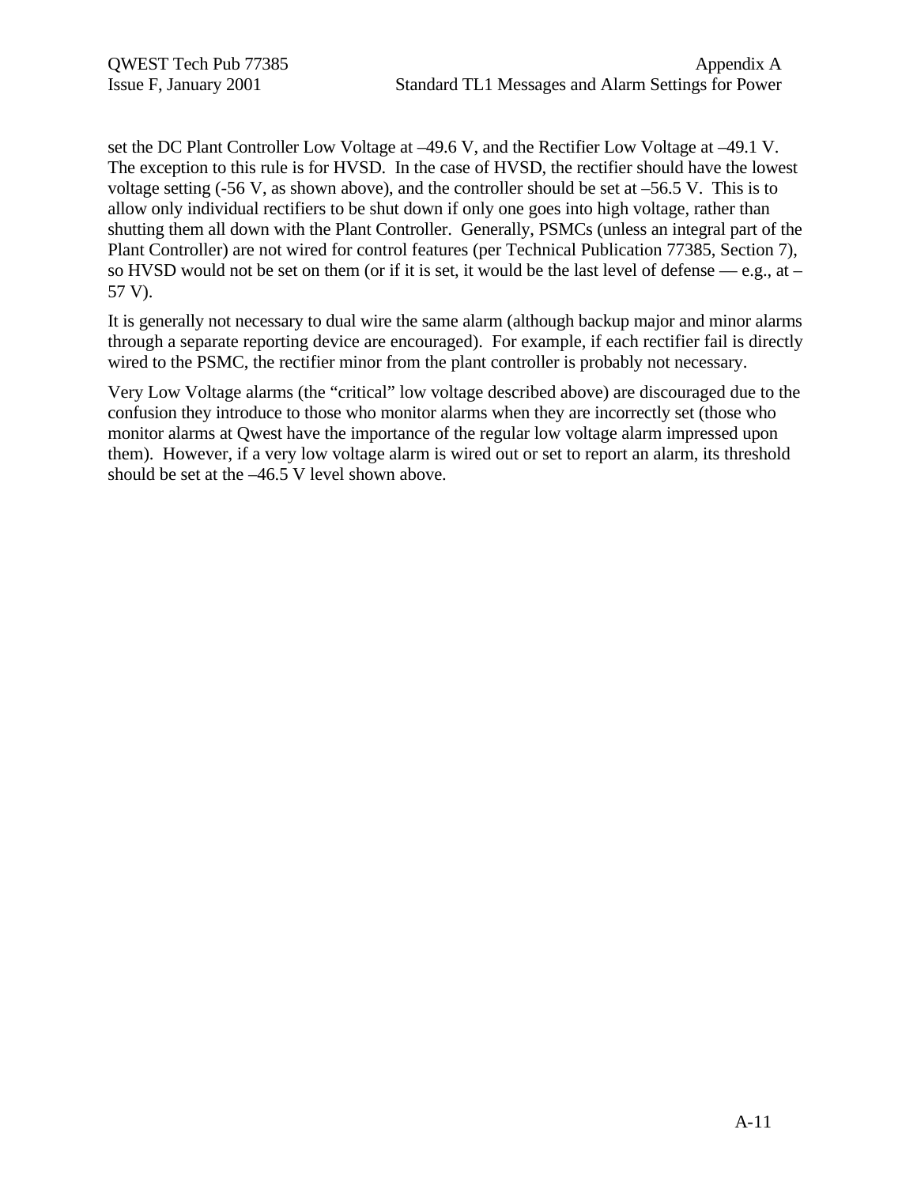set the DC Plant Controller Low Voltage at –49.6 V, and the Rectifier Low Voltage at –49.1 V. The exception to this rule is for HVSD. In the case of HVSD, the rectifier should have the lowest voltage setting (-56 V, as shown above), and the controller should be set at –56.5 V. This is to allow only individual rectifiers to be shut down if only one goes into high voltage, rather than shutting them all down with the Plant Controller. Generally, PSMCs (unless an integral part of the Plant Controller) are not wired for control features (per Technical Publication 77385, Section 7), so HVSD would not be set on them (or if it is set, it would be the last level of defense — e.g., at –57 V).

It is generally not necessary to dual wire the same alarm (although backup major and minor alarms through a separate reporting device are encouraged). For example, if each rectifier fail is directly wired to the PSMC, the rectifier minor from the plant controller is probably not necessary.

Very Low Voltage alarms (the "critical" low voltage described above) are discouraged due to the confusion they introduce to those who monitor alarms when they are incorrectly set (those who monitor alarms at Qwest have the importance of the regular low voltage alarm impressed upon them). However, if a very low voltage alarm is wired out or set to report an alarm, its threshold should be set at the –46.5 V level shown above.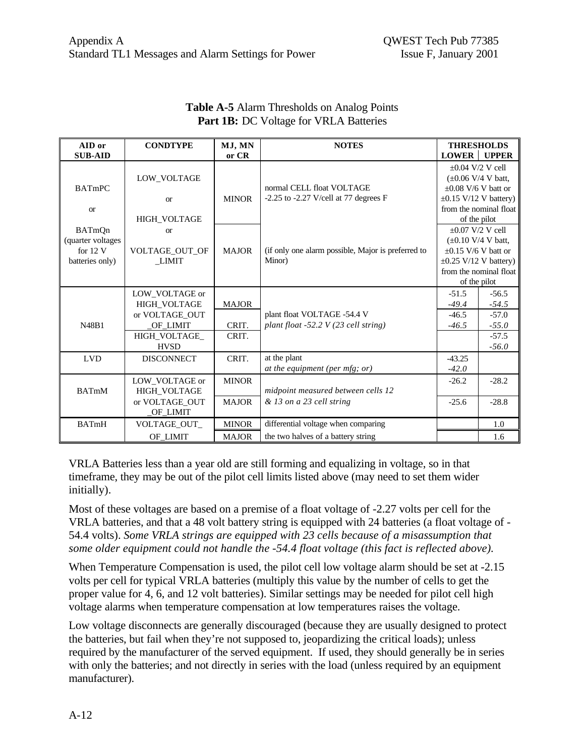**Table A-5** Alarm Thresholds on Analog Points
**Part 1B:** DC Voltage for VRLA Batteries

| AID or SUB-AID | CONDTYPE | MJ, MN or CR | NOTES | THRESHOLDS LOWER | THRESHOLDS UPPER |
|---|---|---|---|---|---|
| BATmPC or BATmQn (quarter voltages for 12 V batteries only) | LOW_VOLTAGE or HIGH_VOLTAGE or VOLTAGE_OUT_OF_LIMIT | MINOR | normal CELL float VOLTAGE -2.25 to -2.27 V/cell at 77 degrees F | ±0.04 V/2 V cell (±0.06 V/4 V batt, ±0.08 V/6 V batt or ±0.15 V/12 V battery) from the nominal float of the pilot | |
| | | MAJOR | (if only one alarm possible, Major is preferred to Minor) | ±0.07 V/2 V cell (±0.10 V/4 V batt, ±0.15 V/6 V batt or ±0.25 V/12 V battery) from the nominal float of the pilot | |
| N48B1 | LOW_VOLTAGE or HIGH_VOLTAGE or VOLTAGE_OUT_OF_LIMIT | MAJOR | plant float VOLTAGE -54.4 V *plant float -52.2 V (23 cell string)* | -51.5 *-49.4* | -56.5 *-54.5* |
| | | CRIT. | | -46.5 *-46.5* | -57.0 *-55.0* |
| | HIGH_VOLTAGE_HVSD | CRIT. | | | -57.5 *-56.0* |
| LVD | DISCONNECT | CRIT. | at the plant *at the equipment (per mfg; or)* | -43.25 *-42.0* | |
| BATmM | LOW_VOLTAGE or HIGH_VOLTAGE or VOLTAGE_OUT_OF_LIMIT | MINOR | *midpoint measured between cells 12 & 13 on a 23 cell string* | -26.2 | -28.2 |
| | | MAJOR | | -25.6 | -28.8 |
| BATmH | VOLTAGE_OUT_OF_LIMIT | MINOR | differential voltage when comparing the two halves of a battery string | | 1.0 |
| | | MAJOR | | | 1.6 |

VRLA Batteries less than a year old are still forming and equalizing in voltage, so in that timeframe, they may be out of the pilot cell limits listed above (may need to set them wider initially).

Most of these voltages are based on a premise of a float voltage of -2.27 volts per cell for the VRLA batteries, and that a 48 volt battery string is equipped with 24 batteries (a float voltage of -54.4 volts). *Some VRLA strings are equipped with 23 cells because of a misassumption that some older equipment could not handle the -54.4 float voltage (this fact is reflected above).*

When Temperature Compensation is used, the pilot cell low voltage alarm should be set at -2.15 volts per cell for typical VRLA batteries (multiply this value by the number of cells to get the proper value for 4, 6, and 12 volt batteries). Similar settings may be needed for pilot cell high voltage alarms when temperature compensation at low temperatures raises the voltage.

Low voltage disconnects are generally discouraged (because they are usually designed to protect the batteries, but fail when they're not supposed to, jeopardizing the critical loads); unless required by the manufacturer of the served equipment. If used, they should generally be in series with only the batteries; and not directly in series with the load (unless required by an equipment manufacturer).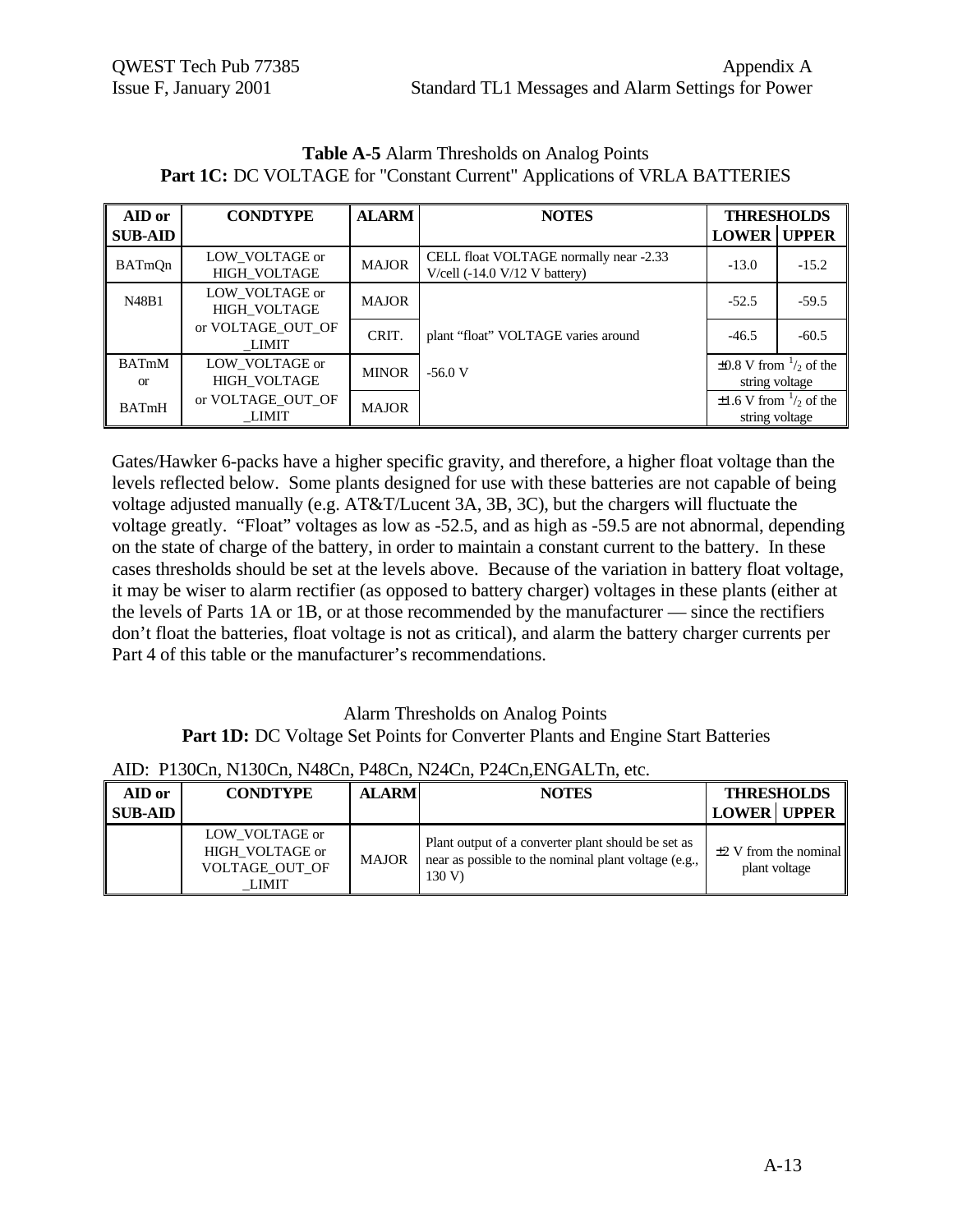**Table A-5** Alarm Thresholds on Analog Points
**Part 1C:** DC VOLTAGE for "Constant Current" Applications of VRLA BATTERIES

| AID or SUB-AID | CONDTYPE | ALARM | NOTES | THRESHOLDS LOWER | THRESHOLDS UPPER |
|---|---|---|---|---|---|
| BATmQn | LOW_VOLTAGE or HIGH_VOLTAGE | MAJOR | CELL float VOLTAGE normally near -2.33 V/cell (-14.0 V/12 V battery) | -13.0 | -15.2 |
| N48B1 | LOW_VOLTAGE or HIGH_VOLTAGE or VOLTAGE_OUT_OF_LIMIT | MAJOR | plant "float" VOLTAGE varies around -56.0 V | -52.5 | -59.5 |
| | | CRIT. | | -46.5 | -60.5 |
| BATmM or BATmH | LOW_VOLTAGE or HIGH_VOLTAGE or VOLTAGE_OUT_OF_LIMIT | MINOR | | ±0.8 V from 1/2 of the string voltage | |
| | | MAJOR | | ±1.6 V from 1/2 of the string voltage | |

Gates/Hawker 6-packs have a higher specific gravity, and therefore, a higher float voltage than the levels reflected below. Some plants designed for use with these batteries are not capable of being voltage adjusted manually (e.g. AT&T/Lucent 3A, 3B, 3C), but the chargers will fluctuate the voltage greatly. "Float" voltages as low as -52.5, and as high as -59.5 are not abnormal, depending on the state of charge of the battery, in order to maintain a constant current to the battery. In these cases thresholds should be set at the levels above. Because of the variation in battery float voltage, it may be wiser to alarm rectifier (as opposed to battery charger) voltages in these plants (either at the levels of Parts 1A or 1B, or at those recommended by the manufacturer — since the rectifiers don't float the batteries, float voltage is not as critical), and alarm the battery charger currents per Part 4 of this table or the manufacturer's recommendations.

Alarm Thresholds on Analog Points
**Part 1D:** DC Voltage Set Points for Converter Plants and Engine Start Batteries

AID: P130Cn, N130Cn, N48Cn, P48Cn, N24Cn, P24Cn,ENGALTn, etc.

| AID or SUB-AID | CONDTYPE | ALARM | NOTES | THRESHOLDS LOWER | THRESHOLDS UPPER |
|---|---|---|---|---|---|
| | LOW_VOLTAGE or HIGH_VOLTAGE or VOLTAGE_OUT_OF_LIMIT | MAJOR | Plant output of a converter plant should be set as near as possible to the nominal plant voltage (e.g., 130 V) | ±2 V from the nominal plant voltage | |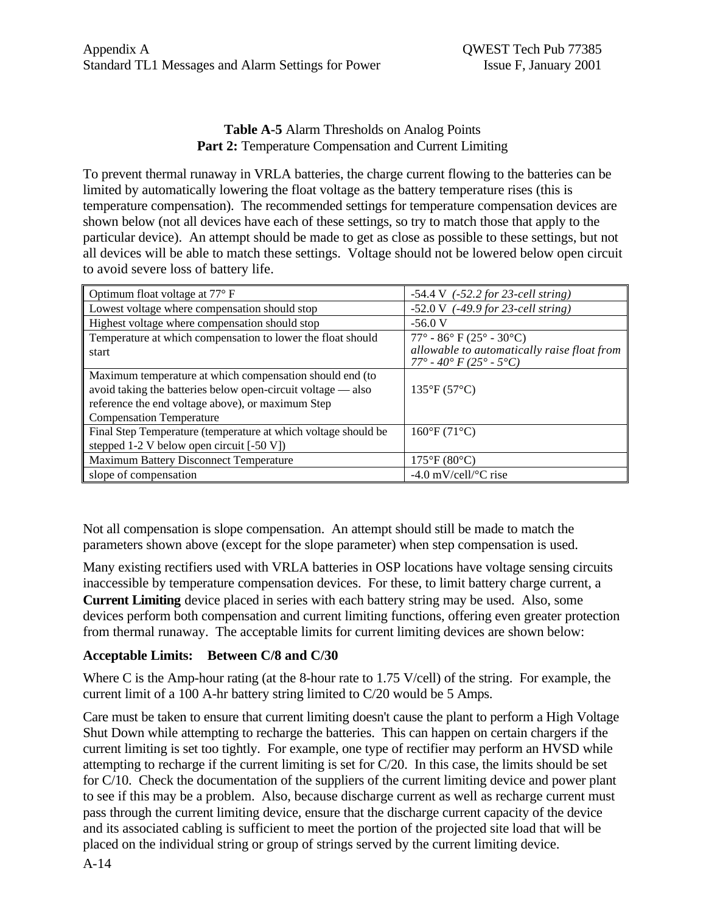**Table A-5** Alarm Thresholds on Analog Points
**Part 2:** Temperature Compensation and Current Limiting

To prevent thermal runaway in VRLA batteries, the charge current flowing to the batteries can be limited by automatically lowering the float voltage as the battery temperature rises (this is temperature compensation). The recommended settings for temperature compensation devices are shown below (not all devices have each of these settings, so try to match those that apply to the particular device). An attempt should be made to get as close as possible to these settings, but not all devices will be able to match these settings. Voltage should not be lowered below open circuit to avoid severe loss of battery life.

| | |
|---|---|
| Optimum float voltage at 77° F | -54.4 V *(-52.2 for 23-cell string)* |
| Lowest voltage where compensation should stop | -52.0 V *(-49.9 for 23-cell string)* |
| Highest voltage where compensation should stop | -56.0 V |
| Temperature at which compensation to lower the float should start | 77° - 86° F (25° - 30°C) *allowable to automatically raise float from 77° - 40° F (25° - 5°C)* |
| Maximum temperature at which compensation should end (to avoid taking the batteries below open-circuit voltage — also reference the end voltage above), or maximum Step Compensation Temperature | 135°F (57°C) |
| Final Step Temperature (temperature at which voltage should be stepped 1-2 V below open circuit [-50 V]) | 160°F (71°C) |
| Maximum Battery Disconnect Temperature | 175°F (80°C) |
| slope of compensation | -4.0 mV/cell/°C rise |

Not all compensation is slope compensation. An attempt should still be made to match the parameters shown above (except for the slope parameter) when step compensation is used.

Many existing rectifiers used with VRLA batteries in OSP locations have voltage sensing circuits inaccessible by temperature compensation devices. For these, to limit battery charge current, a **Current Limiting** device placed in series with each battery string may be used. Also, some devices perform both compensation and current limiting functions, offering even greater protection from thermal runaway. The acceptable limits for current limiting devices are shown below:

**Acceptable Limits: Between C/8 and C/30**

Where C is the Amp-hour rating (at the 8-hour rate to 1.75 V/cell) of the string. For example, the current limit of a 100 A-hr battery string limited to C/20 would be 5 Amps.

Care must be taken to ensure that current limiting doesn't cause the plant to perform a High Voltage Shut Down while attempting to recharge the batteries. This can happen on certain chargers if the current limiting is set too tightly. For example, one type of rectifier may perform an HVSD while attempting to recharge if the current limiting is set for C/20. In this case, the limits should be set for C/10. Check the documentation of the suppliers of the current limiting device and power plant to see if this may be a problem. Also, because discharge current as well as recharge current must pass through the current limiting device, ensure that the discharge current capacity of the device and its associated cabling is sufficient to meet the portion of the projected site load that will be placed on the individual string or group of strings served by the current limiting device.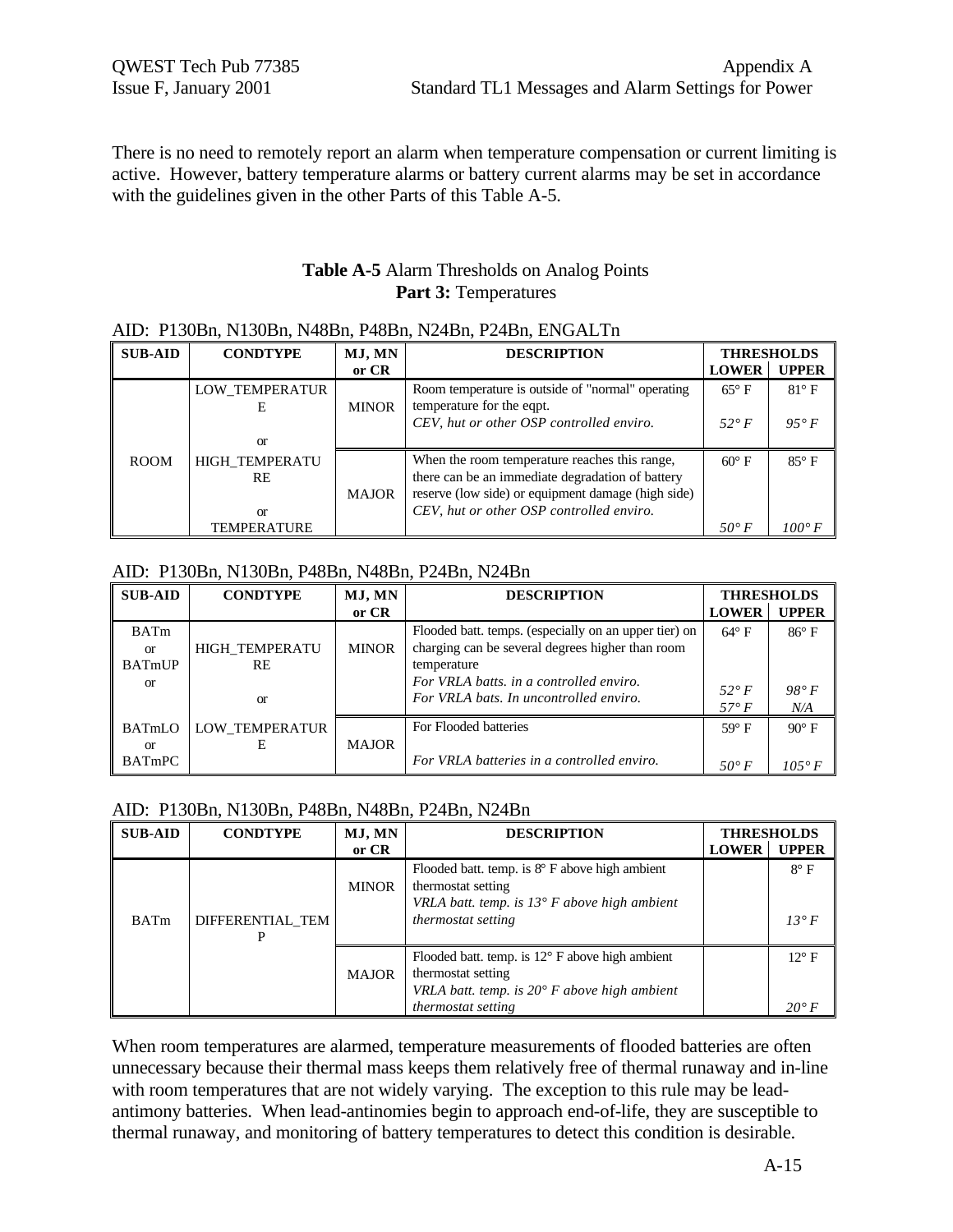There is no need to remotely report an alarm when temperature compensation or current limiting is active. However, battery temperature alarms or battery current alarms may be set in accordance with the guidelines given in the other Parts of this Table A-5.

**Table A-5** Alarm Thresholds on Analog Points
**Part 3:** Temperatures

AID: P130Bn, N130Bn, N48Bn, P48Bn, N24Bn, P24Bn, ENGALTn

| SUB-AID | CONDTYPE | MJ, MN or CR | DESCRIPTION | THRESHOLDS LOWER | THRESHOLDS UPPER |
|---|---|---|---|---|---|
| ROOM | LOW_TEMPERATURE or HIGH_TEMPERATURE or TEMPERATURE | MINOR | Room temperature is outside of "normal" operating temperature for the eqpt. | 65° F | 81° F |
| | | | *CEV, hut or other OSP controlled enviro.* | *52° F* | *95° F* |
| | | MAJOR | When the room temperature reaches this range, there can be an immediate degradation of battery reserve (low side) or equipment damage (high side) | 60° F | 85° F |
| | | | *CEV, hut or other OSP controlled enviro.* | *50° F* | *100° F* |

AID: P130Bn, N130Bn, P48Bn, N48Bn, P24Bn, N24Bn

| SUB-AID | CONDTYPE | MJ, MN or CR | DESCRIPTION | THRESHOLDS LOWER | THRESHOLDS UPPER |
|---|---|---|---|---|---|
| BATm or BATmUP or BATmLO or BATmPC | HIGH_TEMPERATURE or LOW_TEMPERATURE | MINOR | Flooded batt. temps. (especially on an upper tier) on charging can be several degrees higher than room temperature | 64° F | 86° F |
| | | | *For VRLA batts. in a controlled enviro.* | *52° F* | *98° F* |
| | | | *For VRLA bats. In uncontrolled enviro.* | *57° F* | *N/A* |
| | | MAJOR | For Flooded batteries | 59° F | 90° F |
| | | | *For VRLA batteries in a controlled enviro.* | *50° F* | *105° F* |

AID: P130Bn, N130Bn, P48Bn, N48Bn, P24Bn, N24Bn

| SUB-AID | CONDTYPE | MJ, MN or CR | DESCRIPTION | THRESHOLDS LOWER | THRESHOLDS UPPER |
|---|---|---|---|---|---|
| BATm | DIFFERENTIAL_TEMP | MINOR | Flooded batt. temp. is 8° F above high ambient thermostat setting | | 8° F |
| | | | *VRLA batt. temp. is 13° F above high ambient thermostat setting* | | *13° F* |
| | | MAJOR | Flooded batt. temp. is 12° F above high ambient thermostat setting | | 12° F |
| | | | *VRLA batt. temp. is 20° F above high ambient thermostat setting* | | *20° F* |

When room temperatures are alarmed, temperature measurements of flooded batteries are often unnecessary because their thermal mass keeps them relatively free of thermal runaway and in-line with room temperatures that are not widely varying. The exception to this rule may be lead-antimony batteries. When lead-antinomies begin to approach end-of-life, they are susceptible to thermal runaway, and monitoring of battery temperatures to detect this condition is desirable.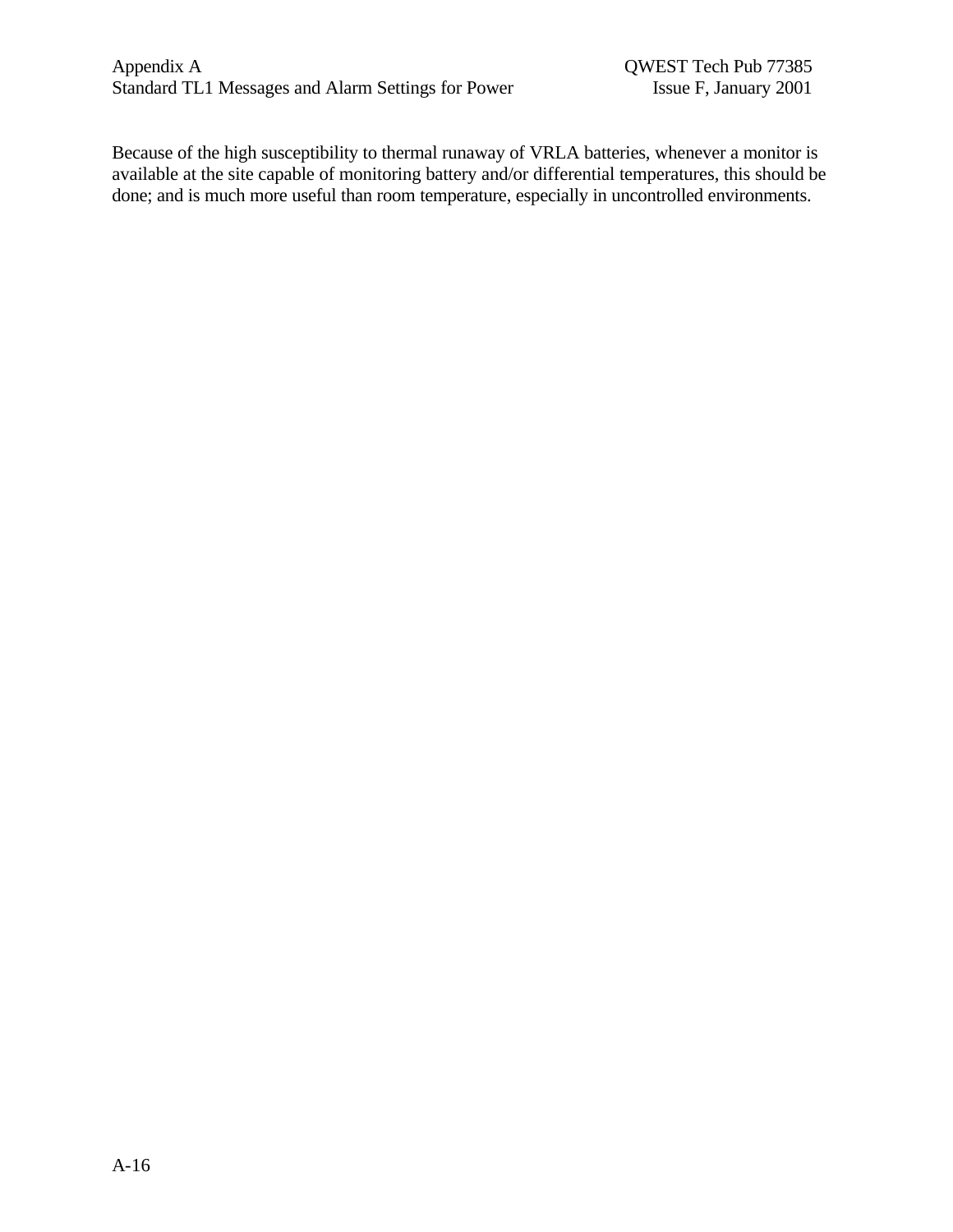Because of the high susceptibility to thermal runaway of VRLA batteries, whenever a monitor is available at the site capable of monitoring battery and/or differential temperatures, this should be done; and is much more useful than room temperature, especially in uncontrolled environments.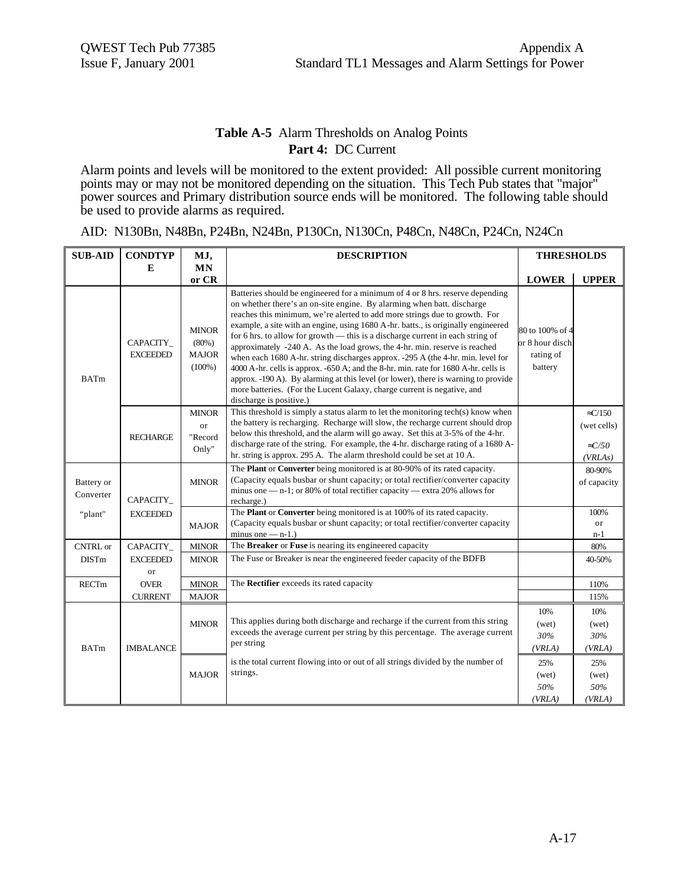**Table A-5** Alarm Thresholds on Analog Points
**Part 4:** DC Current

Alarm points and levels will be monitored to the extent provided: All possible current monitoring points may or may not be monitored depending on the situation. This Tech Pub states that "major" power sources and Primary distribution source ends will be monitored. The following table should be used to provide alarms as required.

AID: N130Bn, N48Bn, P24Bn, N24Bn, P130Cn, N130Cn, P48Cn, N48Cn, P24Cn, N24Cn

| SUB-AID | CONDTYPE | MJ, MN or CR | DESCRIPTION | THRESHOLDS LOWER | THRESHOLDS UPPER |
|---|---|---|---|---|---|
| BATm | CAPACITY_ EXCEEDED | MINOR (80%) MAJOR (100%) | Batteries should be engineered for a minimum of 4 or 8 hrs. reserve depending on whether there's an on-site engine. By alarming when batt. discharge reaches this minimum, we're alerted to add more strings due to growth. For example, a site with an engine, using 1680 A-hr. batts., is originally engineered for 6 hrs. to allow for growth — this is a discharge current in each string of approximately -240 A. As the load grows, the 4-hr. min. reserve is reached when each 1680 A-hr. string discharges approx. -295 A (the 4-hr. min. level for 4000 A-hr. cells is approx. -650 A; and the 8-hr. min. rate for 1680 A-hr. cells is approx. -190 A). By alarming at this level (or lower), there is warning to provide more batteries. (For the Lucent Galaxy, charge current is negative, and discharge is positive.) | 80 to 100% of 4 or 8 hour disch rating of battery | |
| | RECHARGE | MINOR or "Record Only" | This threshold is simply a status alarm to let the monitoring tech(s) know when the battery is recharging. Recharge will slow, the recharge current should drop below this threshold, and the alarm will go away. Set this at 3-5% of the 4-hr. discharge rate of the string. For example, the 4-hr. discharge rating of a 1680 A-hr. string is approx. 295 A. The alarm threshold could be set at 10 A. | | ≈C/150 (wet cells) *≈C/50 (VRLAs)* |
| Battery or Converter "plant" | CAPACITY_ EXCEEDED | MINOR | The **Plant** or **Converter** being monitored is at 80-90% of its rated capacity. (Capacity equals busbar or shunt capacity; or total rectifier/converter capacity minus one — n-1; or 80% of total rectifier capacity — extra 20% allows for recharge.) | | 80-90% of capacity |
| | | MAJOR | The **Plant** or **Converter** being monitored is at 100% of its rated capacity. (Capacity equals busbar or shunt capacity; or total rectifier/converter capacity minus one — n-1.) | | 100% or n-1 |
| CNTRL or DISTm | CAPACITY_ EXCEEDED or OVER CURRENT | MINOR | The **Breaker** or **Fuse** is nearing its engineered capacity | | 80% |
| | | MINOR | The Fuse or Breaker is near the engineered feeder capacity of the BDFB | | 40-50% |
| RECTm | | MINOR | The **Rectifier** exceeds its rated capacity | | 110% |
| | | MAJOR | | | 115% |
| BATm | IMBALANCE | MINOR | This applies during both discharge and recharge if the current from this string exceeds the average current per string by this percentage. The average current per string | 10% (wet) *30% (VRLA)* | 10% (wet) *30% (VRLA)* |
| | | MAJOR | is the total current flowing into or out of all strings divided by the number of strings. | 25% (wet) *50% (VRLA)* | 25% (wet) *50% (VRLA)* |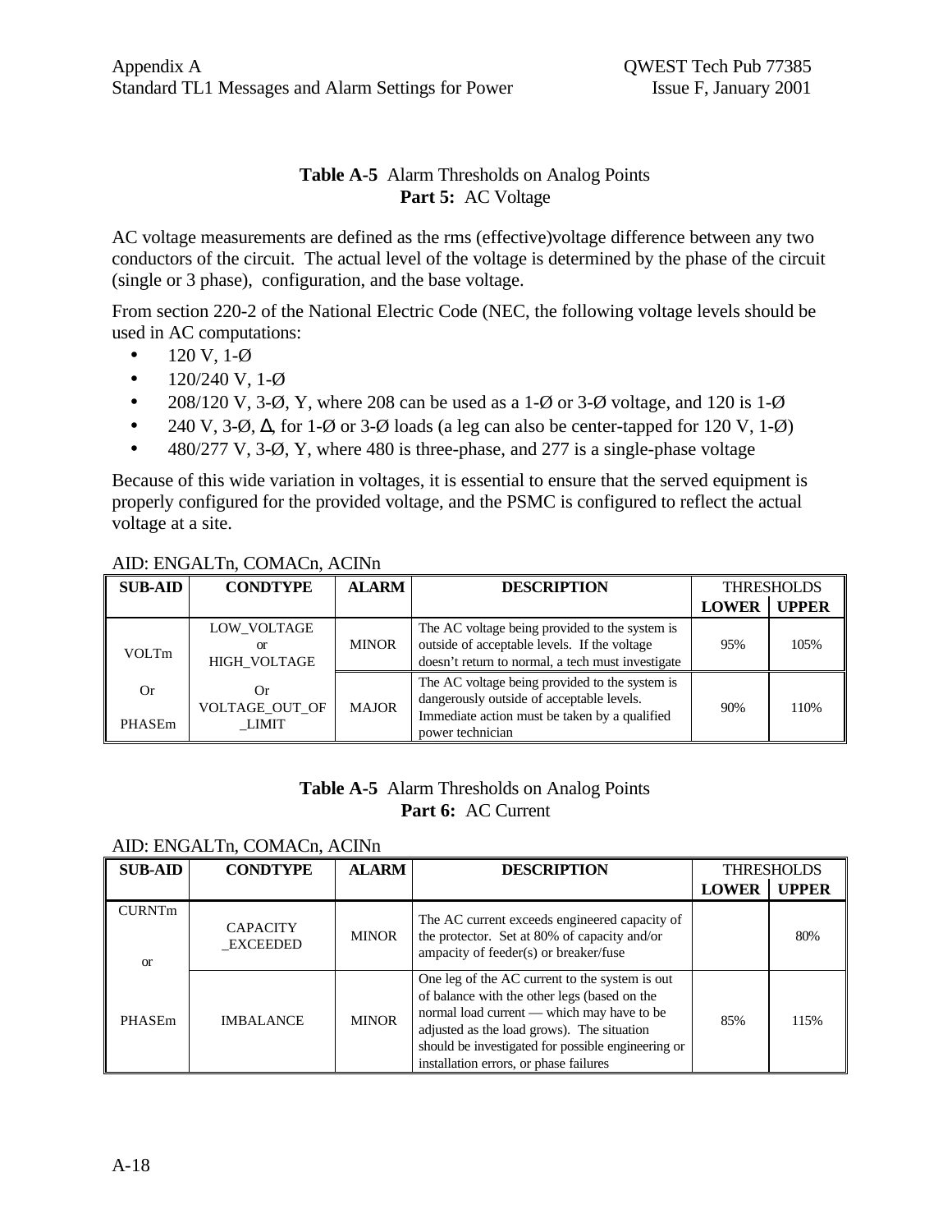**Table A-5** Alarm Thresholds on Analog Points
**Part 5:** AC Voltage

AC voltage measurements are defined as the rms (effective)voltage difference between any two conductors of the circuit. The actual level of the voltage is determined by the phase of the circuit (single or 3 phase), configuration, and the base voltage.

From section 220-2 of the National Electric Code (NEC, the following voltage levels should be used in AC computations:

- 120 V, 1-Ø
- 120/240 V, 1-Ø
- 208/120 V, 3-Ø, Y, where 208 can be used as a 1-Ø or 3-Ø voltage, and 120 is 1-Ø
- 240 V, 3-Ø, Δ, for 1-Ø or 3-Ø loads (a leg can also be center-tapped for 120 V, 1-Ø)
- 480/277 V, 3-Ø, Y, where 480 is three-phase, and 277 is a single-phase voltage

Because of this wide variation in voltages, it is essential to ensure that the served equipment is properly configured for the provided voltage, and the PSMC is configured to reflect the actual voltage at a site.

AID: ENGALTn, COMACn, ACINn

| SUB-AID | CONDTYPE | ALARM | DESCRIPTION | THRESHOLDS | |
|---|---|---|---|---|---|
| | | | | LOWER | UPPER |
| VOLTm Or PHASEm | LOW_VOLTAGE or HIGH_VOLTAGE | MINOR | The AC voltage being provided to the system is outside of acceptable levels. If the voltage doesn't return to normal, a tech must investigate | 95% | 105% |
| | Or VOLTAGE_OUT_OF_LIMIT | MAJOR | The AC voltage being provided to the system is dangerously outside of acceptable levels. Immediate action must be taken by a qualified power technician | 90% | 110% |

**Table A-5** Alarm Thresholds on Analog Points
**Part 6:** AC Current

AID: ENGALTn, COMACn, ACINn

| SUB-AID | CONDTYPE | ALARM | DESCRIPTION | THRESHOLDS | |
|---|---|---|---|---|---|
| | | | | LOWER | UPPER |
| CURNTm or PHASEm | CAPACITY_EXCEEDED | MINOR | The AC current exceeds engineered capacity of the protector. Set at 80% of capacity and/or ampacity of feeder(s) or breaker/fuse | | 80% |
| | IMBALANCE | MINOR | One leg of the AC current to the system is out of balance with the other legs (based on the normal load current — which may have to be adjusted as the load grows). The situation should be investigated for possible engineering or installation errors, or phase failures | 85% | 115% |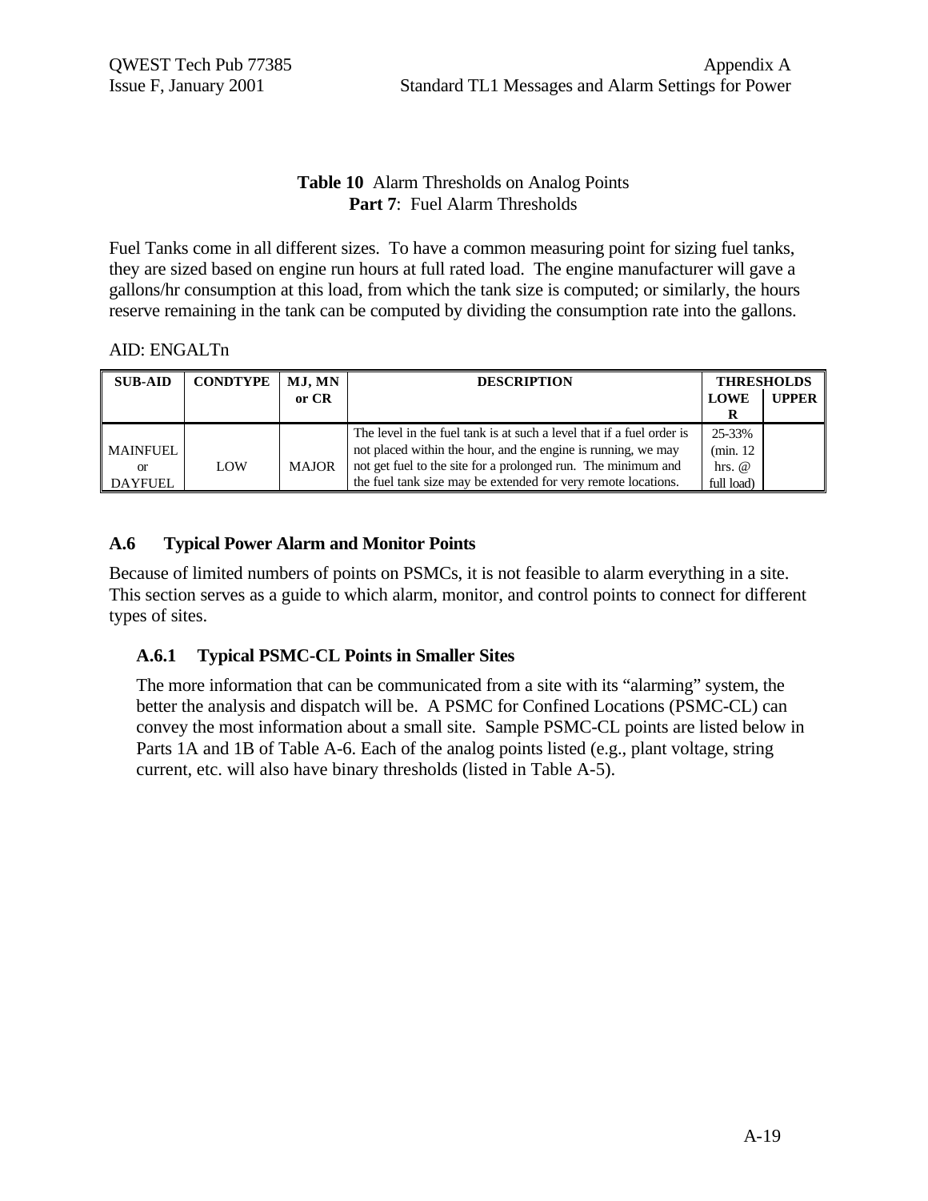**Table 10** Alarm Thresholds on Analog Points
**Part 7**: Fuel Alarm Thresholds

Fuel Tanks come in all different sizes. To have a common measuring point for sizing fuel tanks, they are sized based on engine run hours at full rated load. The engine manufacturer will gave a gallons/hr consumption at this load, from which the tank size is computed; or similarly, the hours reserve remaining in the tank can be computed by dividing the consumption rate into the gallons.

AID: ENGALTn

| SUB-AID | CONDTYPE | MJ, MN or CR | DESCRIPTION | THRESHOLDS | |
|---|---|---|---|---|---|
| | | | | LOWER | UPPER |
| MAINFUEL or DAYFUEL | LOW | MAJOR | The level in the fuel tank is at such a level that if a fuel order is not placed within the hour, and the engine is running, we may not get fuel to the site for a prolonged run. The minimum and the fuel tank size may be extended for very remote locations. | 25-33% (min. 12 hrs. @ full load) | |

## A.6 Typical Power Alarm and Monitor Points

Because of limited numbers of points on PSMCs, it is not feasible to alarm everything in a site. This section serves as a guide to which alarm, monitor, and control points to connect for different types of sites.

### A.6.1 Typical PSMC-CL Points in Smaller Sites

The more information that can be communicated from a site with its "alarming" system, the better the analysis and dispatch will be. A PSMC for Confined Locations (PSMC-CL) can convey the most information about a small site. Sample PSMC-CL points are listed below in Parts 1A and 1B of Table A-6. Each of the analog points listed (e.g., plant voltage, string current, etc. will also have binary thresholds (listed in Table A-5).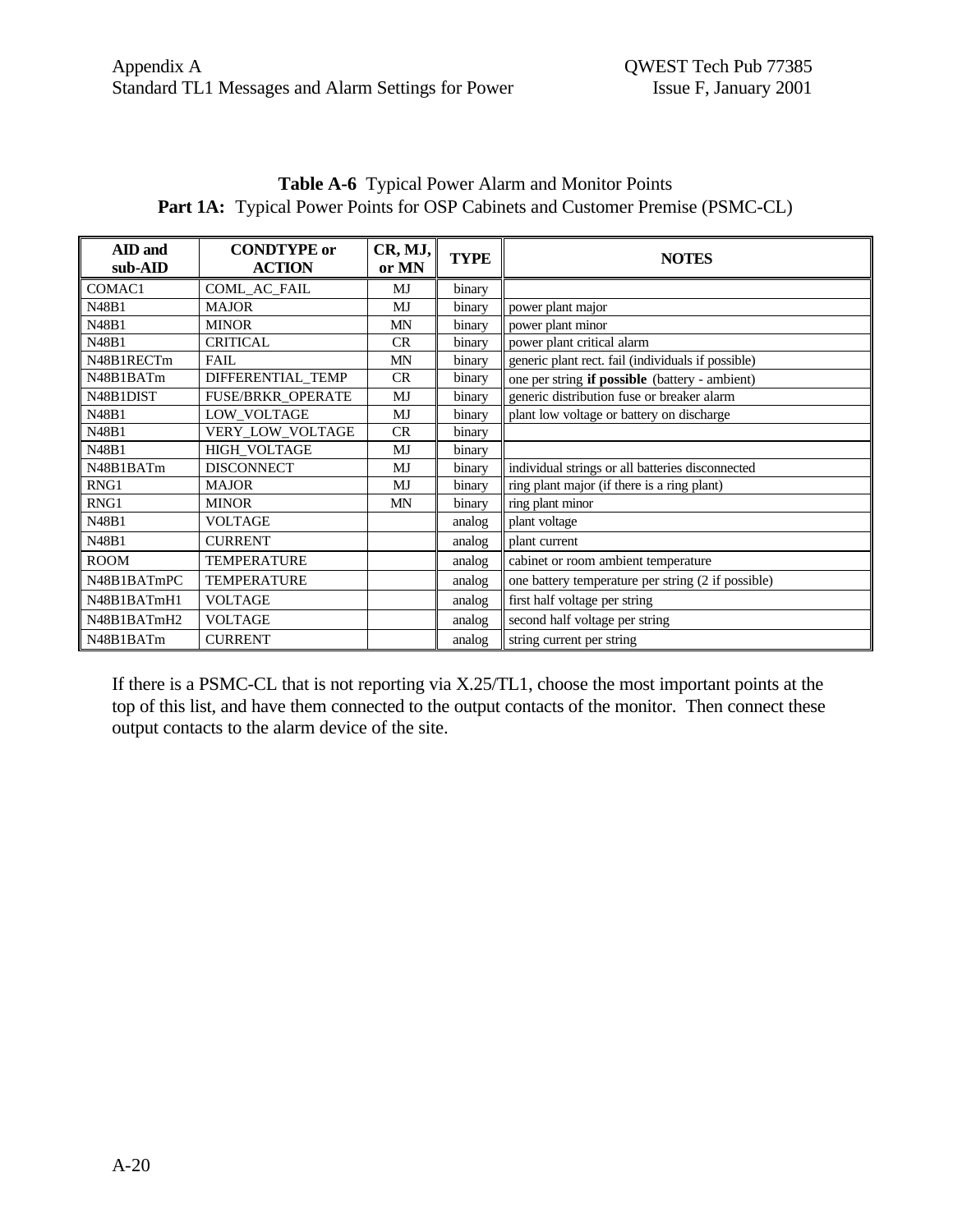**Table A-6** Typical Power Alarm and Monitor Points
**Part 1A:** Typical Power Points for OSP Cabinets and Customer Premise (PSMC-CL)

| AID and sub-AID | CONDTYPE or ACTION | CR, MJ, or MN | TYPE | NOTES |
|---|---|---|---|---|
| COMAC1 | COML_AC_FAIL | MJ | binary | |
| N48B1 | MAJOR | MJ | binary | power plant major |
| N48B1 | MINOR | MN | binary | power plant minor |
| N48B1 | CRITICAL | CR | binary | power plant critical alarm |
| N48B1RECTm | FAIL | MN | binary | generic plant rect. fail (individuals if possible) |
| N48B1BATm | DIFFERENTIAL_TEMP | CR | binary | one per string **if possible** (battery - ambient) |
| N48B1DIST | FUSE/BRKR_OPERATE | MJ | binary | generic distribution fuse or breaker alarm |
| N48B1 | LOW_VOLTAGE | MJ | binary | plant low voltage or battery on discharge |
| N48B1 | VERY_LOW_VOLTAGE | CR | binary | |
| N48B1 | HIGH_VOLTAGE | MJ | binary | |
| N48B1BATm | DISCONNECT | MJ | binary | individual strings or all batteries disconnected |
| RNG1 | MAJOR | MJ | binary | ring plant major (if there is a ring plant) |
| RNG1 | MINOR | MN | binary | ring plant minor |
| N48B1 | VOLTAGE | | analog | plant voltage |
| N48B1 | CURRENT | | analog | plant current |
| ROOM | TEMPERATURE | | analog | cabinet or room ambient temperature |
| N48B1BATmPC | TEMPERATURE | | analog | one battery temperature per string (2 if possible) |
| N48B1BATmH1 | VOLTAGE | | analog | first half voltage per string |
| N48B1BATmH2 | VOLTAGE | | analog | second half voltage per string |
| N48B1BATm | CURRENT | | analog | string current per string |

If there is a PSMC-CL that is not reporting via X.25/TL1, choose the most important points at the top of this list, and have them connected to the output contacts of the monitor. Then connect these output contacts to the alarm device of the site.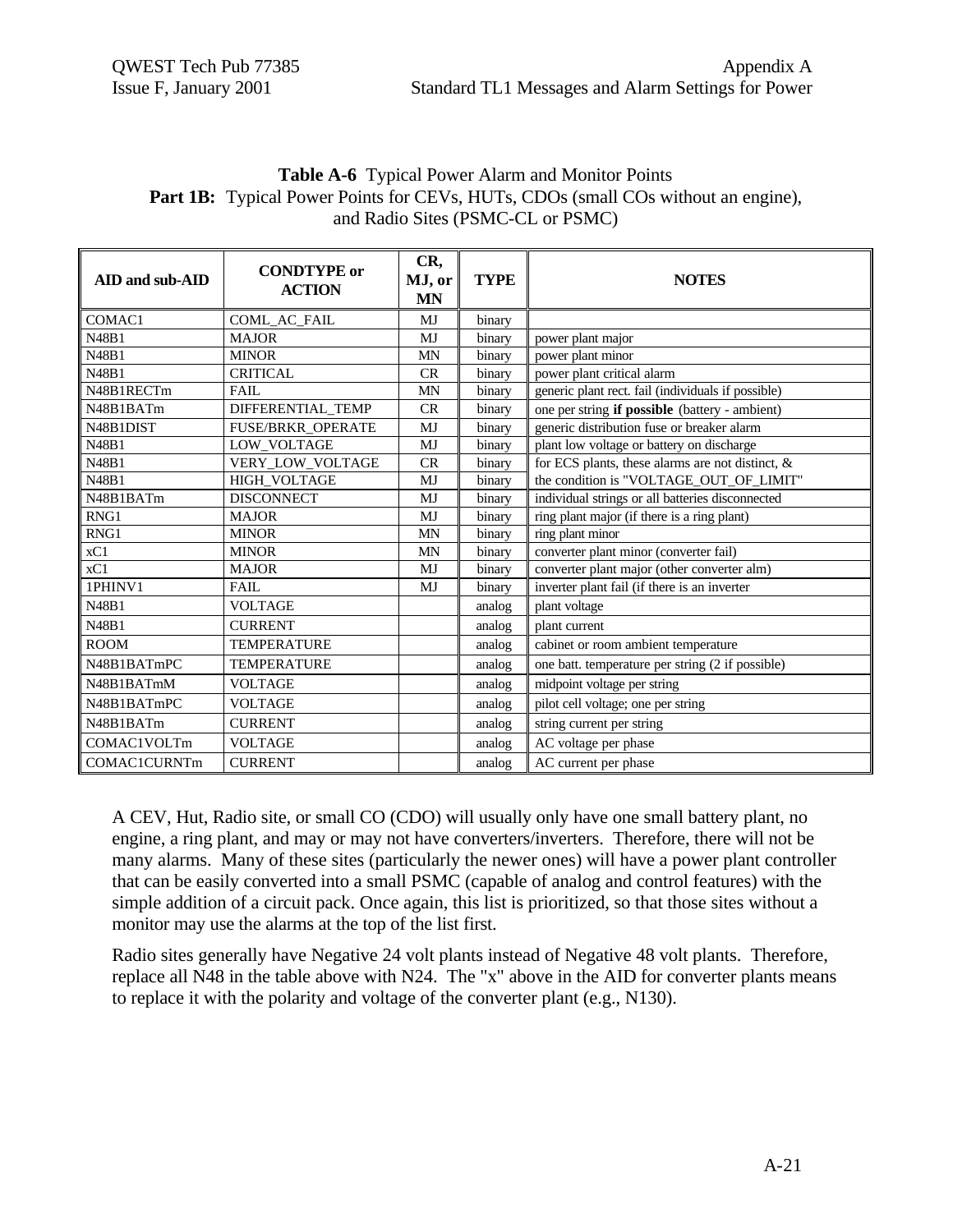**Table A-6** Typical Power Alarm and Monitor Points
**Part 1B:** Typical Power Points for CEVs, HUTs, CDOs (small COs without an engine), and Radio Sites (PSMC-CL or PSMC)

| AID and sub-AID | CONDTYPE or ACTION | CR, MJ, or MN | TYPE | NOTES |
|---|---|---|---|---|
| COMAC1 | COML_AC_FAIL | MJ | binary | |
| N48B1 | MAJOR | MJ | binary | power plant major |
| N48B1 | MINOR | MN | binary | power plant minor |
| N48B1 | CRITICAL | CR | binary | power plant critical alarm |
| N48B1RECTm | FAIL | MN | binary | generic plant rect. fail (individuals if possible) |
| N48B1BATm | DIFFERENTIAL_TEMP | CR | binary | one per string **if possible** (battery - ambient) |
| N48B1DIST | FUSE/BRKR_OPERATE | MJ | binary | generic distribution fuse or breaker alarm |
| N48B1 | LOW_VOLTAGE | MJ | binary | plant low voltage or battery on discharge |
| N48B1 | VERY_LOW_VOLTAGE | CR | binary | for ECS plants, these alarms are not distinct, & |
| N48B1 | HIGH_VOLTAGE | MJ | binary | the condition is "VOLTAGE_OUT_OF_LIMIT" |
| N48B1BATm | DISCONNECT | MJ | binary | individual strings or all batteries disconnected |
| RNG1 | MAJOR | MJ | binary | ring plant major (if there is a ring plant) |
| RNG1 | MINOR | MN | binary | ring plant minor |
| xC1 | MINOR | MN | binary | converter plant minor (converter fail) |
| xC1 | MAJOR | MJ | binary | converter plant major (other converter alm) |
| 1PHINV1 | FAIL | MJ | binary | inverter plant fail (if there is an inverter |
| N48B1 | VOLTAGE | | analog | plant voltage |
| N48B1 | CURRENT | | analog | plant current |
| ROOM | TEMPERATURE | | analog | cabinet or room ambient temperature |
| N48B1BATmPC | TEMPERATURE | | analog | one batt. temperature per string (2 if possible) |
| N48B1BATmM | VOLTAGE | | analog | midpoint voltage per string |
| N48B1BATmPC | VOLTAGE | | analog | pilot cell voltage; one per string |
| N48B1BATm | CURRENT | | analog | string current per string |
| COMAC1VOLTm | VOLTAGE | | analog | AC voltage per phase |
| COMAC1CURNTm | CURRENT | | analog | AC current per phase |

A CEV, Hut, Radio site, or small CO (CDO) will usually only have one small battery plant, no engine, a ring plant, and may or may not have converters/inverters. Therefore, there will not be many alarms. Many of these sites (particularly the newer ones) will have a power plant controller that can be easily converted into a small PSMC (capable of analog and control features) with the simple addition of a circuit pack. Once again, this list is prioritized, so that those sites without a monitor may use the alarms at the top of the list first.

Radio sites generally have Negative 24 volt plants instead of Negative 48 volt plants. Therefore, replace all N48 in the table above with N24. The "x" above in the AID for converter plants means to replace it with the polarity and voltage of the converter plant (e.g., N130).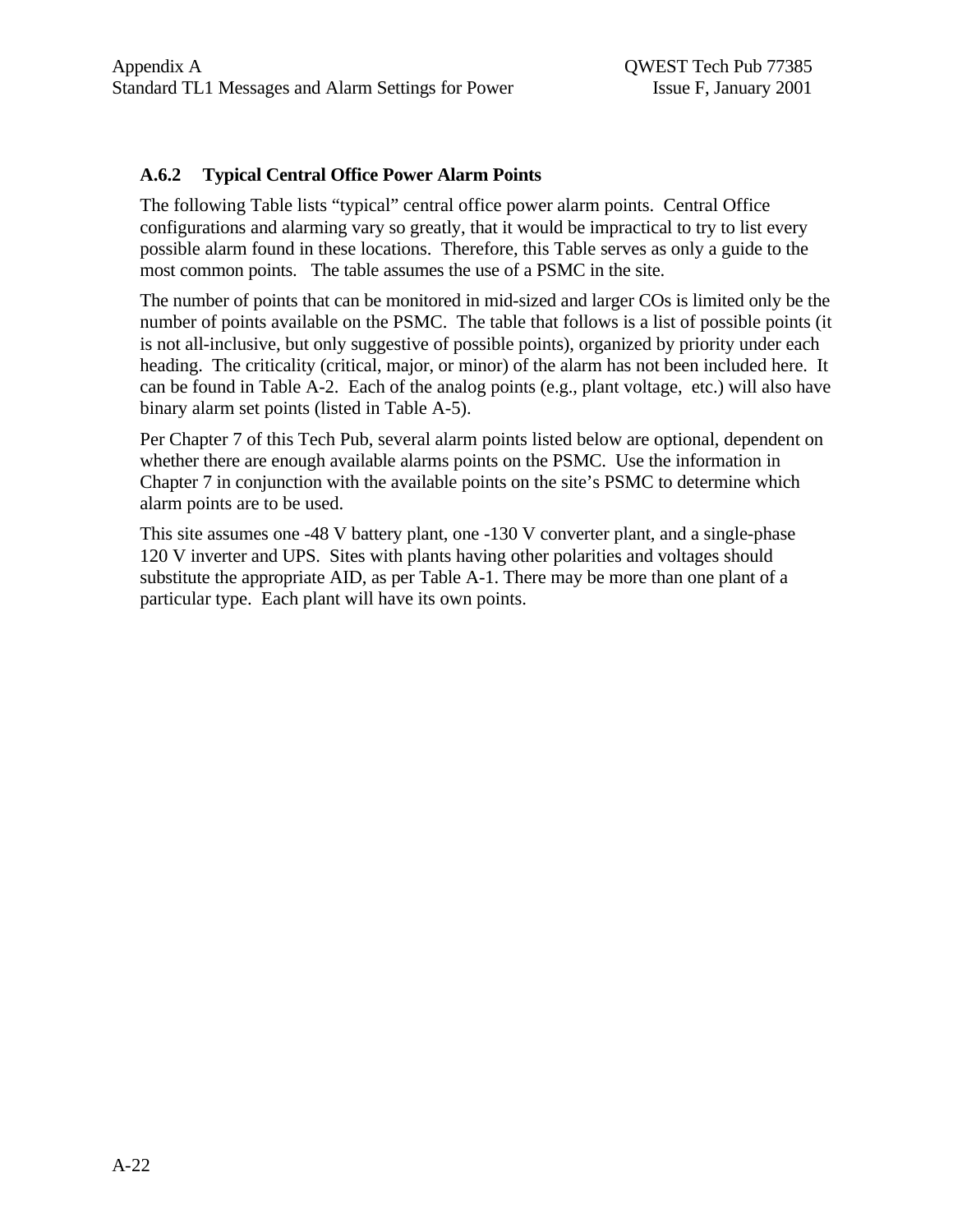### A.6.2 Typical Central Office Power Alarm Points

The following Table lists “typical” central office power alarm points. Central Office configurations and alarming vary so greatly, that it would be impractical to try to list every possible alarm found in these locations. Therefore, this Table serves as only a guide to the most common points. The table assumes the use of a PSMC in the site.

The number of points that can be monitored in mid-sized and larger COs is limited only be the number of points available on the PSMC. The table that follows is a list of possible points (it is not all-inclusive, but only suggestive of possible points), organized by priority under each heading. The criticality (critical, major, or minor) of the alarm has not been included here. It can be found in Table A-2. Each of the analog points (e.g., plant voltage, etc.) will also have binary alarm set points (listed in Table A-5).

Per Chapter 7 of this Tech Pub, several alarm points listed below are optional, dependent on whether there are enough available alarms points on the PSMC. Use the information in Chapter 7 in conjunction with the available points on the site’s PSMC to determine which alarm points are to be used.

This site assumes one -48 V battery plant, one -130 V converter plant, and a single-phase 120 V inverter and UPS. Sites with plants having other polarities and voltages should substitute the appropriate AID, as per Table A-1. There may be more than one plant of a particular type. Each plant will have its own points.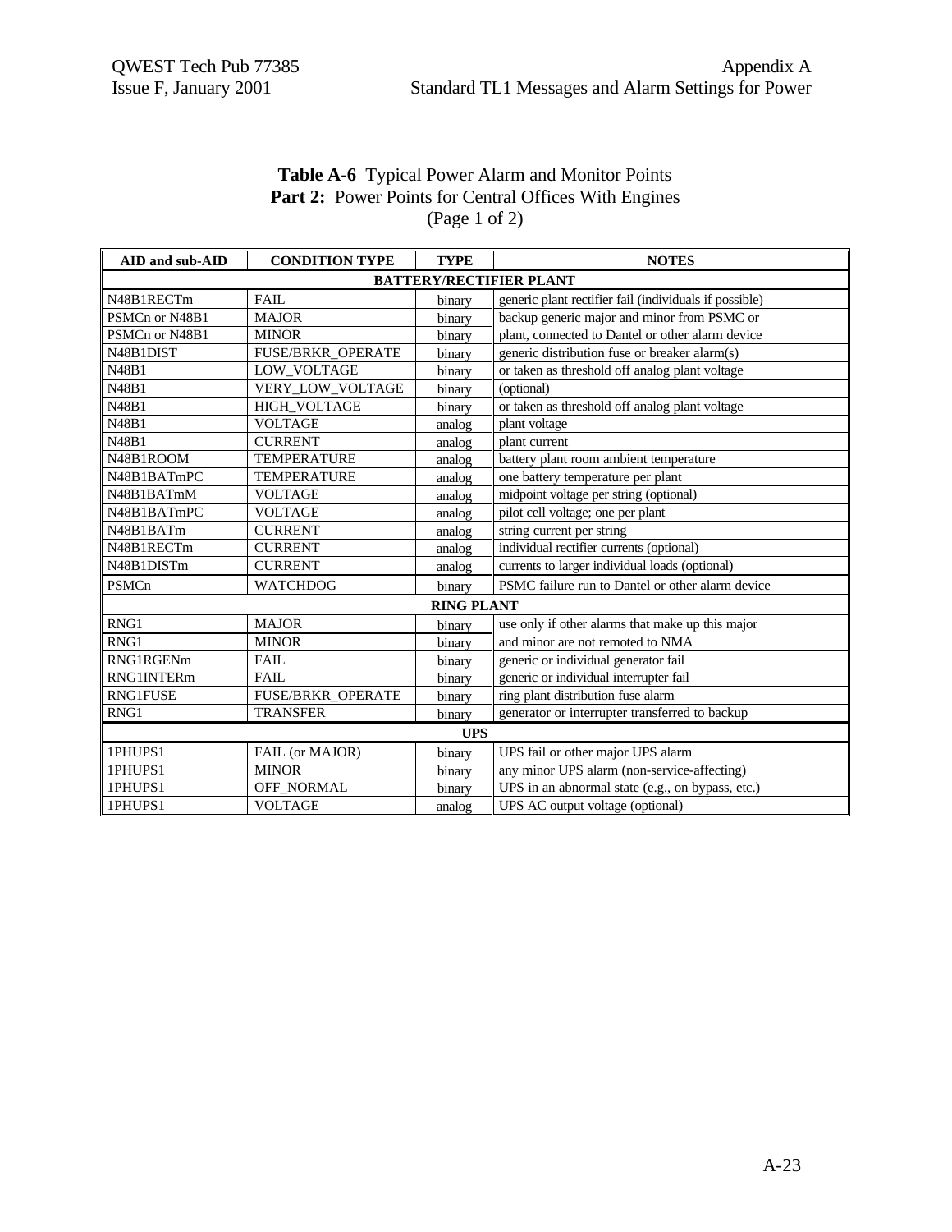**Table A-6** Typical Power Alarm and Monitor Points
**Part 2:** Power Points for Central Offices With Engines
(Page 1 of 2)

| AID and sub-AID | CONDITION TYPE | TYPE | NOTES |
|---|---|---|---|
| **BATTERY/RECTIFIER PLANT** | | | |
| N48B1RECTm | FAIL | binary | generic plant rectifier fail (individuals if possible) |
| PSMCn or N48B1 | MAJOR | binary | backup generic major and minor from PSMC or |
| PSMCn or N48B1 | MINOR | binary | plant, connected to Dantel or other alarm device |
| N48B1DIST | FUSE/BRKR_OPERATE | binary | generic distribution fuse or breaker alarm(s) |
| N48B1 | LOW_VOLTAGE | binary | or taken as threshold off analog plant voltage |
| N48B1 | VERY_LOW_VOLTAGE | binary | (optional) |
| N48B1 | HIGH_VOLTAGE | binary | or taken as threshold off analog plant voltage |
| N48B1 | VOLTAGE | analog | plant voltage |
| N48B1 | CURRENT | analog | plant current |
| N48B1ROOM | TEMPERATURE | analog | battery plant room ambient temperature |
| N48B1BATmPC | TEMPERATURE | analog | one battery temperature per plant |
| N48B1BATmM | VOLTAGE | analog | midpoint voltage per string (optional) |
| N48B1BATmPC | VOLTAGE | analog | pilot cell voltage; one per plant |
| N48B1BATm | CURRENT | analog | string current per string |
| N48B1RECTm | CURRENT | analog | individual rectifier currents (optional) |
| N48B1DISTm | CURRENT | analog | currents to larger individual loads (optional) |
| PSMCn | WATCHDOG | binary | PSMC failure run to Dantel or other alarm device |
| **RING PLANT** | | | |
| RNG1 | MAJOR | binary | use only if other alarms that make up this major |
| RNG1 | MINOR | binary | and minor are not remoted to NMA |
| RNG1RGENm | FAIL | binary | generic or individual generator fail |
| RNG1INTERm | FAIL | binary | generic or individual interrupter fail |
| RNG1FUSE | FUSE/BRKR_OPERATE | binary | ring plant distribution fuse alarm |
| RNG1 | TRANSFER | binary | generator or interrupter transferred to backup |
| **UPS** | | | |
| 1PHUPS1 | FAIL (or MAJOR) | binary | UPS fail or other major UPS alarm |
| 1PHUPS1 | MINOR | binary | any minor UPS alarm (non-service-affecting) |
| 1PHUPS1 | OFF_NORMAL | binary | UPS in an abnormal state (e.g., on bypass, etc.) |
| 1PHUPS1 | VOLTAGE | analog | UPS AC output voltage (optional) |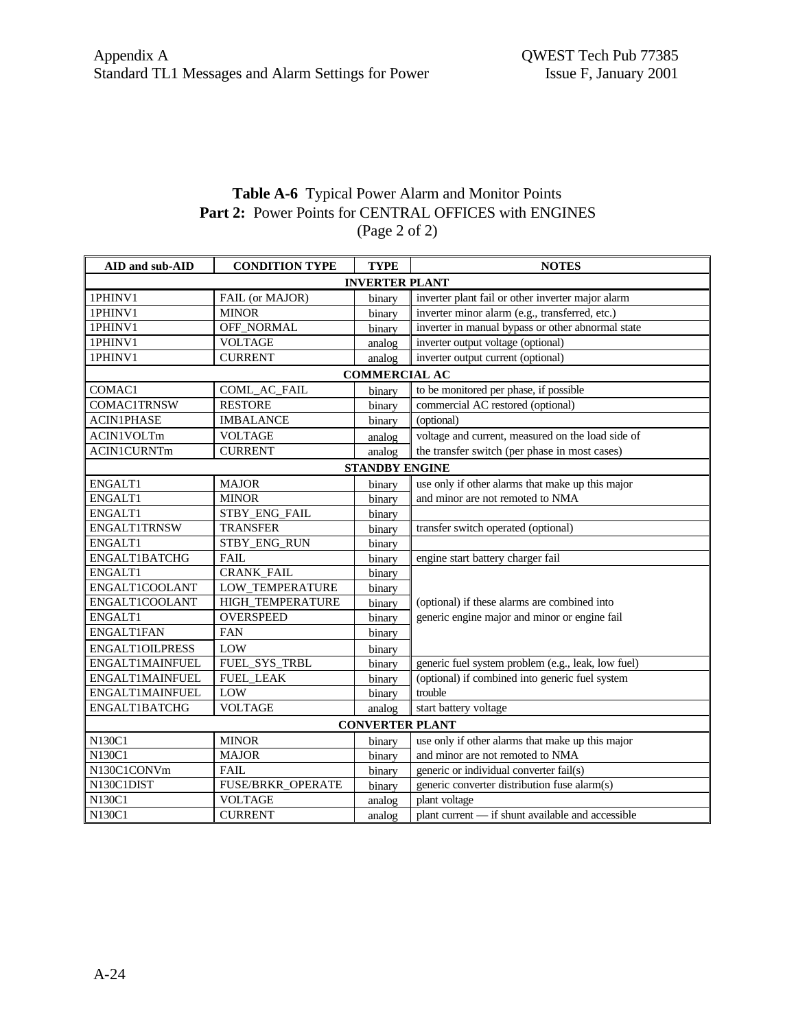**Table A-6** Typical Power Alarm and Monitor Points
**Part 2:** Power Points for CENTRAL OFFICES with ENGINES
(Page 2 of 2)

| AID and sub-AID | CONDITION TYPE | TYPE | NOTES |
|---|---|---|---|
| **INVERTER PLANT** | | | |
| 1PHINV1 | FAIL (or MAJOR) | binary | inverter plant fail or other inverter major alarm |
| 1PHINV1 | MINOR | binary | inverter minor alarm (e.g., transferred, etc.) |
| 1PHINV1 | OFF_NORMAL | binary | inverter in manual bypass or other abnormal state |
| 1PHINV1 | VOLTAGE | analog | inverter output voltage (optional) |
| 1PHINV1 | CURRENT | analog | inverter output current (optional) |
| **COMMERCIAL AC** | | | |
| COMAC1 | COML_AC_FAIL | binary | to be monitored per phase, if possible |
| COMAC1TRNSW | RESTORE | binary | commercial AC restored (optional) |
| ACIN1PHASE | IMBALANCE | binary | (optional) |
| ACIN1VOLTm | VOLTAGE | analog | voltage and current, measured on the load side of |
| ACIN1CURNTm | CURRENT | analog | the transfer switch (per phase in most cases) |
| **STANDBY ENGINE** | | | |
| ENGALT1 | MAJOR | binary | use only if other alarms that make up this major |
| ENGALT1 | MINOR | binary | and minor are not remoted to NMA |
| ENGALT1 | STBY_ENG_FAIL | binary | |
| ENGALT1TRNSW | TRANSFER | binary | transfer switch operated (optional) |
| ENGALT1 | STBY_ENG_RUN | binary | |
| ENGALT1BATCHG | FAIL | binary | engine start battery charger fail |
| ENGALT1 | CRANK_FAIL | binary | (optional) if these alarms are combined into generic engine major and minor or engine fail |
| ENGALT1COOLANT | LOW_TEMPERATURE | binary | |
| ENGALT1COOLANT | HIGH_TEMPERATURE | binary | |
| ENGALT1 | OVERSPEED | binary | |
| ENGALT1FAN | FAN | binary | |
| ENGALT1OILPRESS | LOW | binary | |
| ENGALT1MAINFUEL | FUEL_SYS_TRBL | binary | generic fuel system problem (e.g., leak, low fuel) |
| ENGALT1MAINFUEL | FUEL_LEAK | binary | (optional) if combined into generic fuel system |
| ENGALT1MAINFUEL | LOW | binary | trouble |
| ENGALT1BATCHG | VOLTAGE | analog | start battery voltage |
| **CONVERTER PLANT** | | | |
| N130C1 | MINOR | binary | use only if other alarms that make up this major |
| N130C1 | MAJOR | binary | and minor are not remoted to NMA |
| N130C1CONVm | FAIL | binary | generic or individual converter fail(s) |
| N130C1DIST | FUSE/BRKR_OPERATE | binary | generic converter distribution fuse alarm(s) |
| N130C1 | VOLTAGE | analog | plant voltage |
| N130C1 | CURRENT | analog | plant current — if shunt available and accessible |